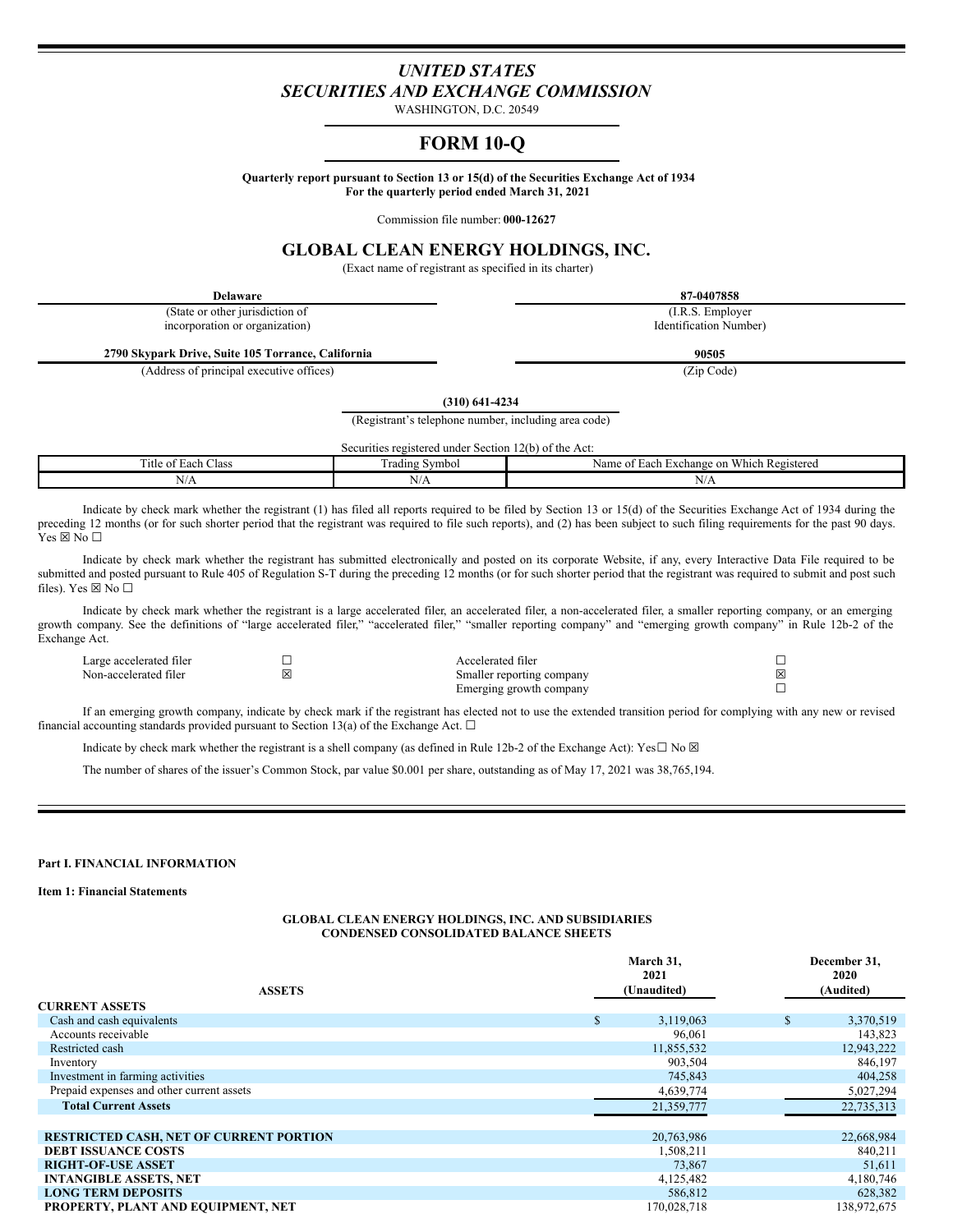# *UNITED STATES*
# *SECURITIES AND EXCHANGE COMMISSION*

WASHINGTON, D.C. 20549

## FORM 10-Q

**Quarterly report pursuant to Section 13 or 15(d) of the Securities Exchange Act of 1934**
**For the quarterly period ended March 31, 2021**

Commission file number: **000-12627**

## GLOBAL CLEAN ENERGY HOLDINGS, INC.

(Exact name of registrant as specified in its charter)

| **Delaware** | **87-0407858** |
|---|---|
| (State or other jurisdiction of incorporation or organization) | (I.R.S. Employer Identification Number) |
| **2790 Skypark Drive, Suite 105 Torrance, California** | **90505** |
| (Address of principal executive offices) | (Zip Code) |

**(310) 641-4234**
(Registrant's telephone number, including area code)

Securities registered under Section 12(b) of the Act:

| Title of Each Class | Trading Symbol | Name of Each Exchange on Which Registered |
|---|---|---|
| N/A | N/A | N/A |

Indicate by check mark whether the registrant (1) has filed all reports required to be filed by Section 13 or 15(d) of the Securities Exchange Act of 1934 during the preceding 12 months (or for such shorter period that the registrant was required to file such reports), and (2) has been subject to such filing requirements for the past 90 days. Yes ☒ No ☐

Indicate by check mark whether the registrant has submitted electronically and posted on its corporate Website, if any, every Interactive Data File required to be submitted and posted pursuant to Rule 405 of Regulation S-T during the preceding 12 months (or for such shorter period that the registrant was required to submit and post such files). Yes ☒ No ☐

Indicate by check mark whether the registrant is a large accelerated filer, an accelerated filer, a non-accelerated filer, a smaller reporting company, or an emerging growth company. See the definitions of "large accelerated filer," "accelerated filer," "smaller reporting company" and "emerging growth company" in Rule 12b-2 of the Exchange Act.

| | | | |
|---|---|---|---|
| Large accelerated filer | ☐ | Accelerated filer | ☐ |
| Non-accelerated filer | ☒ | Smaller reporting company | ☒ |
| | | Emerging growth company | ☐ |

If an emerging growth company, indicate by check mark if the registrant has elected not to use the extended transition period for complying with any new or revised financial accounting standards provided pursuant to Section 13(a) of the Exchange Act. ☐

Indicate by check mark whether the registrant is a shell company (as defined in Rule 12b-2 of the Exchange Act): Yes☐ No ☒

The number of shares of the issuer's Common Stock, par value $0.001 per share, outstanding as of May 17, 2021 was 38,765,194.

**Part I. FINANCIAL INFORMATION**

**Item 1: Financial Statements**

**GLOBAL CLEAN ENERGY HOLDINGS, INC. AND SUBSIDIARIES**
**CONDENSED CONSOLIDATED BALANCE SHEETS**

| **ASSETS** | **March 31, 2021 (Unaudited)** | **December 31, 2020 (Audited)** |
|---|---|---|
| **CURRENT ASSETS** | | |
| Cash and cash equivalents | $ 3,119,063 | $ 3,370,519 |
| Accounts receivable | 96,061 | 143,823 |
| Restricted cash | 11,855,532 | 12,943,222 |
| Inventory | 903,504 | 846,197 |
| Investment in farming activities | 745,843 | 404,258 |
| Prepaid expenses and other current assets | 4,639,774 | 5,027,294 |
| **Total Current Assets** | 21,359,777 | 22,735,313 |
| | | |
| **RESTRICTED CASH, NET OF CURRENT PORTION** | 20,763,986 | 22,668,984 |
| **DEBT ISSUANCE COSTS** | 1,508,211 | 840,211 |
| **RIGHT-OF-USE ASSET** | 73,867 | 51,611 |
| **INTANGIBLE ASSETS, NET** | 4,125,482 | 4,180,746 |
| **LONG TERM DEPOSITS** | 586,812 | 628,382 |
| **PROPERTY, PLANT AND EQUIPMENT, NET** | 170,028,718 | 138,972,675 |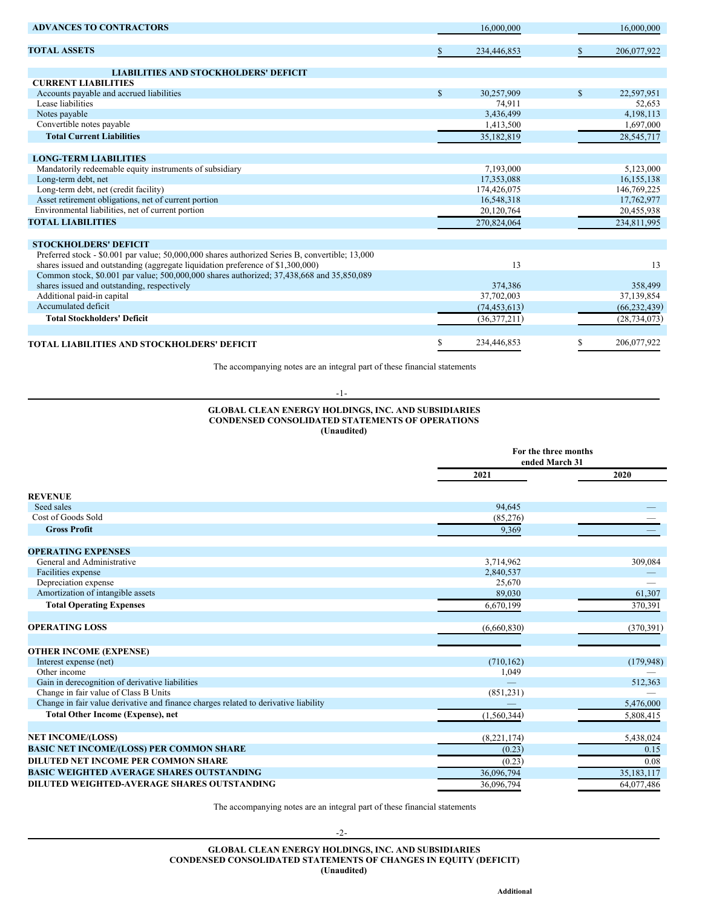| | | |
|---|---|---|
| **ADVANCES TO CONTRACTORS** | 16,000,000 | 16,000,000 |
| **TOTAL ASSETS** | $ 234,446,853 | $ 206,077,922 |
| **LIABILITIES AND STOCKHOLDERS' DEFICIT** | | |
| **CURRENT LIABILITIES** | | |
| Accounts payable and accrued liabilities | $ 30,257,909 | $ 22,597,951 |
| Lease liabilities | 74,911 | 52,653 |
| Notes payable | 3,436,499 | 4,198,113 |
| Convertible notes payable | 1,413,500 | 1,697,000 |
| **Total Current Liabilities** | 35,182,819 | 28,545,717 |
| **LONG-TERM LIABILITIES** | | |
| Mandatorily redeemable equity instruments of subsidiary | 7,193,000 | 5,123,000 |
| Long-term debt, net | 17,353,088 | 16,155,138 |
| Long-term debt, net (credit facility) | 174,426,075 | 146,769,225 |
| Asset retirement obligations, net of current portion | 16,548,318 | 17,762,977 |
| Environmental liabilities, net of current portion | 20,120,764 | 20,455,938 |
| **TOTAL LIABILITIES** | 270,824,064 | 234,811,995 |
| **STOCKHOLDERS' DEFICIT** | | |
| Preferred stock - $0.001 par value; 50,000,000 shares authorized Series B, convertible; 13,000 shares issued and outstanding (aggregate liquidation preference of $1,300,000) | 13 | 13 |
| Common stock, $0.001 par value; 500,000,000 shares authorized; 37,438,668 and 35,850,089 shares issued and outstanding, respectively | 374,386 | 358,499 |
| Additional paid-in capital | 37,702,003 | 37,139,854 |
| Accumulated deficit | (74,453,613) | (66,232,439) |
| **Total Stockholders' Deficit** | (36,377,211) | (28,734,073) |
| **TOTAL LIABILITIES AND STOCKHOLDERS' DEFICIT** | $ 234,446,853 | $ 206,077,922 |

The accompanying notes are an integral part of these financial statements

**GLOBAL CLEAN ENERGY HOLDINGS, INC. AND SUBSIDIARIES**
**CONDENSED CONSOLIDATED STATEMENTS OF OPERATIONS**
**(Unaudited)**

| | For the three months ended March 31 | |
|---|---|---|
| | **2021** | **2020** |
| **REVENUE** | | |
| Seed sales | 94,645 | — |
| Cost of Goods Sold | (85,276) | — |
| **Gross Profit** | 9,369 | — |
| **OPERATING EXPENSES** | | |
| General and Administrative | 3,714,962 | 309,084 |
| Facilities expense | 2,840,537 | — |
| Depreciation expense | 25,670 | — |
| Amortization of intangible assets | 89,030 | 61,307 |
| **Total Operating Expenses** | 6,670,199 | 370,391 |
| **OPERATING LOSS** | (6,660,830) | (370,391) |
| **OTHER INCOME (EXPENSE)** | | |
| Interest expense (net) | (710,162) | (179,948) |
| Other income | 1,049 | — |
| Gain in derecognition of derivative liabilities | — | 512,363 |
| Change in fair value of Class B Units | (851,231) | — |
| Change in fair value derivative and finance charges related to derivative liability | — | 5,476,000 |
| **Total Other Income (Expense), net** | (1,560,344) | 5,808,415 |
| **NET INCOME/(LOSS)** | (8,221,174) | 5,438,024 |
| **BASIC NET INCOME/(LOSS) PER COMMON SHARE** | (0.23) | 0.15 |
| **DILUTED NET INCOME PER COMMON SHARE** | (0.23) | 0.08 |
| **BASIC WEIGHTED AVERAGE SHARES OUTSTANDING** | 36,096,794 | 35,183,117 |
| **DILUTED WEIGHTED-AVERAGE SHARES OUTSTANDING** | 36,096,794 | 64,077,486 |

The accompanying notes are an integral part of these financial statements

**GLOBAL CLEAN ENERGY HOLDINGS, INC. AND SUBSIDIARIES**
**CONDENSED CONSOLIDATED STATEMENTS OF CHANGES IN EQUITY (DEFICIT)**
**(Unaudited)**

Additional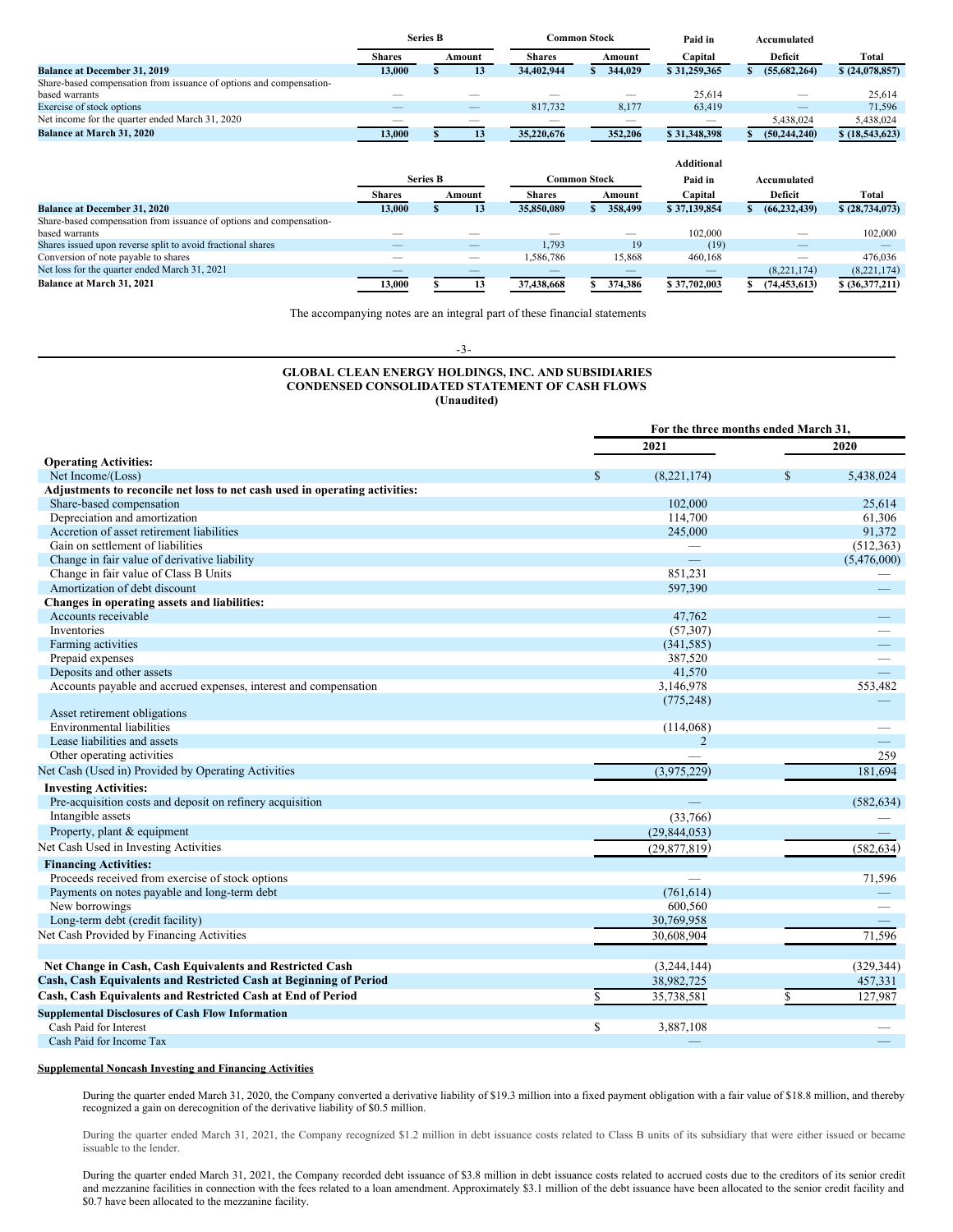|  | Series B |  | Common Stock |  | Paid in | Accumulated |  |
|---|---|---|---|---|---|---|---|
|  | Shares | Amount | Shares | Amount | Capital | Deficit | Total |
| **Balance at December 31, 2019** | **13,000** | **$ 13** | **34,402,944** | **$ 344,029** | **$ 31,259,365** | **$ (55,682,264)** | **$ (24,078,857)** |
| Share-based compensation from issuance of options and compensation-based warrants | — | — | — | — | 25,614 | — | 25,614 |
| Exercise of stock options | — | — | 817,732 | 8,177 | 63,419 | — | 71,596 |
| Net income for the quarter ended March 31, 2020 | — | — | — | — | — | 5,438,024 | 5,438,024 |
| **Balance at March 31, 2020** | **13,000** | **$ 13** | **35,220,676** | **352,206** | **$ 31,348,398** | **$ (50,244,240)** | **$ (18,543,623)** |

|  | Series B |  | Common Stock |  | Additional Paid in | Accumulated |  |
|---|---|---|---|---|---|---|---|
|  | Shares | Amount | Shares | Amount | Capital | Deficit | Total |
| **Balance at December 31, 2020** | **13,000** | **$ 13** | **35,850,089** | **$ 358,499** | **$ 37,139,854** | **$ (66,232,439)** | **$ (28,734,073)** |
| Share-based compensation from issuance of options and compensation-based warrants | — | — | — | — | 102,000 | — | 102,000 |
| Shares issued upon reverse split to avoid fractional shares | — | — | 1,793 | 19 | (19) | — | — |
| Conversion of note payable to shares | — | — | 1,586,786 | 15,868 | 460,168 | — | 476,036 |
| Net loss for the quarter ended March 31, 2021 | — | — | — | — | — | (8,221,174) | (8,221,174) |
| **Balance at March 31, 2021** | **13,000** | **$ 13** | **37,438,668** | **$ 374,386** | **$ 37,702,003** | **$ (74,453,613)** | **$ (36,377,211)** |

The accompanying notes are an integral part of these financial statements

## GLOBAL CLEAN ENERGY HOLDINGS, INC. AND SUBSIDIARIES
## CONDENSED CONSOLIDATED STATEMENT OF CASH FLOWS
## (Unaudited)

|  | For the three months ended March 31, |  |
|---|---|---|
|  | 2021 | 2020 |
| **Operating Activities:** |  |  |
| Net Income/(Loss) | $ (8,221,174) | $ 5,438,024 |
| **Adjustments to reconcile net loss to net cash used in operating activities:** |  |  |
| Share-based compensation | 102,000 | 25,614 |
| Depreciation and amortization | 114,700 | 61,306 |
| Accretion of asset retirement liabilities | 245,000 | 91,372 |
| Gain on settlement of liabilities | — | (512,363) |
| Change in fair value of derivative liability | — | (5,476,000) |
| Change in fair value of Class B Units | 851,231 | — |
| Amortization of debt discount | 597,390 | — |
| **Changes in operating assets and liabilities:** |  |  |
| Accounts receivable | 47,762 | — |
| Inventories | (57,307) | — |
| Farming activities | (341,585) | — |
| Prepaid expenses | 387,520 | — |
| Deposits and other assets | 41,570 | — |
| Accounts payable and accrued expenses, interest and compensation | 3,146,978 | 553,482 |
| Asset retirement obligations | (775,248) | — |
| Environmental liabilities | (114,068) | — |
| Lease liabilities and assets | 2 | — |
| Other operating activities | — | 259 |
| Net Cash (Used in) Provided by Operating Activities | (3,975,229) | 181,694 |
| **Investing Activities:** |  |  |
| Pre-acquisition costs and deposit on refinery acquisition | — | (582,634) |
| Intangible assets | (33,766) | — |
| Property, plant & equipment | (29,844,053) | — |
| Net Cash Used in Investing Activities | (29,877,819) | (582,634) |
| **Financing Activities:** |  |  |
| Proceeds received from exercise of stock options | — | 71,596 |
| Payments on notes payable and long-term debt | (761,614) | — |
| New borrowings | 600,560 | — |
| Long-term debt (credit facility) | 30,769,958 | — |
| Net Cash Provided by Financing Activities | 30,608,904 | 71,596 |
| **Net Change in Cash, Cash Equivalents and Restricted Cash** | (3,244,144) | (329,344) |
| **Cash, Cash Equivalents and Restricted Cash at Beginning of Period** | 38,982,725 | 457,331 |
| **Cash, Cash Equivalents and Restricted Cash at End of Period** | $ 35,738,581 | $ 127,987 |
| **Supplemental Disclosures of Cash Flow Information** |  |  |
| Cash Paid for Interest | $ 3,887,108 | — |
| Cash Paid for Income Tax | — | — |

**Supplemental Noncash Investing and Financing Activities**

During the quarter ended March 31, 2020, the Company converted a derivative liability of $19.3 million into a fixed payment obligation with a fair value of $18.8 million, and thereby recognized a gain on derecognition of the derivative liability of $0.5 million.

During the quarter ended March 31, 2021, the Company recognized $1.2 million in debt issuance costs related to Class B units of its subsidiary that were either issued or became issuable to the lender.

During the quarter ended March 31, 2021, the Company recorded debt issuance of $3.8 million in debt issuance costs related to accrued costs due to the creditors of its senior credit and mezzanine facilities in connection with the fees related to a loan amendment. Approximately $3.1 million of the debt issuance have been allocated to the senior credit facility and $0.7 have been allocated to the mezzanine facility.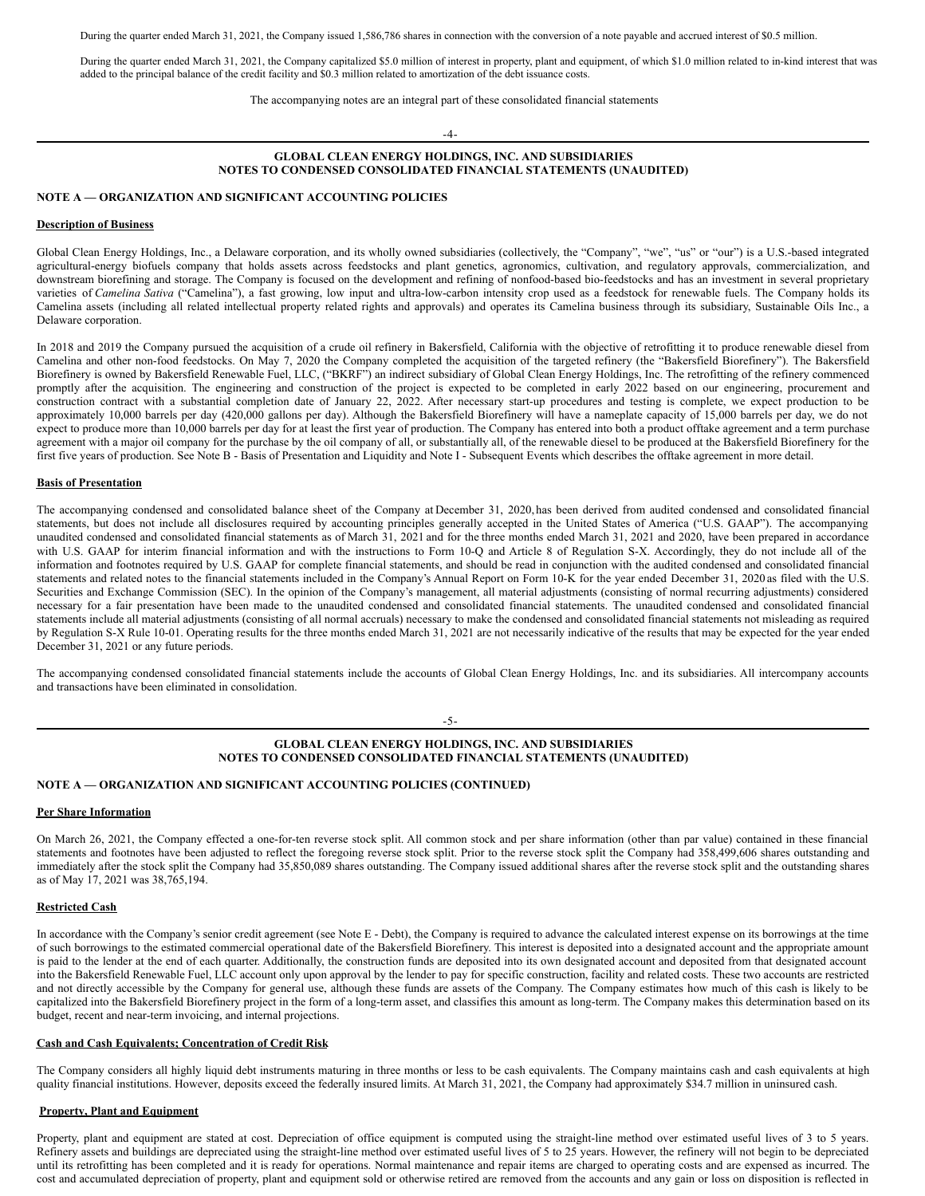During the quarter ended March 31, 2021, the Company issued 1,586,786 shares in connection with the conversion of a note payable and accrued interest of $0.5 million.

During the quarter ended March 31, 2021, the Company capitalized $5.0 million of interest in property, plant and equipment, of which $1.0 million related to in-kind interest that was added to the principal balance of the credit facility and $0.3 million related to amortization of the debt issuance costs.

The accompanying notes are an integral part of these consolidated financial statements

**GLOBAL CLEAN ENERGY HOLDINGS, INC. AND SUBSIDIARIES**
**NOTES TO CONDENSED CONSOLIDATED FINANCIAL STATEMENTS (UNAUDITED)**

## NOTE A — ORGANIZATION AND SIGNIFICANT ACCOUNTING POLICIES

**Description of Business**

Global Clean Energy Holdings, Inc., a Delaware corporation, and its wholly owned subsidiaries (collectively, the "Company", "we", "us" or "our") is a U.S.-based integrated agricultural-energy biofuels company that holds assets across feedstocks and plant genetics, agronomics, cultivation, and regulatory approvals, commercialization, and downstream biorefining and storage. The Company is focused on the development and refining of nonfood-based bio-feedstocks and has an investment in several proprietary varieties of *Camelina Sativa* ("Camelina"), a fast growing, low input and ultra-low-carbon intensity crop used as a feedstock for renewable fuels. The Company holds its Camelina assets (including all related intellectual property related rights and approvals) and operates its Camelina business through its subsidiary, Sustainable Oils Inc., a Delaware corporation.

In 2018 and 2019 the Company pursued the acquisition of a crude oil refinery in Bakersfield, California with the objective of retrofitting it to produce renewable diesel from Camelina and other non-food feedstocks. On May 7, 2020 the Company completed the acquisition of the targeted refinery (the "Bakersfield Biorefinery"). The Bakersfield Biorefinery is owned by Bakersfield Renewable Fuel, LLC, ("BKRF") an indirect subsidiary of Global Clean Energy Holdings, Inc. The retrofitting of the refinery commenced promptly after the acquisition. The engineering and construction of the project is expected to be completed in early 2022 based on our engineering, procurement and construction contract with a substantial completion date of January 22, 2022. After necessary start-up procedures and testing is complete, we expect production to be approximately 10,000 barrels per day (420,000 gallons per day). Although the Bakersfield Biorefinery will have a nameplate capacity of 15,000 barrels per day, we do not expect to produce more than 10,000 barrels per day for at least the first year of production. The Company has entered into both a product offtake agreement and a term purchase agreement with a major oil company for the purchase by the oil company of all, or substantially all, of the renewable diesel to be produced at the Bakersfield Biorefinery for the first five years of production. See Note B - Basis of Presentation and Liquidity and Note I - Subsequent Events which describes the offtake agreement in more detail.

**Basis of Presentation**

The accompanying condensed and consolidated balance sheet of the Company at December 31, 2020, has been derived from audited condensed and consolidated financial statements, but does not include all disclosures required by accounting principles generally accepted in the United States of America ("U.S. GAAP"). The accompanying unaudited condensed and consolidated financial statements as of March 31, 2021 and for the three months ended March 31, 2021 and 2020, have been prepared in accordance with U.S. GAAP for interim financial information and with the instructions to Form 10-Q and Article 8 of Regulation S-X. Accordingly, they do not include all of the information and footnotes required by U.S. GAAP for complete financial statements, and should be read in conjunction with the audited condensed and consolidated financial statements and related notes to the financial statements included in the Company's Annual Report on Form 10-K for the year ended December 31, 2020 as filed with the U.S. Securities and Exchange Commission (SEC). In the opinion of the Company's management, all material adjustments (consisting of normal recurring adjustments) considered necessary for a fair presentation have been made to the unaudited condensed and consolidated financial statements. The unaudited condensed and consolidated financial statements include all material adjustments (consisting of all normal accruals) necessary to make the condensed and consolidated financial statements not misleading as required by Regulation S-X Rule 10-01. Operating results for the three months ended March 31, 2021 are not necessarily indicative of the results that may be expected for the year ended December 31, 2021 or any future periods.

The accompanying condensed consolidated financial statements include the accounts of Global Clean Energy Holdings, Inc. and its subsidiaries. All intercompany accounts and transactions have been eliminated in consolidation.

**GLOBAL CLEAN ENERGY HOLDINGS, INC. AND SUBSIDIARIES**
**NOTES TO CONDENSED CONSOLIDATED FINANCIAL STATEMENTS (UNAUDITED)**

## NOTE A — ORGANIZATION AND SIGNIFICANT ACCOUNTING POLICIES (CONTINUED)

**Per Share Information**

On March 26, 2021, the Company effected a one-for-ten reverse stock split. All common stock and per share information (other than par value) contained in these financial statements and footnotes have been adjusted to reflect the foregoing reverse stock split. Prior to the reverse stock split the Company had 358,499,606 shares outstanding and immediately after the stock split the Company had 35,850,089 shares outstanding. The Company issued additional shares after the reverse stock split and the outstanding shares as of May 17, 2021 was 38,765,194.

**Restricted Cash**

In accordance with the Company's senior credit agreement (see Note E - Debt), the Company is required to advance the calculated interest expense on its borrowings at the time of such borrowings to the estimated commercial operational date of the Bakersfield Biorefinery. This interest is deposited into a designated account and the appropriate amount is paid to the lender at the end of each quarter. Additionally, the construction funds are deposited into its own designated account and deposited from that designated account into the Bakersfield Renewable Fuel, LLC account only upon approval by the lender to pay for specific construction, facility and related costs. These two accounts are restricted and not directly accessible by the Company for general use, although these funds are assets of the Company. The Company estimates how much of this cash is likely to be capitalized into the Bakersfield Biorefinery project in the form of a long-term asset, and classifies this amount as long-term. The Company makes this determination based on its budget, recent and near-term invoicing, and internal projections.

**Cash and Cash Equivalents; Concentration of Credit Risk**

The Company considers all highly liquid debt instruments maturing in three months or less to be cash equivalents. The Company maintains cash and cash equivalents at high quality financial institutions. However, deposits exceed the federally insured limits. At March 31, 2021, the Company had approximately $34.7 million in uninsured cash.

**Property, Plant and Equipment**

Property, plant and equipment are stated at cost. Depreciation of office equipment is computed using the straight-line method over estimated useful lives of 3 to 5 years. Refinery assets and buildings are depreciated using the straight-line method over estimated useful lives of 5 to 25 years. However, the refinery will not begin to be depreciated until its retrofitting has been completed and it is ready for operations. Normal maintenance and repair items are charged to operating costs and are expensed as incurred. The cost and accumulated depreciation of property, plant and equipment sold or otherwise retired are removed from the accounts and any gain or loss on disposition is reflected in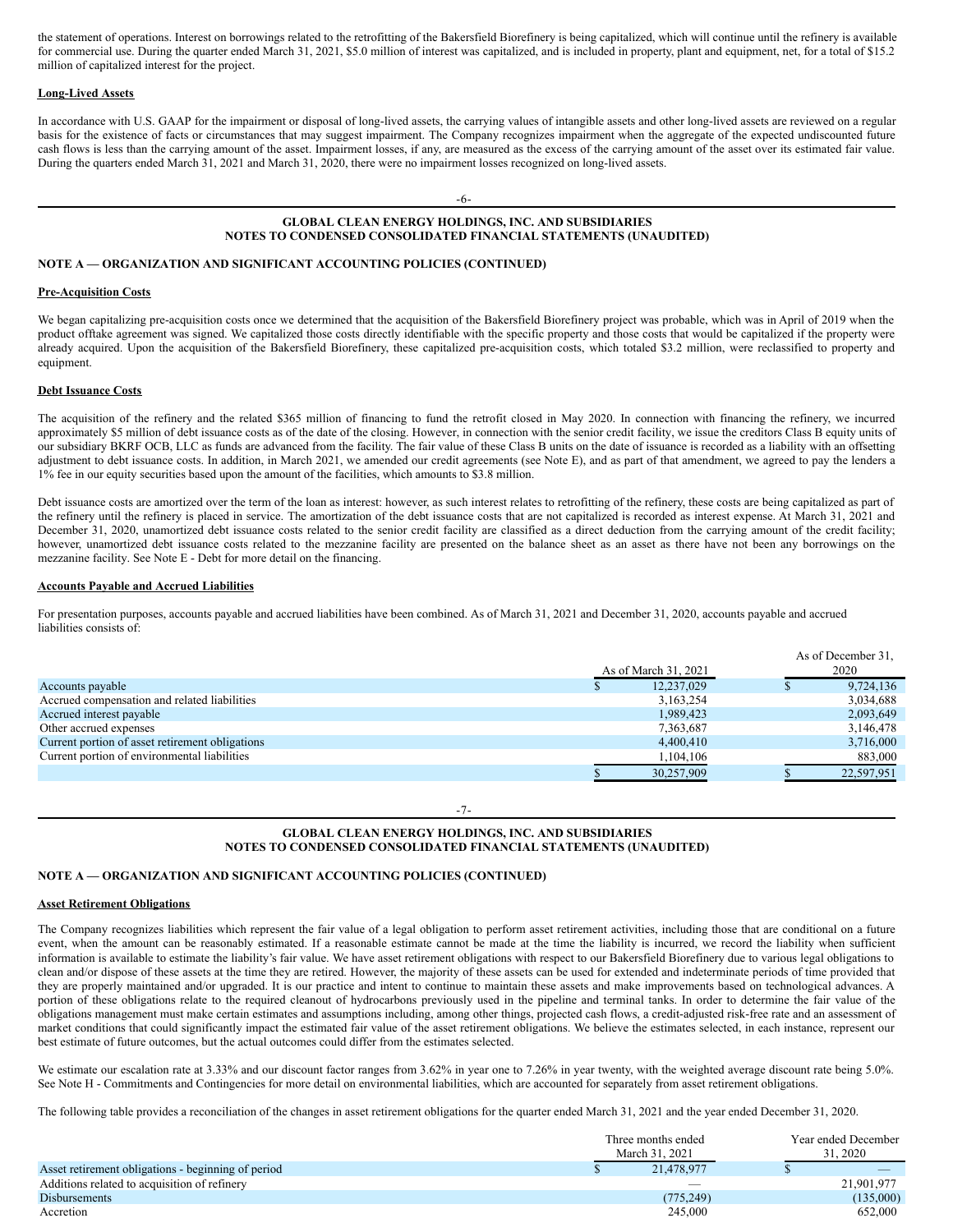the statement of operations. Interest on borrowings related to the retrofitting of the Bakersfield Biorefinery is being capitalized, which will continue until the refinery is available for commercial use. During the quarter ended March 31, 2021, $5.0 million of interest was capitalized, and is included in property, plant and equipment, net, for a total of $15.2 million of capitalized interest for the project.

**Long-Lived Assets**

In accordance with U.S. GAAP for the impairment or disposal of long-lived assets, the carrying values of intangible assets and other long-lived assets are reviewed on a regular basis for the existence of facts or circumstances that may suggest impairment. The Company recognizes impairment when the aggregate of the expected undiscounted future cash flows is less than the carrying amount of the asset. Impairment losses, if any, are measured as the excess of the carrying amount of the asset over its estimated fair value. During the quarters ended March 31, 2021 and March 31, 2020, there were no impairment losses recognized on long-lived assets.

**NOTE A — ORGANIZATION AND SIGNIFICANT ACCOUNTING POLICIES (CONTINUED)**

**Pre-Acquisition Costs**

We began capitalizing pre-acquisition costs once we determined that the acquisition of the Bakersfield Biorefinery project was probable, which was in April of 2019 when the product offtake agreement was signed. We capitalized those costs directly identifiable with the specific property and those costs that would be capitalized if the property were already acquired. Upon the acquisition of the Bakersfield Biorefinery, these capitalized pre-acquisition costs, which totaled $3.2 million, were reclassified to property and equipment.

**Debt Issuance Costs**

The acquisition of the refinery and the related $365 million of financing to fund the retrofit closed in May 2020. In connection with financing the refinery, we incurred approximately $5 million of debt issuance costs as of the date of the closing. However, in connection with the senior credit facility, we issue the creditors Class B equity units of our subsidiary BKRF OCB, LLC as funds are advanced from the facility. The fair value of these Class B units on the date of issuance is recorded as a liability with an offsetting adjustment to debt issuance costs. In addition, in March 2021, we amended our credit agreements (see Note E), and as part of that amendment, we agreed to pay the lenders a 1% fee in our equity securities based upon the amount of the facilities, which amounts to $3.8 million.

Debt issuance costs are amortized over the term of the loan as interest: however, as such interest relates to retrofitting of the refinery, these costs are being capitalized as part of the refinery until the refinery is placed in service. The amortization of the debt issuance costs that are not capitalized is recorded as interest expense. At March 31, 2021 and December 31, 2020, unamortized debt issuance costs related to the senior credit facility are classified as a direct deduction from the carrying amount of the credit facility; however, unamortized debt issuance costs related to the mezzanine facility are presented on the balance sheet as an asset as there have not been any borrowings on the mezzanine facility. See Note E - Debt for more detail on the financing.

**Accounts Payable and Accrued Liabilities**

For presentation purposes, accounts payable and accrued liabilities have been combined. As of March 31, 2021 and December 31, 2020, accounts payable and accrued liabilities consists of:

| | As of March 31, 2021 | As of December 31, 2020 |
|---|---|---|
| Accounts payable | $ 12,237,029 | $ 9,724,136 |
| Accrued compensation and related liabilities | 3,163,254 | 3,034,688 |
| Accrued interest payable | 1,989,423 | 2,093,649 |
| Other accrued expenses | 7,363,687 | 3,146,478 |
| Current portion of asset retirement obligations | 4,400,410 | 3,716,000 |
| Current portion of environmental liabilities | 1,104,106 | 883,000 |
| | $ 30,257,909 | $ 22,597,951 |

**NOTE A — ORGANIZATION AND SIGNIFICANT ACCOUNTING POLICIES (CONTINUED)**

**Asset Retirement Obligations**

The Company recognizes liabilities which represent the fair value of a legal obligation to perform asset retirement activities, including those that are conditional on a future event, when the amount can be reasonably estimated. If a reasonable estimate cannot be made at the time the liability is incurred, we record the liability when sufficient information is available to estimate the liability's fair value. We have asset retirement obligations with respect to our Bakersfield Biorefinery due to various legal obligations to clean and/or dispose of these assets at the time they are retired. However, the majority of these assets can be used for extended and indeterminate periods of time provided that they are properly maintained and/or upgraded. It is our practice and intent to continue to maintain these assets and make improvements based on technological advances. A portion of these obligations relate to the required cleanout of hydrocarbons previously used in the pipeline and terminal tanks. In order to determine the fair value of the obligations management must make certain estimates and assumptions including, among other things, projected cash flows, a credit-adjusted risk-free rate and an assessment of market conditions that could significantly impact the estimated fair value of the asset retirement obligations. We believe the estimates selected, in each instance, represent our best estimate of future outcomes, but the actual outcomes could differ from the estimates selected.

We estimate our escalation rate at 3.33% and our discount factor ranges from 3.62% in year one to 7.26% in year twenty, with the weighted average discount rate being 5.0%. See Note H - Commitments and Contingencies for more detail on environmental liabilities, which are accounted for separately from asset retirement obligations.

The following table provides a reconciliation of the changes in asset retirement obligations for the quarter ended March 31, 2021 and the year ended December 31, 2020.

| | Three months ended March 31, 2021 | Year ended December 31, 2020 |
|---|---|---|
| Asset retirement obligations - beginning of period | $ 21,478,977 | $ — |
| Additions related to acquisition of refinery | — | 21,901,977 |
| Disbursements | (775,249) | (135,000) |
| Accretion | 245,000 | 652,000 |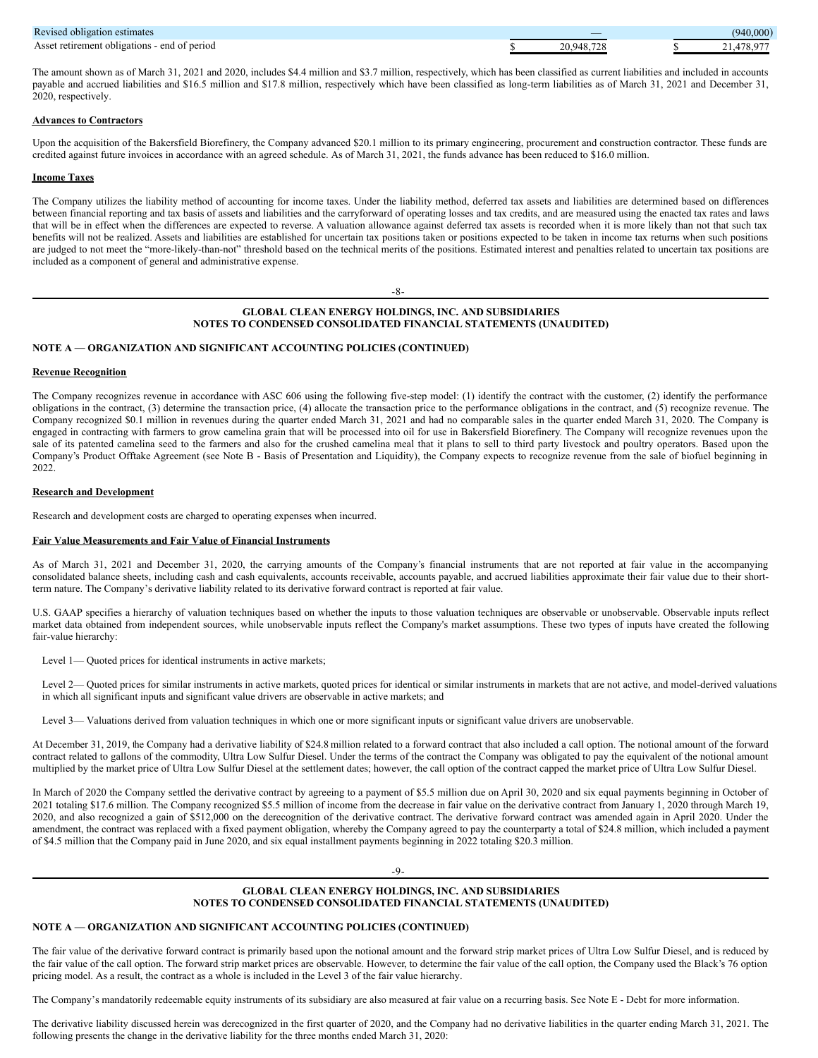| | | |
|---|---|---|
| Revised obligation estimates | — | (940,000) |
| Asset retirement obligations - end of period | $ 20,948,728 | $ 21,478,977 |

The amount shown as of March 31, 2021 and 2020, includes $4.4 million and $3.7 million, respectively, which has been classified as current liabilities and included in accounts payable and accrued liabilities and $16.5 million and $17.8 million, respectively which have been classified as long-term liabilities as of March 31, 2021 and December 31, 2020, respectively.

**Advances to Contractors**

Upon the acquisition of the Bakersfield Biorefinery, the Company advanced $20.1 million to its primary engineering, procurement and construction contractor. These funds are credited against future invoices in accordance with an agreed schedule. As of March 31, 2021, the funds advance has been reduced to $16.0 million.

**Income Taxes**

The Company utilizes the liability method of accounting for income taxes. Under the liability method, deferred tax assets and liabilities are determined based on differences between financial reporting and tax basis of assets and liabilities and the carryforward of operating losses and tax credits, and are measured using the enacted tax rates and laws that will be in effect when the differences are expected to reverse. A valuation allowance against deferred tax assets is recorded when it is more likely than not that such tax benefits will not be realized. Assets and liabilities are established for uncertain tax positions taken or positions expected to be taken in income tax returns when such positions are judged to not meet the "more-likely-than-not" threshold based on the technical merits of the positions. Estimated interest and penalties related to uncertain tax positions are included as a component of general and administrative expense.

## NOTE A — ORGANIZATION AND SIGNIFICANT ACCOUNTING POLICIES (CONTINUED)

**Revenue Recognition**

The Company recognizes revenue in accordance with ASC 606 using the following five-step model: (1) identify the contract with the customer, (2) identify the performance obligations in the contract, (3) determine the transaction price, (4) allocate the transaction price to the performance obligations in the contract, and (5) recognize revenue. The Company recognized $0.1 million in revenues during the quarter ended March 31, 2021 and had no comparable sales in the quarter ended March 31, 2020. The Company is engaged in contracting with farmers to grow camelina grain that will be processed into oil for use in Bakersfield Biorefinery. The Company will recognize revenues upon the sale of its patented camelina seed to the farmers and also for the crushed camelina meal that it plans to sell to third party livestock and poultry operators. Based upon the Company's Product Offtake Agreement (see Note B - Basis of Presentation and Liquidity), the Company expects to recognize revenue from the sale of biofuel beginning in 2022.

**Research and Development**

Research and development costs are charged to operating expenses when incurred.

**Fair Value Measurements and Fair Value of Financial Instruments**

As of March 31, 2021 and December 31, 2020, the carrying amounts of the Company's financial instruments that are not reported at fair value in the accompanying consolidated balance sheets, including cash and cash equivalents, accounts receivable, accounts payable, and accrued liabilities approximate their fair value due to their short-term nature. The Company's derivative liability related to its derivative forward contract is reported at fair value.

U.S. GAAP specifies a hierarchy of valuation techniques based on whether the inputs to those valuation techniques are observable or unobservable. Observable inputs reflect market data obtained from independent sources, while unobservable inputs reflect the Company's market assumptions. These two types of inputs have created the following fair-value hierarchy:

Level 1— Quoted prices for identical instruments in active markets;

Level 2— Quoted prices for similar instruments in active markets, quoted prices for identical or similar instruments in markets that are not active, and model-derived valuations in which all significant inputs and significant value drivers are observable in active markets; and

Level 3— Valuations derived from valuation techniques in which one or more significant inputs or significant value drivers are unobservable.

At December 31, 2019, the Company had a derivative liability of $24.8 million related to a forward contract that also included a call option. The notional amount of the forward contract related to gallons of the commodity, Ultra Low Sulfur Diesel. Under the terms of the contract the Company was obligated to pay the equivalent of the notional amount multiplied by the market price of Ultra Low Sulfur Diesel at the settlement dates; however, the call option of the contract capped the market price of Ultra Low Sulfur Diesel.

In March of 2020 the Company settled the derivative contract by agreeing to a payment of $5.5 million due on April 30, 2020 and six equal payments beginning in October of 2021 totaling $17.6 million. The Company recognized $5.5 million of income from the decrease in fair value on the derivative contract from January 1, 2020 through March 19, 2020, and also recognized a gain of $512,000 on the derecognition of the derivative contract. The derivative forward contract was amended again in April 2020. Under the amendment, the contract was replaced with a fixed payment obligation, whereby the Company agreed to pay the counterparty a total of $24.8 million, which included a payment of $4.5 million that the Company paid in June 2020, and six equal installment payments beginning in 2022 totaling $20.3 million.

## NOTE A — ORGANIZATION AND SIGNIFICANT ACCOUNTING POLICIES (CONTINUED)

The fair value of the derivative forward contract is primarily based upon the notional amount and the forward strip market prices of Ultra Low Sulfur Diesel, and is reduced by the fair value of the call option. The forward strip market prices are observable. However, to determine the fair value of the call option, the Company used the Black's 76 option pricing model. As a result, the contract as a whole is included in the Level 3 of the fair value hierarchy.

The Company's mandatorily redeemable equity instruments of its subsidiary are also measured at fair value on a recurring basis. See Note E - Debt for more information.

The derivative liability discussed herein was derecognized in the first quarter of 2020, and the Company had no derivative liabilities in the quarter ending March 31, 2021. The following presents the change in the derivative liability for the three months ended March 31, 2020: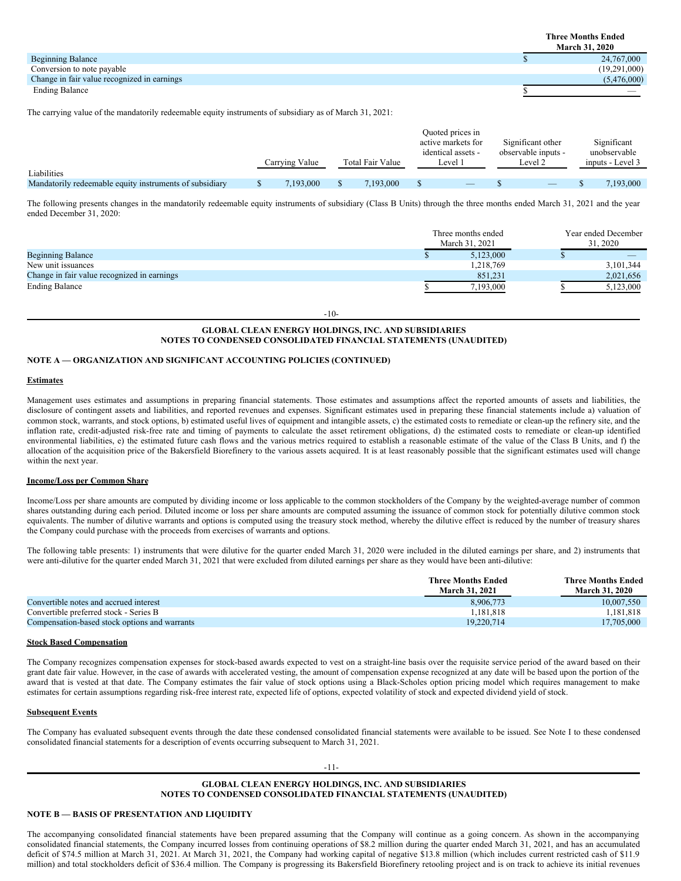| | Three Months Ended March 31, 2020 |
|---|---|
| Beginning Balance | $ 24,767,000 |
| Conversion to note payable | (19,291,000) |
| Change in fair value recognized in earnings | (5,476,000) |
| Ending Balance | $ — |

The carrying value of the mandatorily redeemable equity instruments of subsidiary as of March 31, 2021:

| | Carrying Value | Total Fair Value | Quoted prices in active markets for identical assets - Level 1 | Significant other observable inputs - Level 2 | Significant unobservable inputs - Level 3 |
|---|---|---|---|---|---|
| Liabilities | | | | | |
| Mandatorily redeemable equity instruments of subsidiary | $ 7,193,000 | $ 7,193,000 | $ — | $ — | $ 7,193,000 |

The following presents changes in the mandatorily redeemable equity instruments of subsidiary (Class B Units) through the three months ended March 31, 2021 and the year ended December 31, 2020:

| | Three months ended March 31, 2021 | Year ended December 31, 2020 |
|---|---|---|
| Beginning Balance | $ 5,123,000 | $ — |
| New unit issuances | 1,218,769 | 3,101,344 |
| Change in fair value recognized in earnings | 851,231 | 2,021,656 |
| Ending Balance | $ 7,193,000 | $ 5,123,000 |

## NOTE A — ORGANIZATION AND SIGNIFICANT ACCOUNTING POLICIES (CONTINUED)

**Estimates**

Management uses estimates and assumptions in preparing financial statements. Those estimates and assumptions affect the reported amounts of assets and liabilities, the disclosure of contingent assets and liabilities, and reported revenues and expenses. Significant estimates used in preparing these financial statements include a) valuation of common stock, warrants, and stock options, b) estimated useful lives of equipment and intangible assets, c) the estimated costs to remediate or clean-up the refinery site, and the inflation rate, credit-adjusted risk-free rate and timing of payments to calculate the asset retirement obligations, d) the estimated costs to remediate or clean-up identified environmental liabilities, e) the estimated future cash flows and the various metrics required to establish a reasonable estimate of the value of the Class B Units, and f) the allocation of the acquisition price of the Bakersfield Biorefinery to the various assets acquired. It is at least reasonably possible that the significant estimates used will change within the next year.

**Income/Loss per Common Share**

Income/Loss per share amounts are computed by dividing income or loss applicable to the common stockholders of the Company by the weighted-average number of common shares outstanding during each period. Diluted income or loss per share amounts are computed assuming the issuance of common stock for potentially dilutive common stock equivalents. The number of dilutive warrants and options is computed using the treasury stock method, whereby the dilutive effect is reduced by the number of treasury shares the Company could purchase with the proceeds from exercises of warrants and options.

The following table presents: 1) instruments that were dilutive for the quarter ended March 31, 2020 were included in the diluted earnings per share, and 2) instruments that were anti-dilutive for the quarter ended March 31, 2021 that were excluded from diluted earnings per share as they would have been anti-dilutive:

| | Three Months Ended March 31, 2021 | Three Months Ended March 31, 2020 |
|---|---|---|
| Convertible notes and accrued interest | 8,906,773 | 10,007,550 |
| Convertible preferred stock - Series B | 1,181,818 | 1,181,818 |
| Compensation-based stock options and warrants | 19,220,714 | 17,705,000 |

**Stock Based Compensation**

The Company recognizes compensation expenses for stock-based awards expected to vest on a straight-line basis over the requisite service period of the award based on their grant date fair value. However, in the case of awards with accelerated vesting, the amount of compensation expense recognized at any date will be based upon the portion of the award that is vested at that date. The Company estimates the fair value of stock options using a Black-Scholes option pricing model which requires management to make estimates for certain assumptions regarding risk-free interest rate, expected life of options, expected volatility of stock and expected dividend yield of stock.

**Subsequent Events**

The Company has evaluated subsequent events through the date these condensed consolidated financial statements were available to be issued. See Note I to these condensed consolidated financial statements for a description of events occurring subsequent to March 31, 2021.

## NOTE B — BASIS OF PRESENTATION AND LIQUIDITY

The accompanying consolidated financial statements have been prepared assuming that the Company will continue as a going concern. As shown in the accompanying consolidated financial statements, the Company incurred losses from continuing operations of $8.2 million during the quarter ended March 31, 2021, and has an accumulated deficit of $74.5 million at March 31, 2021. At March 31, 2021, the Company had working capital of negative $13.8 million (which includes current restricted cash of $11.9 million) and total stockholders deficit of $36.4 million. The Company is progressing its Bakersfield Biorefinery retooling project and is on track to achieve its initial revenues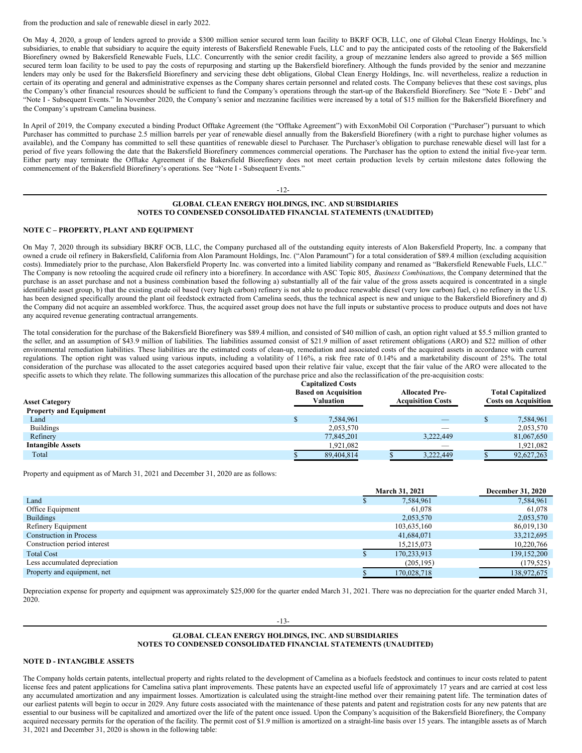from the production and sale of renewable diesel in early 2022.

On May 4, 2020, a group of lenders agreed to provide a $300 million senior secured term loan facility to BKRF OCB, LLC, one of Global Clean Energy Holdings, Inc.'s subsidiaries, to enable that subsidiary to acquire the equity interests of Bakersfield Renewable Fuels, LLC and to pay the anticipated costs of the retooling of the Bakersfield Biorefinery owned by Bakersfield Renewable Fuels, LLC. Concurrently with the senior credit facility, a group of mezzanine lenders also agreed to provide a $65 million secured term loan facility to be used to pay the costs of repurposing and starting up the Bakersfield biorefinery. Although the funds provided by the senior and mezzanine lenders may only be used for the Bakersfield Biorefinery and servicing these debt obligations, Global Clean Energy Holdings, Inc. will nevertheless, realize a reduction in certain of its operating and general and administrative expenses as the Company shares certain personnel and related costs. The Company believes that these cost savings, plus the Company's other financial resources should be sufficient to fund the Company's operations through the start-up of the Bakersfield Biorefinery. See "Note E - Debt" and "Note I - Subsequent Events." In November 2020, the Company's senior and mezzanine facilities were increased by a total of $15 million for the Bakersfield Biorefinery and the Company's upstream Camelina business.

In April of 2019, the Company executed a binding Product Offtake Agreement (the "Offtake Agreement") with ExxonMobil Oil Corporation ("Purchaser") pursuant to which Purchaser has committed to purchase 2.5 million barrels per year of renewable diesel annually from the Bakersfield Biorefinery (with a right to purchase higher volumes as available), and the Company has committed to sell these quantities of renewable diesel to Purchaser. The Purchaser's obligation to purchase renewable diesel will last for a period of five years following the date that the Bakersfield Biorefinery commences commercial operations. The Purchaser has the option to extend the initial five-year term. Either party may terminate the Offtake Agreement if the Bakersfield Biorefinery does not meet certain production levels by certain milestone dates following the commencement of the Bakersfield Biorefinery's operations. See "Note I - Subsequent Events."

## GLOBAL CLEAN ENERGY HOLDINGS, INC. AND SUBSIDIARIES
## NOTES TO CONDENSED CONSOLIDATED FINANCIAL STATEMENTS (UNAUDITED)

### NOTE C – PROPERTY, PLANT AND EQUIPMENT

On May 7, 2020 through its subsidiary BKRF OCB, LLC, the Company purchased all of the outstanding equity interests of Alon Bakersfield Property, Inc. a company that owned a crude oil refinery in Bakersfield, California from Alon Paramount Holdings, Inc. ("Alon Paramount") for a total consideration of $89.4 million (excluding acquisition costs). Immediately prior to the purchase, Alon Bakersfield Property Inc. was converted into a limited liability company and renamed as "Bakersfield Renewable Fuels, LLC." The Company is now retooling the acquired crude oil refinery into a biorefinery. In accordance with ASC Topic 805, *Business Combinations*, the Company determined that the purchase is an asset purchase and not a business combination based the following a) substantially all of the fair value of the gross assets acquired is concentrated in a single identifiable asset group, b) that the existing crude oil based (very high carbon) refinery is not able to produce renewable diesel (very low carbon) fuel, c) no refinery in the U.S. has been designed specifically around the plant oil feedstock extracted from Camelina seeds, thus the technical aspect is new and unique to the Bakersfield Biorefinery and d) the Company did not acquire an assembled workforce. Thus, the acquired asset group does not have the full inputs or substantive process to produce outputs and does not have any acquired revenue generating contractual arrangements.

The total consideration for the purchase of the Bakersfield Biorefinery was $89.4 million, and consisted of $40 million of cash, an option right valued at $5.5 million granted to the seller, and an assumption of $43.9 million of liabilities. The liabilities assumed consist of $21.9 million of asset retirement obligations (ARO) and $22 million of other environmental remediation liabilities. These liabilities are the estimated costs of clean-up, remediation and associated costs of the acquired assets in accordance with current regulations. The option right was valued using various inputs, including a volatility of 116%, a risk free rate of 0.14% and a marketability discount of 25%. The total consideration of the purchase was allocated to the asset categories acquired based upon their relative fair value, except that the fair value of the ARO were allocated to the specific assets to which they relate. The following summarizes this allocation of the purchase price and also the reclassification of the pre-acquisition costs:

| Asset Category | Capitalized Costs Based on Acquisition Valuation | Allocated Pre-Acquisition Costs | Total Capitalized Costs on Acquisition |
|---|---|---|---|
| **Property and Equipment** | | | |
| Land | $ 7,584,961 | — | $ 7,584,961 |
| Buildings | 2,053,570 | — | 2,053,570 |
| Refinery | 77,845,201 | 3,222,449 | 81,067,650 |
| **Intangible Assets** | 1,921,082 | — | 1,921,082 |
| Total | $ 89,404,814 | $ 3,222,449 | $ 92,627,263 |

Property and equipment as of March 31, 2021 and December 31, 2020 are as follows:

| | March 31, 2021 | December 31, 2020 |
|---|---|---|
| Land | $ 7,584,961 | 7,584,961 |
| Office Equipment | 61,078 | 61,078 |
| Buildings | 2,053,570 | 2,053,570 |
| Refinery Equipment | 103,635,160 | 86,019,130 |
| Construction in Process | 41,684,071 | 33,212,695 |
| Construction period interest | 15,215,073 | 10,220,766 |
| Total Cost | $ 170,233,913 | 139,152,200 |
| Less accumulated depreciation | (205,195) | (179,525) |
| Property and equipment, net | $ 170,028,718 | 138,972,675 |

Depreciation expense for property and equipment was approximately $25,000 for the quarter ended March 31, 2021. There was no depreciation for the quarter ended March 31, 2020.

## GLOBAL CLEAN ENERGY HOLDINGS, INC. AND SUBSIDIARIES
## NOTES TO CONDENSED CONSOLIDATED FINANCIAL STATEMENTS (UNAUDITED)

### NOTE D - INTANGIBLE ASSETS

The Company holds certain patents, intellectual property and rights related to the development of Camelina as a biofuels feedstock and continues to incur costs related to patent license fees and patent applications for Camelina sativa plant improvements. These patents have an expected useful life of approximately 17 years and are carried at cost less any accumulated amortization and any impairment losses. Amortization is calculated using the straight-line method over their remaining patent life. The termination dates of our earliest patents will begin to occur in 2029. Any future costs associated with the maintenance of these patents and patent registration costs for any new patents that are essential to our business will be capitalized and amortized over the life of the patent once issued. Upon the Company's acquisition of the Bakersfield Biorefinery, the Company acquired necessary permits for the operation of the facility. The permit cost of $1.9 million is amortized on a straight-line basis over 15 years. The intangible assets as of March 31, 2021 and December 31, 2020 is shown in the following table: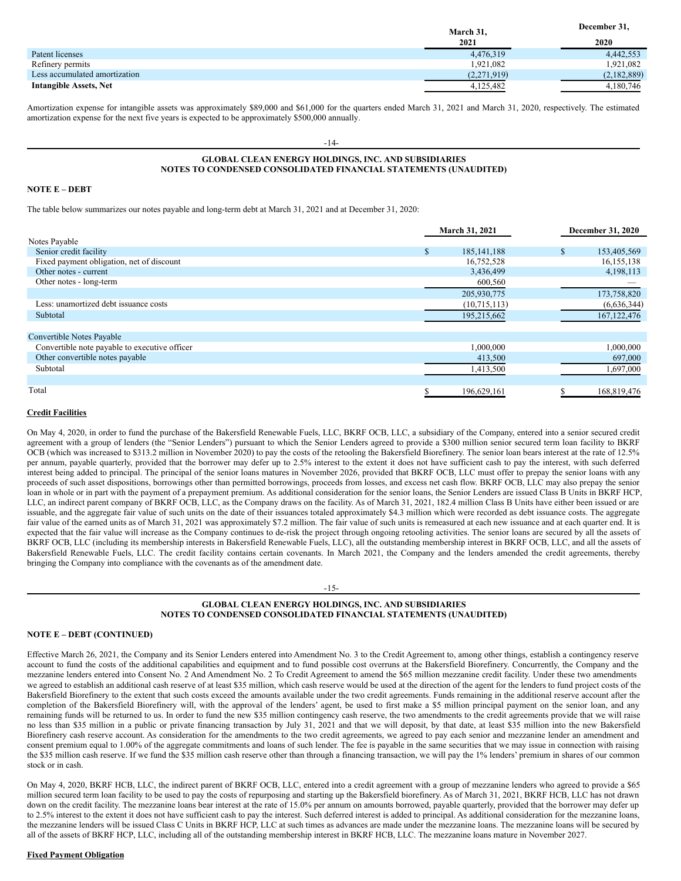| | March 31, 2021 | December 31, 2020 |
|---|---|---|
| Patent licenses | 4,476,319 | 4,442,553 |
| Refinery permits | 1,921,082 | 1,921,082 |
| Less accumulated amortization | (2,271,919) | (2,182,889) |
| **Intangible Assets, Net** | 4,125,482 | 4,180,746 |

Amortization expense for intangible assets was approximately $89,000 and $61,000 for the quarters ended March 31, 2021 and March 31, 2020, respectively. The estimated amortization expense for the next five years is expected to be approximately $500,000 annually.

**NOTE E – DEBT**

The table below summarizes our notes payable and long-term debt at March 31, 2021 and at December 31, 2020:

| | March 31, 2021 | December 31, 2020 |
|---|---|---|
| Notes Payable | | |
| Senior credit facility | $ 185,141,188 | $ 153,405,569 |
| Fixed payment obligation, net of discount | 16,752,528 | 16,155,138 |
| Other notes - current | 3,436,499 | 4,198,113 |
| Other notes - long-term | 600,560 | — |
| | 205,930,775 | 173,758,820 |
| Less: unamortized debt issuance costs | (10,715,113) | (6,636,344) |
| Subtotal | 195,215,662 | 167,122,476 |
| | | |
| Convertible Notes Payable | | |
| Convertible note payable to executive officer | 1,000,000 | 1,000,000 |
| Other convertible notes payable | 413,500 | 697,000 |
| Subtotal | 1,413,500 | 1,697,000 |
| | | |
| Total | $ 196,629,161 | $ 168,819,476 |

**Credit Facilities**

On May 4, 2020, in order to fund the purchase of the Bakersfield Renewable Fuels, LLC, BKRF OCB, LLC, a subsidiary of the Company, entered into a senior secured credit agreement with a group of lenders (the "Senior Lenders") pursuant to which the Senior Lenders agreed to provide a $300 million senior secured term loan facility to BKRF OCB (which was increased to $313.2 million in November 2020) to pay the costs of the retooling the Bakersfield Biorefinery. The senior loan bears interest at the rate of 12.5% per annum, payable quarterly, provided that the borrower may defer up to 2.5% interest to the extent it does not have sufficient cash to pay the interest, with such deferred interest being added to principal. The principal of the senior loans matures in November 2026, provided that BKRF OCB, LLC must offer to prepay the senior loans with any proceeds of such asset dispositions, borrowings other than permitted borrowings, proceeds from losses, and excess net cash flow. BKRF OCB, LLC may also prepay the senior loan in whole or in part with the payment of a prepayment premium. As additional consideration for the senior loans, the Senior Lenders are issued Class B Units in BKRF HCP, LLC, an indirect parent company of BKRF OCB, LLC, as the Company draws on the facility. As of March 31, 2021, 182.4 million Class B Units have either been issued or are issuable, and the aggregate fair value of such units on the date of their issuances totaled approximately $4.3 million which were recorded as debt issuance costs. The aggregate fair value of the earned units as of March 31, 2021 was approximately $7.2 million. The fair value of such units is remeasured at each new issuance and at each quarter end. It is expected that the fair value will increase as the Company continues to de-risk the project through ongoing retooling activities. The senior loans are secured by all the assets of BKRF OCB, LLC (including its membership interests in Bakersfield Renewable Fuels, LLC), all the outstanding membership interest in BKRF OCB, LLC, and all the assets of Bakersfield Renewable Fuels, LLC. The credit facility contains certain covenants. In March 2021, the Company and the lenders amended the credit agreements, thereby bringing the Company into compliance with the covenants as of the amendment date.

**NOTE E – DEBT (CONTINUED)**

Effective March 26, 2021, the Company and its Senior Lenders entered into Amendment No. 3 to the Credit Agreement to, among other things, establish a contingency reserve account to fund the costs of the additional capabilities and equipment and to fund possible cost overruns at the Bakersfield Biorefinery. Concurrently, the Company and the mezzanine lenders entered into Consent No. 2 And Amendment No. 2 To Credit Agreement to amend the $65 million mezzanine credit facility. Under these two amendments we agreed to establish an additional cash reserve of at least $35 million, which cash reserve would be used at the direction of the agent for the lenders to fund project costs of the Bakersfield Biorefinery to the extent that such costs exceed the amounts available under the two credit agreements. Funds remaining in the additional reserve account after the completion of the Bakersfield Biorefinery will, with the approval of the lenders' agent, be used to first make a $5 million principal payment on the senior loan, and any remaining funds will be returned to us. In order to fund the new $35 million contingency cash reserve, the two amendments to the credit agreements provide that we will raise no less than $35 million in a public or private financing transaction by July 31, 2021 and that we will deposit, by that date, at least $35 million into the new Bakersfield Biorefinery cash reserve account. As consideration for the amendments to the two credit agreements, we agreed to pay each senior and mezzanine lender an amendment and consent premium equal to 1.00% of the aggregate commitments and loans of such lender. The fee is payable in the same securities that we may issue in connection with raising the $35 million cash reserve. If we fund the $35 million cash reserve other than through a financing transaction, we will pay the 1% lenders' premium in shares of our common stock or in cash.

On May 4, 2020, BKRF HCB, LLC, the indirect parent of BKRF OCB, LLC, entered into a credit agreement with a group of mezzanine lenders who agreed to provide a $65 million secured term loan facility to be used to pay the costs of repurposing and starting up the Bakersfield biorefinery. As of March 31, 2021, BKRF HCB, LLC has not drawn down on the credit facility. The mezzanine loans bear interest at the rate of 15.0% per annum on amounts borrowed, payable quarterly, provided that the borrower may defer up to 2.5% interest to the extent it does not have sufficient cash to pay the interest. Such deferred interest is added to principal. As additional consideration for the mezzanine loans, the mezzanine lenders will be issued Class C Units in BKRF HCP, LLC at such times as advances are made under the mezzanine loans. The mezzanine loans will be secured by all of the assets of BKRF HCP, LLC, including all of the outstanding membership interest in BKRF HCB, LLC. The mezzanine loans mature in November 2027.

**Fixed Payment Obligation**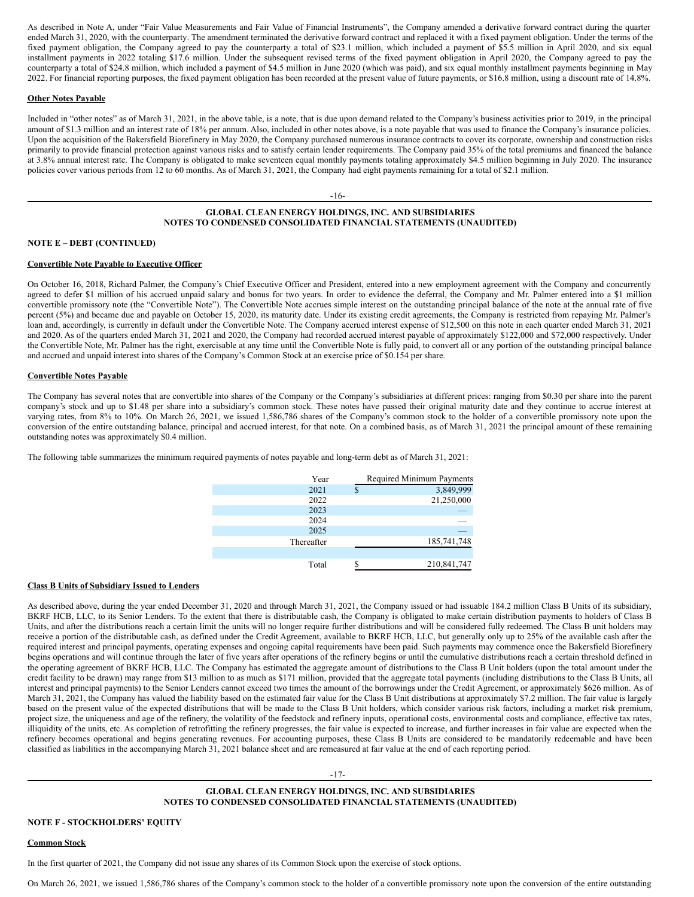As described in Note A, under "Fair Value Measurements and Fair Value of Financial Instruments", the Company amended a derivative forward contract during the quarter ended March 31, 2020, with the counterparty. The amendment terminated the derivative forward contract and replaced it with a fixed payment obligation. Under the terms of the fixed payment obligation, the Company agreed to pay the counterparty a total of $23.1 million, which included a payment of $5.5 million in April 2020, and six equal installment payments in 2022 totaling $17.6 million. Under the subsequent revised terms of the fixed payment obligation in April 2020, the Company agreed to pay the counterparty a total of $24.8 million, which included a payment of $4.5 million in June 2020 (which was paid), and six equal monthly installment payments beginning in May 2022. For financial reporting purposes, the fixed payment obligation has been recorded at the present value of future payments, or $16.8 million, using a discount rate of 14.8%.

**Other Notes Payable**

Included in "other notes" as of March 31, 2021, in the above table, is a note, that is due upon demand related to the Company's business activities prior to 2019, in the principal amount of $1.3 million and an interest rate of 18% per annum. Also, included in other notes above, is a note payable that was used to finance the Company's insurance policies. Upon the acquisition of the Bakersfield Biorefinery in May 2020, the Company purchased numerous insurance contracts to cover its corporate, ownership and construction risks primarily to provide financial protection against various risks and to satisfy certain lender requirements. The Company paid 35% of the total premiums and financed the balance at 3.8% annual interest rate. The Company is obligated to make seventeen equal monthly payments totaling approximately $4.5 million beginning in July 2020. The insurance policies cover various periods from 12 to 60 months. As of March 31, 2021, the Company had eight payments remaining for a total of $2.1 million.

**NOTE E – DEBT (CONTINUED)**

**Convertible Note Payable to Executive Officer**

On October 16, 2018, Richard Palmer, the Company's Chief Executive Officer and President, entered into a new employment agreement with the Company and concurrently agreed to defer $1 million of his accrued unpaid salary and bonus for two years. In order to evidence the deferral, the Company and Mr. Palmer entered into a $1 million convertible promissory note (the "Convertible Note"). The Convertible Note accrues simple interest on the outstanding principal balance of the note at the annual rate of five percent (5%) and became due and payable on October 15, 2020, its maturity date. Under its existing credit agreements, the Company is restricted from repaying Mr. Palmer's loan and, accordingly, is currently in default under the Convertible Note. The Company accrued interest expense of $12,500 on this note in each quarter ended March 31, 2021 and 2020. As of the quarters ended March 31, 2021 and 2020, the Company had recorded accrued interest payable of approximately $122,000 and $72,000 respectively. Under the Convertible Note, Mr. Palmer has the right, exercisable at any time until the Convertible Note is fully paid, to convert all or any portion of the outstanding principal balance and accrued and unpaid interest into shares of the Company's Common Stock at an exercise price of $0.154 per share.

**Convertible Notes Payable**

The Company has several notes that are convertible into shares of the Company or the Company's subsidiaries at different prices: ranging from $0.30 per share into the parent company's stock and up to $1.48 per share into a subsidiary's common stock. These notes have passed their original maturity date and they continue to accrue interest at varying rates, from 8% to 10%. On March 26, 2021, we issued 1,586,786 shares of the Company's common stock to the holder of a convertible promissory note upon the conversion of the entire outstanding balance, principal and accrued interest, for that note. On a combined basis, as of March 31, 2021 the principal amount of these remaining outstanding notes was approximately $0.4 million.

The following table summarizes the minimum required payments of notes payable and long-term debt as of March 31, 2021:

| Year | Required Minimum Payments |
|---|---|
| 2021 | $ 3,849,999 |
| 2022 | 21,250,000 |
| 2023 | — |
| 2024 | — |
| 2025 | — |
| Thereafter | 185,741,748 |
| Total | $ 210,841,747 |

**Class B Units of Subsidiary Issued to Lenders**

As described above, during the year ended December 31, 2020 and through March 31, 2021, the Company issued or had issuable 184.2 million Class B Units of its subsidiary, BKRF HCB, LLC, to its Senior Lenders. To the extent that there is distributable cash, the Company is obligated to make certain distribution payments to holders of Class B Units, and after the distributions reach a certain limit the units will no longer require further distributions and will be considered fully redeemed. The Class B unit holders may receive a portion of the distributable cash, as defined under the Credit Agreement, available to BKRF HCB, LLC, but generally only up to 25% of the available cash after the required interest and principal payments, operating expenses and ongoing capital requirements have been paid. Such payments may commence once the Bakersfield Biorefinery begins operations and will continue through the later of five years after operations of the refinery begins or until the cumulative distributions reach a certain threshold defined in the operating agreement of BKRF HCB, LLC. The Company has estimated the aggregate amount of distributions to the Class B Unit holders (upon the total amount under the credit facility to be drawn) may range from $13 million to as much as $171 million, provided that the aggregate total payments (including distributions to the Class B Units, all interest and principal payments) to the Senior Lenders cannot exceed two times the amount of the borrowings under the Credit Agreement, or approximately $626 million. As of March 31, 2021, the Company has valued the liability based on the estimated fair value for the Class B Unit distributions at approximately $7.2 million. The fair value is largely based on the present value of the expected distributions that will be made to the Class B Unit holders, which consider various risk factors, including a market risk premium, project size, the uniqueness and age of the refinery, the volatility of the feedstock and refinery inputs, operational costs, environmental costs and compliance, effective tax rates, illiquidity of the units, etc. As completion of retrofitting the refinery progresses, the fair value is expected to increase, and further increases in fair value are expected when the refinery becomes operational and begins generating revenues. For accounting purposes, these Class B Units are considered to be mandatorily redeemable and have been classified as liabilities in the accompanying March 31, 2021 balance sheet and are remeasured at fair value at the end of each reporting period.

**NOTE F - STOCKHOLDERS' EQUITY**

**Common Stock**

In the first quarter of 2021, the Company did not issue any shares of its Common Stock upon the exercise of stock options.

On March 26, 2021, we issued 1,586,786 shares of the Company's common stock to the holder of a convertible promissory note upon the conversion of the entire outstanding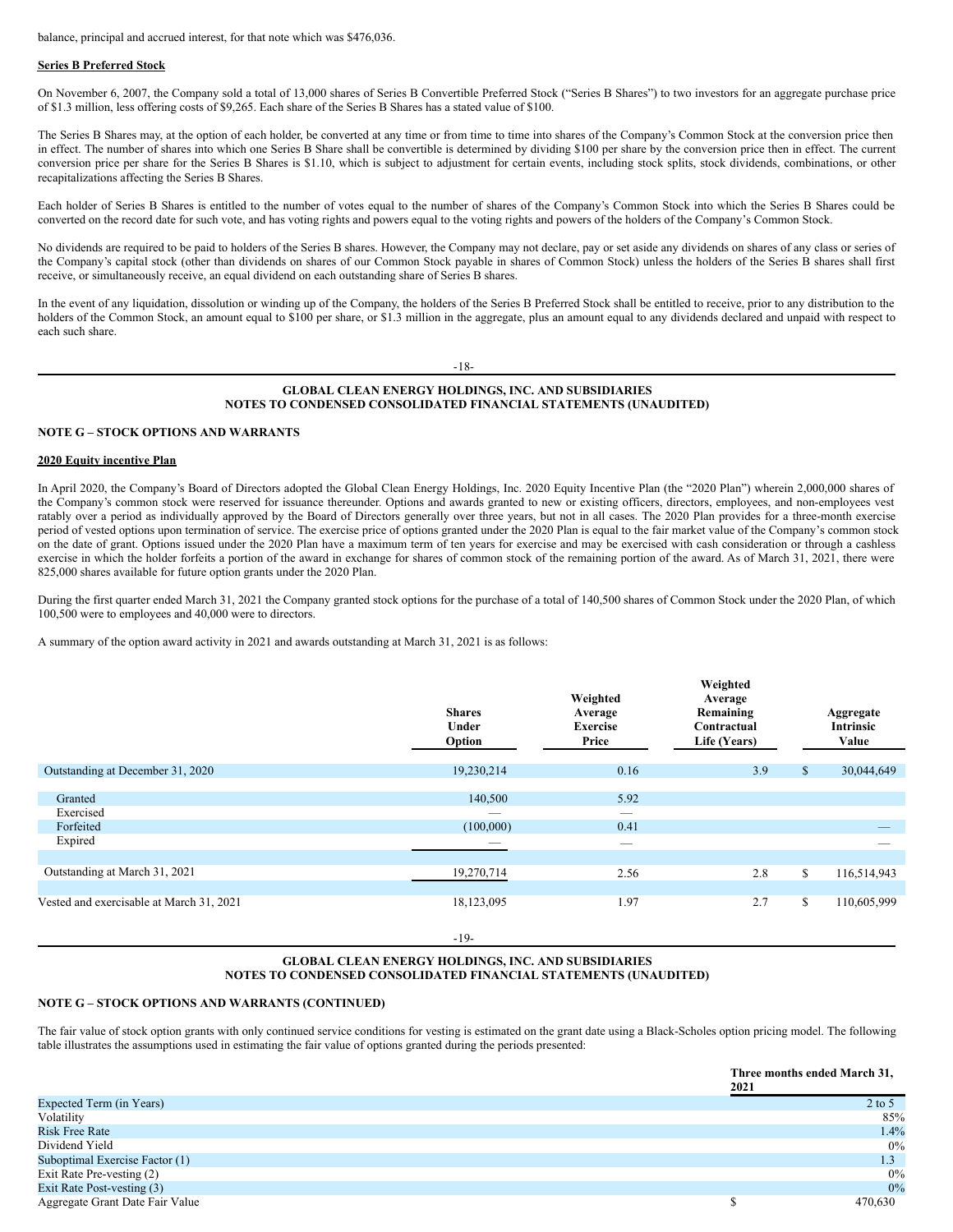balance, principal and accrued interest, for that note which was $476,036.

**Series B Preferred Stock**

On November 6, 2007, the Company sold a total of 13,000 shares of Series B Convertible Preferred Stock ("Series B Shares") to two investors for an aggregate purchase price of $1.3 million, less offering costs of $9,265. Each share of the Series B Shares has a stated value of $100.

The Series B Shares may, at the option of each holder, be converted at any time or from time to time into shares of the Company's Common Stock at the conversion price then in effect. The number of shares into which one Series B Share shall be convertible is determined by dividing $100 per share by the conversion price then in effect. The current conversion price per share for the Series B Shares is $1.10, which is subject to adjustment for certain events, including stock splits, stock dividends, combinations, or other recapitalizations affecting the Series B Shares.

Each holder of Series B Shares is entitled to the number of votes equal to the number of shares of the Company's Common Stock into which the Series B Shares could be converted on the record date for such vote, and has voting rights and powers equal to the voting rights and powers of the holders of the Company's Common Stock.

No dividends are required to be paid to holders of the Series B shares. However, the Company may not declare, pay or set aside any dividends on shares of any class or series of the Company's capital stock (other than dividends on shares of our Common Stock payable in shares of Common Stock) unless the holders of the Series B shares shall first receive, or simultaneously receive, an equal dividend on each outstanding share of Series B shares.

In the event of any liquidation, dissolution or winding up of the Company, the holders of the Series B Preferred Stock shall be entitled to receive, prior to any distribution to the holders of the Common Stock, an amount equal to $100 per share, or $1.3 million in the aggregate, plus an amount equal to any dividends declared and unpaid with respect to each such share.

**GLOBAL CLEAN ENERGY HOLDINGS, INC. AND SUBSIDIARIES**
**NOTES TO CONDENSED CONSOLIDATED FINANCIAL STATEMENTS (UNAUDITED)**

## NOTE G – STOCK OPTIONS AND WARRANTS

**2020 Equity incentive Plan**

In April 2020, the Company's Board of Directors adopted the Global Clean Energy Holdings, Inc. 2020 Equity Incentive Plan (the "2020 Plan") wherein 2,000,000 shares of the Company's common stock were reserved for issuance thereunder. Options and awards granted to new or existing officers, directors, employees, and non-employees vest ratably over a period as individually approved by the Board of Directors generally over three years, but not in all cases. The 2020 Plan provides for a three-month exercise period of vested options upon termination of service. The exercise price of options granted under the 2020 Plan is equal to the fair market value of the Company's common stock on the date of grant. Options issued under the 2020 Plan have a maximum term of ten years for exercise and may be exercised with cash consideration or through a cashless exercise in which the holder forfeits a portion of the award in exchange for shares of common stock of the remaining portion of the award. As of March 31, 2021, there were 825,000 shares available for future option grants under the 2020 Plan.

During the first quarter ended March 31, 2021 the Company granted stock options for the purchase of a total of 140,500 shares of Common Stock under the 2020 Plan, of which 100,500 were to employees and 40,000 were to directors.

A summary of the option award activity in 2021 and awards outstanding at March 31, 2021 is as follows:

| | Shares Under Option | Weighted Average Exercise Price | Weighted Average Remaining Contractual Life (Years) | Aggregate Intrinsic Value |
|---|---|---|---|---|
| Outstanding at December 31, 2020 | 19,230,214 | 0.16 | 3.9 | $ 30,044,649 |
| Granted | 140,500 | 5.92 | | |
| Exercised | — | — | | |
| Forfeited | (100,000) | 0.41 | | — |
| Expired | — | — | | — |
| Outstanding at March 31, 2021 | 19,270,714 | 2.56 | 2.8 | $ 116,514,943 |
| Vested and exercisable at March 31, 2021 | 18,123,095 | 1.97 | 2.7 | $ 110,605,999 |

**GLOBAL CLEAN ENERGY HOLDINGS, INC. AND SUBSIDIARIES**
**NOTES TO CONDENSED CONSOLIDATED FINANCIAL STATEMENTS (UNAUDITED)**

## NOTE G – STOCK OPTIONS AND WARRANTS (CONTINUED)

The fair value of stock option grants with only continued service conditions for vesting is estimated on the grant date using a Black-Scholes option pricing model. The following table illustrates the assumptions used in estimating the fair value of options granted during the periods presented:

| | Three months ended March 31, 2021 |
|---|---|
| Expected Term (in Years) | 2 to 5 |
| Volatility | 85% |
| Risk Free Rate | 1.4% |
| Dividend Yield | 0% |
| Suboptimal Exercise Factor (1) | 1.3 |
| Exit Rate Pre-vesting (2) | 0% |
| Exit Rate Post-vesting (3) | 0% |
| Aggregate Grant Date Fair Value | $ 470,630 |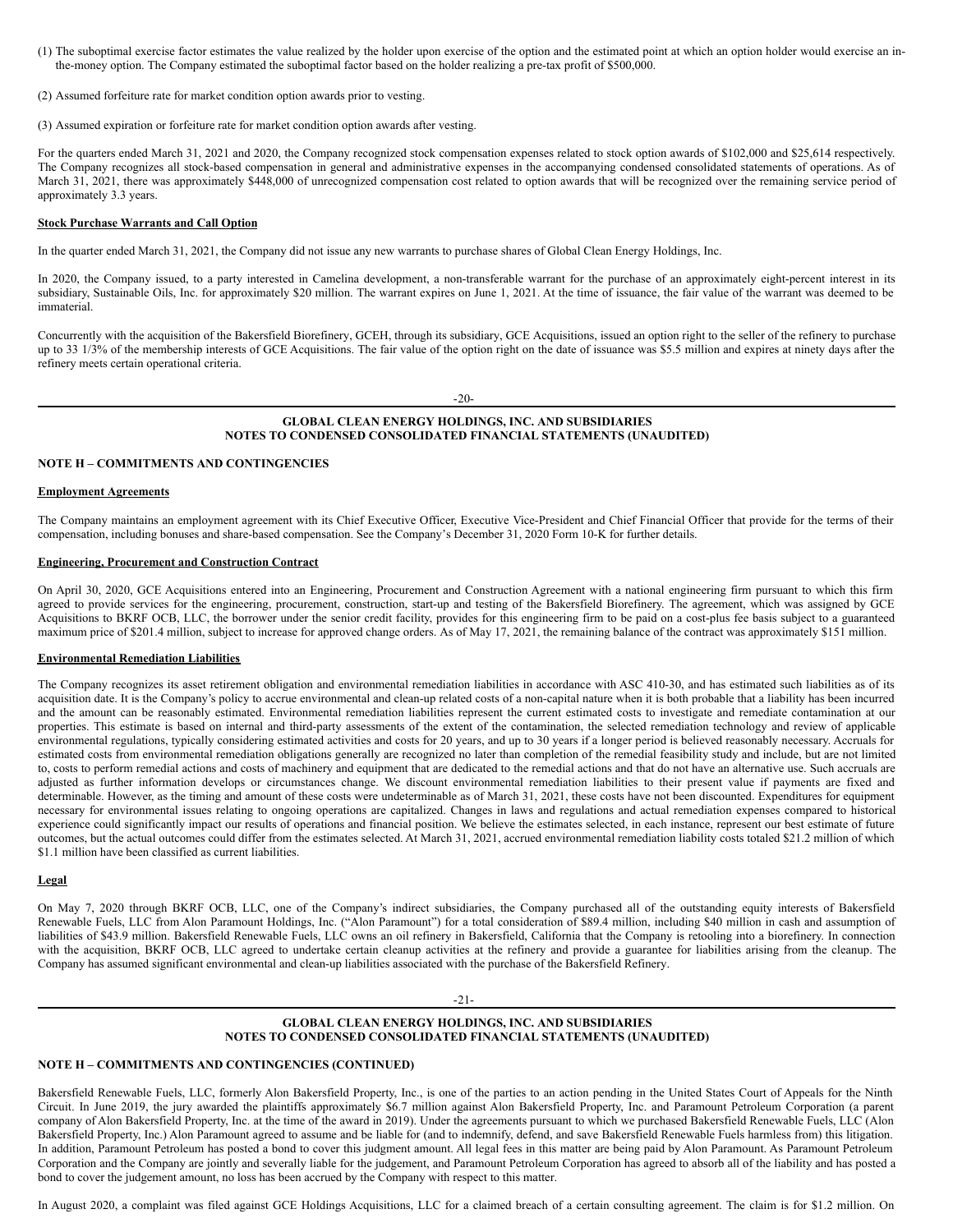(1) The suboptimal exercise factor estimates the value realized by the holder upon exercise of the option and the estimated point at which an option holder would exercise an in-the-money option. The Company estimated the suboptimal factor based on the holder realizing a pre-tax profit of $500,000.

(2) Assumed forfeiture rate for market condition option awards prior to vesting.

(3) Assumed expiration or forfeiture rate for market condition option awards after vesting.

For the quarters ended March 31, 2021 and 2020, the Company recognized stock compensation expenses related to stock option awards of $102,000 and $25,614 respectively. The Company recognizes all stock-based compensation in general and administrative expenses in the accompanying condensed consolidated statements of operations. As of March 31, 2021, there was approximately $448,000 of unrecognized compensation cost related to option awards that will be recognized over the remaining service period of approximately 3.3 years.

**Stock Purchase Warrants and Call Option**

In the quarter ended March 31, 2021, the Company did not issue any new warrants to purchase shares of Global Clean Energy Holdings, Inc.

In 2020, the Company issued, to a party interested in Camelina development, a non-transferable warrant for the purchase of an approximately eight-percent interest in its subsidiary, Sustainable Oils, Inc. for approximately $20 million. The warrant expires on June 1, 2021. At the time of issuance, the fair value of the warrant was deemed to be immaterial.

Concurrently with the acquisition of the Bakersfield Biorefinery, GCEH, through its subsidiary, GCE Acquisitions, issued an option right to the seller of the refinery to purchase up to 33 1/3% of the membership interests of GCE Acquisitions. The fair value of the option right on the date of issuance was $5.5 million and expires at ninety days after the refinery meets certain operational criteria.

**GLOBAL CLEAN ENERGY HOLDINGS, INC. AND SUBSIDIARIES**
**NOTES TO CONDENSED CONSOLIDATED FINANCIAL STATEMENTS (UNAUDITED)**

**NOTE H – COMMITMENTS AND CONTINGENCIES**

**Employment Agreements**

The Company maintains an employment agreement with its Chief Executive Officer, Executive Vice-President and Chief Financial Officer that provide for the terms of their compensation, including bonuses and share-based compensation. See the Company's December 31, 2020 Form 10-K for further details.

**Engineering, Procurement and Construction Contract**

On April 30, 2020, GCE Acquisitions entered into an Engineering, Procurement and Construction Agreement with a national engineering firm pursuant to which this firm agreed to provide services for the engineering, procurement, construction, start-up and testing of the Bakersfield Biorefinery. The agreement, which was assigned by GCE Acquisitions to BKRF OCB, LLC, the borrower under the senior credit facility, provides for this engineering firm to be paid on a cost-plus fee basis subject to a guaranteed maximum price of $201.4 million, subject to increase for approved change orders. As of May 17, 2021, the remaining balance of the contract was approximately $151 million.

**Environmental Remediation Liabilities**

The Company recognizes its asset retirement obligation and environmental remediation liabilities in accordance with ASC 410-30, and has estimated such liabilities as of its acquisition date. It is the Company's policy to accrue environmental and clean-up related costs of a non-capital nature when it is both probable that a liability has been incurred and the amount can be reasonably estimated. Environmental remediation liabilities represent the current estimated costs to investigate and remediate contamination at our properties. This estimate is based on internal and third-party assessments of the extent of the contamination, the selected remediation technology and review of applicable environmental regulations, typically considering estimated activities and costs for 20 years, and up to 30 years if a longer period is believed reasonably necessary. Accruals for estimated costs from environmental remediation obligations generally are recognized no later than completion of the remedial feasibility study and include, but are not limited to, costs to perform remedial actions and costs of machinery and equipment that are dedicated to the remedial actions and that do not have an alternative use. Such accruals are adjusted as further information develops or circumstances change. We discount environmental remediation liabilities to their present value if payments are fixed and determinable. However, as the timing and amount of these costs were undeterminable as of March 31, 2021, these costs have not been discounted. Expenditures for equipment necessary for environmental issues relating to ongoing operations are capitalized. Changes in laws and regulations and actual remediation expenses compared to historical experience could significantly impact our results of operations and financial position. We believe the estimates selected, in each instance, represent our best estimate of future outcomes, but the actual outcomes could differ from the estimates selected. At March 31, 2021, accrued environmental remediation liability costs totaled $21.2 million of which $1.1 million have been classified as current liabilities.

**Legal**

On May 7, 2020 through BKRF OCB, LLC, one of the Company's indirect subsidiaries, the Company purchased all of the outstanding equity interests of Bakersfield Renewable Fuels, LLC from Alon Paramount Holdings, Inc. ("Alon Paramount") for a total consideration of $89.4 million, including $40 million in cash and assumption of liabilities of $43.9 million. Bakersfield Renewable Fuels, LLC owns an oil refinery in Bakersfield, California that the Company is retooling into a biorefinery. In connection with the acquisition, BKRF OCB, LLC agreed to undertake certain cleanup activities at the refinery and provide a guarantee for liabilities arising from the cleanup. The Company has assumed significant environmental and clean-up liabilities associated with the purchase of the Bakersfield Refinery.

**GLOBAL CLEAN ENERGY HOLDINGS, INC. AND SUBSIDIARIES**
**NOTES TO CONDENSED CONSOLIDATED FINANCIAL STATEMENTS (UNAUDITED)**

**NOTE H – COMMITMENTS AND CONTINGENCIES (CONTINUED)**

Bakersfield Renewable Fuels, LLC, formerly Alon Bakersfield Property, Inc., is one of the parties to an action pending in the United States Court of Appeals for the Ninth Circuit. In June 2019, the jury awarded the plaintiffs approximately $6.7 million against Alon Bakersfield Property, Inc. and Paramount Petroleum Corporation (a parent company of Alon Bakersfield Property, Inc. at the time of the award in 2019). Under the agreements pursuant to which we purchased Bakersfield Renewable Fuels, LLC (Alon Bakersfield Property, Inc.) Alon Paramount agreed to assume and be liable for (and to indemnify, defend, and save Bakersfield Renewable Fuels harmless from) this litigation. In addition, Paramount Petroleum has posted a bond to cover this judgment amount. All legal fees in this matter are being paid by Alon Paramount. As Paramount Petroleum Corporation and the Company are jointly and severally liable for the judgement, and Paramount Petroleum Corporation has agreed to absorb all of the liability and has posted a bond to cover the judgement amount, no loss has been accrued by the Company with respect to this matter.

In August 2020, a complaint was filed against GCE Holdings Acquisitions, LLC for a claimed breach of a certain consulting agreement. The claim is for $1.2 million. On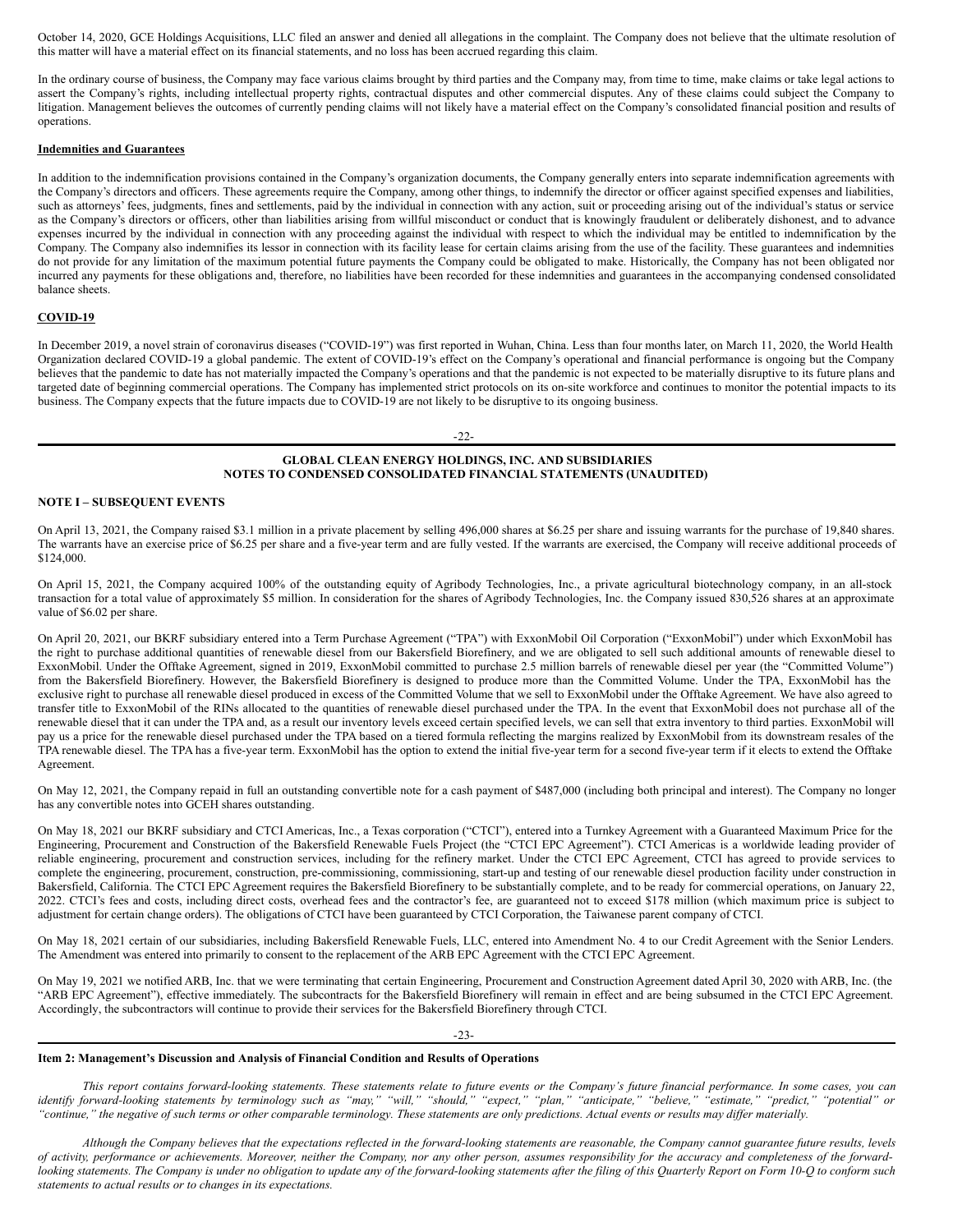October 14, 2020, GCE Holdings Acquisitions, LLC filed an answer and denied all allegations in the complaint. The Company does not believe that the ultimate resolution of this matter will have a material effect on its financial statements, and no loss has been accrued regarding this claim.

In the ordinary course of business, the Company may face various claims brought by third parties and the Company may, from time to time, make claims or take legal actions to assert the Company's rights, including intellectual property rights, contractual disputes and other commercial disputes. Any of these claims could subject the Company to litigation. Management believes the outcomes of currently pending claims will not likely have a material effect on the Company's consolidated financial position and results of operations.

**Indemnities and Guarantees**

In addition to the indemnification provisions contained in the Company's organization documents, the Company generally enters into separate indemnification agreements with the Company's directors and officers. These agreements require the Company, among other things, to indemnify the director or officer against specified expenses and liabilities, such as attorneys' fees, judgments, fines and settlements, paid by the individual in connection with any action, suit or proceeding arising out of the individual's status or service as the Company's directors or officers, other than liabilities arising from willful misconduct or conduct that is knowingly fraudulent or deliberately dishonest, and to advance expenses incurred by the individual in connection with any proceeding against the individual with respect to which the individual may be entitled to indemnification by the Company. The Company also indemnifies its lessor in connection with its facility lease for certain claims arising from the use of the facility. These guarantees and indemnities do not provide for any limitation of the maximum potential future payments the Company could be obligated to make. Historically, the Company has not been obligated nor incurred any payments for these obligations and, therefore, no liabilities have been recorded for these indemnities and guarantees in the accompanying condensed consolidated balance sheets.

**COVID-19**

In December 2019, a novel strain of coronavirus diseases ("COVID-19") was first reported in Wuhan, China. Less than four months later, on March 11, 2020, the World Health Organization declared COVID-19 a global pandemic. The extent of COVID-19's effect on the Company's operational and financial performance is ongoing but the Company believes that the pandemic to date has not materially impacted the Company's operations and that the pandemic is not expected to be materially disruptive to its future plans and targeted date of beginning commercial operations. The Company has implemented strict protocols on its on-site workforce and continues to monitor the potential impacts to its business. The Company expects that the future impacts due to COVID-19 are not likely to be disruptive to its ongoing business.

**GLOBAL CLEAN ENERGY HOLDINGS, INC. AND SUBSIDIARIES**
**NOTES TO CONDENSED CONSOLIDATED FINANCIAL STATEMENTS (UNAUDITED)**

**NOTE I – SUBSEQUENT EVENTS**

On April 13, 2021, the Company raised $3.1 million in a private placement by selling 496,000 shares at $6.25 per share and issuing warrants for the purchase of 19,840 shares. The warrants have an exercise price of $6.25 per share and a five-year term and are fully vested. If the warrants are exercised, the Company will receive additional proceeds of $124,000.

On April 15, 2021, the Company acquired 100% of the outstanding equity of Agribody Technologies, Inc., a private agricultural biotechnology company, in an all-stock transaction for a total value of approximately $5 million. In consideration for the shares of Agribody Technologies, Inc. the Company issued 830,526 shares at an approximate value of $6.02 per share.

On April 20, 2021, our BKRF subsidiary entered into a Term Purchase Agreement ("TPA") with ExxonMobil Oil Corporation ("ExxonMobil") under which ExxonMobil has the right to purchase additional quantities of renewable diesel from our Bakersfield Biorefinery, and we are obligated to sell such additional amounts of renewable diesel to ExxonMobil. Under the Offtake Agreement, signed in 2019, ExxonMobil committed to purchase 2.5 million barrels of renewable diesel per year (the "Committed Volume") from the Bakersfield Biorefinery. However, the Bakersfield Biorefinery is designed to produce more than the Committed Volume. Under the TPA, ExxonMobil has the exclusive right to purchase all renewable diesel produced in excess of the Committed Volume that we sell to ExxonMobil under the Offtake Agreement. We have also agreed to transfer title to ExxonMobil of the RINs allocated to the quantities of renewable diesel purchased under the TPA. In the event that ExxonMobil does not purchase all of the renewable diesel that it can under the TPA and, as a result our inventory levels exceed certain specified levels, we can sell that extra inventory to third parties. ExxonMobil will pay us a price for the renewable diesel purchased under the TPA based on a tiered formula reflecting the margins realized by ExxonMobil from its downstream resales of the TPA renewable diesel. The TPA has a five-year term. ExxonMobil has the option to extend the initial five-year term for a second five-year term if it elects to extend the Offtake Agreement.

On May 12, 2021, the Company repaid in full an outstanding convertible note for a cash payment of $487,000 (including both principal and interest). The Company no longer has any convertible notes into GCEH shares outstanding.

On May 18, 2021 our BKRF subsidiary and CTCI Americas, Inc., a Texas corporation ("CTCI"), entered into a Turnkey Agreement with a Guaranteed Maximum Price for the Engineering, Procurement and Construction of the Bakersfield Renewable Fuels Project (the "CTCI EPC Agreement"). CTCI Americas is a worldwide leading provider of reliable engineering, procurement and construction services, including for the refinery market. Under the CTCI EPC Agreement, CTCI has agreed to provide services to complete the engineering, procurement, construction, pre-commissioning, commissioning, start-up and testing of our renewable diesel production facility under construction in Bakersfield, California. The CTCI EPC Agreement requires the Bakersfield Biorefinery to be substantially complete, and to be ready for commercial operations, on January 22, 2022. CTCI's fees and costs, including direct costs, overhead fees and the contractor's fee, are guaranteed not to exceed $178 million (which maximum price is subject to adjustment for certain change orders). The obligations of CTCI have been guaranteed by CTCI Corporation, the Taiwanese parent company of CTCI.

On May 18, 2021 certain of our subsidiaries, including Bakersfield Renewable Fuels, LLC, entered into Amendment No. 4 to our Credit Agreement with the Senior Lenders. The Amendment was entered into primarily to consent to the replacement of the ARB EPC Agreement with the CTCI EPC Agreement.

On May 19, 2021 we notified ARB, Inc. that we were terminating that certain Engineering, Procurement and Construction Agreement dated April 30, 2020 with ARB, Inc. (the "ARB EPC Agreement"), effective immediately. The subcontracts for the Bakersfield Biorefinery will remain in effect and are being subsumed in the CTCI EPC Agreement. Accordingly, the subcontractors will continue to provide their services for the Bakersfield Biorefinery through CTCI.

## Item 2: Management's Discussion and Analysis of Financial Condition and Results of Operations

*This report contains forward-looking statements. These statements relate to future events or the Company's future financial performance. In some cases, you can identify forward-looking statements by terminology such as "may," "will," "should," "expect," "plan," "anticipate," "believe," "estimate," "predict," "potential" or "continue," the negative of such terms or other comparable terminology. These statements are only predictions. Actual events or results may differ materially.*

*Although the Company believes that the expectations reflected in the forward-looking statements are reasonable, the Company cannot guarantee future results, levels of activity, performance or achievements. Moreover, neither the Company, nor any other person, assumes responsibility for the accuracy and completeness of the forward-looking statements. The Company is under no obligation to update any of the forward-looking statements after the filing of this Quarterly Report on Form 10-Q to conform such statements to actual results or to changes in its expectations.*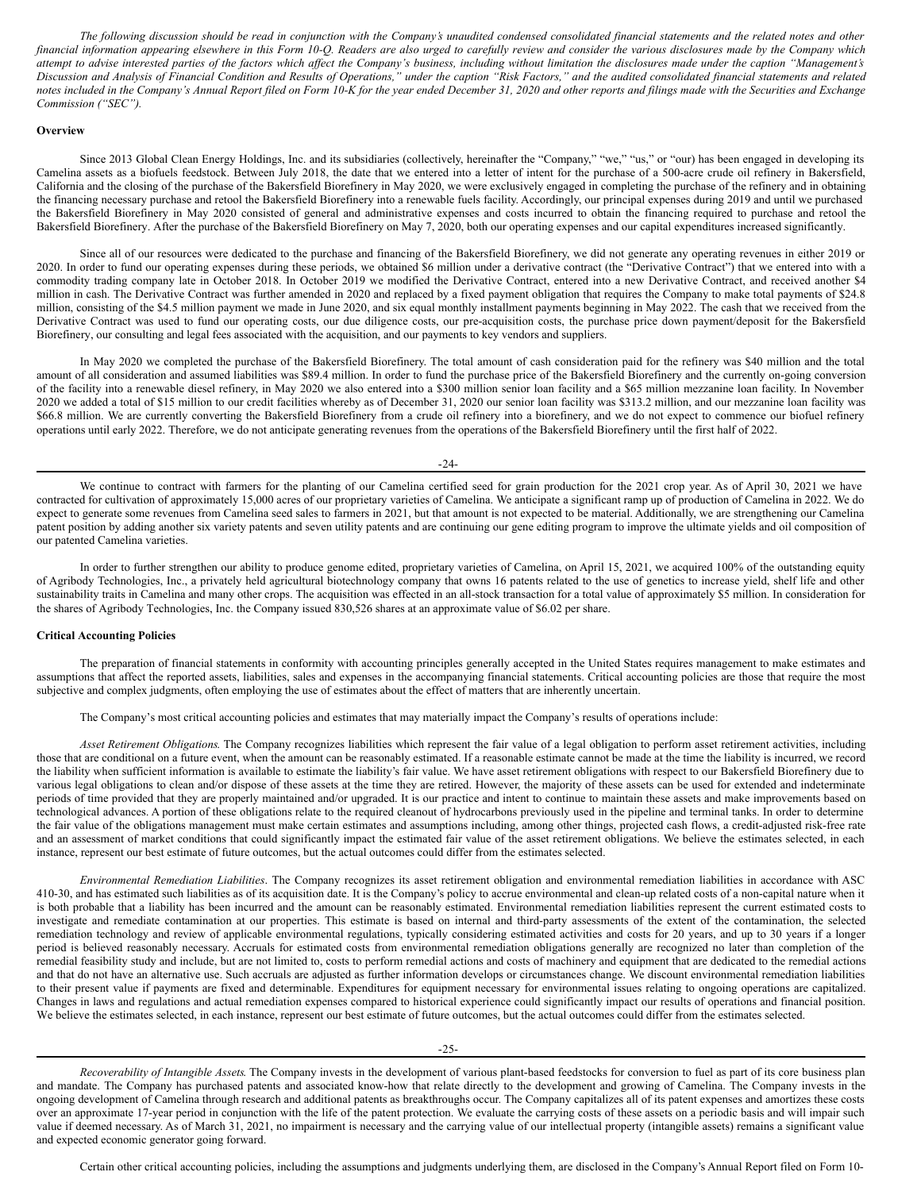*The following discussion should be read in conjunction with the Company's unaudited condensed consolidated financial statements and the related notes and other financial information appearing elsewhere in this Form 10-Q. Readers are also urged to carefully review and consider the various disclosures made by the Company which attempt to advise interested parties of the factors which affect the Company's business, including without limitation the disclosures made under the caption "Management's Discussion and Analysis of Financial Condition and Results of Operations," under the caption "Risk Factors," and the audited consolidated financial statements and related notes included in the Company's Annual Report filed on Form 10-K for the year ended December 31, 2020 and other reports and filings made with the Securities and Exchange Commission ("SEC").*

**Overview**

Since 2013 Global Clean Energy Holdings, Inc. and its subsidiaries (collectively, hereinafter the "Company," "we," "us," or "our) has been engaged in developing its Camelina assets as a biofuels feedstock. Between July 2018, the date that we entered into a letter of intent for the purchase of a 500-acre crude oil refinery in Bakersfield, California and the closing of the purchase of the Bakersfield Biorefinery in May 2020, we were exclusively engaged in completing the purchase of the refinery and in obtaining the financing necessary purchase and retool the Bakersfield Biorefinery into a renewable fuels facility. Accordingly, our principal expenses during 2019 and until we purchased the Bakersfield Biorefinery in May 2020 consisted of general and administrative expenses and costs incurred to obtain the financing required to purchase and retool the Bakersfield Biorefinery. After the purchase of the Bakersfield Biorefinery on May 7, 2020, both our operating expenses and our capital expenditures increased significantly.

Since all of our resources were dedicated to the purchase and financing of the Bakersfield Biorefinery, we did not generate any operating revenues in either 2019 or 2020. In order to fund our operating expenses during these periods, we obtained $6 million under a derivative contract (the "Derivative Contract") that we entered into with a commodity trading company late in October 2018. In October 2019 we modified the Derivative Contract, entered into a new Derivative Contract, and received another $4 million in cash. The Derivative Contract was further amended in 2020 and replaced by a fixed payment obligation that requires the Company to make total payments of $24.8 million, consisting of the $4.5 million payment we made in June 2020, and six equal monthly installment payments beginning in May 2022. The cash that we received from the Derivative Contract was used to fund our operating costs, our due diligence costs, our pre-acquisition costs, the purchase price down payment/deposit for the Bakersfield Biorefinery, our consulting and legal fees associated with the acquisition, and our payments to key vendors and suppliers.

In May 2020 we completed the purchase of the Bakersfield Biorefinery. The total amount of cash consideration paid for the refinery was $40 million and the total amount of all consideration and assumed liabilities was $89.4 million. In order to fund the purchase price of the Bakersfield Biorefinery and the currently on-going conversion of the facility into a renewable diesel refinery, in May 2020 we also entered into a $300 million senior loan facility and a $65 million mezzanine loan facility. In November 2020 we added a total of $15 million to our credit facilities whereby as of December 31, 2020 our senior loan facility was $313.2 million, and our mezzanine loan facility was $66.8 million. We are currently converting the Bakersfield Biorefinery from a crude oil refinery into a biorefinery, and we do not expect to commence our biofuel refinery operations until early 2022. Therefore, we do not anticipate generating revenues from the operations of the Bakersfield Biorefinery until the first half of 2022.

We continue to contract with farmers for the planting of our Camelina certified seed for grain production for the 2021 crop year. As of April 30, 2021 we have contracted for cultivation of approximately 15,000 acres of our proprietary varieties of Camelina. We anticipate a significant ramp up of production of Camelina in 2022. We do expect to generate some revenues from Camelina seed sales to farmers in 2021, but that amount is not expected to be material. Additionally, we are strengthening our Camelina patent position by adding another six variety patents and seven utility patents and are continuing our gene editing program to improve the ultimate yields and oil composition of our patented Camelina varieties.

In order to further strengthen our ability to produce genome edited, proprietary varieties of Camelina, on April 15, 2021, we acquired 100% of the outstanding equity of Agribody Technologies, Inc., a privately held agricultural biotechnology company that owns 16 patents related to the use of genetics to increase yield, shelf life and other sustainability traits in Camelina and many other crops. The acquisition was effected in an all-stock transaction for a total value of approximately $5 million. In consideration for the shares of Agribody Technologies, Inc. the Company issued 830,526 shares at an approximate value of $6.02 per share.

**Critical Accounting Policies**

The preparation of financial statements in conformity with accounting principles generally accepted in the United States requires management to make estimates and assumptions that affect the reported assets, liabilities, sales and expenses in the accompanying financial statements. Critical accounting policies are those that require the most subjective and complex judgments, often employing the use of estimates about the effect of matters that are inherently uncertain.

The Company's most critical accounting policies and estimates that may materially impact the Company's results of operations include:

*Asset Retirement Obligations*. The Company recognizes liabilities which represent the fair value of a legal obligation to perform asset retirement activities, including those that are conditional on a future event, when the amount can be reasonably estimated. If a reasonable estimate cannot be made at the time the liability is incurred, we record the liability when sufficient information is available to estimate the liability's fair value. We have asset retirement obligations with respect to our Bakersfield Biorefinery due to various legal obligations to clean and/or dispose of these assets at the time they are retired. However, the majority of these assets can be used for extended and indeterminate periods of time provided that they are properly maintained and/or upgraded. It is our practice and intent to continue to maintain these assets and make improvements based on technological advances. A portion of these obligations relate to the required cleanout of hydrocarbons previously used in the pipeline and terminal tanks. In order to determine the fair value of the obligations management must make certain estimates and assumptions including, among other things, projected cash flows, a credit-adjusted risk-free rate and an assessment of market conditions that could significantly impact the estimated fair value of the asset retirement obligations. We believe the estimates selected, in each instance, represent our best estimate of future outcomes, but the actual outcomes could differ from the estimates selected.

*Environmental Remediation Liabilities*. The Company recognizes its asset retirement obligation and environmental remediation liabilities in accordance with ASC 410-30, and has estimated such liabilities as of its acquisition date. It is the Company's policy to accrue environmental and clean-up related costs of a non-capital nature when it is both probable that a liability has been incurred and the amount can be reasonably estimated. Environmental remediation liabilities represent the current estimated costs to investigate and remediate contamination at our properties. This estimate is based on internal and third-party assessments of the extent of the contamination, the selected remediation technology and review of applicable environmental regulations, typically considering estimated activities and costs for 20 years, and up to 30 years if a longer period is believed reasonably necessary. Accruals for estimated costs from environmental remediation obligations generally are recognized no later than completion of the remedial feasibility study and include, but are not limited to, costs to perform remedial actions and costs of machinery and equipment that are dedicated to the remedial actions and that do not have an alternative use. Such accruals are adjusted as further information develops or circumstances change. We discount environmental remediation liabilities to their present value if payments are fixed and determinable. Expenditures for equipment necessary for environmental issues relating to ongoing operations are capitalized. Changes in laws and regulations and actual remediation expenses compared to historical experience could significantly impact our results of operations and financial position. We believe the estimates selected, in each instance, represent our best estimate of future outcomes, but the actual outcomes could differ from the estimates selected.

*Recoverability of Intangible Assets*. The Company invests in the development of various plant-based feedstocks for conversion to fuel as part of its core business plan and mandate. The Company has purchased patents and associated know-how that relate directly to the development and growing of Camelina. The Company invests in the ongoing development of Camelina through research and additional patents as breakthroughs occur. The Company capitalizes all of its patent expenses and amortizes these costs over an approximate 17-year period in conjunction with the life of the patent protection. We evaluate the carrying costs of these assets on a periodic basis and will impair such value if deemed necessary. As of March 31, 2021, no impairment is necessary and the carrying value of our intellectual property (intangible assets) remains a significant value and expected economic generator going forward.

Certain other critical accounting policies, including the assumptions and judgments underlying them, are disclosed in the Company's Annual Report filed on Form 10-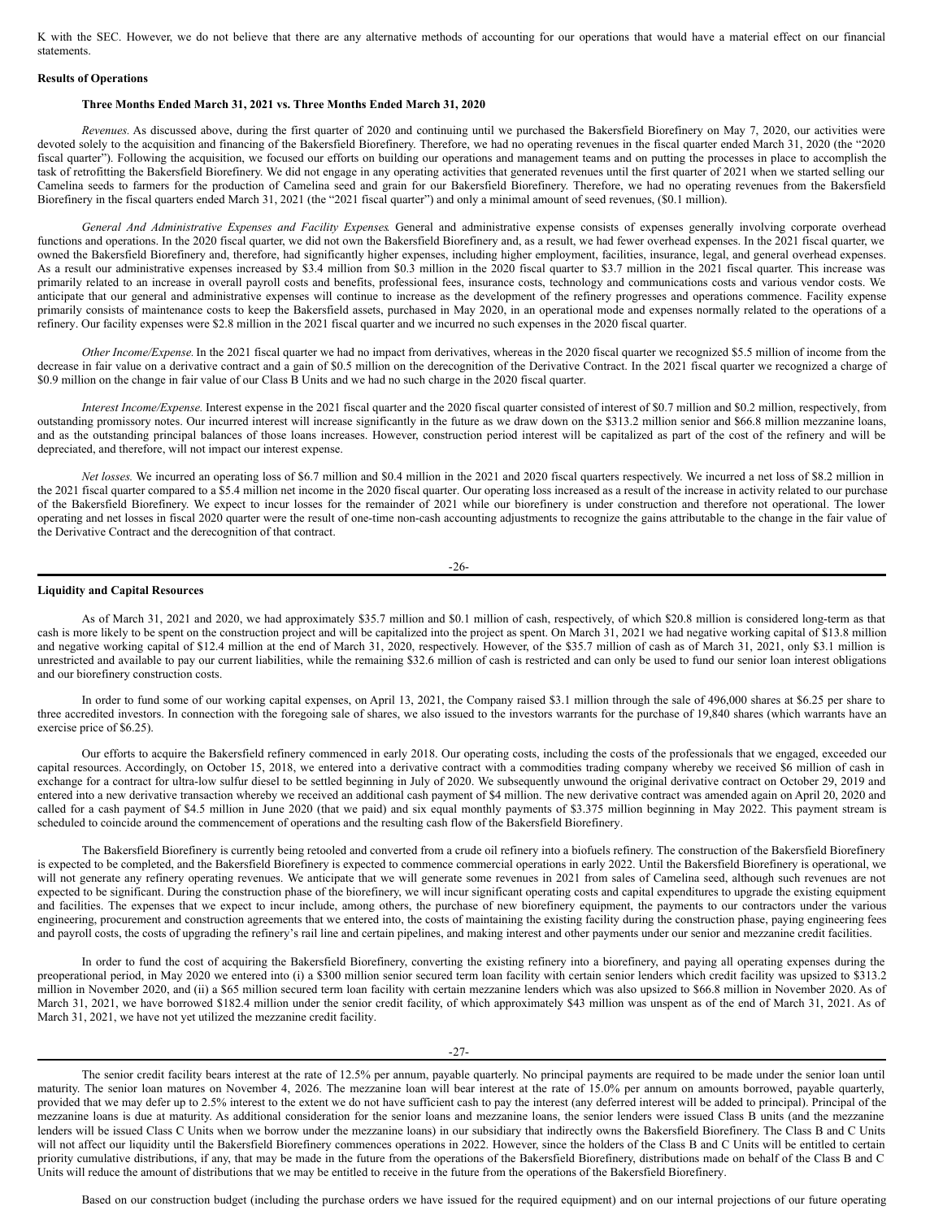K with the SEC. However, we do not believe that there are any alternative methods of accounting for our operations that would have a material effect on our financial statements.

**Results of Operations**

**Three Months Ended March 31, 2021 vs. Three Months Ended March 31, 2020**

*Revenues.* As discussed above, during the first quarter of 2020 and continuing until we purchased the Bakersfield Biorefinery on May 7, 2020, our activities were devoted solely to the acquisition and financing of the Bakersfield Biorefinery. Therefore, we had no operating revenues in the fiscal quarter ended March 31, 2020 (the "2020 fiscal quarter"). Following the acquisition, we focused our efforts on building our operations and management teams and on putting the processes in place to accomplish the task of retrofitting the Bakersfield Biorefinery. We did not engage in any operating activities that generated revenues until the first quarter of 2021 when we started selling our Camelina seeds to farmers for the production of Camelina seed and grain for our Bakersfield Biorefinery. Therefore, we had no operating revenues from the Bakersfield Biorefinery in the fiscal quarters ended March 31, 2021 (the "2021 fiscal quarter") and only a minimal amount of seed revenues, ($0.1 million).

*General And Administrative Expenses and Facility Expenses.* General and administrative expense consists of expenses generally involving corporate overhead functions and operations. In the 2020 fiscal quarter, we did not own the Bakersfield Biorefinery and, as a result, we had fewer overhead expenses. In the 2021 fiscal quarter, we owned the Bakersfield Biorefinery and, therefore, had significantly higher expenses, including higher employment, facilities, insurance, legal, and general overhead expenses. As a result our administrative expenses increased by $3.4 million from $0.3 million in the 2020 fiscal quarter to $3.7 million in the 2021 fiscal quarter. This increase was primarily related to an increase in overall payroll costs and benefits, professional fees, insurance costs, technology and communications costs and various vendor costs. We anticipate that our general and administrative expenses will continue to increase as the development of the refinery progresses and operations commence. Facility expense primarily consists of maintenance costs to keep the Bakersfield assets, purchased in May 2020, in an operational mode and expenses normally related to the operations of a refinery. Our facility expenses were $2.8 million in the 2021 fiscal quarter and we incurred no such expenses in the 2020 fiscal quarter.

*Other Income/Expense.* In the 2021 fiscal quarter we had no impact from derivatives, whereas in the 2020 fiscal quarter we recognized $5.5 million of income from the decrease in fair value on a derivative contract and a gain of $0.5 million on the derecognition of the Derivative Contract. In the 2021 fiscal quarter we recognized a charge of $0.9 million on the change in fair value of our Class B Units and we had no such charge in the 2020 fiscal quarter.

*Interest Income/Expense.* Interest expense in the 2021 fiscal quarter and the 2020 fiscal quarter consisted of interest of $0.7 million and $0.2 million, respectively, from outstanding promissory notes. Our incurred interest will increase significantly in the future as we draw down on the $313.2 million senior and $66.8 million mezzanine loans, and as the outstanding principal balances of those loans increases. However, construction period interest will be capitalized as part of the cost of the refinery and will be depreciated, and therefore, will not impact our interest expense.

*Net losses.* We incurred an operating loss of $6.7 million and $0.4 million in the 2021 and 2020 fiscal quarters respectively. We incurred a net loss of $8.2 million in the 2021 fiscal quarter compared to a $5.4 million net income in the 2020 fiscal quarter. Our operating loss increased as a result of the increase in activity related to our purchase of the Bakersfield Biorefinery. We expect to incur losses for the remainder of 2021 while our biorefinery is under construction and therefore not operational. The lower operating and net losses in fiscal 2020 quarter were the result of one-time non-cash accounting adjustments to recognize the gains attributable to the change in the fair value of the Derivative Contract and the derecognition of that contract.

**Liquidity and Capital Resources**

As of March 31, 2021 and 2020, we had approximately $35.7 million and $0.1 million of cash, respectively, of which $20.8 million is considered long-term as that cash is more likely to be spent on the construction project and will be capitalized into the project as spent. On March 31, 2021 we had negative working capital of $13.8 million and negative working capital of $12.4 million at the end of March 31, 2020, respectively. However, of the $35.7 million of cash as of March 31, 2021, only $3.1 million is unrestricted and available to pay our current liabilities, while the remaining $32.6 million of cash is restricted and can only be used to fund our senior loan interest obligations and our biorefinery construction costs.

In order to fund some of our working capital expenses, on April 13, 2021, the Company raised $3.1 million through the sale of 496,000 shares at $6.25 per share to three accredited investors. In connection with the foregoing sale of shares, we also issued to the investors warrants for the purchase of 19,840 shares (which warrants have an exercise price of $6.25).

Our efforts to acquire the Bakersfield refinery commenced in early 2018. Our operating costs, including the costs of the professionals that we engaged, exceeded our capital resources. Accordingly, on October 15, 2018, we entered into a derivative contract with a commodities trading company whereby we received $6 million of cash in exchange for a contract for ultra-low sulfur diesel to be settled beginning in July of 2020. We subsequently unwound the original derivative contract on October 29, 2019 and entered into a new derivative transaction whereby we received an additional cash payment of $4 million. The new derivative contract was amended again on April 20, 2020 and called for a cash payment of $4.5 million in June 2020 (that we paid) and six equal monthly payments of $3.375 million beginning in May 2022. This payment stream is scheduled to coincide around the commencement of operations and the resulting cash flow of the Bakersfield Biorefinery.

The Bakersfield Biorefinery is currently being retooled and converted from a crude oil refinery into a biofuels refinery. The construction of the Bakersfield Biorefinery is expected to be completed, and the Bakersfield Biorefinery is expected to commence commercial operations in early 2022. Until the Bakersfield Biorefinery is operational, we will not generate any refinery operating revenues. We anticipate that we will generate some revenues in 2021 from sales of Camelina seed, although such revenues are not expected to be significant. During the construction phase of the biorefinery, we will incur significant operating costs and capital expenditures to upgrade the existing equipment and facilities. The expenses that we expect to incur include, among others, the purchase of new biorefinery equipment, the payments to our contractors under the various engineering, procurement and construction agreements that we entered into, the costs of maintaining the existing facility during the construction phase, paying engineering fees and payroll costs, the costs of upgrading the refinery's rail line and certain pipelines, and making interest and other payments under our senior and mezzanine credit facilities.

In order to fund the cost of acquiring the Bakersfield Biorefinery, converting the existing refinery into a biorefinery, and paying all operating expenses during the preoperational period, in May 2020 we entered into (i) a $300 million senior secured term loan facility with certain senior lenders which credit facility was upsized to $313.2 million in November 2020, and (ii) a $65 million secured term loan facility with certain mezzanine lenders which was also upsized to $66.8 million in November 2020. As of March 31, 2021, we have borrowed $182.4 million under the senior credit facility, of which approximately $43 million was unspent as of the end of March 31, 2021. As of March 31, 2021, we have not yet utilized the mezzanine credit facility.

The senior credit facility bears interest at the rate of 12.5% per annum, payable quarterly. No principal payments are required to be made under the senior loan until maturity. The senior loan matures on November 4, 2026. The mezzanine loan will bear interest at the rate of 15.0% per annum on amounts borrowed, payable quarterly, provided that we may defer up to 2.5% interest to the extent we do not have sufficient cash to pay the interest (any deferred interest will be added to principal). Principal of the mezzanine loans is due at maturity. As additional consideration for the senior loans and mezzanine loans, the senior lenders were issued Class B units (and the mezzanine lenders will be issued Class C Units when we borrow under the mezzanine loans) in our subsidiary that indirectly owns the Bakersfield Biorefinery. The Class B and C Units will not affect our liquidity until the Bakersfield Biorefinery commences operations in 2022. However, since the holders of the Class B and C Units will be entitled to certain priority cumulative distributions, if any, that may be made in the future from the operations of the Bakersfield Biorefinery, distributions made on behalf of the Class B and C Units will reduce the amount of distributions that we may be entitled to receive in the future from the operations of the Bakersfield Biorefinery.

Based on our construction budget (including the purchase orders we have issued for the required equipment) and on our internal projections of our future operating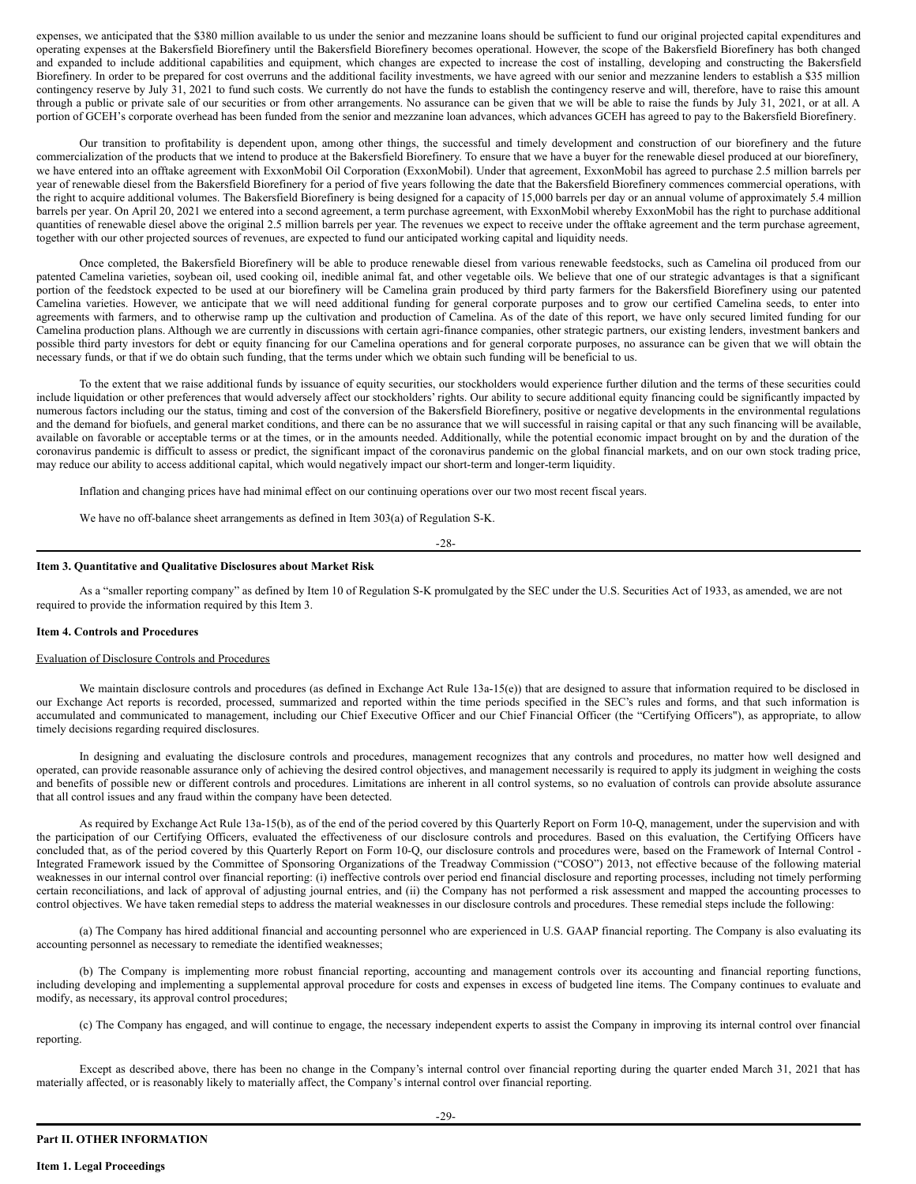expenses, we anticipated that the $380 million available to us under the senior and mezzanine loans should be sufficient to fund our original projected capital expenditures and operating expenses at the Bakersfield Biorefinery until the Bakersfield Biorefinery becomes operational. However, the scope of the Bakersfield Biorefinery has both changed and expanded to include additional capabilities and equipment, which changes are expected to increase the cost of installing, developing and constructing the Bakersfield Biorefinery. In order to be prepared for cost overruns and the additional facility investments, we have agreed with our senior and mezzanine lenders to establish a $35 million contingency reserve by July 31, 2021 to fund such costs. We currently do not have the funds to establish the contingency reserve and will, therefore, have to raise this amount through a public or private sale of our securities or from other arrangements. No assurance can be given that we will be able to raise the funds by July 31, 2021, or at all. A portion of GCEH's corporate overhead has been funded from the senior and mezzanine loan advances, which advances GCEH has agreed to pay to the Bakersfield Biorefinery.

Our transition to profitability is dependent upon, among other things, the successful and timely development and construction of our biorefinery and the future commercialization of the products that we intend to produce at the Bakersfield Biorefinery. To ensure that we have a buyer for the renewable diesel produced at our biorefinery, we have entered into an offtake agreement with ExxonMobil Oil Corporation (ExxonMobil). Under that agreement, ExxonMobil has agreed to purchase 2.5 million barrels per year of renewable diesel from the Bakersfield Biorefinery for a period of five years following the date that the Bakersfield Biorefinery commences commercial operations, with the right to acquire additional volumes. The Bakersfield Biorefinery is being designed for a capacity of 15,000 barrels per day or an annual volume of approximately 5.4 million barrels per year. On April 20, 2021 we entered into a second agreement, a term purchase agreement, with ExxonMobil whereby ExxonMobil has the right to purchase additional quantities of renewable diesel above the original 2.5 million barrels per year. The revenues we expect to receive under the offtake agreement and the term purchase agreement, together with our other projected sources of revenues, are expected to fund our anticipated working capital and liquidity needs.

Once completed, the Bakersfield Biorefinery will be able to produce renewable diesel from various renewable feedstocks, such as Camelina oil produced from our patented Camelina varieties, soybean oil, used cooking oil, inedible animal fat, and other vegetable oils. We believe that one of our strategic advantages is that a significant portion of the feedstock expected to be used at our biorefinery will be Camelina grain produced by third party farmers for the Bakersfield Biorefinery using our patented Camelina varieties. However, we anticipate that we will need additional funding for general corporate purposes and to grow our certified Camelina seeds, to enter into agreements with farmers, and to otherwise ramp up the cultivation and production of Camelina. As of the date of this report, we have only secured limited funding for our Camelina production plans. Although we are currently in discussions with certain agri-finance companies, other strategic partners, our existing lenders, investment bankers and possible third party investors for debt or equity financing for our Camelina operations and for general corporate purposes, no assurance can be given that we will obtain the necessary funds, or that if we do obtain such funding, that the terms under which we obtain such funding will be beneficial to us.

To the extent that we raise additional funds by issuance of equity securities, our stockholders would experience further dilution and the terms of these securities could include liquidation or other preferences that would adversely affect our stockholders' rights. Our ability to secure additional equity financing could be significantly impacted by numerous factors including our the status, timing and cost of the conversion of the Bakersfield Biorefinery, positive or negative developments in the environmental regulations and the demand for biofuels, and general market conditions, and there can be no assurance that we will successful in raising capital or that any such financing will be available, available on favorable or acceptable terms or at the times, or in the amounts needed. Additionally, while the potential economic impact brought on by and the duration of the coronavirus pandemic is difficult to assess or predict, the significant impact of the coronavirus pandemic on the global financial markets, and on our own stock trading price, may reduce our ability to access additional capital, which would negatively impact our short-term and longer-term liquidity.

Inflation and changing prices have had minimal effect on our continuing operations over our two most recent fiscal years.

We have no off-balance sheet arrangements as defined in Item 303(a) of Regulation S-K.

**Item 3. Quantitative and Qualitative Disclosures about Market Risk**

As a "smaller reporting company" as defined by Item 10 of Regulation S-K promulgated by the SEC under the U.S. Securities Act of 1933, as amended, we are not required to provide the information required by this Item 3.

**Item 4. Controls and Procedures**

Evaluation of Disclosure Controls and Procedures

We maintain disclosure controls and procedures (as defined in Exchange Act Rule 13a-15(e)) that are designed to assure that information required to be disclosed in our Exchange Act reports is recorded, processed, summarized and reported within the time periods specified in the SEC's rules and forms, and that such information is accumulated and communicated to management, including our Chief Executive Officer and our Chief Financial Officer (the "Certifying Officers"), as appropriate, to allow timely decisions regarding required disclosures.

In designing and evaluating the disclosure controls and procedures, management recognizes that any controls and procedures, no matter how well designed and operated, can provide reasonable assurance only of achieving the desired control objectives, and management necessarily is required to apply its judgment in weighing the costs and benefits of possible new or different controls and procedures. Limitations are inherent in all control systems, so no evaluation of controls can provide absolute assurance that all control issues and any fraud within the company have been detected.

As required by Exchange Act Rule 13a-15(b), as of the end of the period covered by this Quarterly Report on Form 10-Q, management, under the supervision and with the participation of our Certifying Officers, evaluated the effectiveness of our disclosure controls and procedures. Based on this evaluation, the Certifying Officers have concluded that, as of the period covered by this Quarterly Report on Form 10-Q, our disclosure controls and procedures were, based on the Framework of Internal Control - Integrated Framework issued by the Committee of Sponsoring Organizations of the Treadway Commission ("COSO") 2013, not effective because of the following material weaknesses in our internal control over financial reporting: (i) ineffective controls over period end financial disclosure and reporting processes, including not timely performing certain reconciliations, and lack of approval of adjusting journal entries, and (ii) the Company has not performed a risk assessment and mapped the accounting processes to control objectives. We have taken remedial steps to address the material weaknesses in our disclosure controls and procedures. These remedial steps include the following:

(a) The Company has hired additional financial and accounting personnel who are experienced in U.S. GAAP financial reporting. The Company is also evaluating its accounting personnel as necessary to remediate the identified weaknesses;

(b) The Company is implementing more robust financial reporting, accounting and management controls over its accounting and financial reporting functions, including developing and implementing a supplemental approval procedure for costs and expenses in excess of budgeted line items. The Company continues to evaluate and modify, as necessary, its approval control procedures;

(c) The Company has engaged, and will continue to engage, the necessary independent experts to assist the Company in improving its internal control over financial reporting.

Except as described above, there has been no change in the Company's internal control over financial reporting during the quarter ended March 31, 2021 that has materially affected, or is reasonably likely to materially affect, the Company's internal control over financial reporting.

**Part II. OTHER INFORMATION**

**Item 1. Legal Proceedings**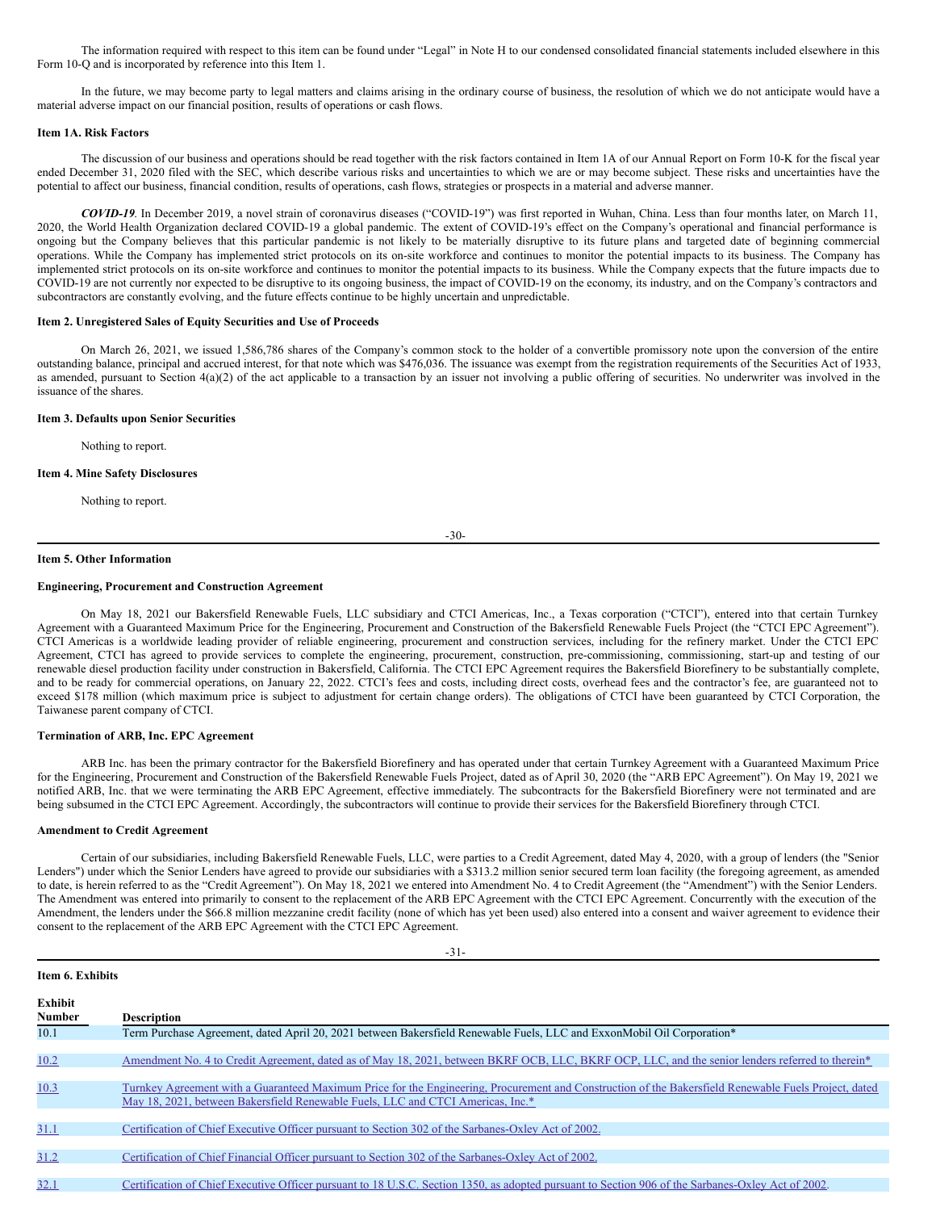The information required with respect to this item can be found under "Legal" in Note H to our condensed consolidated financial statements included elsewhere in this Form 10-Q and is incorporated by reference into this Item 1.

In the future, we may become party to legal matters and claims arising in the ordinary course of business, the resolution of which we do not anticipate would have a material adverse impact on our financial position, results of operations or cash flows.

### Item 1A. Risk Factors

The discussion of our business and operations should be read together with the risk factors contained in Item 1A of our Annual Report on Form 10-K for the fiscal year ended December 31, 2020 filed with the SEC, which describe various risks and uncertainties to which we are or may become subject. These risks and uncertainties have the potential to affect our business, financial condition, results of operations, cash flows, strategies or prospects in a material and adverse manner.

***COVID-19***. In December 2019, a novel strain of coronavirus diseases ("COVID-19") was first reported in Wuhan, China. Less than four months later, on March 11, 2020, the World Health Organization declared COVID-19 a global pandemic. The extent of COVID-19's effect on the Company's operational and financial performance is ongoing but the Company believes that this particular pandemic is not likely to be materially disruptive to its future plans and targeted date of beginning commercial operations. While the Company has implemented strict protocols on its on-site workforce and continues to monitor the potential impacts to its business. The Company has implemented strict protocols on its on-site workforce and continues to monitor the potential impacts to its business. While the Company expects that the future impacts due to COVID-19 are not currently nor expected to be disruptive to its ongoing business, the impact of COVID-19 on the economy, its industry, and on the Company's contractors and subcontractors are constantly evolving, and the future effects continue to be highly uncertain and unpredictable.

### Item 2. Unregistered Sales of Equity Securities and Use of Proceeds

On March 26, 2021, we issued 1,586,786 shares of the Company's common stock to the holder of a convertible promissory note upon the conversion of the entire outstanding balance, principal and accrued interest, for that note which was $476,036. The issuance was exempt from the registration requirements of the Securities Act of 1933, as amended, pursuant to Section 4(a)(2) of the act applicable to a transaction by an issuer not involving a public offering of securities. No underwriter was involved in the issuance of the shares.

### Item 3. Defaults upon Senior Securities

Nothing to report.

### Item 4. Mine Safety Disclosures

Nothing to report.

### Item 5. Other Information

**Engineering, Procurement and Construction Agreement**

On May 18, 2021 our Bakersfield Renewable Fuels, LLC subsidiary and CTCI Americas, Inc., a Texas corporation ("CTCI"), entered into that certain Turnkey Agreement with a Guaranteed Maximum Price for the Engineering, Procurement and Construction of the Bakersfield Renewable Fuels Project (the "CTCI EPC Agreement"). CTCI Americas is a worldwide leading provider of reliable engineering, procurement and construction services, including for the refinery market. Under the CTCI EPC Agreement, CTCI has agreed to provide services to complete the engineering, procurement, construction, pre-commissioning, commissioning, start-up and testing of our renewable diesel production facility under construction in Bakersfield, California. The CTCI EPC Agreement requires the Bakersfield Biorefinery to be substantially complete, and to be ready for commercial operations, on January 22, 2022. CTCI's fees and costs, including direct costs, overhead fees and the contractor's fee, are guaranteed not to exceed $178 million (which maximum price is subject to adjustment for certain change orders). The obligations of CTCI have been guaranteed by CTCI Corporation, the Taiwanese parent company of CTCI.

**Termination of ARB, Inc. EPC Agreement**

ARB Inc. has been the primary contractor for the Bakersfield Biorefinery and has operated under that certain Turnkey Agreement with a Guaranteed Maximum Price for the Engineering, Procurement and Construction of the Bakersfield Renewable Fuels Project, dated as of April 30, 2020 (the "ARB EPC Agreement"). On May 19, 2021 we notified ARB, Inc. that we were terminating the ARB EPC Agreement, effective immediately. The subcontracts for the Bakersfield Biorefinery were not terminated and are being subsumed in the CTCI EPC Agreement. Accordingly, the subcontractors will continue to provide their services for the Bakersfield Biorefinery through CTCI.

**Amendment to Credit Agreement**

Certain of our subsidiaries, including Bakersfield Renewable Fuels, LLC, were parties to a Credit Agreement, dated May 4, 2020, with a group of lenders (the "Senior Lenders") under which the Senior Lenders have agreed to provide our subsidiaries with a $313.2 million senior secured term loan facility (the foregoing agreement, as amended to date, is herein referred to as the "Credit Agreement"). On May 18, 2021 we entered into Amendment No. 4 to Credit Agreement (the "Amendment") with the Senior Lenders. The Amendment was entered into primarily to consent to the replacement of the ARB EPC Agreement with the CTCI EPC Agreement. Concurrently with the execution of the Amendment, the lenders under the $66.8 million mezzanine credit facility (none of which has yet been used) also entered into a consent and waiver agreement to evidence their consent to the replacement of the ARB EPC Agreement with the CTCI EPC Agreement.

### Item 6. Exhibits

| Exhibit Number | Description |
|---|---|
| 10.1 | Term Purchase Agreement, dated April 20, 2021 between Bakersfield Renewable Fuels, LLC and ExxonMobil Oil Corporation* |
| 10.2 | Amendment No. 4 to Credit Agreement, dated as of May 18, 2021, between BKRF OCB, LLC, BKRF OCP, LLC, and the senior lenders referred to therein* |
| 10.3 | Turnkey Agreement with a Guaranteed Maximum Price for the Engineering, Procurement and Construction of the Bakersfield Renewable Fuels Project, dated May 18, 2021, between Bakersfield Renewable Fuels, LLC and CTCI Americas, Inc.* |
| 31.1 | Certification of Chief Executive Officer pursuant to Section 302 of the Sarbanes-Oxley Act of 2002. |
| 31.2 | Certification of Chief Financial Officer pursuant to Section 302 of the Sarbanes-Oxley Act of 2002. |
| 32.1 | Certification of Chief Executive Officer pursuant to 18 U.S.C. Section 1350, as adopted pursuant to Section 906 of the Sarbanes-Oxley Act of 2002. |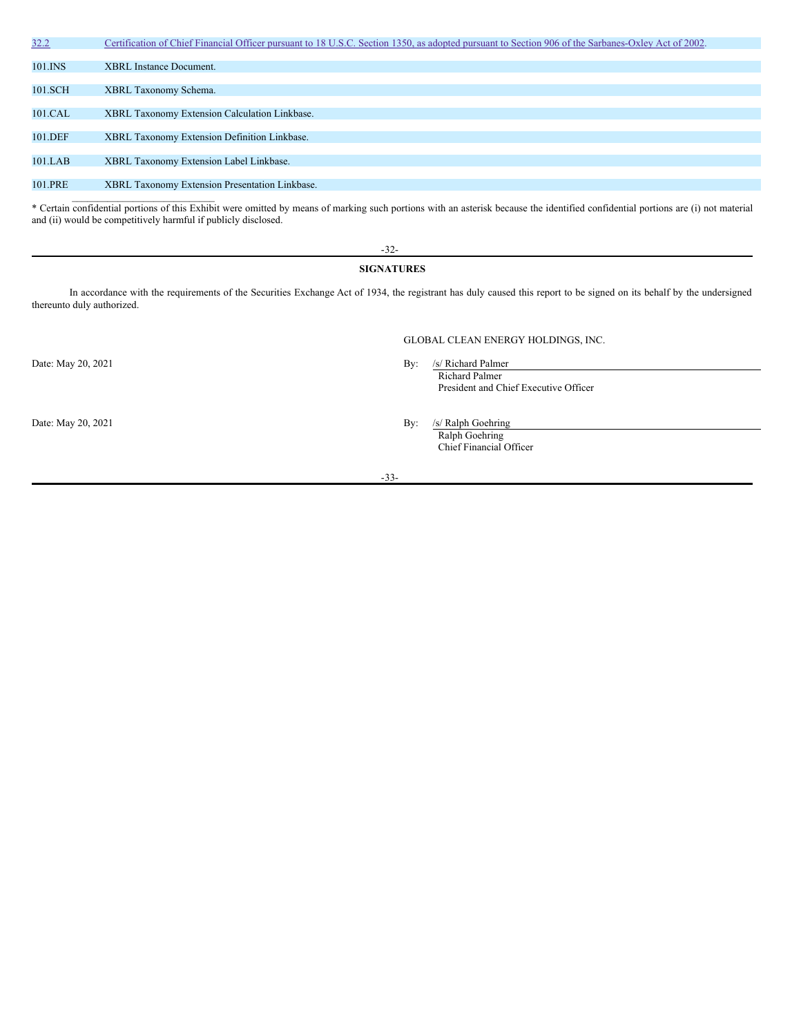| | |
|---|---|
| 32.2 | Certification of Chief Financial Officer pursuant to 18 U.S.C. Section 1350, as adopted pursuant to Section 906 of the Sarbanes-Oxley Act of 2002. |
| 101.INS | XBRL Instance Document. |
| 101.SCH | XBRL Taxonomy Schema. |
| 101.CAL | XBRL Taxonomy Extension Calculation Linkbase. |
| 101.DEF | XBRL Taxonomy Extension Definition Linkbase. |
| 101.LAB | XBRL Taxonomy Extension Label Linkbase. |
| 101.PRE | XBRL Taxonomy Extension Presentation Linkbase. |

\_\_\_\_\_\_\_\_\_\_\_\_\_\_\_\_\_\_\_\_\_\_\_\_\_\_\_\_

* Certain confidential portions of this Exhibit were omitted by means of marking such portions with an asterisk because the identified confidential portions are (i) not material and (ii) would be competitively harmful if publicly disclosed.

**SIGNATURES**

In accordance with the requirements of the Securities Exchange Act of 1934, the registrant has duly caused this report to be signed on its behalf by the undersigned thereunto duly authorized.

GLOBAL CLEAN ENERGY HOLDINGS, INC.

Date: May 20, 2021

By: /s/ Richard Palmer
Richard Palmer
President and Chief Executive Officer

Date: May 20, 2021

By: /s/ Ralph Goehring
Ralph Goehring
Chief Financial Officer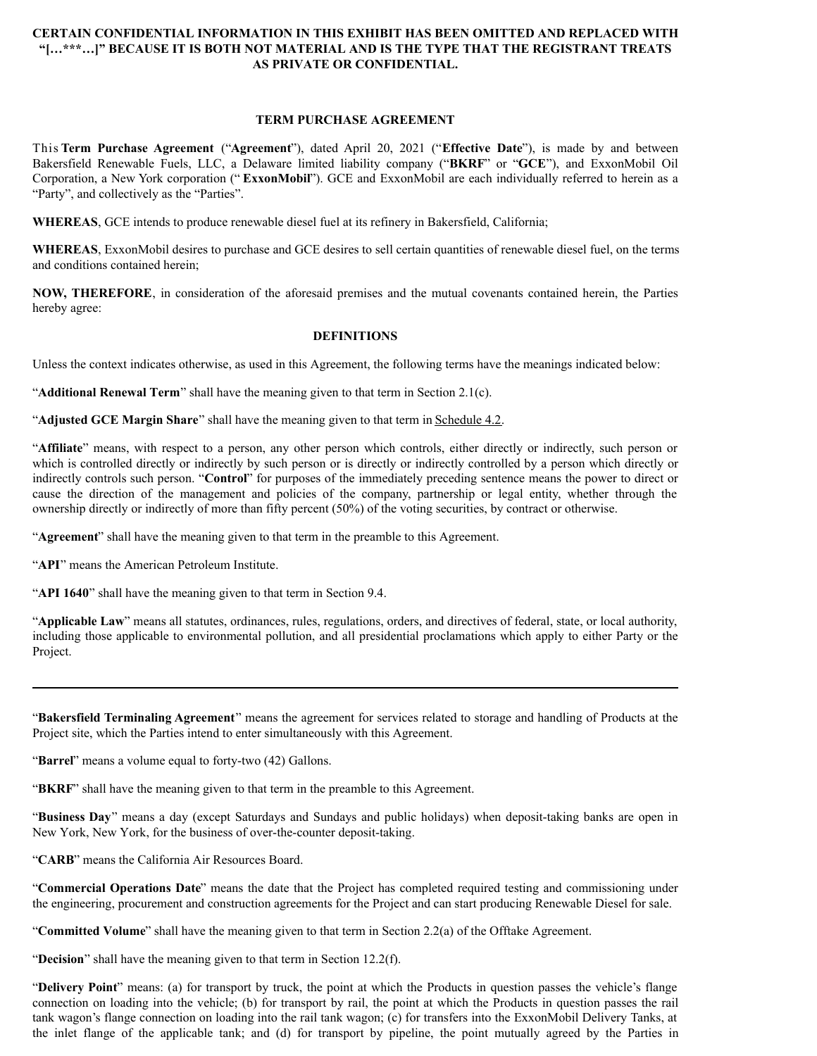**CERTAIN CONFIDENTIAL INFORMATION IN THIS EXHIBIT HAS BEEN OMITTED AND REPLACED WITH "[…***…]" BECAUSE IT IS BOTH NOT MATERIAL AND IS THE TYPE THAT THE REGISTRANT TREATS AS PRIVATE OR CONFIDENTIAL.**

## TERM PURCHASE AGREEMENT

This **Term Purchase Agreement** ("**Agreement**"), dated April 20, 2021 ("**Effective Date**"), is made by and between Bakersfield Renewable Fuels, LLC, a Delaware limited liability company ("**BKRF**" or "**GCE**"), and ExxonMobil Oil Corporation, a New York corporation (" **ExxonMobil**"). GCE and ExxonMobil are each individually referred to herein as a "Party", and collectively as the "Parties".

**WHEREAS**, GCE intends to produce renewable diesel fuel at its refinery in Bakersfield, California;

**WHEREAS**, ExxonMobil desires to purchase and GCE desires to sell certain quantities of renewable diesel fuel, on the terms and conditions contained herein;

**NOW, THEREFORE**, in consideration of the aforesaid premises and the mutual covenants contained herein, the Parties hereby agree:

### DEFINITIONS

Unless the context indicates otherwise, as used in this Agreement, the following terms have the meanings indicated below:

"**Additional Renewal Term**" shall have the meaning given to that term in Section 2.1(c).

"**Adjusted GCE Margin Share**" shall have the meaning given to that term in Schedule 4.2.

"**Affiliate**" means, with respect to a person, any other person which controls, either directly or indirectly, such person or which is controlled directly or indirectly by such person or is directly or indirectly controlled by a person which directly or indirectly controls such person. "**Control**" for purposes of the immediately preceding sentence means the power to direct or cause the direction of the management and policies of the company, partnership or legal entity, whether through the ownership directly or indirectly of more than fifty percent (50%) of the voting securities, by contract or otherwise.

"**Agreement**" shall have the meaning given to that term in the preamble to this Agreement.

"**API**" means the American Petroleum Institute.

"**API 1640**" shall have the meaning given to that term in Section 9.4.

"**Applicable Law**" means all statutes, ordinances, rules, regulations, orders, and directives of federal, state, or local authority, including those applicable to environmental pollution, and all presidential proclamations which apply to either Party or the Project.

---

"**Bakersfield Terminaling Agreement**" means the agreement for services related to storage and handling of Products at the Project site, which the Parties intend to enter simultaneously with this Agreement.

"**Barrel**" means a volume equal to forty-two (42) Gallons.

"**BKRF**" shall have the meaning given to that term in the preamble to this Agreement.

"**Business Day**" means a day (except Saturdays and Sundays and public holidays) when deposit-taking banks are open in New York, New York, for the business of over-the-counter deposit-taking.

"**CARB**" means the California Air Resources Board.

"**Commercial Operations Date**" means the date that the Project has completed required testing and commissioning under the engineering, procurement and construction agreements for the Project and can start producing Renewable Diesel for sale.

"**Committed Volume**" shall have the meaning given to that term in Section 2.2(a) of the Offtake Agreement.

"**Decision**" shall have the meaning given to that term in Section 12.2(f).

"**Delivery Point**" means: (a) for transport by truck, the point at which the Products in question passes the vehicle's flange connection on loading into the vehicle; (b) for transport by rail, the point at which the Products in question passes the rail tank wagon's flange connection on loading into the rail tank wagon; (c) for transfers into the ExxonMobil Delivery Tanks, at the inlet flange of the applicable tank; and (d) for transport by pipeline, the point mutually agreed by the Parties in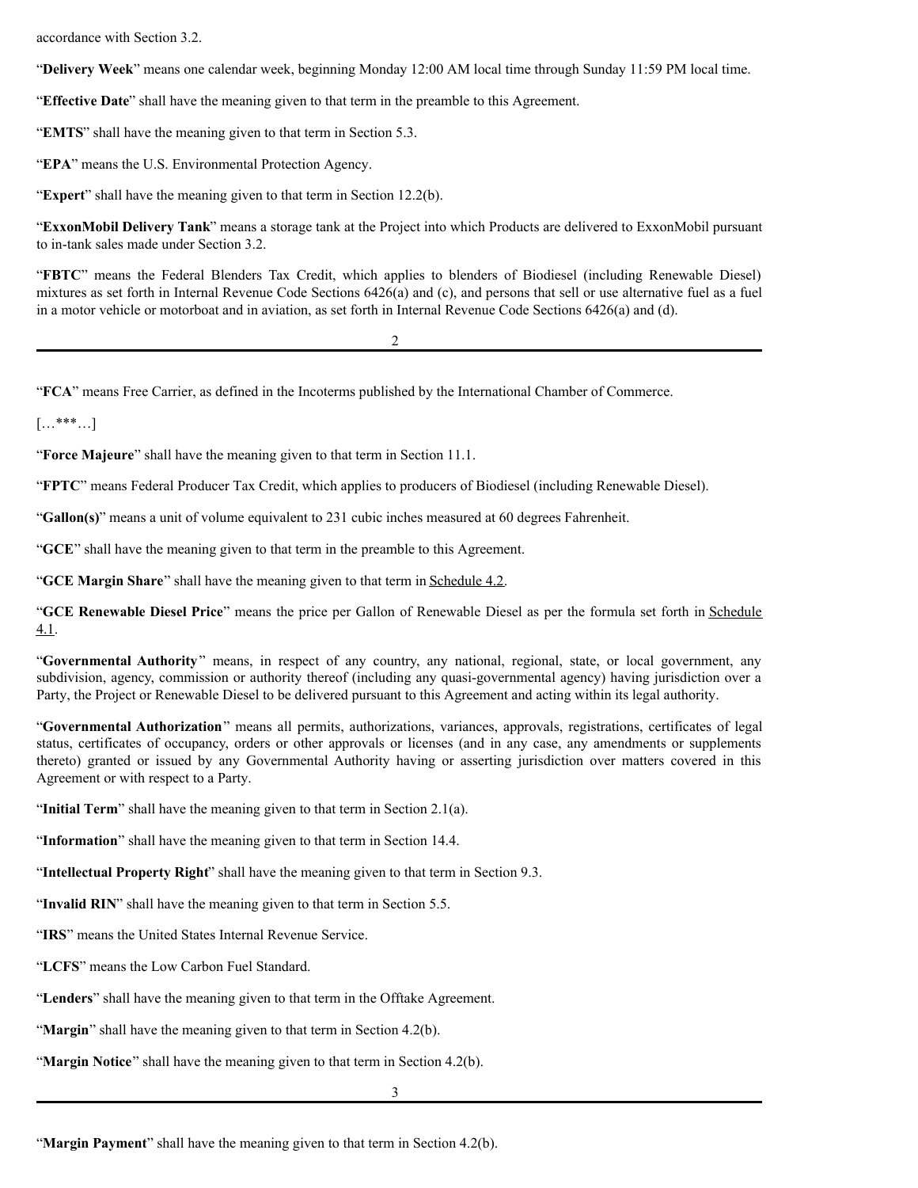accordance with Section 3.2.

"**Delivery Week**" means one calendar week, beginning Monday 12:00 AM local time through Sunday 11:59 PM local time.

"**Effective Date**" shall have the meaning given to that term in the preamble to this Agreement.

"**EMTS**" shall have the meaning given to that term in Section 5.3.

"**EPA**" means the U.S. Environmental Protection Agency.

"**Expert**" shall have the meaning given to that term in Section 12.2(b).

"**ExxonMobil Delivery Tank**" means a storage tank at the Project into which Products are delivered to ExxonMobil pursuant to in-tank sales made under Section 3.2.

"**FBTC**" means the Federal Blenders Tax Credit, which applies to blenders of Biodiesel (including Renewable Diesel) mixtures as set forth in Internal Revenue Code Sections 6426(a) and (c), and persons that sell or use alternative fuel as a fuel in a motor vehicle or motorboat and in aviation, as set forth in Internal Revenue Code Sections 6426(a) and (d).

"**FCA**" means Free Carrier, as defined in the Incoterms published by the International Chamber of Commerce.

[…***…]

"**Force Majeure**" shall have the meaning given to that term in Section 11.1.

"**FPTC**" means Federal Producer Tax Credit, which applies to producers of Biodiesel (including Renewable Diesel).

"**Gallon(s)**" means a unit of volume equivalent to 231 cubic inches measured at 60 degrees Fahrenheit.

"**GCE**" shall have the meaning given to that term in the preamble to this Agreement.

"**GCE Margin Share**" shall have the meaning given to that term in Schedule 4.2.

"**GCE Renewable Diesel Price**" means the price per Gallon of Renewable Diesel as per the formula set forth in Schedule 4.1.

"**Governmental Authority**" means, in respect of any country, any national, regional, state, or local government, any subdivision, agency, commission or authority thereof (including any quasi-governmental agency) having jurisdiction over a Party, the Project or Renewable Diesel to be delivered pursuant to this Agreement and acting within its legal authority.

"**Governmental Authorization**" means all permits, authorizations, variances, approvals, registrations, certificates of legal status, certificates of occupancy, orders or other approvals or licenses (and in any case, any amendments or supplements thereto) granted or issued by any Governmental Authority having or asserting jurisdiction over matters covered in this Agreement or with respect to a Party.

"**Initial Term**" shall have the meaning given to that term in Section 2.1(a).

"**Information**" shall have the meaning given to that term in Section 14.4.

"**Intellectual Property Right**" shall have the meaning given to that term in Section 9.3.

"**Invalid RIN**" shall have the meaning given to that term in Section 5.5.

"**IRS**" means the United States Internal Revenue Service.

"**LCFS**" means the Low Carbon Fuel Standard.

"**Lenders**" shall have the meaning given to that term in the Offtake Agreement.

"**Margin**" shall have the meaning given to that term in Section 4.2(b).

"**Margin Notice**" shall have the meaning given to that term in Section 4.2(b).

"**Margin Payment**" shall have the meaning given to that term in Section 4.2(b).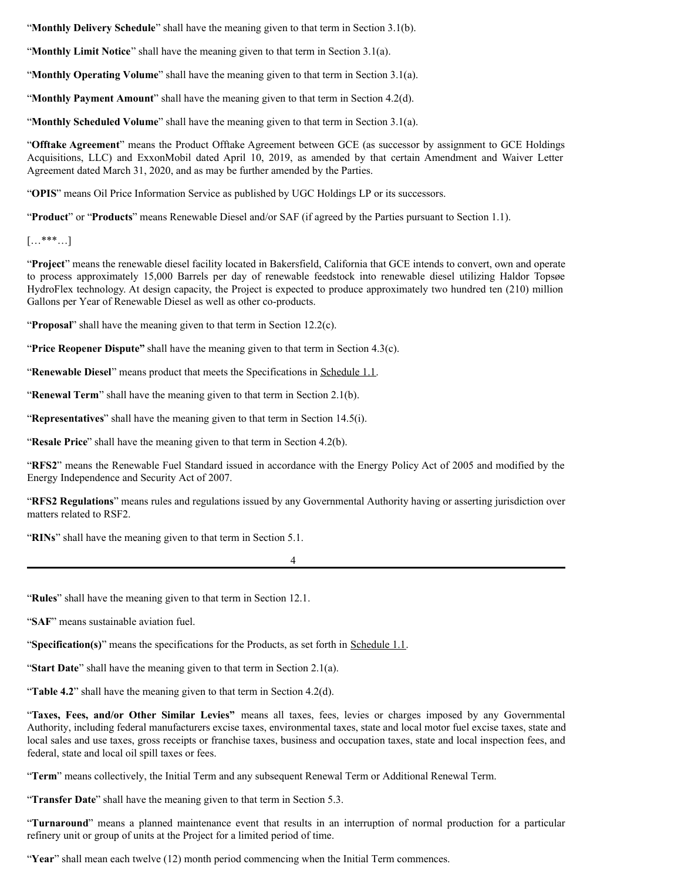"**Monthly Delivery Schedule**" shall have the meaning given to that term in Section 3.1(b).

"**Monthly Limit Notice**" shall have the meaning given to that term in Section 3.1(a).

"**Monthly Operating Volume**" shall have the meaning given to that term in Section 3.1(a).

"**Monthly Payment Amount**" shall have the meaning given to that term in Section 4.2(d).

"**Monthly Scheduled Volume**" shall have the meaning given to that term in Section 3.1(a).

"**Offtake Agreement**" means the Product Offtake Agreement between GCE (as successor by assignment to GCE Holdings Acquisitions, LLC) and ExxonMobil dated April 10, 2019, as amended by that certain Amendment and Waiver Letter Agreement dated March 31, 2020, and as may be further amended by the Parties.

"**OPIS**" means Oil Price Information Service as published by UGC Holdings LP or its successors.

"**Product**" or "**Products**" means Renewable Diesel and/or SAF (if agreed by the Parties pursuant to Section 1.1).

[…***…]

"**Project**" means the renewable diesel facility located in Bakersfield, California that GCE intends to convert, own and operate to process approximately 15,000 Barrels per day of renewable feedstock into renewable diesel utilizing Haldor Topsøe HydroFlex technology. At design capacity, the Project is expected to produce approximately two hundred ten (210) million Gallons per Year of Renewable Diesel as well as other co-products.

"**Proposal**" shall have the meaning given to that term in Section 12.2(c).

"**Price Reopener Dispute"** shall have the meaning given to that term in Section 4.3(c).

"**Renewable Diesel**" means product that meets the Specifications in Schedule 1.1.

"**Renewal Term**" shall have the meaning given to that term in Section 2.1(b).

"**Representatives**" shall have the meaning given to that term in Section 14.5(i).

"**Resale Price**" shall have the meaning given to that term in Section 4.2(b).

"**RFS2**" means the Renewable Fuel Standard issued in accordance with the Energy Policy Act of 2005 and modified by the Energy Independence and Security Act of 2007.

"**RFS2 Regulations**" means rules and regulations issued by any Governmental Authority having or asserting jurisdiction over matters related to RSF2.

"**RINs**" shall have the meaning given to that term in Section 5.1.

"**Rules**" shall have the meaning given to that term in Section 12.1.

"**SAF**" means sustainable aviation fuel.

"**Specification(s)**" means the specifications for the Products, as set forth in Schedule 1.1.

"**Start Date**" shall have the meaning given to that term in Section 2.1(a).

"**Table 4.2**" shall have the meaning given to that term in Section 4.2(d).

"**Taxes, Fees, and/or Other Similar Levies"** means all taxes, fees, levies or charges imposed by any Governmental Authority, including federal manufacturers excise taxes, environmental taxes, state and local motor fuel excise taxes, state and local sales and use taxes, gross receipts or franchise taxes, business and occupation taxes, state and local inspection fees, and federal, state and local oil spill taxes or fees.

"**Term**" means collectively, the Initial Term and any subsequent Renewal Term or Additional Renewal Term.

"**Transfer Date**" shall have the meaning given to that term in Section 5.3.

"**Turnaround**" means a planned maintenance event that results in an interruption of normal production for a particular refinery unit or group of units at the Project for a limited period of time.

"**Year**" shall mean each twelve (12) month period commencing when the Initial Term commences.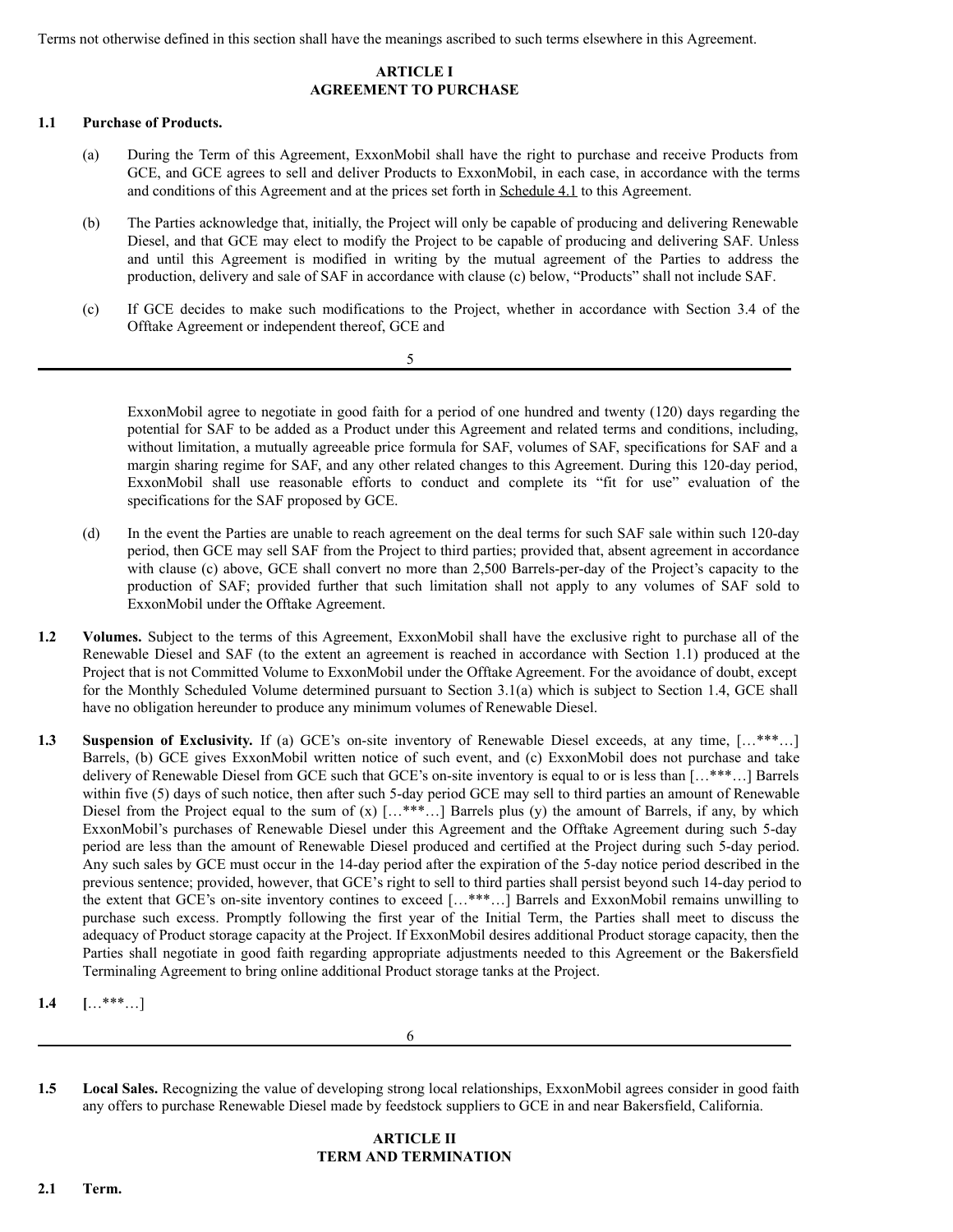Terms not otherwise defined in this section shall have the meanings ascribed to such terms elsewhere in this Agreement.

## ARTICLE I
## AGREEMENT TO PURCHASE

**1.1 Purchase of Products.**

(a) During the Term of this Agreement, ExxonMobil shall have the right to purchase and receive Products from GCE, and GCE agrees to sell and deliver Products to ExxonMobil, in each case, in accordance with the terms and conditions of this Agreement and at the prices set forth in Schedule 4.1 to this Agreement.

(b) The Parties acknowledge that, initially, the Project will only be capable of producing and delivering Renewable Diesel, and that GCE may elect to modify the Project to be capable of producing and delivering SAF. Unless and until this Agreement is modified in writing by the mutual agreement of the Parties to address the production, delivery and sale of SAF in accordance with clause (c) below, "Products" shall not include SAF.

(c) If GCE decides to make such modifications to the Project, whether in accordance with Section 3.4 of the Offtake Agreement or independent thereof, GCE and ExxonMobil agree to negotiate in good faith for a period of one hundred and twenty (120) days regarding the potential for SAF to be added as a Product under this Agreement and related terms and conditions, including, without limitation, a mutually agreeable price formula for SAF, volumes of SAF, specifications for SAF and a margin sharing regime for SAF, and any other related changes to this Agreement. During this 120-day period, ExxonMobil shall use reasonable efforts to conduct and complete its "fit for use" evaluation of the specifications for the SAF proposed by GCE.

(d) In the event the Parties are unable to reach agreement on the deal terms for such SAF sale within such 120-day period, then GCE may sell SAF from the Project to third parties; provided that, absent agreement in accordance with clause (c) above, GCE shall convert no more than 2,500 Barrels-per-day of the Project's capacity to the production of SAF; provided further that such limitation shall not apply to any volumes of SAF sold to ExxonMobil under the Offtake Agreement.

**1.2 Volumes.** Subject to the terms of this Agreement, ExxonMobil shall have the exclusive right to purchase all of the Renewable Diesel and SAF (to the extent an agreement is reached in accordance with Section 1.1) produced at the Project that is not Committed Volume to ExxonMobil under the Offtake Agreement. For the avoidance of doubt, except for the Monthly Scheduled Volume determined pursuant to Section 3.1(a) which is subject to Section 1.4, GCE shall have no obligation hereunder to produce any minimum volumes of Renewable Diesel.

**1.3 Suspension of Exclusivity.** If (a) GCE's on-site inventory of Renewable Diesel exceeds, at any time, […***…] Barrels, (b) GCE gives ExxonMobil written notice of such event, and (c) ExxonMobil does not purchase and take delivery of Renewable Diesel from GCE such that GCE's on-site inventory is equal to or is less than […***…] Barrels within five (5) days of such notice, then after such 5-day period GCE may sell to third parties an amount of Renewable Diesel from the Project equal to the sum of (x) […***…] Barrels plus (y) the amount of Barrels, if any, by which ExxonMobil's purchases of Renewable Diesel under this Agreement and the Offtake Agreement during such 5-day period are less than the amount of Renewable Diesel produced and certified at the Project during such 5-day period. Any such sales by GCE must occur in the 14-day period after the expiration of the 5-day notice period described in the previous sentence; provided, however, that GCE's right to sell to third parties shall persist beyond such 14-day period to the extent that GCE's on-site inventory contines to exceed […***…] Barrels and ExxonMobil remains unwilling to purchase such excess. Promptly following the first year of the Initial Term, the Parties shall meet to discuss the adequacy of Product storage capacity at the Project. If ExxonMobil desires additional Product storage capacity, then the Parties shall negotiate in good faith regarding appropriate adjustments needed to this Agreement or the Bakersfield Terminaling Agreement to bring online additional Product storage tanks at the Project.

**1.4 […***…]**

**1.5 Local Sales.** Recognizing the value of developing strong local relationships, ExxonMobil agrees consider in good faith any offers to purchase Renewable Diesel made by feedstock suppliers to GCE in and near Bakersfield, California.

## ARTICLE II
## TERM AND TERMINATION

**2.1 Term.**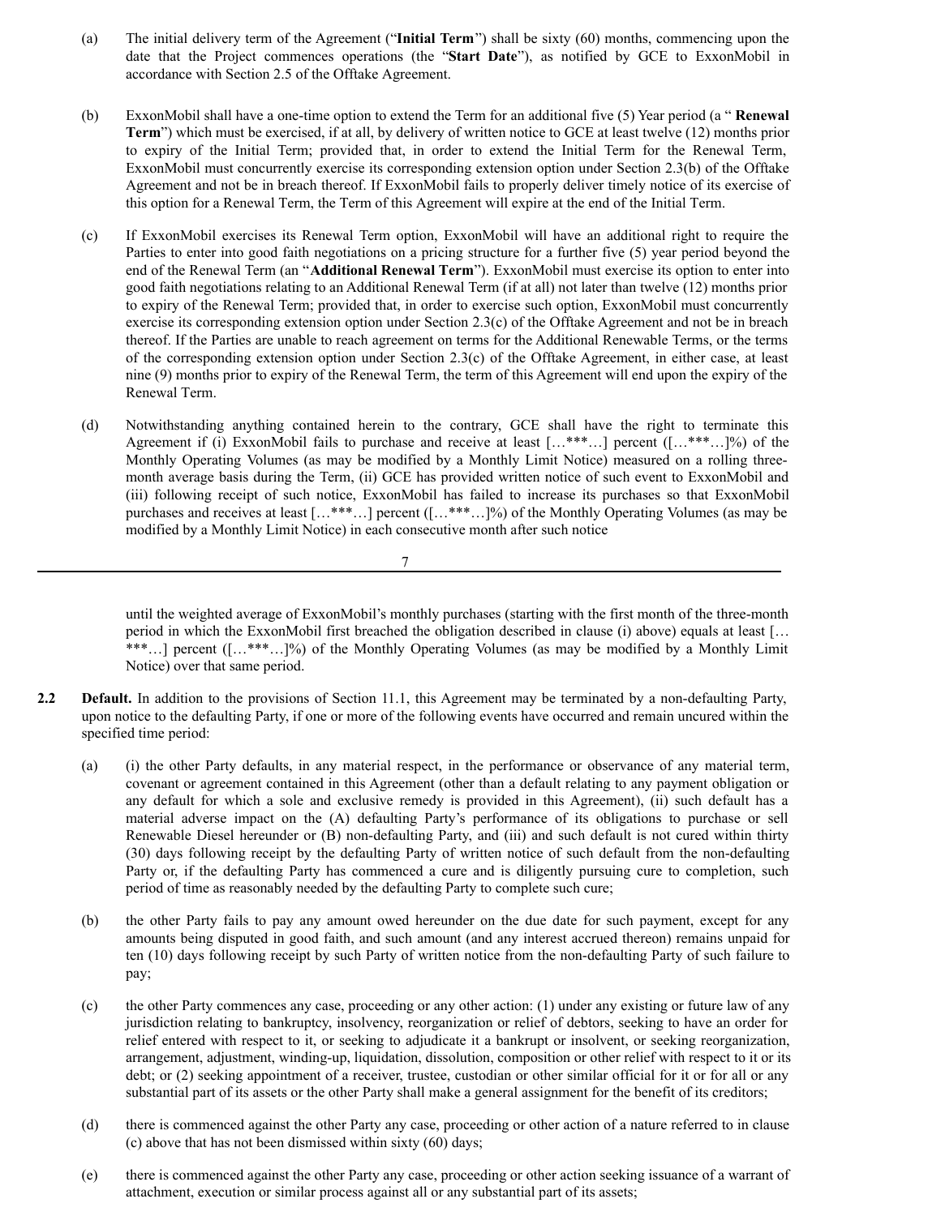(a) The initial delivery term of the Agreement ("**Initial Term**") shall be sixty (60) months, commencing upon the date that the Project commences operations (the "**Start Date**"), as notified by GCE to ExxonMobil in accordance with Section 2.5 of the Offtake Agreement.

(b) ExxonMobil shall have a one-time option to extend the Term for an additional five (5) Year period (a " **Renewal Term**") which must be exercised, if at all, by delivery of written notice to GCE at least twelve (12) months prior to expiry of the Initial Term; provided that, in order to extend the Initial Term for the Renewal Term, ExxonMobil must concurrently exercise its corresponding extension option under Section 2.3(b) of the Offtake Agreement and not be in breach thereof. If ExxonMobil fails to properly deliver timely notice of its exercise of this option for a Renewal Term, the Term of this Agreement will expire at the end of the Initial Term.

(c) If ExxonMobil exercises its Renewal Term option, ExxonMobil will have an additional right to require the Parties to enter into good faith negotiations on a pricing structure for a further five (5) year period beyond the end of the Renewal Term (an "**Additional Renewal Term**"). ExxonMobil must exercise its option to enter into good faith negotiations relating to an Additional Renewal Term (if at all) not later than twelve (12) months prior to expiry of the Renewal Term; provided that, in order to exercise such option, ExxonMobil must concurrently exercise its corresponding extension option under Section 2.3(c) of the Offtake Agreement and not be in breach thereof. If the Parties are unable to reach agreement on terms for the Additional Renewable Terms, or the terms of the corresponding extension option under Section 2.3(c) of the Offtake Agreement, in either case, at least nine (9) months prior to expiry of the Renewal Term, the term of this Agreement will end upon the expiry of the Renewal Term.

(d) Notwithstanding anything contained herein to the contrary, GCE shall have the right to terminate this Agreement if (i) ExxonMobil fails to purchase and receive at least […***…] percent ([…***…]%) of the Monthly Operating Volumes (as may be modified by a Monthly Limit Notice) measured on a rolling three-month average basis during the Term, (ii) GCE has provided written notice of such event to ExxonMobil and (iii) following receipt of such notice, ExxonMobil has failed to increase its purchases so that ExxonMobil purchases and receives at least […***…] percent ([…***…]%) of the Monthly Operating Volumes (as may be modified by a Monthly Limit Notice) in each consecutive month after such notice until the weighted average of ExxonMobil's monthly purchases (starting with the first month of the three-month period in which the ExxonMobil first breached the obligation described in clause (i) above) equals at least […***…] percent ([…***…]%) of the Monthly Operating Volumes (as may be modified by a Monthly Limit Notice) over that same period.

**2.2 Default.** In addition to the provisions of Section 11.1, this Agreement may be terminated by a non-defaulting Party, upon notice to the defaulting Party, if one or more of the following events have occurred and remain uncured within the specified time period:

(a) (i) the other Party defaults, in any material respect, in the performance or observance of any material term, covenant or agreement contained in this Agreement (other than a default relating to any payment obligation or any default for which a sole and exclusive remedy is provided in this Agreement), (ii) such default has a material adverse impact on the (A) defaulting Party's performance of its obligations to purchase or sell Renewable Diesel hereunder or (B) non-defaulting Party, and (iii) and such default is not cured within thirty (30) days following receipt by the defaulting Party of written notice of such default from the non-defaulting Party or, if the defaulting Party has commenced a cure and is diligently pursuing cure to completion, such period of time as reasonably needed by the defaulting Party to complete such cure;

(b) the other Party fails to pay any amount owed hereunder on the due date for such payment, except for any amounts being disputed in good faith, and such amount (and any interest accrued thereon) remains unpaid for ten (10) days following receipt by such Party of written notice from the non-defaulting Party of such failure to pay;

(c) the other Party commences any case, proceeding or any other action: (1) under any existing or future law of any jurisdiction relating to bankruptcy, insolvency, reorganization or relief of debtors, seeking to have an order for relief entered with respect to it, or seeking to adjudicate it a bankrupt or insolvent, or seeking reorganization, arrangement, adjustment, winding-up, liquidation, dissolution, composition or other relief with respect to it or its debt; or (2) seeking appointment of a receiver, trustee, custodian or other similar official for it or for all or any substantial part of its assets or the other Party shall make a general assignment for the benefit of its creditors;

(d) there is commenced against the other Party any case, proceeding or other action of a nature referred to in clause (c) above that has not been dismissed within sixty (60) days;

(e) there is commenced against the other Party any case, proceeding or other action seeking issuance of a warrant of attachment, execution or similar process against all or any substantial part of its assets;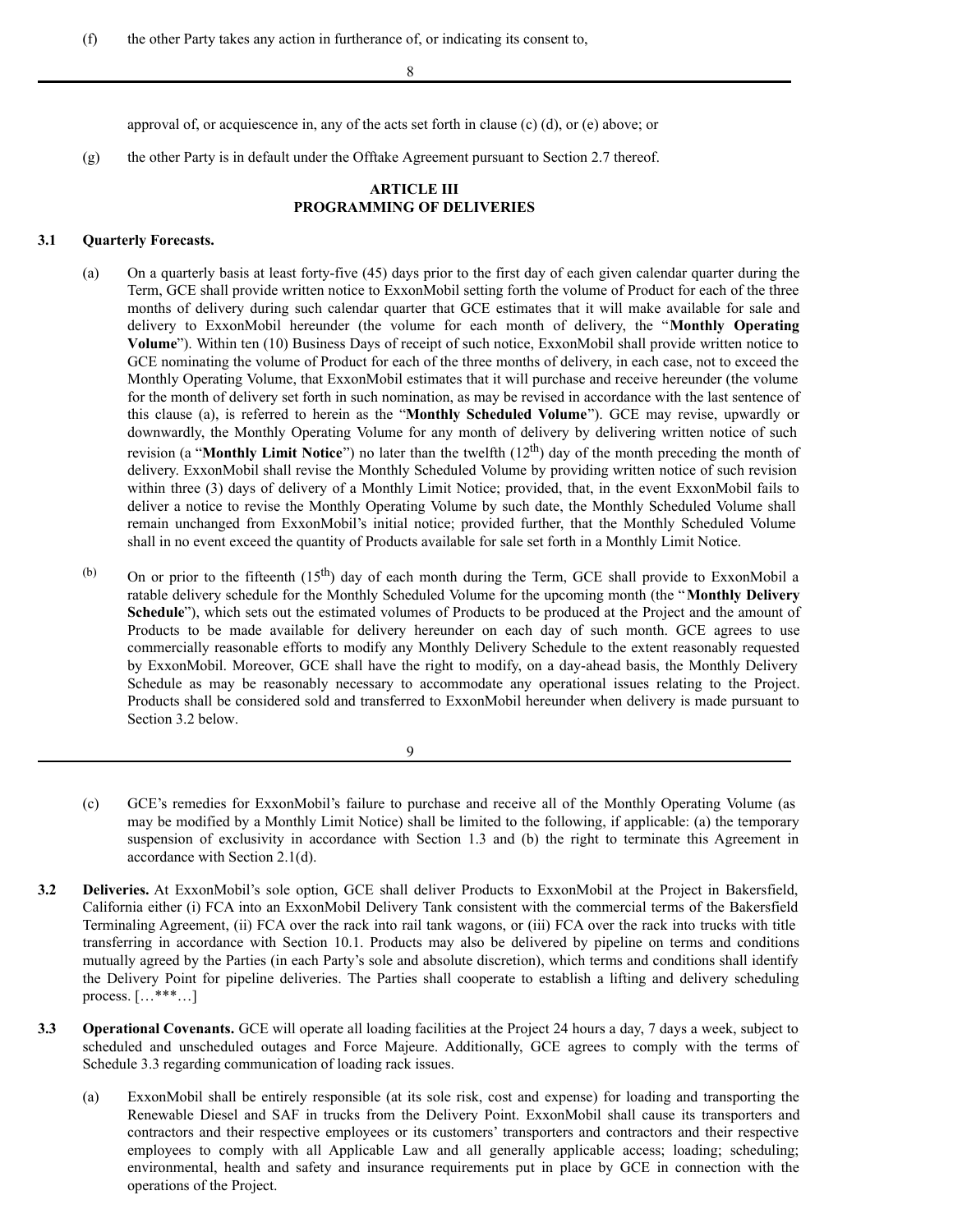(f) the other Party takes any action in furtherance of, or indicating its consent to, approval of, or acquiescence in, any of the acts set forth in clause (c) (d), or (e) above; or

(g) the other Party is in default under the Offtake Agreement pursuant to Section 2.7 thereof.

## ARTICLE III
## PROGRAMMING OF DELIVERIES

**3.1 Quarterly Forecasts.**

(a) On a quarterly basis at least forty-five (45) days prior to the first day of each given calendar quarter during the Term, GCE shall provide written notice to ExxonMobil setting forth the volume of Product for each of the three months of delivery during such calendar quarter that GCE estimates that it will make available for sale and delivery to ExxonMobil hereunder (the volume for each month of delivery, the "**Monthly Operating Volume**"). Within ten (10) Business Days of receipt of such notice, ExxonMobil shall provide written notice to GCE nominating the volume of Product for each of the three months of delivery, in each case, not to exceed the Monthly Operating Volume, that ExxonMobil estimates that it will purchase and receive hereunder (the volume for the month of delivery set forth in such nomination, as may be revised in accordance with the last sentence of this clause (a), is referred to herein as the "**Monthly Scheduled Volume**"). GCE may revise, upwardly or downwardly, the Monthly Operating Volume for any month of delivery by delivering written notice of such revision (a "**Monthly Limit Notice**") no later than the twelfth (12th) day of the month preceding the month of delivery. ExxonMobil shall revise the Monthly Scheduled Volume by providing written notice of such revision within three (3) days of delivery of a Monthly Limit Notice; provided, that, in the event ExxonMobil fails to deliver a notice to revise the Monthly Operating Volume by such date, the Monthly Scheduled Volume shall remain unchanged from ExxonMobil's initial notice; provided further, that the Monthly Scheduled Volume shall in no event exceed the quantity of Products available for sale set forth in a Monthly Limit Notice.

(b) On or prior to the fifteenth (15th) day of each month during the Term, GCE shall provide to ExxonMobil a ratable delivery schedule for the Monthly Scheduled Volume for the upcoming month (the "**Monthly Delivery Schedule**"), which sets out the estimated volumes of Products to be produced at the Project and the amount of Products to be made available for delivery hereunder on each day of such month. GCE agrees to use commercially reasonable efforts to modify any Monthly Delivery Schedule to the extent reasonably requested by ExxonMobil. Moreover, GCE shall have the right to modify, on a day-ahead basis, the Monthly Delivery Schedule as may be reasonably necessary to accommodate any operational issues relating to the Project. Products shall be considered sold and transferred to ExxonMobil hereunder when delivery is made pursuant to Section 3.2 below.

(c) GCE's remedies for ExxonMobil's failure to purchase and receive all of the Monthly Operating Volume (as may be modified by a Monthly Limit Notice) shall be limited to the following, if applicable: (a) the temporary suspension of exclusivity in accordance with Section 1.3 and (b) the right to terminate this Agreement in accordance with Section 2.1(d).

**3.2 Deliveries.** At ExxonMobil's sole option, GCE shall deliver Products to ExxonMobil at the Project in Bakersfield, California either (i) FCA into an ExxonMobil Delivery Tank consistent with the commercial terms of the Bakersfield Terminaling Agreement, (ii) FCA over the rack into rail tank wagons, or (iii) FCA over the rack into trucks with title transferring in accordance with Section 10.1. Products may also be delivered by pipeline on terms and conditions mutually agreed by the Parties (in each Party's sole and absolute discretion), which terms and conditions shall identify the Delivery Point for pipeline deliveries. The Parties shall cooperate to establish a lifting and delivery scheduling process. […***…]

**3.3 Operational Covenants.** GCE will operate all loading facilities at the Project 24 hours a day, 7 days a week, subject to scheduled and unscheduled outages and Force Majeure. Additionally, GCE agrees to comply with the terms of Schedule 3.3 regarding communication of loading rack issues.

(a) ExxonMobil shall be entirely responsible (at its sole risk, cost and expense) for loading and transporting the Renewable Diesel and SAF in trucks from the Delivery Point. ExxonMobil shall cause its transporters and contractors and their respective employees or its customers' transporters and contractors and their respective employees to comply with all Applicable Law and all generally applicable access; loading; scheduling; environmental, health and safety and insurance requirements put in place by GCE in connection with the operations of the Project.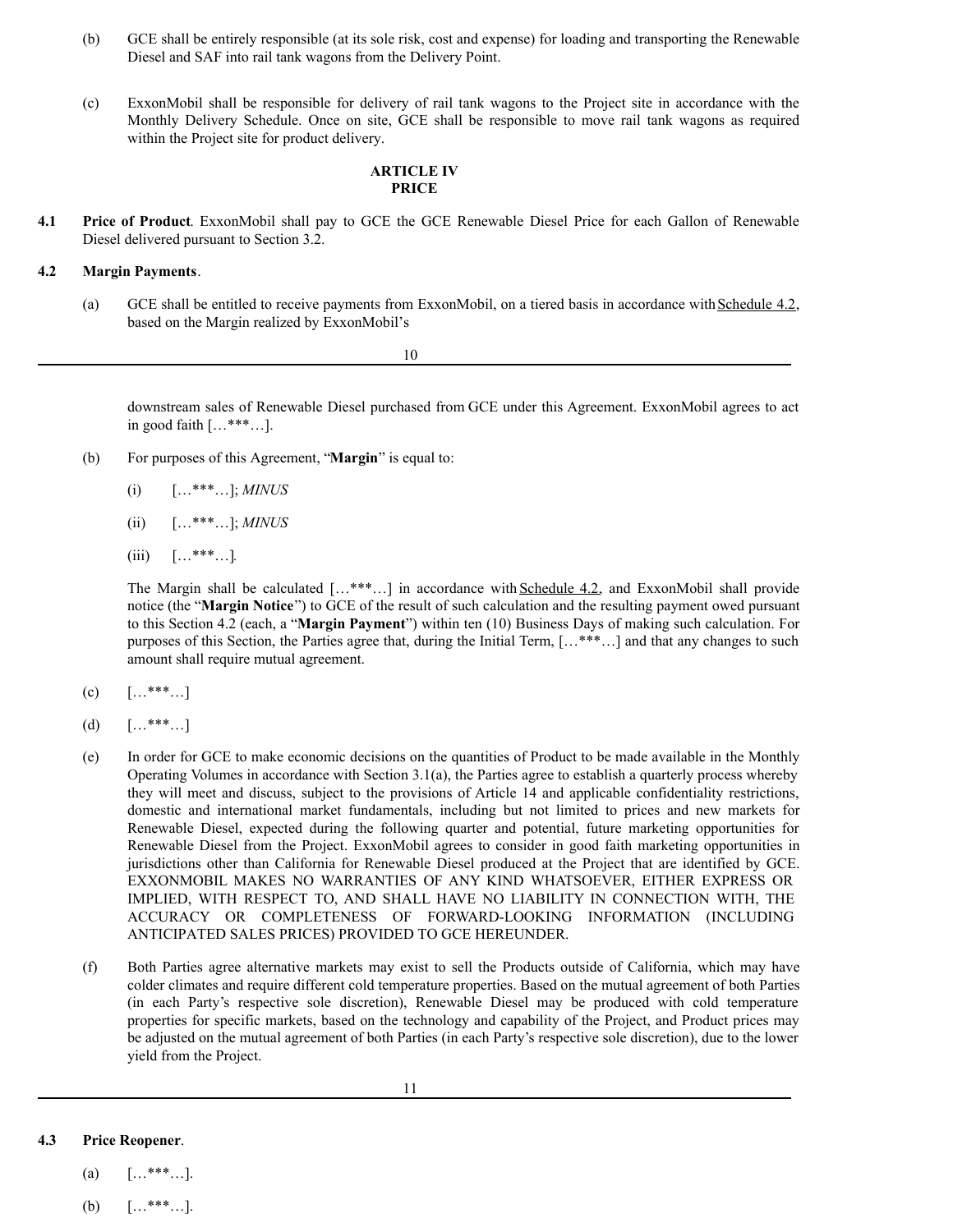(b) GCE shall be entirely responsible (at its sole risk, cost and expense) for loading and transporting the Renewable Diesel and SAF into rail tank wagons from the Delivery Point.

(c) ExxonMobil shall be responsible for delivery of rail tank wagons to the Project site in accordance with the Monthly Delivery Schedule. Once on site, GCE shall be responsible to move rail tank wagons as required within the Project site for product delivery.

## ARTICLE IV
## PRICE

**4.1 Price of Product**. ExxonMobil shall pay to GCE the GCE Renewable Diesel Price for each Gallon of Renewable Diesel delivered pursuant to Section 3.2.

**4.2 Margin Payments**.

(a) GCE shall be entitled to receive payments from ExxonMobil, on a tiered basis in accordance with Schedule 4.2, based on the Margin realized by ExxonMobil's downstream sales of Renewable Diesel purchased from GCE under this Agreement. ExxonMobil agrees to act in good faith […***…].

(b) For purposes of this Agreement, "**Margin**" is equal to:

(i) […***…]; *MINUS*

(ii) […***…]; *MINUS*

(iii) […***…].

The Margin shall be calculated […***…] in accordance with Schedule 4.2, and ExxonMobil shall provide notice (the "**Margin Notice**") to GCE of the result of such calculation and the resulting payment owed pursuant to this Section 4.2 (each, a "**Margin Payment**") within ten (10) Business Days of making such calculation. For purposes of this Section, the Parties agree that, during the Initial Term, […***…] and that any changes to such amount shall require mutual agreement.

(c) […***…]

(d) […***…]

(e) In order for GCE to make economic decisions on the quantities of Product to be made available in the Monthly Operating Volumes in accordance with Section 3.1(a), the Parties agree to establish a quarterly process whereby they will meet and discuss, subject to the provisions of Article 14 and applicable confidentiality restrictions, domestic and international market fundamentals, including but not limited to prices and new markets for Renewable Diesel, expected during the following quarter and potential, future marketing opportunities for Renewable Diesel from the Project. ExxonMobil agrees to consider in good faith marketing opportunities in jurisdictions other than California for Renewable Diesel produced at the Project that are identified by GCE. EXXONMOBIL MAKES NO WARRANTIES OF ANY KIND WHATSOEVER, EITHER EXPRESS OR IMPLIED, WITH RESPECT TO, AND SHALL HAVE NO LIABILITY IN CONNECTION WITH, THE ACCURACY OR COMPLETENESS OF FORWARD-LOOKING INFORMATION (INCLUDING ANTICIPATED SALES PRICES) PROVIDED TO GCE HEREUNDER.

(f) Both Parties agree alternative markets may exist to sell the Products outside of California, which may have colder climates and require different cold temperature properties. Based on the mutual agreement of both Parties (in each Party's respective sole discretion), Renewable Diesel may be produced with cold temperature properties for specific markets, based on the technology and capability of the Project, and Product prices may be adjusted on the mutual agreement of both Parties (in each Party's respective sole discretion), due to the lower yield from the Project.

**4.3 Price Reopener**.

(a) […***…].

(b) […***…].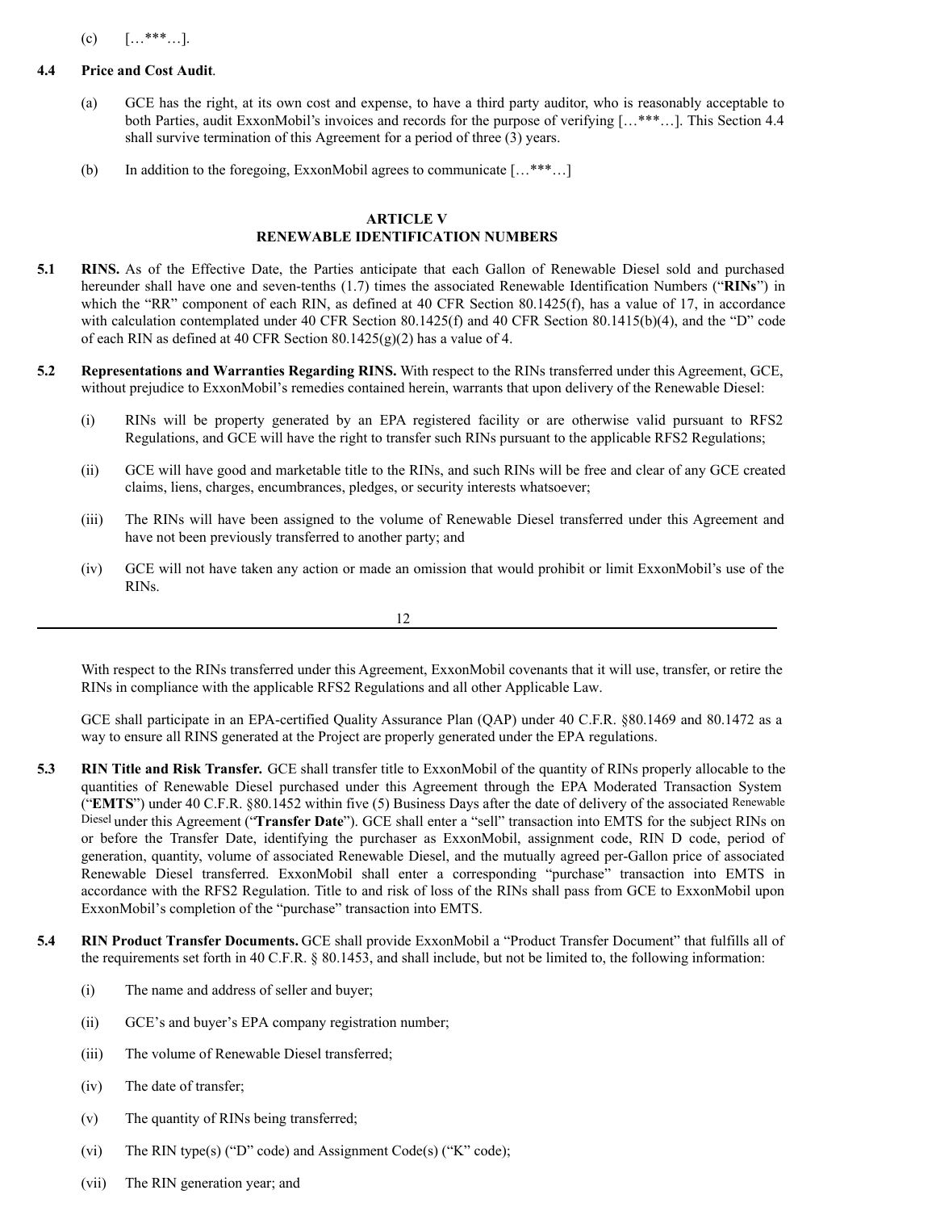(c) […***…].

**4.4 Price and Cost Audit**.

(a) GCE has the right, at its own cost and expense, to have a third party auditor, who is reasonably acceptable to both Parties, audit ExxonMobil's invoices and records for the purpose of verifying […***…]. This Section 4.4 shall survive termination of this Agreement for a period of three (3) years.

(b) In addition to the foregoing, ExxonMobil agrees to communicate […***…]

## ARTICLE V
## RENEWABLE IDENTIFICATION NUMBERS

**5.1 RINS.** As of the Effective Date, the Parties anticipate that each Gallon of Renewable Diesel sold and purchased hereunder shall have one and seven-tenths (1.7) times the associated Renewable Identification Numbers ("**RINs**") in which the "RR" component of each RIN, as defined at 40 CFR Section 80.1425(f), has a value of 17, in accordance with calculation contemplated under 40 CFR Section 80.1425(f) and 40 CFR Section 80.1415(b)(4), and the "D" code of each RIN as defined at 40 CFR Section 80.1425(g)(2) has a value of 4.

**5.2 Representations and Warranties Regarding RINS.** With respect to the RINs transferred under this Agreement, GCE, without prejudice to ExxonMobil's remedies contained herein, warrants that upon delivery of the Renewable Diesel:

(i) RINs will be property generated by an EPA registered facility or are otherwise valid pursuant to RFS2 Regulations, and GCE will have the right to transfer such RINs pursuant to the applicable RFS2 Regulations;

(ii) GCE will have good and marketable title to the RINs, and such RINs will be free and clear of any GCE created claims, liens, charges, encumbrances, pledges, or security interests whatsoever;

(iii) The RINs will have been assigned to the volume of Renewable Diesel transferred under this Agreement and have not been previously transferred to another party; and

(iv) GCE will not have taken any action or made an omission that would prohibit or limit ExxonMobil's use of the RINs.

With respect to the RINs transferred under this Agreement, ExxonMobil covenants that it will use, transfer, or retire the RINs in compliance with the applicable RFS2 Regulations and all other Applicable Law.

GCE shall participate in an EPA-certified Quality Assurance Plan (QAP) under 40 C.F.R. §80.1469 and 80.1472 as a way to ensure all RINS generated at the Project are properly generated under the EPA regulations.

**5.3 RIN Title and Risk Transfer.** GCE shall transfer title to ExxonMobil of the quantity of RINs properly allocable to the quantities of Renewable Diesel purchased under this Agreement through the EPA Moderated Transaction System ("**EMTS**") under 40 C.F.R. §80.1452 within five (5) Business Days after the date of delivery of the associated Renewable Diesel under this Agreement ("**Transfer Date**"). GCE shall enter a "sell" transaction into EMTS for the subject RINs on or before the Transfer Date, identifying the purchaser as ExxonMobil, assignment code, RIN D code, period of generation, quantity, volume of associated Renewable Diesel, and the mutually agreed per-Gallon price of associated Renewable Diesel transferred. ExxonMobil shall enter a corresponding "purchase" transaction into EMTS in accordance with the RFS2 Regulation. Title to and risk of loss of the RINs shall pass from GCE to ExxonMobil upon ExxonMobil's completion of the "purchase" transaction into EMTS.

**5.4 RIN Product Transfer Documents.** GCE shall provide ExxonMobil a "Product Transfer Document" that fulfills all of the requirements set forth in 40 C.F.R. § 80.1453, and shall include, but not be limited to, the following information:

(i) The name and address of seller and buyer;

(ii) GCE's and buyer's EPA company registration number;

(iii) The volume of Renewable Diesel transferred;

(iv) The date of transfer;

(v) The quantity of RINs being transferred;

(vi) The RIN type(s) ("D" code) and Assignment Code(s) ("K" code);

(vii) The RIN generation year; and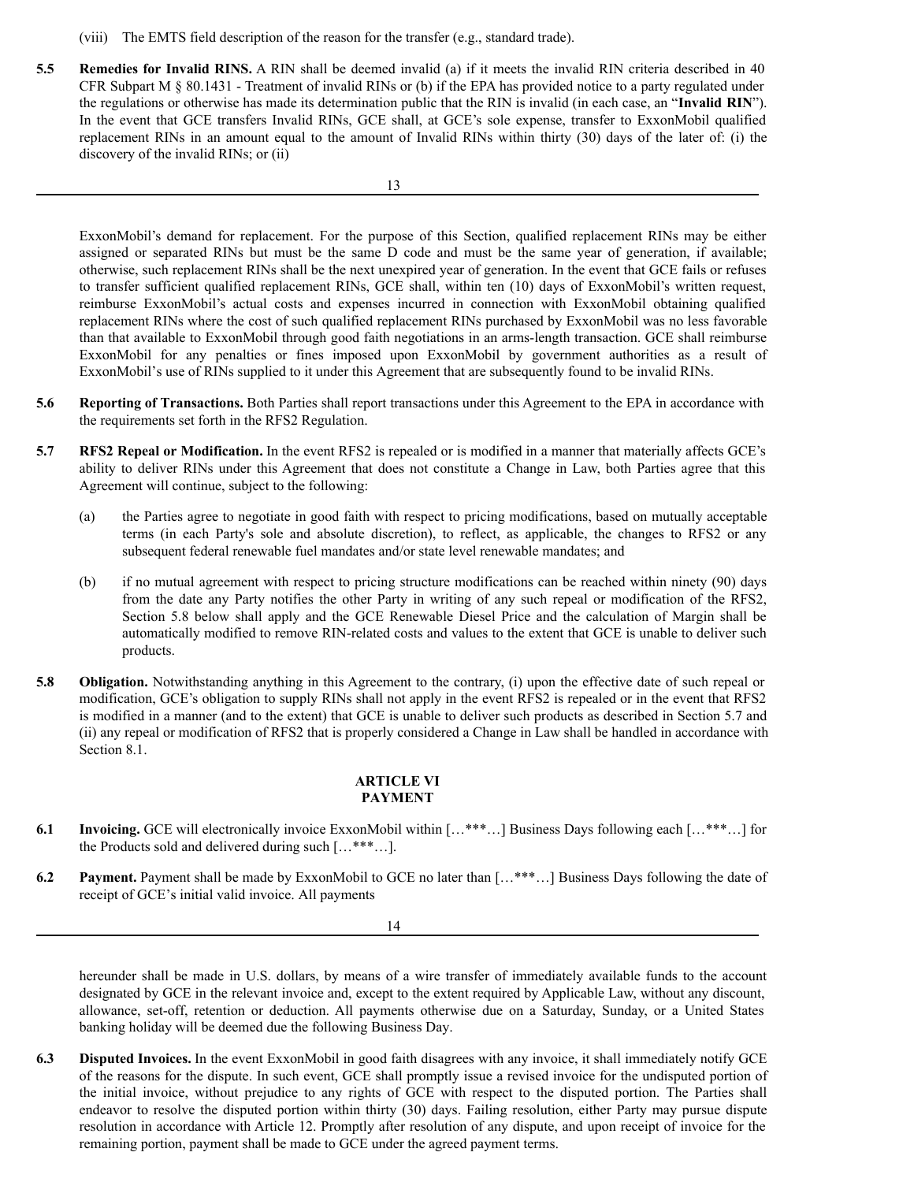(viii) The EMTS field description of the reason for the transfer (e.g., standard trade).

**5.5 Remedies for Invalid RINS.** A RIN shall be deemed invalid (a) if it meets the invalid RIN criteria described in 40 CFR Subpart M § 80.1431 - Treatment of invalid RINs or (b) if the EPA has provided notice to a party regulated under the regulations or otherwise has made its determination public that the RIN is invalid (in each case, an "**Invalid RIN**"). In the event that GCE transfers Invalid RINs, GCE shall, at GCE's sole expense, transfer to ExxonMobil qualified replacement RINs in an amount equal to the amount of Invalid RINs within thirty (30) days of the later of: (i) the discovery of the invalid RINs; or (ii) ExxonMobil's demand for replacement. For the purpose of this Section, qualified replacement RINs may be either assigned or separated RINs but must be the same D code and must be the same year of generation, if available; otherwise, such replacement RINs shall be the next unexpired year of generation. In the event that GCE fails or refuses to transfer sufficient qualified replacement RINs, GCE shall, within ten (10) days of ExxonMobil's written request, reimburse ExxonMobil's actual costs and expenses incurred in connection with ExxonMobil obtaining qualified replacement RINs where the cost of such qualified replacement RINs purchased by ExxonMobil was no less favorable than that available to ExxonMobil through good faith negotiations in an arms-length transaction. GCE shall reimburse ExxonMobil for any penalties or fines imposed upon ExxonMobil by government authorities as a result of ExxonMobil's use of RINs supplied to it under this Agreement that are subsequently found to be invalid RINs.

**5.6 Reporting of Transactions.** Both Parties shall report transactions under this Agreement to the EPA in accordance with the requirements set forth in the RFS2 Regulation.

**5.7 RFS2 Repeal or Modification.** In the event RFS2 is repealed or is modified in a manner that materially affects GCE's ability to deliver RINs under this Agreement that does not constitute a Change in Law, both Parties agree that this Agreement will continue, subject to the following:

(a) the Parties agree to negotiate in good faith with respect to pricing modifications, based on mutually acceptable terms (in each Party's sole and absolute discretion), to reflect, as applicable, the changes to RFS2 or any subsequent federal renewable fuel mandates and/or state level renewable mandates; and

(b) if no mutual agreement with respect to pricing structure modifications can be reached within ninety (90) days from the date any Party notifies the other Party in writing of any such repeal or modification of the RFS2, Section 5.8 below shall apply and the GCE Renewable Diesel Price and the calculation of Margin shall be automatically modified to remove RIN-related costs and values to the extent that GCE is unable to deliver such products.

**5.8 Obligation.** Notwithstanding anything in this Agreement to the contrary, (i) upon the effective date of such repeal or modification, GCE's obligation to supply RINs shall not apply in the event RFS2 is repealed or in the event that RFS2 is modified in a manner (and to the extent) that GCE is unable to deliver such products as described in Section 5.7 and (ii) any repeal or modification of RFS2 that is properly considered a Change in Law shall be handled in accordance with Section 8.1.

## ARTICLE VI
## PAYMENT

**6.1 Invoicing.** GCE will electronically invoice ExxonMobil within […***…] Business Days following each […***…] for the Products sold and delivered during such […***…].

**6.2 Payment.** Payment shall be made by ExxonMobil to GCE no later than […***…] Business Days following the date of receipt of GCE's initial valid invoice. All payments hereunder shall be made in U.S. dollars, by means of a wire transfer of immediately available funds to the account designated by GCE in the relevant invoice and, except to the extent required by Applicable Law, without any discount, allowance, set-off, retention or deduction. All payments otherwise due on a Saturday, Sunday, or a United States banking holiday will be deemed due the following Business Day.

**6.3 Disputed Invoices.** In the event ExxonMobil in good faith disagrees with any invoice, it shall immediately notify GCE of the reasons for the dispute. In such event, GCE shall promptly issue a revised invoice for the undisputed portion of the initial invoice, without prejudice to any rights of GCE with respect to the disputed portion. The Parties shall endeavor to resolve the disputed portion within thirty (30) days. Failing resolution, either Party may pursue dispute resolution in accordance with Article 12. Promptly after resolution of any dispute, and upon receipt of invoice for the remaining portion, payment shall be made to GCE under the agreed payment terms.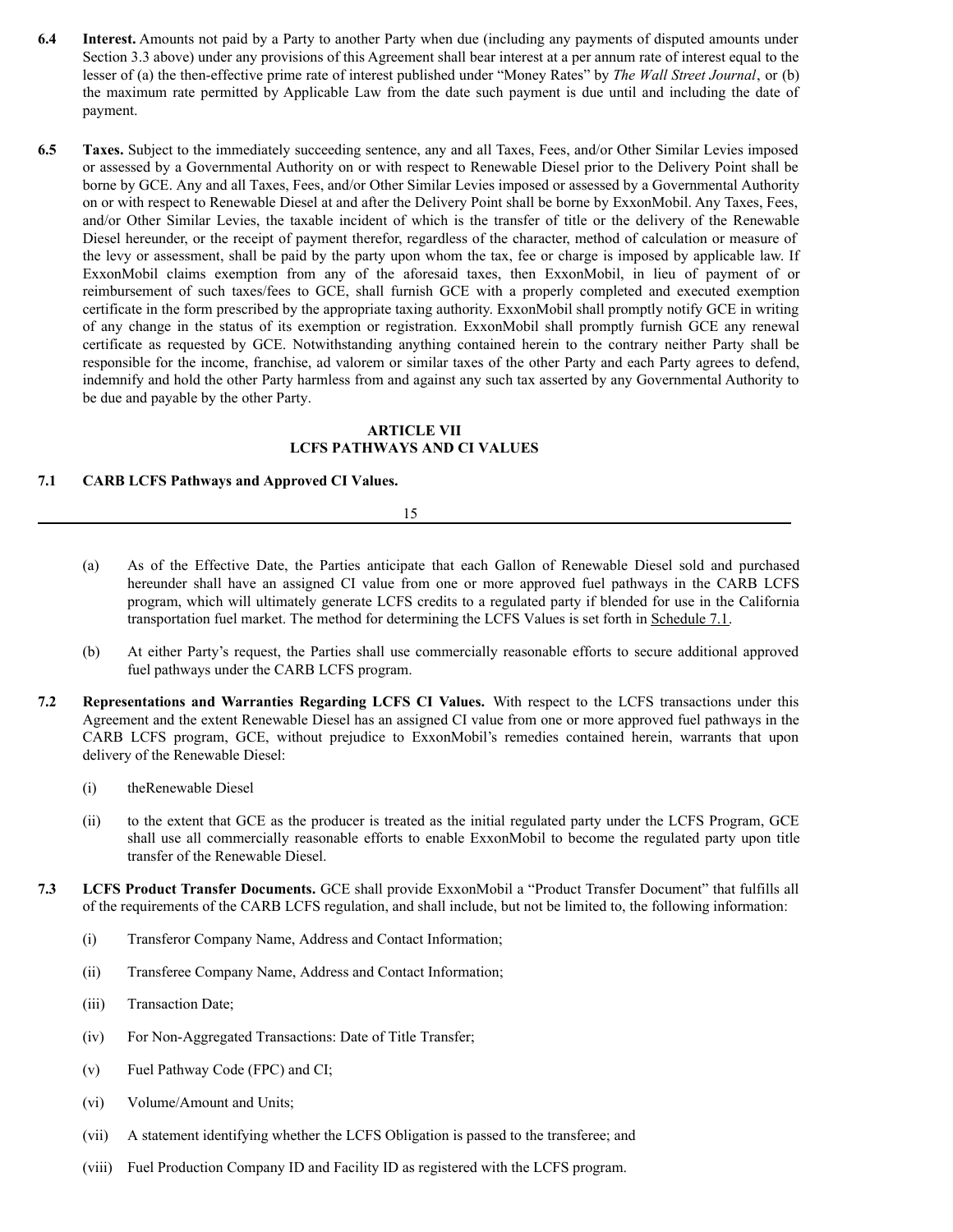**6.4 Interest.** Amounts not paid by a Party to another Party when due (including any payments of disputed amounts under Section 3.3 above) under any provisions of this Agreement shall bear interest at a per annum rate of interest equal to the lesser of (a) the then-effective prime rate of interest published under "Money Rates" by *The Wall Street Journal*, or (b) the maximum rate permitted by Applicable Law from the date such payment is due until and including the date of payment.

**6.5 Taxes.** Subject to the immediately succeeding sentence, any and all Taxes, Fees, and/or Other Similar Levies imposed or assessed by a Governmental Authority on or with respect to Renewable Diesel prior to the Delivery Point shall be borne by GCE. Any and all Taxes, Fees, and/or Other Similar Levies imposed or assessed by a Governmental Authority on or with respect to Renewable Diesel at and after the Delivery Point shall be borne by ExxonMobil. Any Taxes, Fees, and/or Other Similar Levies, the taxable incident of which is the transfer of title or the delivery of the Renewable Diesel hereunder, or the receipt of payment therefor, regardless of the character, method of calculation or measure of the levy or assessment, shall be paid by the party upon whom the tax, fee or charge is imposed by applicable law. If ExxonMobil claims exemption from any of the aforesaid taxes, then ExxonMobil, in lieu of payment of or reimbursement of such taxes/fees to GCE, shall furnish GCE with a properly completed and executed exemption certificate in the form prescribed by the appropriate taxing authority. ExxonMobil shall promptly notify GCE in writing of any change in the status of its exemption or registration. ExxonMobil shall promptly furnish GCE any renewal certificate as requested by GCE. Notwithstanding anything contained herein to the contrary neither Party shall be responsible for the income, franchise, ad valorem or similar taxes of the other Party and each Party agrees to defend, indemnify and hold the other Party harmless from and against any such tax asserted by any Governmental Authority to be due and payable by the other Party.

## ARTICLE VII
## LCFS PATHWAYS AND CI VALUES

**7.1 CARB LCFS Pathways and Approved CI Values.**

(a) As of the Effective Date, the Parties anticipate that each Gallon of Renewable Diesel sold and purchased hereunder shall have an assigned CI value from one or more approved fuel pathways in the CARB LCFS program, which will ultimately generate LCFS credits to a regulated party if blended for use in the California transportation fuel market. The method for determining the LCFS Values is set forth in Schedule 7.1.

(b) At either Party's request, the Parties shall use commercially reasonable efforts to secure additional approved fuel pathways under the CARB LCFS program.

**7.2 Representations and Warranties Regarding LCFS CI Values.** With respect to the LCFS transactions under this Agreement and the extent Renewable Diesel has an assigned CI value from one or more approved fuel pathways in the CARB LCFS program, GCE, without prejudice to ExxonMobil's remedies contained herein, warrants that upon delivery of the Renewable Diesel:

(i) theRenewable Diesel

(ii) to the extent that GCE as the producer is treated as the initial regulated party under the LCFS Program, GCE shall use all commercially reasonable efforts to enable ExxonMobil to become the regulated party upon title transfer of the Renewable Diesel.

**7.3 LCFS Product Transfer Documents.** GCE shall provide ExxonMobil a "Product Transfer Document" that fulfills all of the requirements of the CARB LCFS regulation, and shall include, but not be limited to, the following information:

(i) Transferor Company Name, Address and Contact Information;

(ii) Transferee Company Name, Address and Contact Information;

(iii) Transaction Date;

(iv) For Non-Aggregated Transactions: Date of Title Transfer;

(v) Fuel Pathway Code (FPC) and CI;

(vi) Volume/Amount and Units;

(vii) A statement identifying whether the LCFS Obligation is passed to the transferee; and

(viii) Fuel Production Company ID and Facility ID as registered with the LCFS program.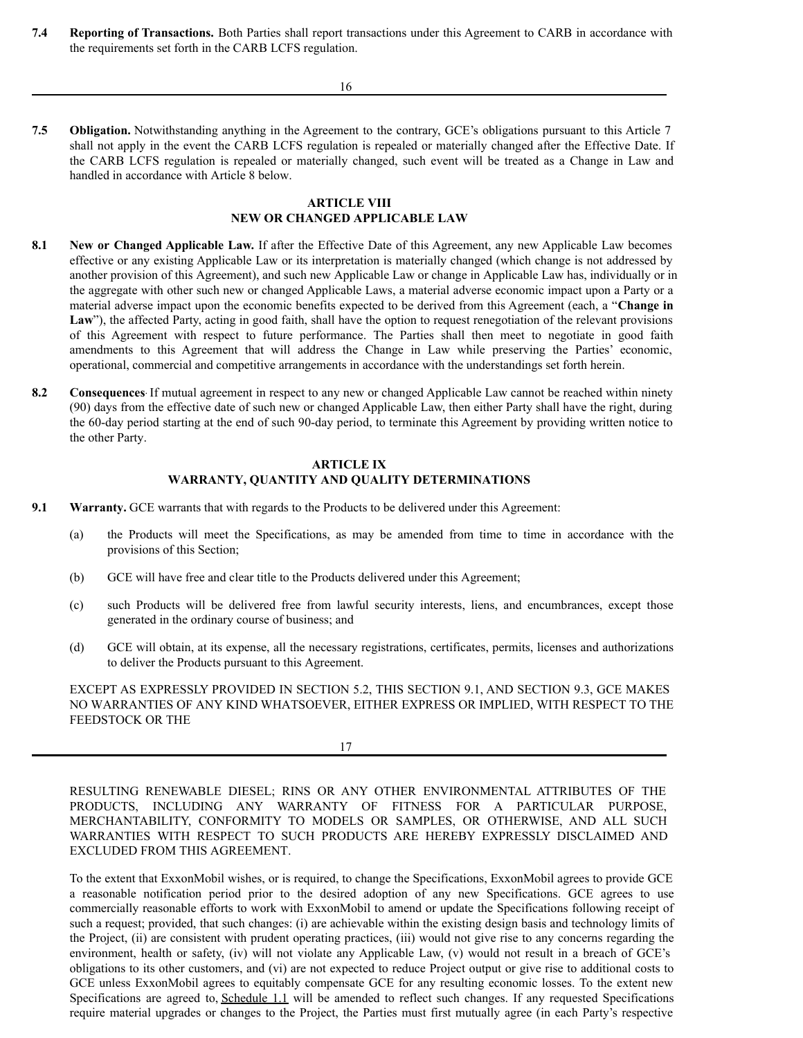**7.4 Reporting of Transactions.** Both Parties shall report transactions under this Agreement to CARB in accordance with the requirements set forth in the CARB LCFS regulation.

**7.5 Obligation.** Notwithstanding anything in the Agreement to the contrary, GCE's obligations pursuant to this Article 7 shall not apply in the event the CARB LCFS regulation is repealed or materially changed after the Effective Date. If the CARB LCFS regulation is repealed or materially changed, such event will be treated as a Change in Law and handled in accordance with Article 8 below.

## ARTICLE VIII
## NEW OR CHANGED APPLICABLE LAW

**8.1 New or Changed Applicable Law.** If after the Effective Date of this Agreement, any new Applicable Law becomes effective or any existing Applicable Law or its interpretation is materially changed (which change is not addressed by another provision of this Agreement), and such new Applicable Law or change in Applicable Law has, individually or in the aggregate with other such new or changed Applicable Laws, a material adverse economic impact upon a Party or a material adverse impact upon the economic benefits expected to be derived from this Agreement (each, a "**Change in Law**"), the affected Party, acting in good faith, shall have the option to request renegotiation of the relevant provisions of this Agreement with respect to future performance. The Parties shall then meet to negotiate in good faith amendments to this Agreement that will address the Change in Law while preserving the Parties' economic, operational, commercial and competitive arrangements in accordance with the understandings set forth herein.

**8.2 Consequences**. If mutual agreement in respect to any new or changed Applicable Law cannot be reached within ninety (90) days from the effective date of such new or changed Applicable Law, then either Party shall have the right, during the 60-day period starting at the end of such 90-day period, to terminate this Agreement by providing written notice to the other Party.

## ARTICLE IX
## WARRANTY, QUANTITY AND QUALITY DETERMINATIONS

**9.1 Warranty.** GCE warrants that with regards to the Products to be delivered under this Agreement:

(a) the Products will meet the Specifications, as may be amended from time to time in accordance with the provisions of this Section;

(b) GCE will have free and clear title to the Products delivered under this Agreement;

(c) such Products will be delivered free from lawful security interests, liens, and encumbrances, except those generated in the ordinary course of business; and

(d) GCE will obtain, at its expense, all the necessary registrations, certificates, permits, licenses and authorizations to deliver the Products pursuant to this Agreement.

EXCEPT AS EXPRESSLY PROVIDED IN SECTION 5.2, THIS SECTION 9.1, AND SECTION 9.3, GCE MAKES NO WARRANTIES OF ANY KIND WHATSOEVER, EITHER EXPRESS OR IMPLIED, WITH RESPECT TO THE FEEDSTOCK OR THE RESULTING RENEWABLE DIESEL; RINS OR ANY OTHER ENVIRONMENTAL ATTRIBUTES OF THE PRODUCTS, INCLUDING ANY WARRANTY OF FITNESS FOR A PARTICULAR PURPOSE, MERCHANTABILITY, CONFORMITY TO MODELS OR SAMPLES, OR OTHERWISE, AND ALL SUCH WARRANTIES WITH RESPECT TO SUCH PRODUCTS ARE HEREBY EXPRESSLY DISCLAIMED AND EXCLUDED FROM THIS AGREEMENT.

To the extent that ExxonMobil wishes, or is required, to change the Specifications, ExxonMobil agrees to provide GCE a reasonable notification period prior to the desired adoption of any new Specifications. GCE agrees to use commercially reasonable efforts to work with ExxonMobil to amend or update the Specifications following receipt of such a request; provided, that such changes: (i) are achievable within the existing design basis and technology limits of the Project, (ii) are consistent with prudent operating practices, (iii) would not give rise to any concerns regarding the environment, health or safety, (iv) will not violate any Applicable Law, (v) would not result in a breach of GCE's obligations to its other customers, and (vi) are not expected to reduce Project output or give rise to additional costs to GCE unless ExxonMobil agrees to equitably compensate GCE for any resulting economic losses. To the extent new Specifications are agreed to, Schedule 1.1 will be amended to reflect such changes. If any requested Specifications require material upgrades or changes to the Project, the Parties must first mutually agree (in each Party's respective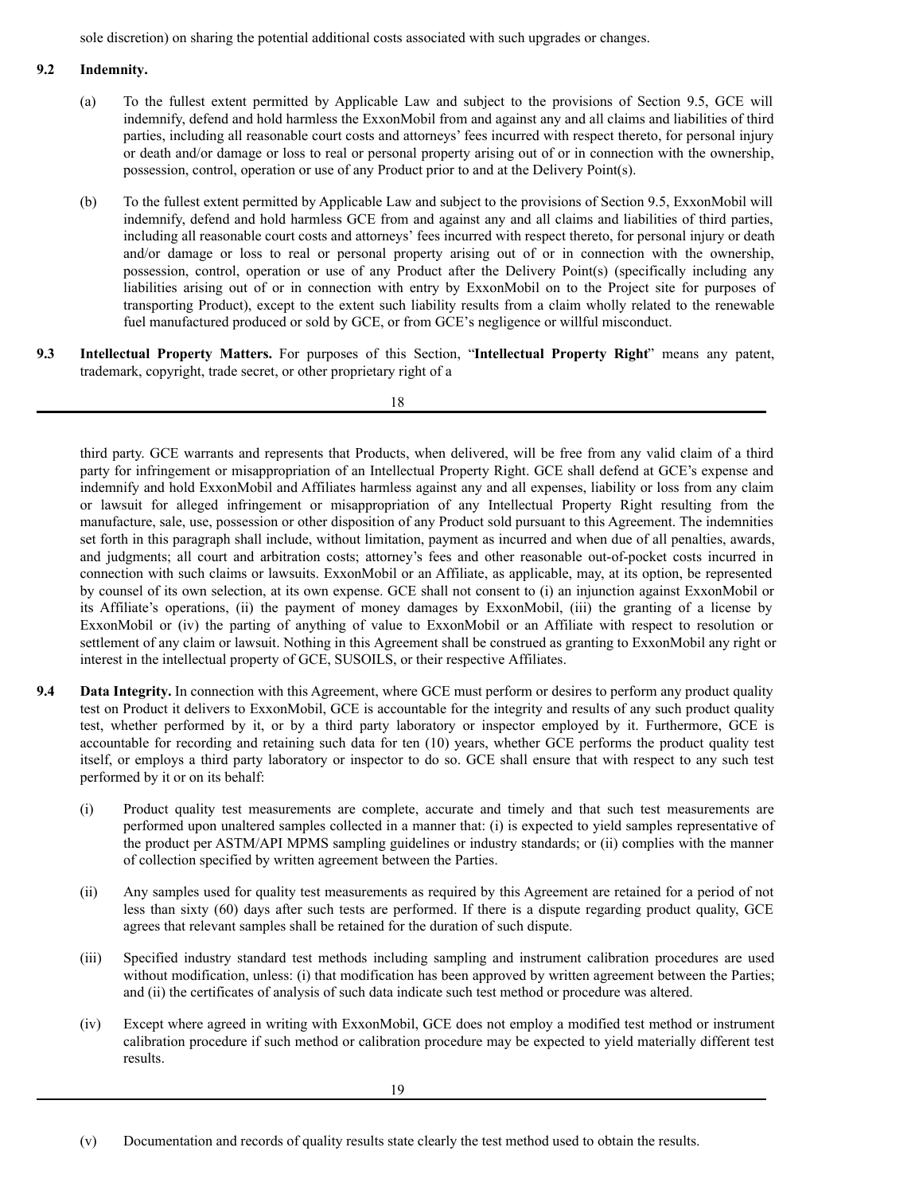sole discretion) on sharing the potential additional costs associated with such upgrades or changes.

**9.2 Indemnity.**

(a) To the fullest extent permitted by Applicable Law and subject to the provisions of Section 9.5, GCE will indemnify, defend and hold harmless the ExxonMobil from and against any and all claims and liabilities of third parties, including all reasonable court costs and attorneys' fees incurred with respect thereto, for personal injury or death and/or damage or loss to real or personal property arising out of or in connection with the ownership, possession, control, operation or use of any Product prior to and at the Delivery Point(s).

(b) To the fullest extent permitted by Applicable Law and subject to the provisions of Section 9.5, ExxonMobil will indemnify, defend and hold harmless GCE from and against any and all claims and liabilities of third parties, including all reasonable court costs and attorneys' fees incurred with respect thereto, for personal injury or death and/or damage or loss to real or personal property arising out of or in connection with the ownership, possession, control, operation or use of any Product after the Delivery Point(s) (specifically including any liabilities arising out of or in connection with entry by ExxonMobil on to the Project site for purposes of transporting Product), except to the extent such liability results from a claim wholly related to the renewable fuel manufactured produced or sold by GCE, or from GCE's negligence or willful misconduct.

**9.3 Intellectual Property Matters.** For purposes of this Section, "**Intellectual Property Right**" means any patent, trademark, copyright, trade secret, or other proprietary right of a third party. GCE warrants and represents that Products, when delivered, will be free from any valid claim of a third party for infringement or misappropriation of an Intellectual Property Right. GCE shall defend at GCE's expense and indemnify and hold ExxonMobil and Affiliates harmless against any and all expenses, liability or loss from any claim or lawsuit for alleged infringement or misappropriation of any Intellectual Property Right resulting from the manufacture, sale, use, possession or other disposition of any Product sold pursuant to this Agreement. The indemnities set forth in this paragraph shall include, without limitation, payment as incurred and when due of all penalties, awards, and judgments; all court and arbitration costs; attorney's fees and other reasonable out-of-pocket costs incurred in connection with such claims or lawsuits. ExxonMobil or an Affiliate, as applicable, may, at its option, be represented by counsel of its own selection, at its own expense. GCE shall not consent to (i) an injunction against ExxonMobil or its Affiliate's operations, (ii) the payment of money damages by ExxonMobil, (iii) the granting of a license by ExxonMobil or (iv) the parting of anything of value to ExxonMobil or an Affiliate with respect to resolution or settlement of any claim or lawsuit. Nothing in this Agreement shall be construed as granting to ExxonMobil any right or interest in the intellectual property of GCE, SUSOILS, or their respective Affiliates.

**9.4 Data Integrity.** In connection with this Agreement, where GCE must perform or desires to perform any product quality test on Product it delivers to ExxonMobil, GCE is accountable for the integrity and results of any such product quality test, whether performed by it, or by a third party laboratory or inspector employed by it. Furthermore, GCE is accountable for recording and retaining such data for ten (10) years, whether GCE performs the product quality test itself, or employs a third party laboratory or inspector to do so. GCE shall ensure that with respect to any such test performed by it or on its behalf:

(i) Product quality test measurements are complete, accurate and timely and that such test measurements are performed upon unaltered samples collected in a manner that: (i) is expected to yield samples representative of the product per ASTM/API MPMS sampling guidelines or industry standards; or (ii) complies with the manner of collection specified by written agreement between the Parties.

(ii) Any samples used for quality test measurements as required by this Agreement are retained for a period of not less than sixty (60) days after such tests are performed. If there is a dispute regarding product quality, GCE agrees that relevant samples shall be retained for the duration of such dispute.

(iii) Specified industry standard test methods including sampling and instrument calibration procedures are used without modification, unless: (i) that modification has been approved by written agreement between the Parties; and (ii) the certificates of analysis of such data indicate such test method or procedure was altered.

(iv) Except where agreed in writing with ExxonMobil, GCE does not employ a modified test method or instrument calibration procedure if such method or calibration procedure may be expected to yield materially different test results.

(v) Documentation and records of quality results state clearly the test method used to obtain the results.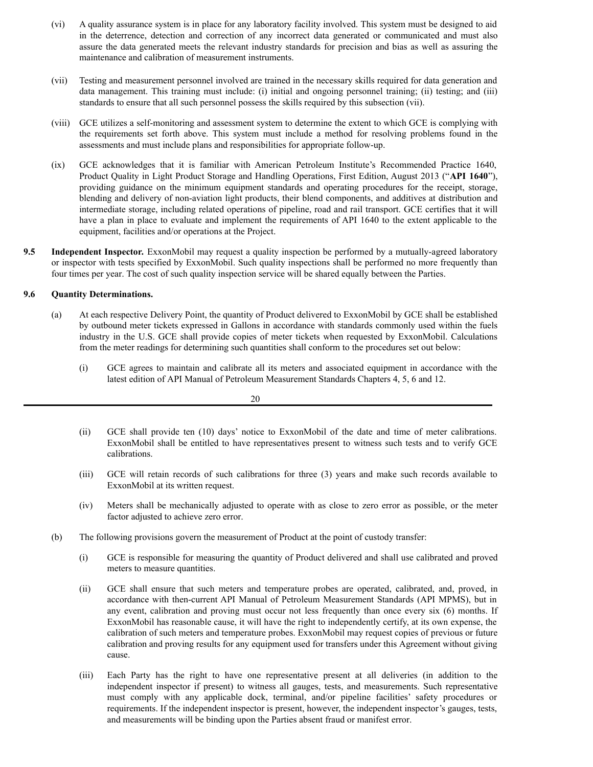(vi) A quality assurance system is in place for any laboratory facility involved. This system must be designed to aid in the deterrence, detection and correction of any incorrect data generated or communicated and must also assure the data generated meets the relevant industry standards for precision and bias as well as assuring the maintenance and calibration of measurement instruments.

(vii) Testing and measurement personnel involved are trained in the necessary skills required for data generation and data management. This training must include: (i) initial and ongoing personnel training; (ii) testing; and (iii) standards to ensure that all such personnel possess the skills required by this subsection (vii).

(viii) GCE utilizes a self-monitoring and assessment system to determine the extent to which GCE is complying with the requirements set forth above. This system must include a method for resolving problems found in the assessments and must include plans and responsibilities for appropriate follow-up.

(ix) GCE acknowledges that it is familiar with American Petroleum Institute's Recommended Practice 1640, Product Quality in Light Product Storage and Handling Operations, First Edition, August 2013 ("**API 1640**"), providing guidance on the minimum equipment standards and operating procedures for the receipt, storage, blending and delivery of non-aviation light products, their blend components, and additives at distribution and intermediate storage, including related operations of pipeline, road and rail transport. GCE certifies that it will have a plan in place to evaluate and implement the requirements of API 1640 to the extent applicable to the equipment, facilities and/or operations at the Project.

**9.5 Independent Inspector.** ExxonMobil may request a quality inspection be performed by a mutually-agreed laboratory or inspector with tests specified by ExxonMobil. Such quality inspections shall be performed no more frequently than four times per year. The cost of such quality inspection service will be shared equally between the Parties.

**9.6 Quantity Determinations.**

(a) At each respective Delivery Point, the quantity of Product delivered to ExxonMobil by GCE shall be established by outbound meter tickets expressed in Gallons in accordance with standards commonly used within the fuels industry in the U.S. GCE shall provide copies of meter tickets when requested by ExxonMobil. Calculations from the meter readings for determining such quantities shall conform to the procedures set out below:

(i) GCE agrees to maintain and calibrate all its meters and associated equipment in accordance with the latest edition of API Manual of Petroleum Measurement Standards Chapters 4, 5, 6 and 12.

(ii) GCE shall provide ten (10) days' notice to ExxonMobil of the date and time of meter calibrations. ExxonMobil shall be entitled to have representatives present to witness such tests and to verify GCE calibrations.

(iii) GCE will retain records of such calibrations for three (3) years and make such records available to ExxonMobil at its written request.

(iv) Meters shall be mechanically adjusted to operate with as close to zero error as possible, or the meter factor adjusted to achieve zero error.

(b) The following provisions govern the measurement of Product at the point of custody transfer:

(i) GCE is responsible for measuring the quantity of Product delivered and shall use calibrated and proved meters to measure quantities.

(ii) GCE shall ensure that such meters and temperature probes are operated, calibrated, and, proved, in accordance with then-current API Manual of Petroleum Measurement Standards (API MPMS), but in any event, calibration and proving must occur not less frequently than once every six (6) months. If ExxonMobil has reasonable cause, it will have the right to independently certify, at its own expense, the calibration of such meters and temperature probes. ExxonMobil may request copies of previous or future calibration and proving results for any equipment used for transfers under this Agreement without giving cause.

(iii) Each Party has the right to have one representative present at all deliveries (in addition to the independent inspector if present) to witness all gauges, tests, and measurements. Such representative must comply with any applicable dock, terminal, and/or pipeline facilities' safety procedures or requirements. If the independent inspector is present, however, the independent inspector's gauges, tests, and measurements will be binding upon the Parties absent fraud or manifest error.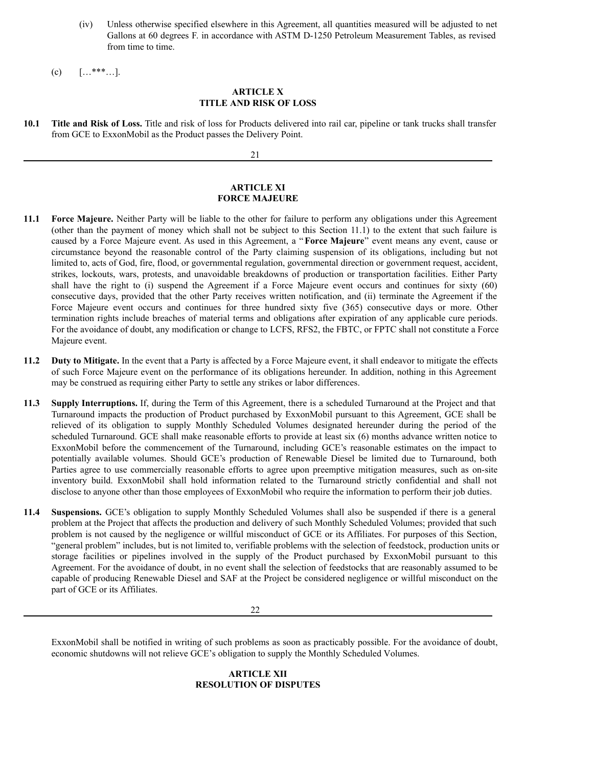(iv) Unless otherwise specified elsewhere in this Agreement, all quantities measured will be adjusted to net Gallons at 60 degrees F. in accordance with ASTM D-1250 Petroleum Measurement Tables, as revised from time to time.

(c) […***…].

## ARTICLE X
## TITLE AND RISK OF LOSS

**10.1 Title and Risk of Loss.** Title and risk of loss for Products delivered into rail car, pipeline or tank trucks shall transfer from GCE to ExxonMobil as the Product passes the Delivery Point.

## ARTICLE XI
## FORCE MAJEURE

**11.1 Force Majeure.** Neither Party will be liable to the other for failure to perform any obligations under this Agreement (other than the payment of money which shall not be subject to this Section 11.1) to the extent that such failure is caused by a Force Majeure event. As used in this Agreement, a "**Force Majeure**" event means any event, cause or circumstance beyond the reasonable control of the Party claiming suspension of its obligations, including but not limited to, acts of God, fire, flood, or governmental regulation, governmental direction or government request, accident, strikes, lockouts, wars, protests, and unavoidable breakdowns of production or transportation facilities. Either Party shall have the right to (i) suspend the Agreement if a Force Majeure event occurs and continues for sixty (60) consecutive days, provided that the other Party receives written notification, and (ii) terminate the Agreement if the Force Majeure event occurs and continues for three hundred sixty five (365) consecutive days or more. Other termination rights include breaches of material terms and obligations after expiration of any applicable cure periods. For the avoidance of doubt, any modification or change to LCFS, RFS2, the FBTC, or FPTC shall not constitute a Force Majeure event.

**11.2 Duty to Mitigate.** In the event that a Party is affected by a Force Majeure event, it shall endeavor to mitigate the effects of such Force Majeure event on the performance of its obligations hereunder. In addition, nothing in this Agreement may be construed as requiring either Party to settle any strikes or labor differences.

**11.3 Supply Interruptions.** If, during the Term of this Agreement, there is a scheduled Turnaround at the Project and that Turnaround impacts the production of Product purchased by ExxonMobil pursuant to this Agreement, GCE shall be relieved of its obligation to supply Monthly Scheduled Volumes designated hereunder during the period of the scheduled Turnaround. GCE shall make reasonable efforts to provide at least six (6) months advance written notice to ExxonMobil before the commencement of the Turnaround, including GCE's reasonable estimates on the impact to potentially available volumes. Should GCE's production of Renewable Diesel be limited due to Turnaround, both Parties agree to use commercially reasonable efforts to agree upon preemptive mitigation measures, such as on-site inventory build. ExxonMobil shall hold information related to the Turnaround strictly confidential and shall not disclose to anyone other than those employees of ExxonMobil who require the information to perform their job duties.

**11.4 Suspensions.** GCE's obligation to supply Monthly Scheduled Volumes shall also be suspended if there is a general problem at the Project that affects the production and delivery of such Monthly Scheduled Volumes; provided that such problem is not caused by the negligence or willful misconduct of GCE or its Affiliates. For purposes of this Section, "general problem" includes, but is not limited to, verifiable problems with the selection of feedstock, production units or storage facilities or pipelines involved in the supply of the Product purchased by ExxonMobil pursuant to this Agreement. For the avoidance of doubt, in no event shall the selection of feedstocks that are reasonably assumed to be capable of producing Renewable Diesel and SAF at the Project be considered negligence or willful misconduct on the part of GCE or its Affiliates.

ExxonMobil shall be notified in writing of such problems as soon as practicably possible. For the avoidance of doubt, economic shutdowns will not relieve GCE's obligation to supply the Monthly Scheduled Volumes.

## ARTICLE XII
## RESOLUTION OF DISPUTES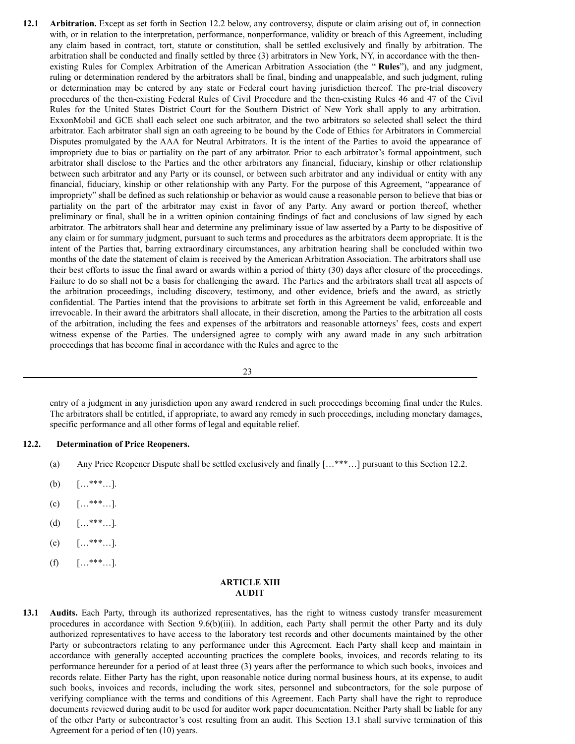**12.1 Arbitration.** Except as set forth in Section 12.2 below, any controversy, dispute or claim arising out of, in connection with, or in relation to the interpretation, performance, nonperformance, validity or breach of this Agreement, including any claim based in contract, tort, statute or constitution, shall be settled exclusively and finally by arbitration. The arbitration shall be conducted and finally settled by three (3) arbitrators in New York, NY, in accordance with the then-existing Rules for Complex Arbitration of the American Arbitration Association (the " **Rules**"), and any judgment, ruling or determination rendered by the arbitrators shall be final, binding and unappealable, and such judgment, ruling or determination may be entered by any state or Federal court having jurisdiction thereof. The pre-trial discovery procedures of the then-existing Federal Rules of Civil Procedure and the then-existing Rules 46 and 47 of the Civil Rules for the United States District Court for the Southern District of New York shall apply to any arbitration. ExxonMobil and GCE shall each select one such arbitrator, and the two arbitrators so selected shall select the third arbitrator. Each arbitrator shall sign an oath agreeing to be bound by the Code of Ethics for Arbitrators in Commercial Disputes promulgated by the AAA for Neutral Arbitrators. It is the intent of the Parties to avoid the appearance of impropriety due to bias or partiality on the part of any arbitrator. Prior to each arbitrator's formal appointment, such arbitrator shall disclose to the Parties and the other arbitrators any financial, fiduciary, kinship or other relationship between such arbitrator and any Party or its counsel, or between such arbitrator and any individual or entity with any financial, fiduciary, kinship or other relationship with any Party. For the purpose of this Agreement, "appearance of impropriety" shall be defined as such relationship or behavior as would cause a reasonable person to believe that bias or partiality on the part of the arbitrator may exist in favor of any Party. Any award or portion thereof, whether preliminary or final, shall be in a written opinion containing findings of fact and conclusions of law signed by each arbitrator. The arbitrators shall hear and determine any preliminary issue of law asserted by a Party to be dispositive of any claim or for summary judgment, pursuant to such terms and procedures as the arbitrators deem appropriate. It is the intent of the Parties that, barring extraordinary circumstances, any arbitration hearing shall be concluded within two months of the date the statement of claim is received by the American Arbitration Association. The arbitrators shall use their best efforts to issue the final award or awards within a period of thirty (30) days after closure of the proceedings. Failure to do so shall not be a basis for challenging the award. The Parties and the arbitrators shall treat all aspects of the arbitration proceedings, including discovery, testimony, and other evidence, briefs and the award, as strictly confidential. The Parties intend that the provisions to arbitrate set forth in this Agreement be valid, enforceable and irrevocable. In their award the arbitrators shall allocate, in their discretion, among the Parties to the arbitration all costs of the arbitration, including the fees and expenses of the arbitrators and reasonable attorneys' fees, costs and expert witness expense of the Parties. The undersigned agree to comply with any award made in any such arbitration proceedings that has become final in accordance with the Rules and agree to the entry of a judgment in any jurisdiction upon any award rendered in such proceedings becoming final under the Rules. The arbitrators shall be entitled, if appropriate, to award any remedy in such proceedings, including monetary damages, specific performance and all other forms of legal and equitable relief.

**12.2. Determination of Price Reopeners.**

(a) Any Price Reopener Dispute shall be settled exclusively and finally […***…] pursuant to this Section 12.2.

(b) […***…].

(c) […***…].

(d) […***…].

(e) […***…].

(f) […***…].

## ARTICLE XIII
## AUDIT

**13.1 Audits.** Each Party, through its authorized representatives, has the right to witness custody transfer measurement procedures in accordance with Section 9.6(b)(iii). In addition, each Party shall permit the other Party and its duly authorized representatives to have access to the laboratory test records and other documents maintained by the other Party or subcontractors relating to any performance under this Agreement. Each Party shall keep and maintain in accordance with generally accepted accounting practices the complete books, invoices, and records relating to its performance hereunder for a period of at least three (3) years after the performance to which such books, invoices and records relate. Either Party has the right, upon reasonable notice during normal business hours, at its expense, to audit such books, invoices and records, including the work sites, personnel and subcontractors, for the sole purpose of verifying compliance with the terms and conditions of this Agreement. Each Party shall have the right to reproduce documents reviewed during audit to be used for auditor work paper documentation. Neither Party shall be liable for any of the other Party or subcontractor's cost resulting from an audit. This Section 13.1 shall survive termination of this Agreement for a period of ten (10) years.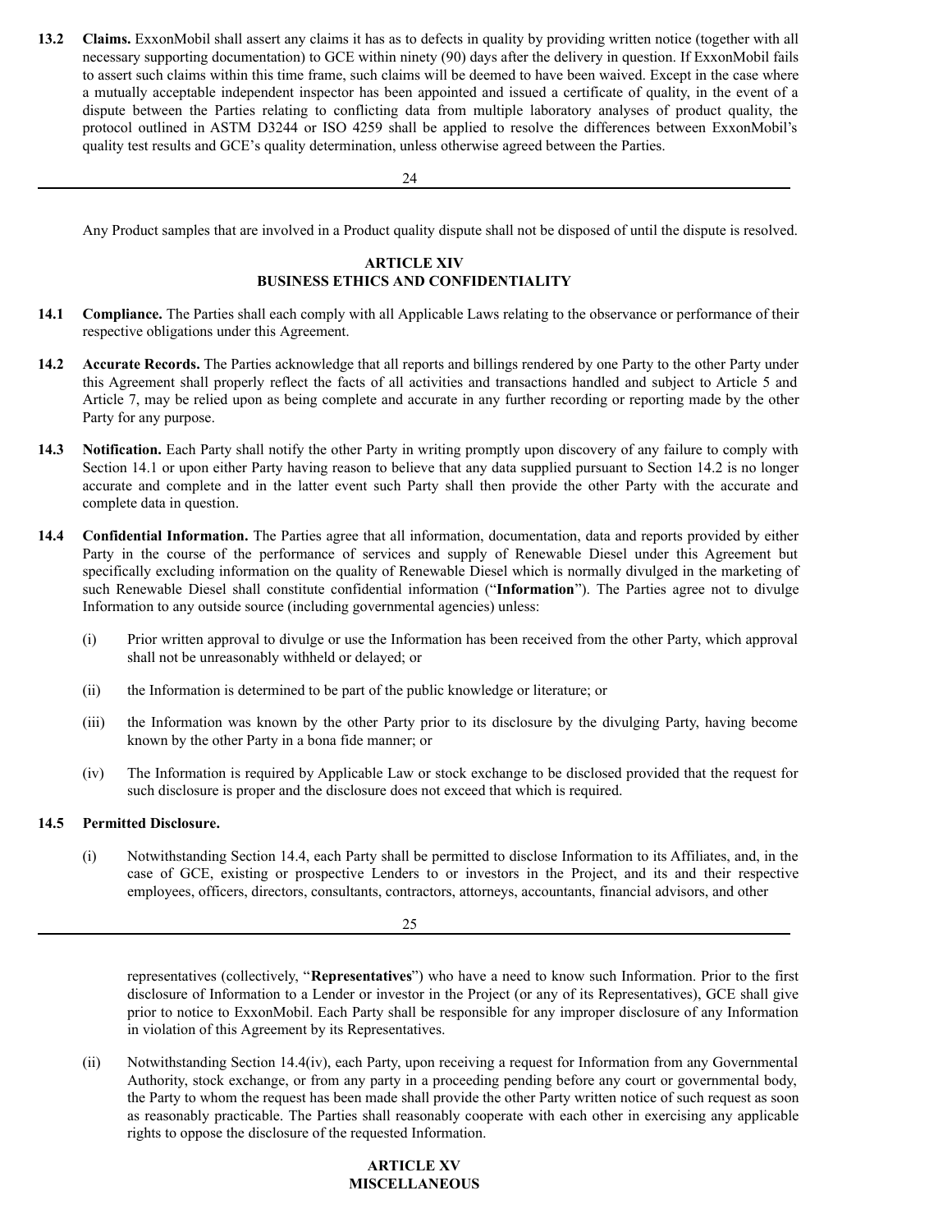**13.2 Claims.** ExxonMobil shall assert any claims it has as to defects in quality by providing written notice (together with all necessary supporting documentation) to GCE within ninety (90) days after the delivery in question. If ExxonMobil fails to assert such claims within this time frame, such claims will be deemed to have been waived. Except in the case where a mutually acceptable independent inspector has been appointed and issued a certificate of quality, in the event of a dispute between the Parties relating to conflicting data from multiple laboratory analyses of product quality, the protocol outlined in ASTM D3244 or ISO 4259 shall be applied to resolve the differences between ExxonMobil's quality test results and GCE's quality determination, unless otherwise agreed between the Parties.

Any Product samples that are involved in a Product quality dispute shall not be disposed of until the dispute is resolved.

## ARTICLE XIV
## BUSINESS ETHICS AND CONFIDENTIALITY

**14.1 Compliance.** The Parties shall each comply with all Applicable Laws relating to the observance or performance of their respective obligations under this Agreement.

**14.2 Accurate Records.** The Parties acknowledge that all reports and billings rendered by one Party to the other Party under this Agreement shall properly reflect the facts of all activities and transactions handled and subject to Article 5 and Article 7, may be relied upon as being complete and accurate in any further recording or reporting made by the other Party for any purpose.

**14.3 Notification.** Each Party shall notify the other Party in writing promptly upon discovery of any failure to comply with Section 14.1 or upon either Party having reason to believe that any data supplied pursuant to Section 14.2 is no longer accurate and complete and in the latter event such Party shall then provide the other Party with the accurate and complete data in question.

**14.4 Confidential Information.** The Parties agree that all information, documentation, data and reports provided by either Party in the course of the performance of services and supply of Renewable Diesel under this Agreement but specifically excluding information on the quality of Renewable Diesel which is normally divulged in the marketing of such Renewable Diesel shall constitute confidential information ("**Information**"). The Parties agree not to divulge Information to any outside source (including governmental agencies) unless:

(i) Prior written approval to divulge or use the Information has been received from the other Party, which approval shall not be unreasonably withheld or delayed; or

(ii) the Information is determined to be part of the public knowledge or literature; or

(iii) the Information was known by the other Party prior to its disclosure by the divulging Party, having become known by the other Party in a bona fide manner; or

(iv) The Information is required by Applicable Law or stock exchange to be disclosed provided that the request for such disclosure is proper and the disclosure does not exceed that which is required.

**14.5 Permitted Disclosure.**

(i) Notwithstanding Section 14.4, each Party shall be permitted to disclose Information to its Affiliates, and, in the case of GCE, existing or prospective Lenders to or investors in the Project, and its and their respective employees, officers, directors, consultants, contractors, attorneys, accountants, financial advisors, and other representatives (collectively, "**Representatives**") who have a need to know such Information. Prior to the first disclosure of Information to a Lender or investor in the Project (or any of its Representatives), GCE shall give prior to notice to ExxonMobil. Each Party shall be responsible for any improper disclosure of any Information in violation of this Agreement by its Representatives.

(ii) Notwithstanding Section 14.4(iv), each Party, upon receiving a request for Information from any Governmental Authority, stock exchange, or from any party in a proceeding pending before any court or governmental body, the Party to whom the request has been made shall provide the other Party written notice of such request as soon as reasonably practicable. The Parties shall reasonably cooperate with each other in exercising any applicable rights to oppose the disclosure of the requested Information.

## ARTICLE XV
## MISCELLANEOUS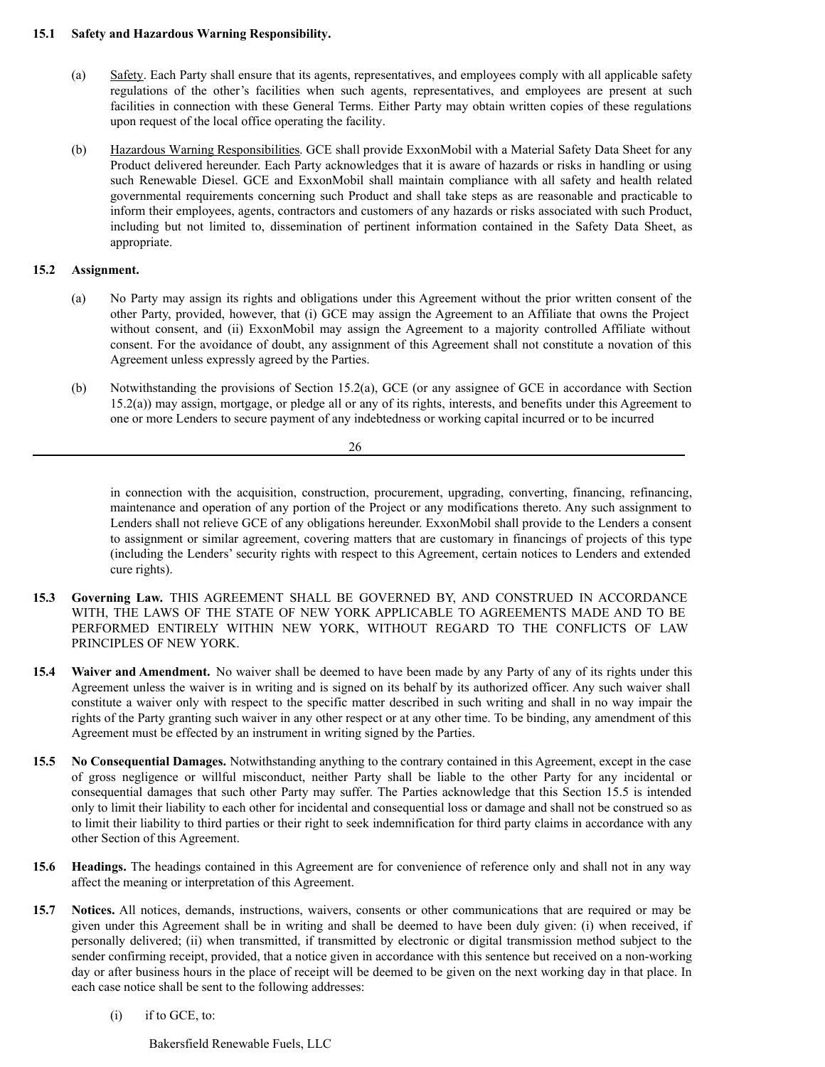**15.1 Safety and Hazardous Warning Responsibility.**

(a) Safety. Each Party shall ensure that its agents, representatives, and employees comply with all applicable safety regulations of the other's facilities when such agents, representatives, and employees are present at such facilities in connection with these General Terms. Either Party may obtain written copies of these regulations upon request of the local office operating the facility.

(b) Hazardous Warning Responsibilities. GCE shall provide ExxonMobil with a Material Safety Data Sheet for any Product delivered hereunder. Each Party acknowledges that it is aware of hazards or risks in handling or using such Renewable Diesel. GCE and ExxonMobil shall maintain compliance with all safety and health related governmental requirements concerning such Product and shall take steps as are reasonable and practicable to inform their employees, agents, contractors and customers of any hazards or risks associated with such Product, including but not limited to, dissemination of pertinent information contained in the Safety Data Sheet, as appropriate.

**15.2 Assignment.**

(a) No Party may assign its rights and obligations under this Agreement without the prior written consent of the other Party, provided, however, that (i) GCE may assign the Agreement to an Affiliate that owns the Project without consent, and (ii) ExxonMobil may assign the Agreement to a majority controlled Affiliate without consent. For the avoidance of doubt, any assignment of this Agreement shall not constitute a novation of this Agreement unless expressly agreed by the Parties.

(b) Notwithstanding the provisions of Section 15.2(a), GCE (or any assignee of GCE in accordance with Section 15.2(a)) may assign, mortgage, or pledge all or any of its rights, interests, and benefits under this Agreement to one or more Lenders to secure payment of any indebtedness or working capital incurred or to be incurred in connection with the acquisition, construction, procurement, upgrading, converting, financing, refinancing, maintenance and operation of any portion of the Project or any modifications thereto. Any such assignment to Lenders shall not relieve GCE of any obligations hereunder. ExxonMobil shall provide to the Lenders a consent to assignment or similar agreement, covering matters that are customary in financings of projects of this type (including the Lenders' security rights with respect to this Agreement, certain notices to Lenders and extended cure rights).

**15.3 Governing Law.** THIS AGREEMENT SHALL BE GOVERNED BY, AND CONSTRUED IN ACCORDANCE WITH, THE LAWS OF THE STATE OF NEW YORK APPLICABLE TO AGREEMENTS MADE AND TO BE PERFORMED ENTIRELY WITHIN NEW YORK, WITHOUT REGARD TO THE CONFLICTS OF LAW PRINCIPLES OF NEW YORK.

**15.4 Waiver and Amendment.** No waiver shall be deemed to have been made by any Party of any of its rights under this Agreement unless the waiver is in writing and is signed on its behalf by its authorized officer. Any such waiver shall constitute a waiver only with respect to the specific matter described in such writing and shall in no way impair the rights of the Party granting such waiver in any other respect or at any other time. To be binding, any amendment of this Agreement must be effected by an instrument in writing signed by the Parties.

**15.5 No Consequential Damages.** Notwithstanding anything to the contrary contained in this Agreement, except in the case of gross negligence or willful misconduct, neither Party shall be liable to the other Party for any incidental or consequential damages that such other Party may suffer. The Parties acknowledge that this Section 15.5 is intended only to limit their liability to each other for incidental and consequential loss or damage and shall not be construed so as to limit their liability to third parties or their right to seek indemnification for third party claims in accordance with any other Section of this Agreement.

**15.6 Headings.** The headings contained in this Agreement are for convenience of reference only and shall not in any way affect the meaning or interpretation of this Agreement.

**15.7 Notices.** All notices, demands, instructions, waivers, consents or other communications that are required or may be given under this Agreement shall be in writing and shall be deemed to have been duly given: (i) when received, if personally delivered; (ii) when transmitted, if transmitted by electronic or digital transmission method subject to the sender confirming receipt, provided, that a notice given in accordance with this sentence but received on a non-working day or after business hours in the place of receipt will be deemed to be given on the next working day in that place. In each case notice shall be sent to the following addresses:

(i) if to GCE, to:

Bakersfield Renewable Fuels, LLC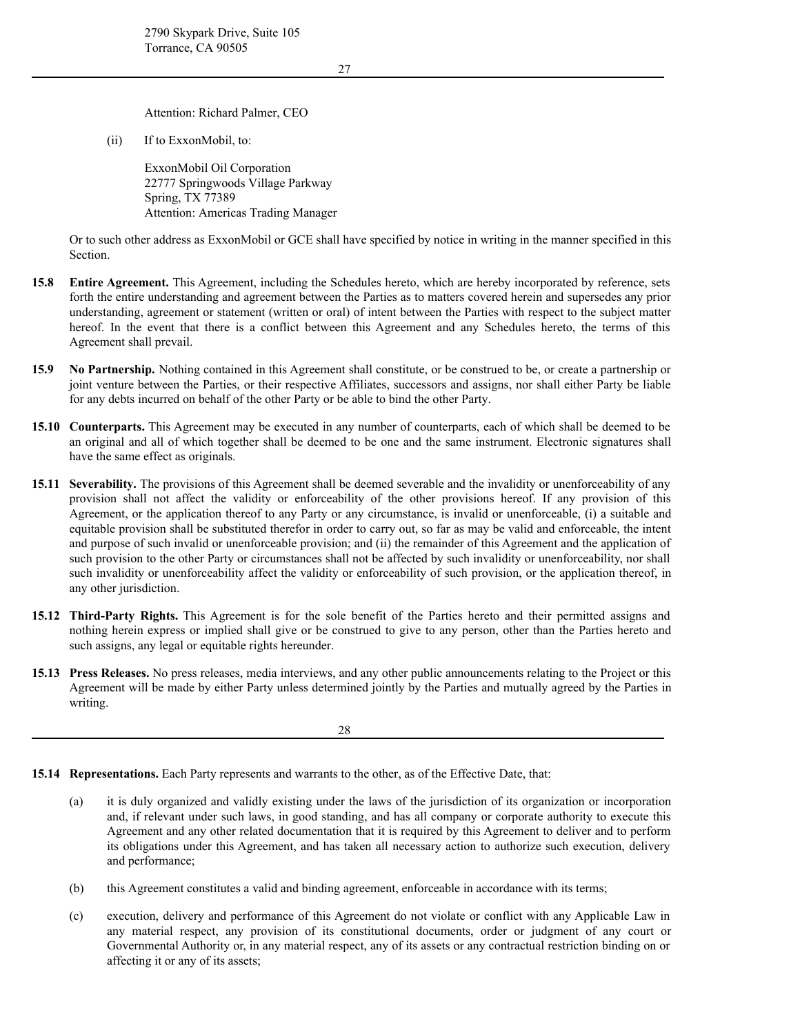2790 Skypark Drive, Suite 105
Torrance, CA 90505

Attention: Richard Palmer, CEO

(ii) If to ExxonMobil, to:

ExxonMobil Oil Corporation
22777 Springwoods Village Parkway
Spring, TX 77389
Attention: Americas Trading Manager

Or to such other address as ExxonMobil or GCE shall have specified by notice in writing in the manner specified in this Section.

**15.8 Entire Agreement.** This Agreement, including the Schedules hereto, which are hereby incorporated by reference, sets forth the entire understanding and agreement between the Parties as to matters covered herein and supersedes any prior understanding, agreement or statement (written or oral) of intent between the Parties with respect to the subject matter hereof. In the event that there is a conflict between this Agreement and any Schedules hereto, the terms of this Agreement shall prevail.

**15.9 No Partnership.** Nothing contained in this Agreement shall constitute, or be construed to be, or create a partnership or joint venture between the Parties, or their respective Affiliates, successors and assigns, nor shall either Party be liable for any debts incurred on behalf of the other Party or be able to bind the other Party.

**15.10 Counterparts.** This Agreement may be executed in any number of counterparts, each of which shall be deemed to be an original and all of which together shall be deemed to be one and the same instrument. Electronic signatures shall have the same effect as originals.

**15.11 Severability.** The provisions of this Agreement shall be deemed severable and the invalidity or unenforceability of any provision shall not affect the validity or enforceability of the other provisions hereof. If any provision of this Agreement, or the application thereof to any Party or any circumstance, is invalid or unenforceable, (i) a suitable and equitable provision shall be substituted therefor in order to carry out, so far as may be valid and enforceable, the intent and purpose of such invalid or unenforceable provision; and (ii) the remainder of this Agreement and the application of such provision to the other Party or circumstances shall not be affected by such invalidity or unenforceability, nor shall such invalidity or unenforceability affect the validity or enforceability of such provision, or the application thereof, in any other jurisdiction.

**15.12 Third-Party Rights.** This Agreement is for the sole benefit of the Parties hereto and their permitted assigns and nothing herein express or implied shall give or be construed to give to any person, other than the Parties hereto and such assigns, any legal or equitable rights hereunder.

**15.13 Press Releases.** No press releases, media interviews, and any other public announcements relating to the Project or this Agreement will be made by either Party unless determined jointly by the Parties and mutually agreed by the Parties in writing.

**15.14 Representations.** Each Party represents and warrants to the other, as of the Effective Date, that:

(a) it is duly organized and validly existing under the laws of the jurisdiction of its organization or incorporation and, if relevant under such laws, in good standing, and has all company or corporate authority to execute this Agreement and any other related documentation that it is required by this Agreement to deliver and to perform its obligations under this Agreement, and has taken all necessary action to authorize such execution, delivery and performance;

(b) this Agreement constitutes a valid and binding agreement, enforceable in accordance with its terms;

(c) execution, delivery and performance of this Agreement do not violate or conflict with any Applicable Law in any material respect, any provision of its constitutional documents, order or judgment of any court or Governmental Authority or, in any material respect, any of its assets or any contractual restriction binding on or affecting it or any of its assets;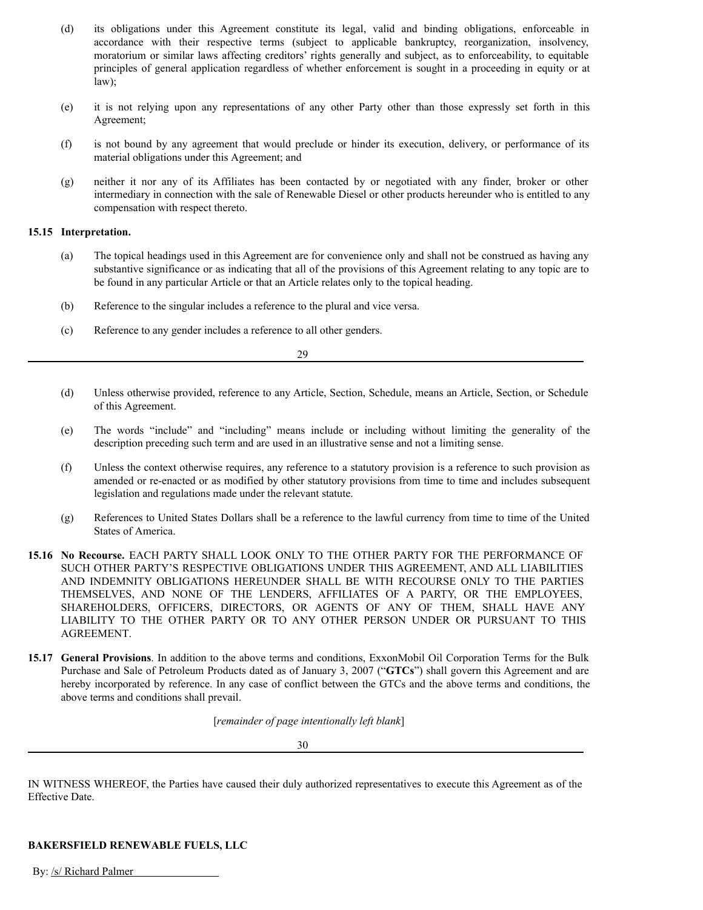(d) its obligations under this Agreement constitute its legal, valid and binding obligations, enforceable in accordance with their respective terms (subject to applicable bankruptcy, reorganization, insolvency, moratorium or similar laws affecting creditors' rights generally and subject, as to enforceability, to equitable principles of general application regardless of whether enforcement is sought in a proceeding in equity or at law);

(e) it is not relying upon any representations of any other Party other than those expressly set forth in this Agreement;

(f) is not bound by any agreement that would preclude or hinder its execution, delivery, or performance of its material obligations under this Agreement; and

(g) neither it nor any of its Affiliates has been contacted by or negotiated with any finder, broker or other intermediary in connection with the sale of Renewable Diesel or other products hereunder who is entitled to any compensation with respect thereto.

**15.15 Interpretation.**

(a) The topical headings used in this Agreement are for convenience only and shall not be construed as having any substantive significance or as indicating that all of the provisions of this Agreement relating to any topic are to be found in any particular Article or that an Article relates only to the topical heading.

(b) Reference to the singular includes a reference to the plural and vice versa.

(c) Reference to any gender includes a reference to all other genders.

(d) Unless otherwise provided, reference to any Article, Section, Schedule, means an Article, Section, or Schedule of this Agreement.

(e) The words "include" and "including" means include or including without limiting the generality of the description preceding such term and are used in an illustrative sense and not a limiting sense.

(f) Unless the context otherwise requires, any reference to a statutory provision is a reference to such provision as amended or re-enacted or as modified by other statutory provisions from time to time and includes subsequent legislation and regulations made under the relevant statute.

(g) References to United States Dollars shall be a reference to the lawful currency from time to time of the United States of America.

**15.16 No Recourse.** EACH PARTY SHALL LOOK ONLY TO THE OTHER PARTY FOR THE PERFORMANCE OF SUCH OTHER PARTY'S RESPECTIVE OBLIGATIONS UNDER THIS AGREEMENT, AND ALL LIABILITIES AND INDEMNITY OBLIGATIONS HEREUNDER SHALL BE WITH RECOURSE ONLY TO THE PARTIES THEMSELVES, AND NONE OF THE LENDERS, AFFILIATES OF A PARTY, OR THE EMPLOYEES, SHAREHOLDERS, OFFICERS, DIRECTORS, OR AGENTS OF ANY OF THEM, SHALL HAVE ANY LIABILITY TO THE OTHER PARTY OR TO ANY OTHER PERSON UNDER OR PURSUANT TO THIS AGREEMENT.

**15.17 General Provisions**. In addition to the above terms and conditions, ExxonMobil Oil Corporation Terms for the Bulk Purchase and Sale of Petroleum Products dated as of January 3, 2007 ("**GTCs**") shall govern this Agreement and are hereby incorporated by reference. In any case of conflict between the GTCs and the above terms and conditions, the above terms and conditions shall prevail.

[*remainder of page intentionally left blank*]

IN WITNESS WHEREOF, the Parties have caused their duly authorized representatives to execute this Agreement as of the Effective Date.

**BAKERSFIELD RENEWABLE FUELS, LLC**

By: /s/ Richard Palmer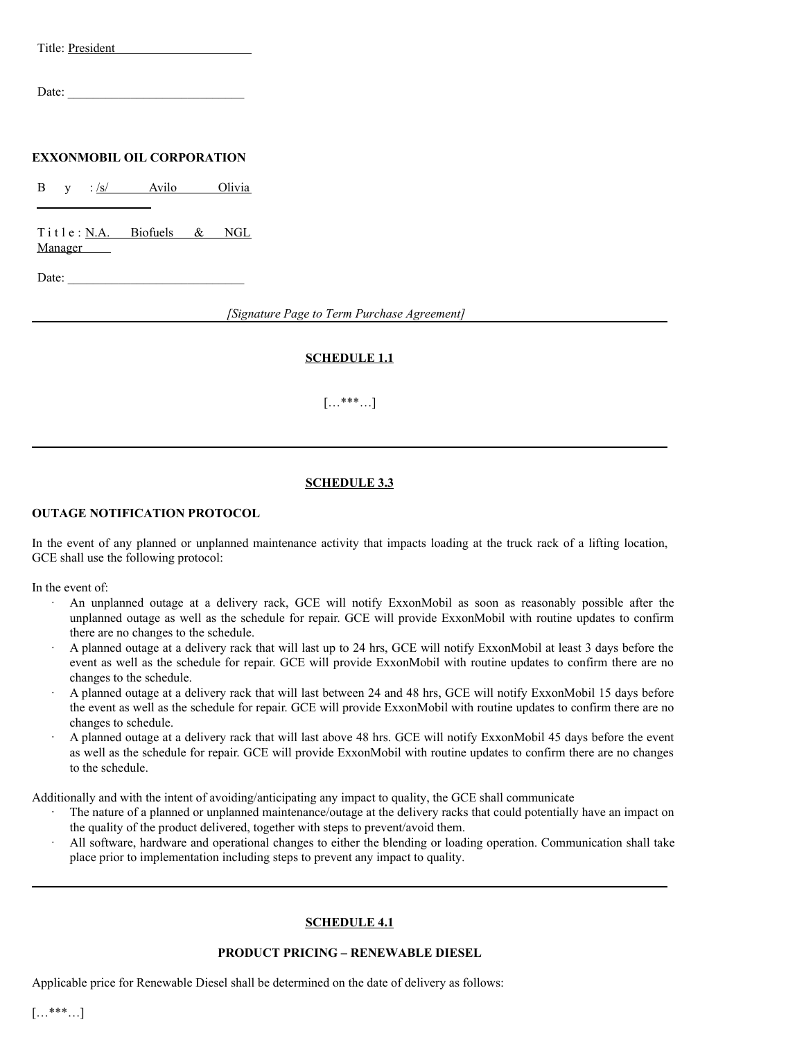Title: President

Date: ____________________________

**EXXONMOBIL OIL CORPORATION**

By: /s/ Avilo Olivia

Title: N.A. Biofuels & NGL Manager

Date: ____________________________

*[Signature Page to Term Purchase Agreement]*

---

**SCHEDULE 1.1**

[…***…]

---

**SCHEDULE 3.3**

**OUTAGE NOTIFICATION PROTOCOL**

In the event of any planned or unplanned maintenance activity that impacts loading at the truck rack of a lifting location, GCE shall use the following protocol:

In the event of:

- An unplanned outage at a delivery rack, GCE will notify ExxonMobil as soon as reasonably possible after the unplanned outage as well as the schedule for repair. GCE will provide ExxonMobil with routine updates to confirm there are no changes to the schedule.
- A planned outage at a delivery rack that will last up to 24 hrs, GCE will notify ExxonMobil at least 3 days before the event as well as the schedule for repair. GCE will provide ExxonMobil with routine updates to confirm there are no changes to the schedule.
- A planned outage at a delivery rack that will last between 24 and 48 hrs, GCE will notify ExxonMobil 15 days before the event as well as the schedule for repair. GCE will provide ExxonMobil with routine updates to confirm there are no changes to schedule.
- A planned outage at a delivery rack that will last above 48 hrs. GCE will notify ExxonMobil 45 days before the event as well as the schedule for repair. GCE will provide ExxonMobil with routine updates to confirm there are no changes to the schedule.

Additionally and with the intent of avoiding/anticipating any impact to quality, the GCE shall communicate

- The nature of a planned or unplanned maintenance/outage at the delivery racks that could potentially have an impact on the quality of the product delivered, together with steps to prevent/avoid them.
- All software, hardware and operational changes to either the blending or loading operation. Communication shall take place prior to implementation including steps to prevent any impact to quality.

---

**SCHEDULE 4.1**

**PRODUCT PRICING – RENEWABLE DIESEL**

Applicable price for Renewable Diesel shall be determined on the date of delivery as follows:

[…***…]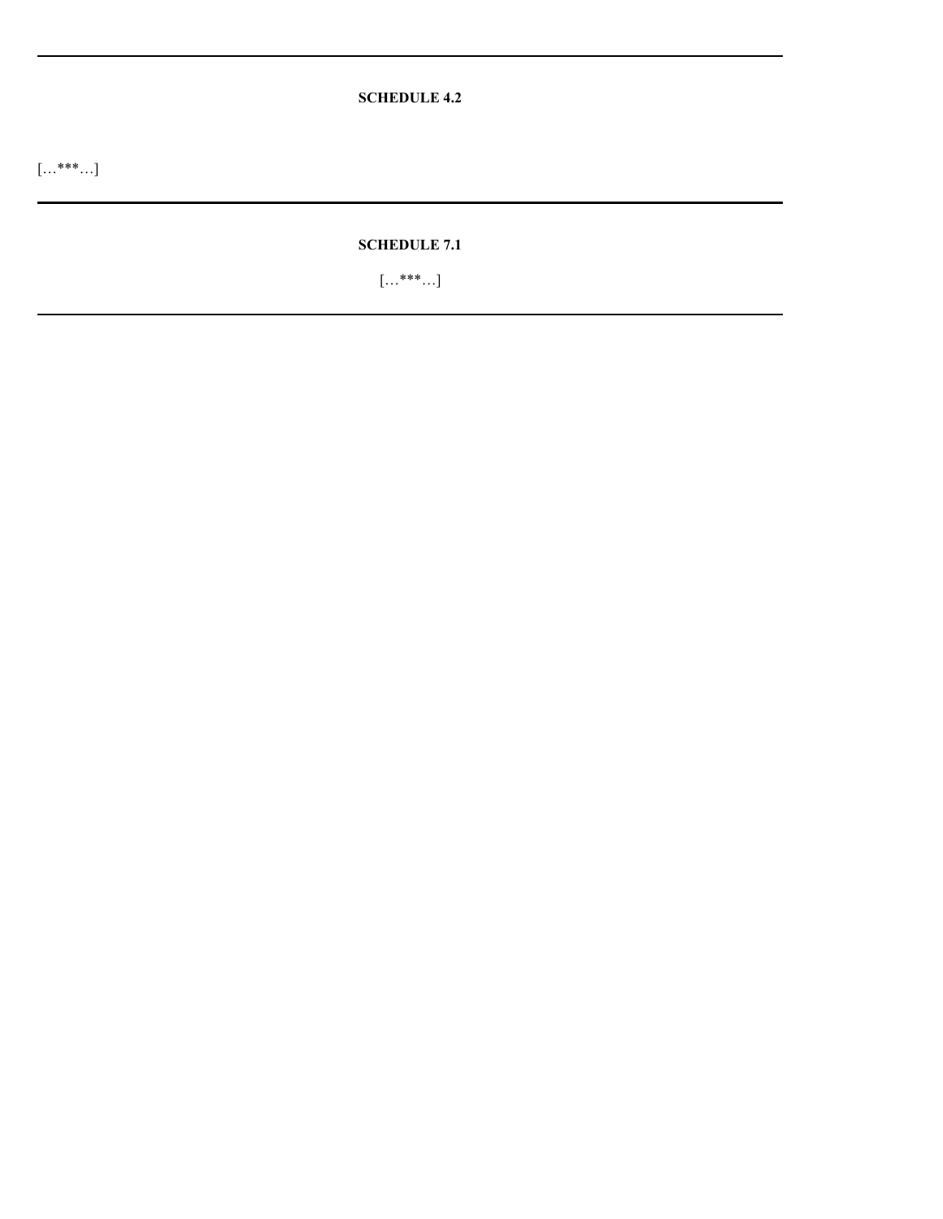**SCHEDULE 4.2**

[…***…]

---

**SCHEDULE 7.1**

[…***…]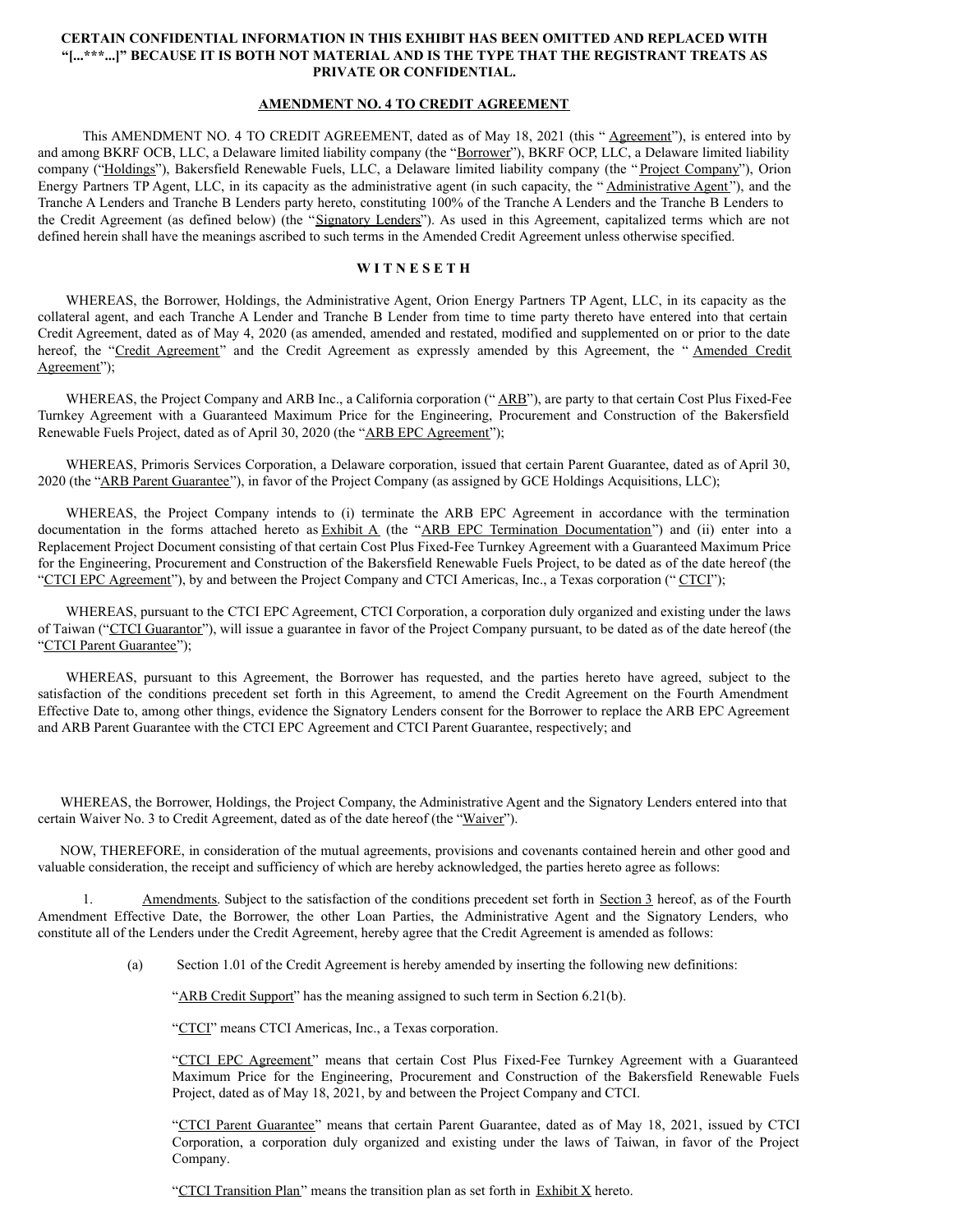**CERTAIN CONFIDENTIAL INFORMATION IN THIS EXHIBIT HAS BEEN OMITTED AND REPLACED WITH "[...***...]" BECAUSE IT IS BOTH NOT MATERIAL AND IS THE TYPE THAT THE REGISTRANT TREATS AS PRIVATE OR CONFIDENTIAL.**

**AMENDMENT NO. 4 TO CREDIT AGREEMENT**

This AMENDMENT NO. 4 TO CREDIT AGREEMENT, dated as of May 18, 2021 (this " Agreement"), is entered into by and among BKRF OCB, LLC, a Delaware limited liability company (the "Borrower"), BKRF OCP, LLC, a Delaware limited liability company ("Holdings"), Bakersfield Renewable Fuels, LLC, a Delaware limited liability company (the " Project Company"), Orion Energy Partners TP Agent, LLC, in its capacity as the administrative agent (in such capacity, the " Administrative Agent"), and the Tranche A Lenders and Tranche B Lenders party hereto, constituting 100% of the Tranche A Lenders and the Tranche B Lenders to the Credit Agreement (as defined below) (the "Signatory Lenders"). As used in this Agreement, capitalized terms which are not defined herein shall have the meanings ascribed to such terms in the Amended Credit Agreement unless otherwise specified.

**W I T N E S E T H**

WHEREAS, the Borrower, Holdings, the Administrative Agent, Orion Energy Partners TP Agent, LLC, in its capacity as the collateral agent, and each Tranche A Lender and Tranche B Lender from time to time party thereto have entered into that certain Credit Agreement, dated as of May 4, 2020 (as amended, amended and restated, modified and supplemented on or prior to the date hereof, the "Credit Agreement" and the Credit Agreement as expressly amended by this Agreement, the " Amended Credit Agreement");

WHEREAS, the Project Company and ARB Inc., a California corporation (" ARB"), are party to that certain Cost Plus Fixed-Fee Turnkey Agreement with a Guaranteed Maximum Price for the Engineering, Procurement and Construction of the Bakersfield Renewable Fuels Project, dated as of April 30, 2020 (the "ARB EPC Agreement");

WHEREAS, Primoris Services Corporation, a Delaware corporation, issued that certain Parent Guarantee, dated as of April 30, 2020 (the "ARB Parent Guarantee"), in favor of the Project Company (as assigned by GCE Holdings Acquisitions, LLC);

WHEREAS, the Project Company intends to (i) terminate the ARB EPC Agreement in accordance with the termination documentation in the forms attached hereto as Exhibit A (the "ARB EPC Termination Documentation") and (ii) enter into a Replacement Project Document consisting of that certain Cost Plus Fixed-Fee Turnkey Agreement with a Guaranteed Maximum Price for the Engineering, Procurement and Construction of the Bakersfield Renewable Fuels Project, to be dated as of the date hereof (the "CTCI EPC Agreement"), by and between the Project Company and CTCI Americas, Inc., a Texas corporation (" CTCI");

WHEREAS, pursuant to the CTCI EPC Agreement, CTCI Corporation, a corporation duly organized and existing under the laws of Taiwan ("CTCI Guarantor"), will issue a guarantee in favor of the Project Company pursuant, to be dated as of the date hereof (the "CTCI Parent Guarantee");

WHEREAS, pursuant to this Agreement, the Borrower has requested, and the parties hereto have agreed, subject to the satisfaction of the conditions precedent set forth in this Agreement, to amend the Credit Agreement on the Fourth Amendment Effective Date to, among other things, evidence the Signatory Lenders consent for the Borrower to replace the ARB EPC Agreement and ARB Parent Guarantee with the CTCI EPC Agreement and CTCI Parent Guarantee, respectively; and

WHEREAS, the Borrower, Holdings, the Project Company, the Administrative Agent and the Signatory Lenders entered into that certain Waiver No. 3 to Credit Agreement, dated as of the date hereof (the "Waiver").

NOW, THEREFORE, in consideration of the mutual agreements, provisions and covenants contained herein and other good and valuable consideration, the receipt and sufficiency of which are hereby acknowledged, the parties hereto agree as follows:

1. Amendments. Subject to the satisfaction of the conditions precedent set forth in Section 3 hereof, as of the Fourth Amendment Effective Date, the Borrower, the other Loan Parties, the Administrative Agent and the Signatory Lenders, who constitute all of the Lenders under the Credit Agreement, hereby agree that the Credit Agreement is amended as follows:

   (a) Section 1.01 of the Credit Agreement is hereby amended by inserting the following new definitions:

   "ARB Credit Support" has the meaning assigned to such term in Section 6.21(b).

   "CTCI" means CTCI Americas, Inc., a Texas corporation.

   "CTCI EPC Agreement" means that certain Cost Plus Fixed-Fee Turnkey Agreement with a Guaranteed Maximum Price for the Engineering, Procurement and Construction of the Bakersfield Renewable Fuels Project, dated as of May 18, 2021, by and between the Project Company and CTCI.

   "CTCI Parent Guarantee" means that certain Parent Guarantee, dated as of May 18, 2021, issued by CTCI Corporation, a corporation duly organized and existing under the laws of Taiwan, in favor of the Project Company.

   "CTCI Transition Plan" means the transition plan as set forth in Exhibit X hereto.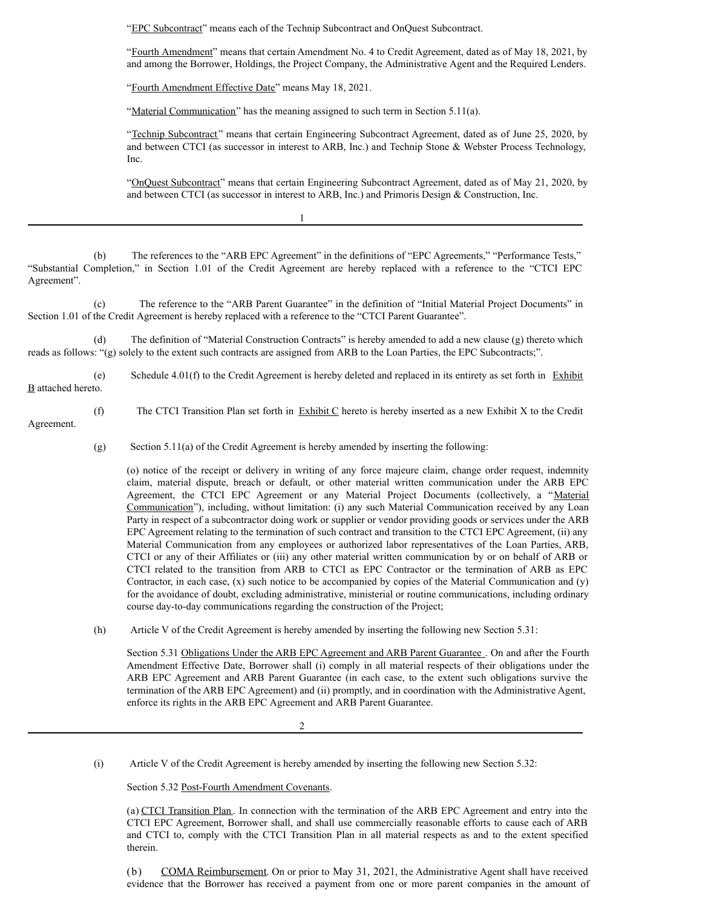"EPC Subcontract" means each of the Technip Subcontract and OnQuest Subcontract.

"Fourth Amendment" means that certain Amendment No. 4 to Credit Agreement, dated as of May 18, 2021, by and among the Borrower, Holdings, the Project Company, the Administrative Agent and the Required Lenders.

"Fourth Amendment Effective Date" means May 18, 2021.

"Material Communication" has the meaning assigned to such term in Section 5.11(a).

"Technip Subcontract" means that certain Engineering Subcontract Agreement, dated as of June 25, 2020, by and between CTCI (as successor in interest to ARB, Inc.) and Technip Stone & Webster Process Technology, Inc.

"OnQuest Subcontract" means that certain Engineering Subcontract Agreement, dated as of May 21, 2020, by and between CTCI (as successor in interest to ARB, Inc.) and Primoris Design & Construction, Inc.

(b) The references to the "ARB EPC Agreement" in the definitions of "EPC Agreements," "Performance Tests," "Substantial Completion," in Section 1.01 of the Credit Agreement are hereby replaced with a reference to the "CTCI EPC Agreement".

(c) The reference to the "ARB Parent Guarantee" in the definition of "Initial Material Project Documents" in Section 1.01 of the Credit Agreement is hereby replaced with a reference to the "CTCI Parent Guarantee".

(d) The definition of "Material Construction Contracts" is hereby amended to add a new clause (g) thereto which reads as follows: "(g) solely to the extent such contracts are assigned from ARB to the Loan Parties, the EPC Subcontracts;".

(e) Schedule 4.01(f) to the Credit Agreement is hereby deleted and replaced in its entirety as set forth in Exhibit B attached hereto.

(f) The CTCI Transition Plan set forth in Exhibit C hereto is hereby inserted as a new Exhibit X to the Credit Agreement.

(g) Section 5.11(a) of the Credit Agreement is hereby amended by inserting the following:

> (o) notice of the receipt or delivery in writing of any force majeure claim, change order request, indemnity claim, material dispute, breach or default, or other material written communication under the ARB EPC Agreement, the CTCI EPC Agreement or any Material Project Documents (collectively, a "Material Communication"), including, without limitation: (i) any such Material Communication received by any Loan Party in respect of a subcontractor doing work or supplier or vendor providing goods or services under the ARB EPC Agreement relating to the termination of such contract and transition to the CTCI EPC Agreement, (ii) any Material Communication from any employees or authorized labor representatives of the Loan Parties, ARB, CTCI or any of their Affiliates or (iii) any other material written communication by or on behalf of ARB or CTCI related to the transition from ARB to CTCI as EPC Contractor or the termination of ARB as EPC Contractor, in each case, (x) such notice to be accompanied by copies of the Material Communication and (y) for the avoidance of doubt, excluding administrative, ministerial or routine communications, including ordinary course day-to-day communications regarding the construction of the Project;

(h) Article V of the Credit Agreement is hereby amended by inserting the following new Section 5.31:

> Section 5.31 Obligations Under the ARB EPC Agreement and ARB Parent Guarantee. On and after the Fourth Amendment Effective Date, Borrower shall (i) comply in all material respects of their obligations under the ARB EPC Agreement and ARB Parent Guarantee (in each case, to the extent such obligations survive the termination of the ARB EPC Agreement) and (ii) promptly, and in coordination with the Administrative Agent, enforce its rights in the ARB EPC Agreement and ARB Parent Guarantee.

(i) Article V of the Credit Agreement is hereby amended by inserting the following new Section 5.32:

> Section 5.32 Post-Fourth Amendment Covenants.
>
> (a) CTCI Transition Plan. In connection with the termination of the ARB EPC Agreement and entry into the CTCI EPC Agreement, Borrower shall, and shall use commercially reasonable efforts to cause each of ARB and CTCI to, comply with the CTCI Transition Plan in all material respects as and to the extent specified therein.
>
> (b) COMA Reimbursement. On or prior to May 31, 2021, the Administrative Agent shall have received evidence that the Borrower has received a payment from one or more parent companies in the amount of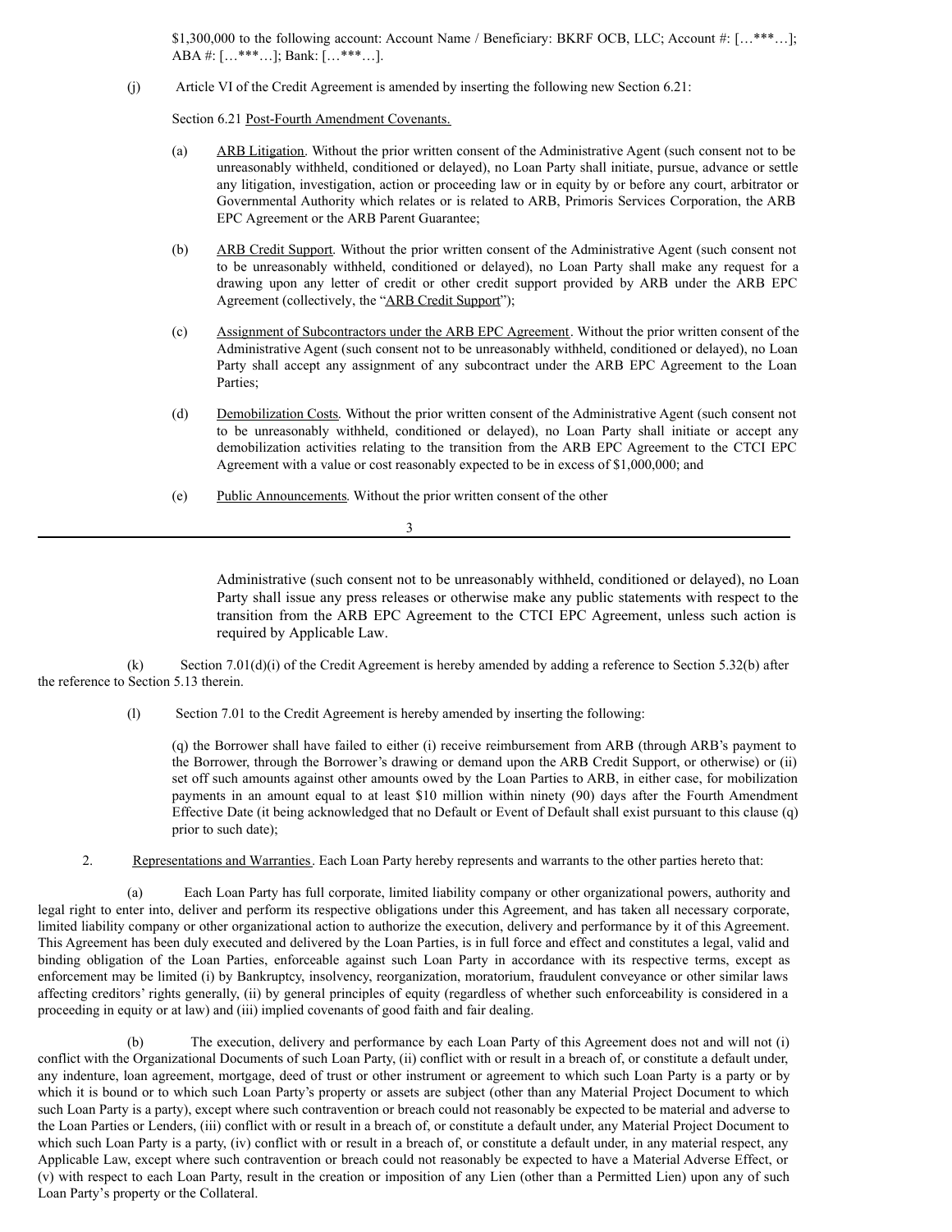$1,300,000 to the following account: Account Name / Beneficiary: BKRF OCB, LLC; Account #: […***…]; ABA #: […***…]; Bank: […***…].

(j) Article VI of the Credit Agreement is amended by inserting the following new Section 6.21:

Section 6.21 Post-Fourth Amendment Covenants.

(a) ARB Litigation. Without the prior written consent of the Administrative Agent (such consent not to be unreasonably withheld, conditioned or delayed), no Loan Party shall initiate, pursue, advance or settle any litigation, investigation, action or proceeding law or in equity by or before any court, arbitrator or Governmental Authority which relates or is related to ARB, Primoris Services Corporation, the ARB EPC Agreement or the ARB Parent Guarantee;

(b) ARB Credit Support. Without the prior written consent of the Administrative Agent (such consent not to be unreasonably withheld, conditioned or delayed), no Loan Party shall make any request for a drawing upon any letter of credit or other credit support provided by ARB under the ARB EPC Agreement (collectively, the "ARB Credit Support");

(c) Assignment of Subcontractors under the ARB EPC Agreement. Without the prior written consent of the Administrative Agent (such consent not to be unreasonably withheld, conditioned or delayed), no Loan Party shall accept any assignment of any subcontract under the ARB EPC Agreement to the Loan Parties;

(d) Demobilization Costs. Without the prior written consent of the Administrative Agent (such consent not to be unreasonably withheld, conditioned or delayed), no Loan Party shall initiate or accept any demobilization activities relating to the transition from the ARB EPC Agreement to the CTCI EPC Agreement with a value or cost reasonably expected to be in excess of $1,000,000; and

(e) Public Announcements. Without the prior written consent of the other Administrative (such consent not to be unreasonably withheld, conditioned or delayed), no Loan Party shall issue any press releases or otherwise make any public statements with respect to the transition from the ARB EPC Agreement to the CTCI EPC Agreement, unless such action is required by Applicable Law.

(k) Section 7.01(d)(i) of the Credit Agreement is hereby amended by adding a reference to Section 5.32(b) after the reference to Section 5.13 therein.

(l) Section 7.01 to the Credit Agreement is hereby amended by inserting the following:

(q) the Borrower shall have failed to either (i) receive reimbursement from ARB (through ARB's payment to the Borrower, through the Borrower's drawing or demand upon the ARB Credit Support, or otherwise) or (ii) set off such amounts against other amounts owed by the Loan Parties to ARB, in either case, for mobilization payments in an amount equal to at least $10 million within ninety (90) days after the Fourth Amendment Effective Date (it being acknowledged that no Default or Event of Default shall exist pursuant to this clause (q) prior to such date);

2. Representations and Warranties. Each Loan Party hereby represents and warrants to the other parties hereto that:

(a) Each Loan Party has full corporate, limited liability company or other organizational powers, authority and legal right to enter into, deliver and perform its respective obligations under this Agreement, and has taken all necessary corporate, limited liability company or other organizational action to authorize the execution, delivery and performance by it of this Agreement. This Agreement has been duly executed and delivered by the Loan Parties, is in full force and effect and constitutes a legal, valid and binding obligation of the Loan Parties, enforceable against such Loan Party in accordance with its respective terms, except as enforcement may be limited (i) by Bankruptcy, insolvency, reorganization, moratorium, fraudulent conveyance or other similar laws affecting creditors' rights generally, (ii) by general principles of equity (regardless of whether such enforceability is considered in a proceeding in equity or at law) and (iii) implied covenants of good faith and fair dealing.

(b) The execution, delivery and performance by each Loan Party of this Agreement does not and will not (i) conflict with the Organizational Documents of such Loan Party, (ii) conflict with or result in a breach of, or constitute a default under, any indenture, loan agreement, mortgage, deed of trust or other instrument or agreement to which such Loan Party is a party or by which it is bound or to which such Loan Party's property or assets are subject (other than any Material Project Document to which such Loan Party is a party), except where such contravention or breach could not reasonably be expected to be material and adverse to the Loan Parties or Lenders, (iii) conflict with or result in a breach of, or constitute a default under, any Material Project Document to which such Loan Party is a party, (iv) conflict with or result in a breach of, or constitute a default under, in any material respect, any Applicable Law, except where such contravention or breach could not reasonably be expected to have a Material Adverse Effect, or (v) with respect to each Loan Party, result in the creation or imposition of any Lien (other than a Permitted Lien) upon any of such Loan Party's property or the Collateral.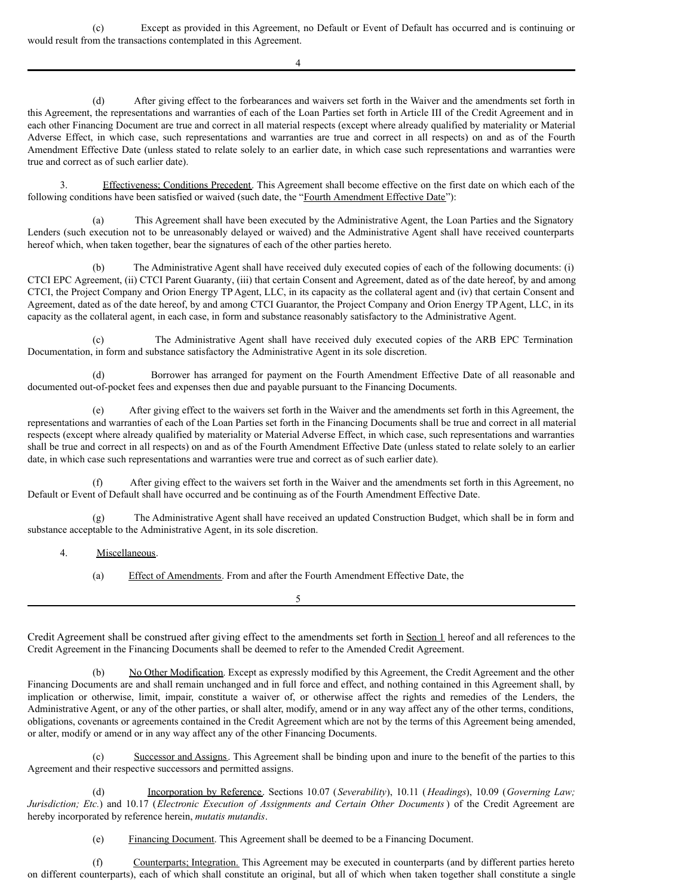(c) Except as provided in this Agreement, no Default or Event of Default has occurred and is continuing or would result from the transactions contemplated in this Agreement.

(d) After giving effect to the forbearances and waivers set forth in the Waiver and the amendments set forth in this Agreement, the representations and warranties of each of the Loan Parties set forth in Article III of the Credit Agreement and in each other Financing Document are true and correct in all material respects (except where already qualified by materiality or Material Adverse Effect, in which case, such representations and warranties are true and correct in all respects) on and as of the Fourth Amendment Effective Date (unless stated to relate solely to an earlier date, in which case such representations and warranties were true and correct as of such earlier date).

3. Effectiveness; Conditions Precedent. This Agreement shall become effective on the first date on which each of the following conditions have been satisfied or waived (such date, the "Fourth Amendment Effective Date"):

(a) This Agreement shall have been executed by the Administrative Agent, the Loan Parties and the Signatory Lenders (such execution not to be unreasonably delayed or waived) and the Administrative Agent shall have received counterparts hereof which, when taken together, bear the signatures of each of the other parties hereto.

(b) The Administrative Agent shall have received duly executed copies of each of the following documents: (i) CTCI EPC Agreement, (ii) CTCI Parent Guaranty, (iii) that certain Consent and Agreement, dated as of the date hereof, by and among CTCI, the Project Company and Orion Energy TP Agent, LLC, in its capacity as the collateral agent and (iv) that certain Consent and Agreement, dated as of the date hereof, by and among CTCI Guarantor, the Project Company and Orion Energy TP Agent, LLC, in its capacity as the collateral agent, in each case, in form and substance reasonably satisfactory to the Administrative Agent.

(c) The Administrative Agent shall have received duly executed copies of the ARB EPC Termination Documentation, in form and substance satisfactory the Administrative Agent in its sole discretion.

(d) Borrower has arranged for payment on the Fourth Amendment Effective Date of all reasonable and documented out-of-pocket fees and expenses then due and payable pursuant to the Financing Documents.

(e) After giving effect to the waivers set forth in the Waiver and the amendments set forth in this Agreement, the representations and warranties of each of the Loan Parties set forth in the Financing Documents shall be true and correct in all material respects (except where already qualified by materiality or Material Adverse Effect, in which case, such representations and warranties shall be true and correct in all respects) on and as of the Fourth Amendment Effective Date (unless stated to relate solely to an earlier date, in which case such representations and warranties were true and correct as of such earlier date).

(f) After giving effect to the waivers set forth in the Waiver and the amendments set forth in this Agreement, no Default or Event of Default shall have occurred and be continuing as of the Fourth Amendment Effective Date.

(g) The Administrative Agent shall have received an updated Construction Budget, which shall be in form and substance acceptable to the Administrative Agent, in its sole discretion.

4. Miscellaneous.

(a) Effect of Amendments. From and after the Fourth Amendment Effective Date, the Credit Agreement shall be construed after giving effect to the amendments set forth in Section 1 hereof and all references to the Credit Agreement in the Financing Documents shall be deemed to refer to the Amended Credit Agreement.

(b) No Other Modification. Except as expressly modified by this Agreement, the Credit Agreement and the other Financing Documents are and shall remain unchanged and in full force and effect, and nothing contained in this Agreement shall, by implication or otherwise, limit, impair, constitute a waiver of, or otherwise affect the rights and remedies of the Lenders, the Administrative Agent, or any of the other parties, or shall alter, modify, amend or in any way affect any of the other terms, conditions, obligations, covenants or agreements contained in the Credit Agreement which are not by the terms of this Agreement being amended, or alter, modify or amend or in any way affect any of the other Financing Documents.

(c) Successor and Assigns. This Agreement shall be binding upon and inure to the benefit of the parties to this Agreement and their respective successors and permitted assigns.

(d) Incorporation by Reference. Sections 10.07 (*Severability*), 10.11 (*Headings*), 10.09 (*Governing Law; Jurisdiction; Etc.*) and 10.17 (*Electronic Execution of Assignments and Certain Other Documents*) of the Credit Agreement are hereby incorporated by reference herein, *mutatis mutandis*.

(e) Financing Document. This Agreement shall be deemed to be a Financing Document.

(f) Counterparts; Integration. This Agreement may be executed in counterparts (and by different parties hereto on different counterparts), each of which shall constitute an original, but all of which when taken together shall constitute a single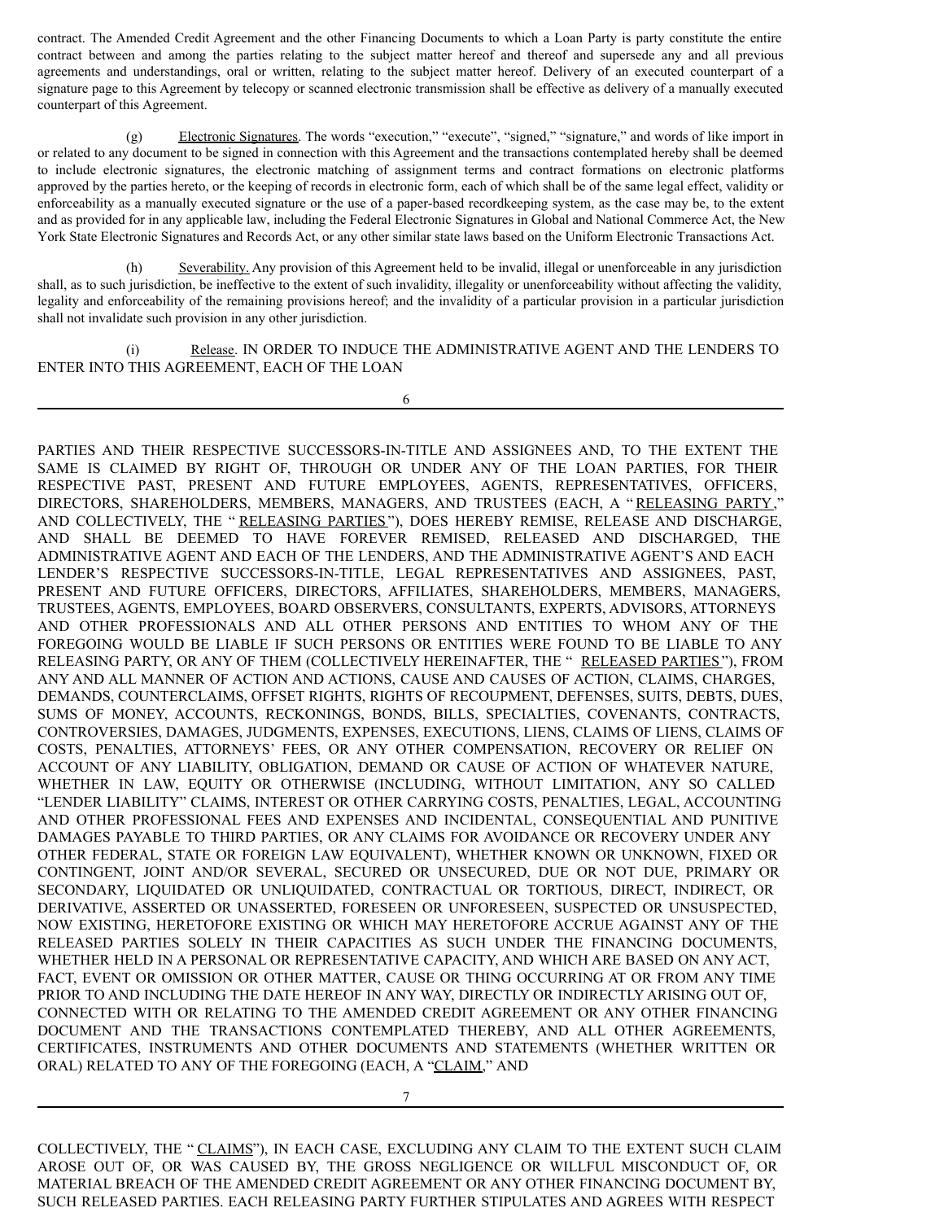contract. The Amended Credit Agreement and the other Financing Documents to which a Loan Party is party constitute the entire contract between and among the parties relating to the subject matter hereof and thereof and supersede any and all previous agreements and understandings, oral or written, relating to the subject matter hereof. Delivery of an executed counterpart of a signature page to this Agreement by telecopy or scanned electronic transmission shall be effective as delivery of a manually executed counterpart of this Agreement.

(g) Electronic Signatures. The words "execution," "execute", "signed," "signature," and words of like import in or related to any document to be signed in connection with this Agreement and the transactions contemplated hereby shall be deemed to include electronic signatures, the electronic matching of assignment terms and contract formations on electronic platforms approved by the parties hereto, or the keeping of records in electronic form, each of which shall be of the same legal effect, validity or enforceability as a manually executed signature or the use of a paper-based recordkeeping system, as the case may be, to the extent and as provided for in any applicable law, including the Federal Electronic Signatures in Global and National Commerce Act, the New York State Electronic Signatures and Records Act, or any other similar state laws based on the Uniform Electronic Transactions Act.

(h) Severability. Any provision of this Agreement held to be invalid, illegal or unenforceable in any jurisdiction shall, as to such jurisdiction, be ineffective to the extent of such invalidity, illegality or unenforceability without affecting the validity, legality and enforceability of the remaining provisions hereof; and the invalidity of a particular provision in a particular jurisdiction shall not invalidate such provision in any other jurisdiction.

(i) Release. IN ORDER TO INDUCE THE ADMINISTRATIVE AGENT AND THE LENDERS TO ENTER INTO THIS AGREEMENT, EACH OF THE LOAN PARTIES AND THEIR RESPECTIVE SUCCESSORS-IN-TITLE AND ASSIGNEES AND, TO THE EXTENT THE SAME IS CLAIMED BY RIGHT OF, THROUGH OR UNDER ANY OF THE LOAN PARTIES, FOR THEIR RESPECTIVE PAST, PRESENT AND FUTURE EMPLOYEES, AGENTS, REPRESENTATIVES, OFFICERS, DIRECTORS, SHAREHOLDERS, MEMBERS, MANAGERS, AND TRUSTEES (EACH, A "RELEASING PARTY," AND COLLECTIVELY, THE "RELEASING PARTIES"), DOES HEREBY REMISE, RELEASE AND DISCHARGE, AND SHALL BE DEEMED TO HAVE FOREVER REMISED, RELEASED AND DISCHARGED, THE ADMINISTRATIVE AGENT AND EACH OF THE LENDERS, AND THE ADMINISTRATIVE AGENT'S AND EACH LENDER'S RESPECTIVE SUCCESSORS-IN-TITLE, LEGAL REPRESENTATIVES AND ASSIGNEES, PAST, PRESENT AND FUTURE OFFICERS, DIRECTORS, AFFILIATES, SHAREHOLDERS, MEMBERS, MANAGERS, TRUSTEES, AGENTS, EMPLOYEES, BOARD OBSERVERS, CONSULTANTS, EXPERTS, ADVISORS, ATTORNEYS AND OTHER PROFESSIONALS AND ALL OTHER PERSONS AND ENTITIES TO WHOM ANY OF THE FOREGOING WOULD BE LIABLE IF SUCH PERSONS OR ENTITIES WERE FOUND TO BE LIABLE TO ANY RELEASING PARTY, OR ANY OF THEM (COLLECTIVELY HEREINAFTER, THE "RELEASED PARTIES"), FROM ANY AND ALL MANNER OF ACTION AND ACTIONS, CAUSE AND CAUSES OF ACTION, CLAIMS, CHARGES, DEMANDS, COUNTERCLAIMS, OFFSET RIGHTS, RIGHTS OF RECOUPMENT, DEFENSES, SUITS, DEBTS, DUES, SUMS OF MONEY, ACCOUNTS, RECKONINGS, BONDS, BILLS, SPECIALTIES, COVENANTS, CONTRACTS, CONTROVERSIES, DAMAGES, JUDGMENTS, EXPENSES, EXECUTIONS, LIENS, CLAIMS OF LIENS, CLAIMS OF COSTS, PENALTIES, ATTORNEYS' FEES, OR ANY OTHER COMPENSATION, RECOVERY OR RELIEF ON ACCOUNT OF ANY LIABILITY, OBLIGATION, DEMAND OR CAUSE OF ACTION OF WHATEVER NATURE, WHETHER IN LAW, EQUITY OR OTHERWISE (INCLUDING, WITHOUT LIMITATION, ANY SO CALLED "LENDER LIABILITY" CLAIMS, INTEREST OR OTHER CARRYING COSTS, PENALTIES, LEGAL, ACCOUNTING AND OTHER PROFESSIONAL FEES AND EXPENSES AND INCIDENTAL, CONSEQUENTIAL AND PUNITIVE DAMAGES PAYABLE TO THIRD PARTIES, OR ANY CLAIMS FOR AVOIDANCE OR RECOVERY UNDER ANY OTHER FEDERAL, STATE OR FOREIGN LAW EQUIVALENT), WHETHER KNOWN OR UNKNOWN, FIXED OR CONTINGENT, JOINT AND/OR SEVERAL, SECURED OR UNSECURED, DUE OR NOT DUE, PRIMARY OR SECONDARY, LIQUIDATED OR UNLIQUIDATED, CONTRACTUAL OR TORTIOUS, DIRECT, INDIRECT, OR DERIVATIVE, ASSERTED OR UNASSERTED, FORESEEN OR UNFORESEEN, SUSPECTED OR UNSUSPECTED, NOW EXISTING, HERETOFORE EXISTING OR WHICH MAY HERETOFORE ACCRUE AGAINST ANY OF THE RELEASED PARTIES SOLELY IN THEIR CAPACITIES AS SUCH UNDER THE FINANCING DOCUMENTS, WHETHER HELD IN A PERSONAL OR REPRESENTATIVE CAPACITY, AND WHICH ARE BASED ON ANY ACT, FACT, EVENT OR OMISSION OR OTHER MATTER, CAUSE OR THING OCCURRING AT OR FROM ANY TIME PRIOR TO AND INCLUDING THE DATE HEREOF IN ANY WAY, DIRECTLY OR INDIRECTLY ARISING OUT OF, CONNECTED WITH OR RELATING TO THE AMENDED CREDIT AGREEMENT OR ANY OTHER FINANCING DOCUMENT AND THE TRANSACTIONS CONTEMPLATED THEREBY, AND ALL OTHER AGREEMENTS, CERTIFICATES, INSTRUMENTS AND OTHER DOCUMENTS AND STATEMENTS (WHETHER WRITTEN OR ORAL) RELATED TO ANY OF THE FOREGOING (EACH, A "CLAIM," AND COLLECTIVELY, THE "CLAIMS"), IN EACH CASE, EXCLUDING ANY CLAIM TO THE EXTENT SUCH CLAIM AROSE OUT OF, OR WAS CAUSED BY, THE GROSS NEGLIGENCE OR WILLFUL MISCONDUCT OF, OR MATERIAL BREACH OF THE AMENDED CREDIT AGREEMENT OR ANY OTHER FINANCING DOCUMENT BY, SUCH RELEASED PARTIES. EACH RELEASING PARTY FURTHER STIPULATES AND AGREES WITH RESPECT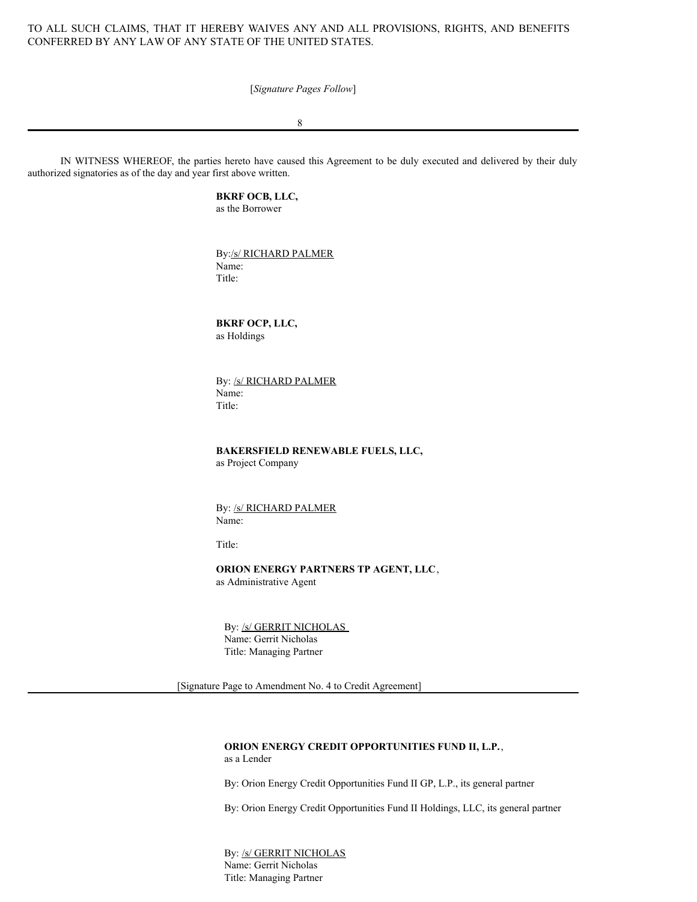TO ALL SUCH CLAIMS, THAT IT HEREBY WAIVES ANY AND ALL PROVISIONS, RIGHTS, AND BENEFITS CONFERRED BY ANY LAW OF ANY STATE OF THE UNITED STATES.

[*Signature Pages Follow*]

IN WITNESS WHEREOF, the parties hereto have caused this Agreement to be duly executed and delivered by their duly authorized signatories as of the day and year first above written.

**BKRF OCB, LLC,**
as the Borrower

By: /s/ RICHARD PALMER
Name:
Title:

**BKRF OCP, LLC,**
as Holdings

By: /s/ RICHARD PALMER
Name:
Title:

**BAKERSFIELD RENEWABLE FUELS, LLC,**
as Project Company

By: /s/ RICHARD PALMER
Name:

Title:

**ORION ENERGY PARTNERS TP AGENT, LLC**,
as Administrative Agent

By: /s/ GERRIT NICHOLAS
Name: Gerrit Nicholas
Title: Managing Partner

[Signature Page to Amendment No. 4 to Credit Agreement]

**ORION ENERGY CREDIT OPPORTUNITIES FUND II, L.P.**,
as a Lender

By: Orion Energy Credit Opportunities Fund II GP, L.P., its general partner

By: Orion Energy Credit Opportunities Fund II Holdings, LLC, its general partner

By: /s/ GERRIT NICHOLAS
Name: Gerrit Nicholas
Title: Managing Partner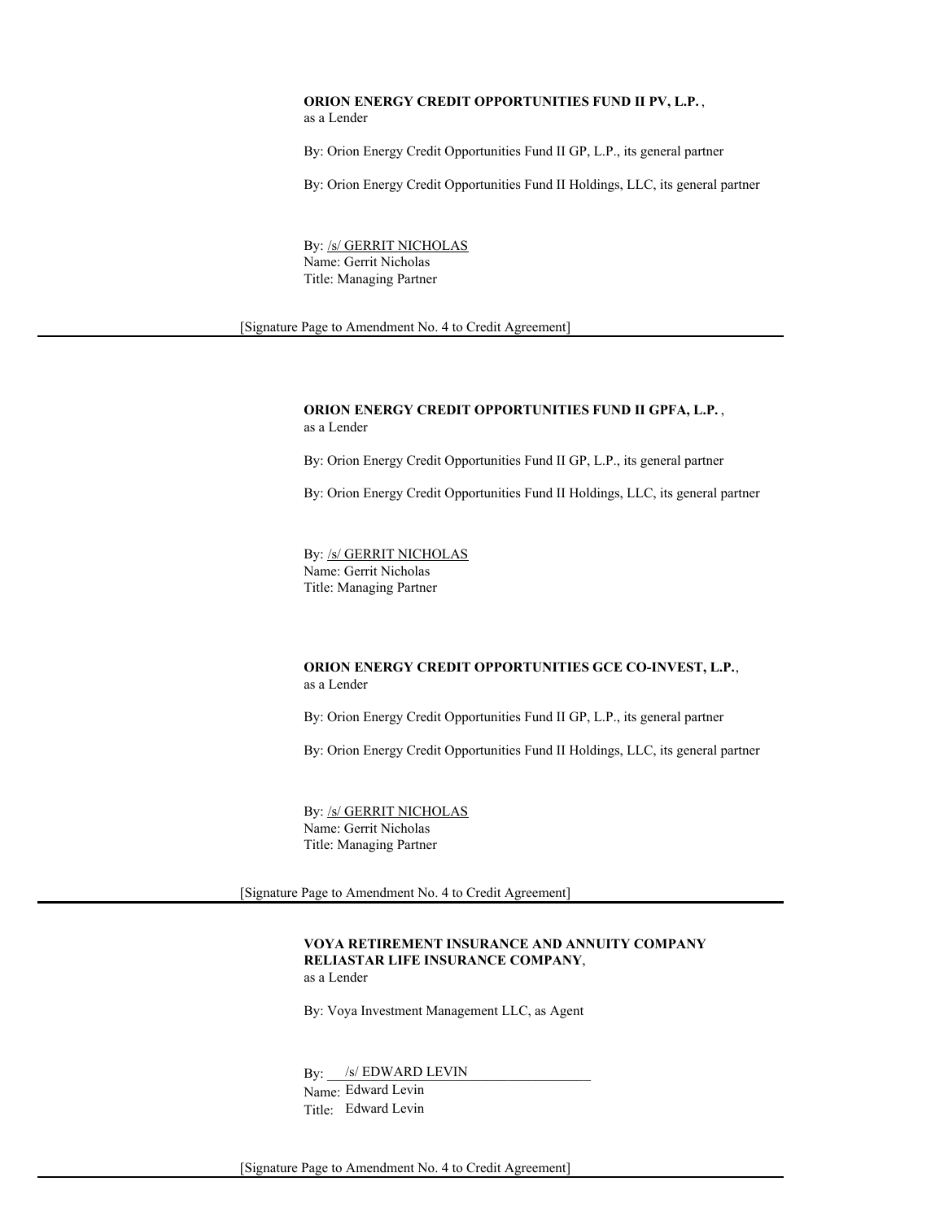**ORION ENERGY CREDIT OPPORTUNITIES FUND II PV, L.P.** ,
as a Lender

By: Orion Energy Credit Opportunities Fund II GP, L.P., its general partner

By: Orion Energy Credit Opportunities Fund II Holdings, LLC, its general partner

By: /s/ GERRIT NICHOLAS
Name: Gerrit Nicholas
Title: Managing Partner

[Signature Page to Amendment No. 4 to Credit Agreement]

---

**ORION ENERGY CREDIT OPPORTUNITIES FUND II GPFA, L.P.** ,
as a Lender

By: Orion Energy Credit Opportunities Fund II GP, L.P., its general partner

By: Orion Energy Credit Opportunities Fund II Holdings, LLC, its general partner

By: /s/ GERRIT NICHOLAS
Name: Gerrit Nicholas
Title: Managing Partner

**ORION ENERGY CREDIT OPPORTUNITIES GCE CO-INVEST, L.P.**,
as a Lender

By: Orion Energy Credit Opportunities Fund II GP, L.P., its general partner

By: Orion Energy Credit Opportunities Fund II Holdings, LLC, its general partner

By: /s/ GERRIT NICHOLAS
Name: Gerrit Nicholas
Title: Managing Partner

[Signature Page to Amendment No. 4 to Credit Agreement]

---

**VOYA RETIREMENT INSURANCE AND ANNUITY COMPANY**
**RELIASTAR LIFE INSURANCE COMPANY**,
as a Lender

By: Voya Investment Management LLC, as Agent

By: /s/ EDWARD LEVIN
Name: Edward Levin
Title: Edward Levin

[Signature Page to Amendment No. 4 to Credit Agreement]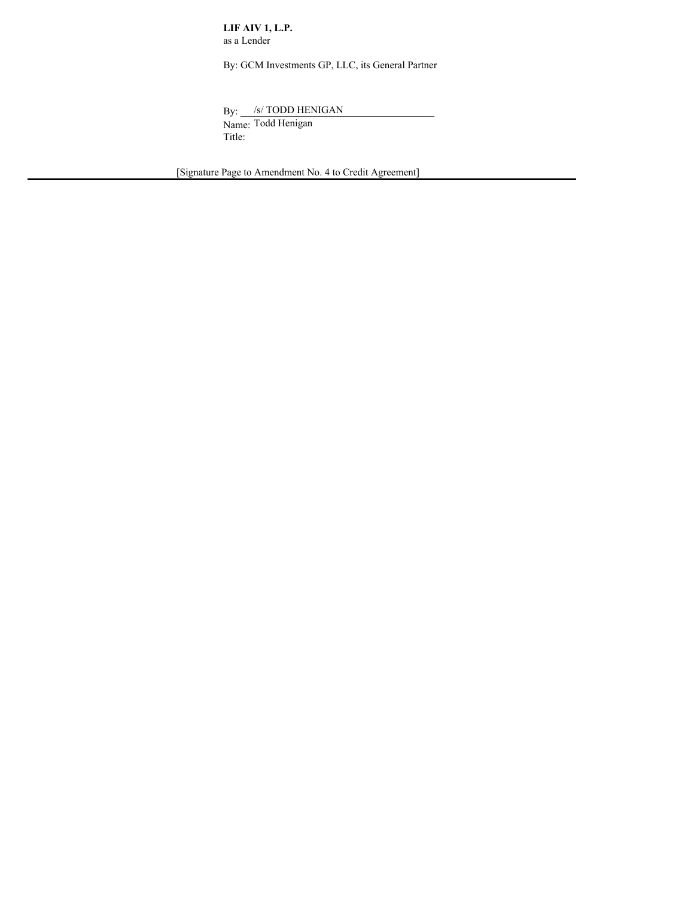**LIF AIV 1, L.P.**
as a Lender

By: GCM Investments GP, LLC, its General Partner

By: /s/ TODD HENIGAN
Name: Todd Henigan
Title:

[Signature Page to Amendment No. 4 to Credit Agreement]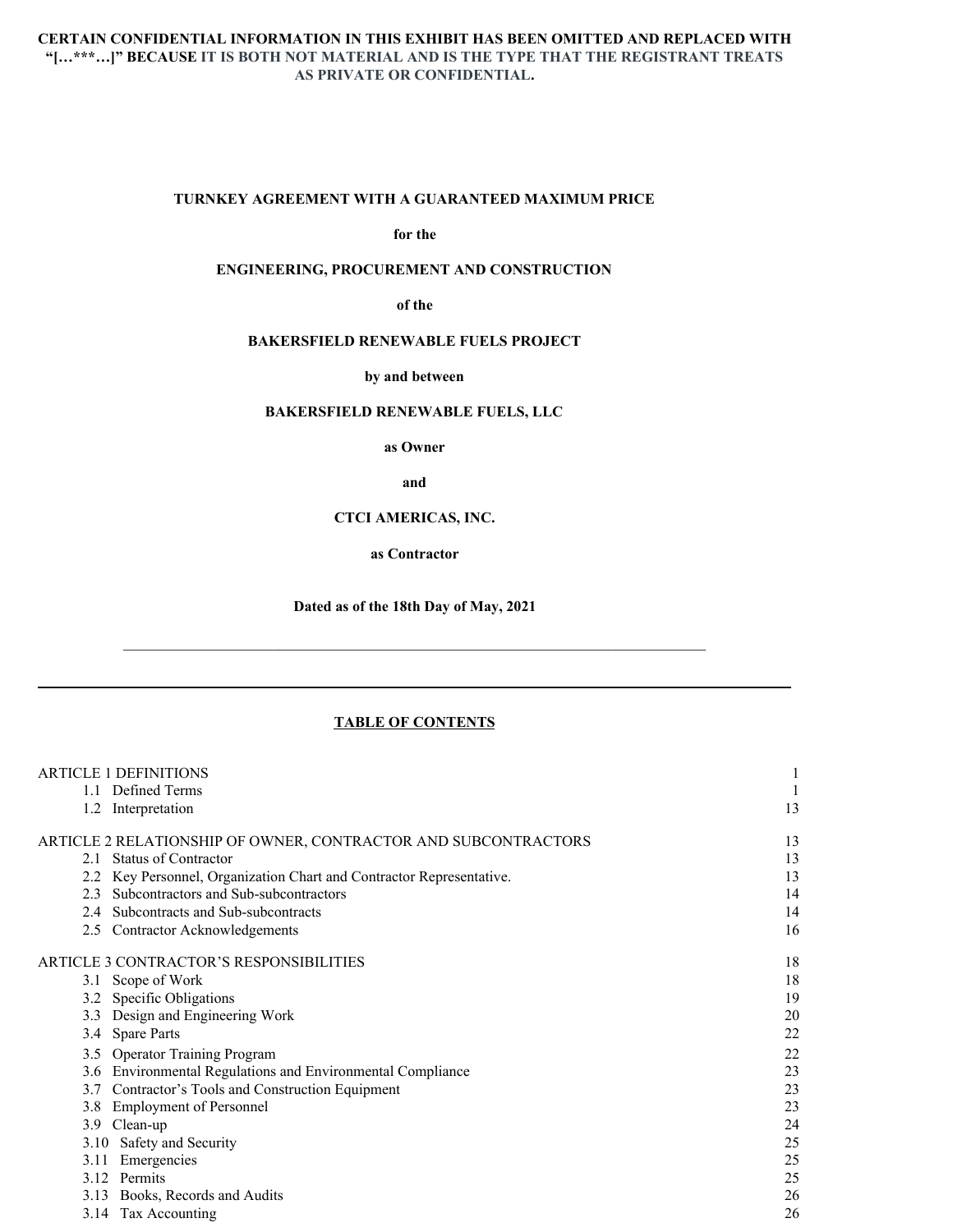**CERTAIN CONFIDENTIAL INFORMATION IN THIS EXHIBIT HAS BEEN OMITTED AND REPLACED WITH "[…***…]" BECAUSE IT IS BOTH NOT MATERIAL AND IS THE TYPE THAT THE REGISTRANT TREATS AS PRIVATE OR CONFIDENTIAL.**

**TURNKEY AGREEMENT WITH A GUARANTEED MAXIMUM PRICE**

**for the**

**ENGINEERING, PROCUREMENT AND CONSTRUCTION**

**of the**

**BAKERSFIELD RENEWABLE FUELS PROJECT**

**by and between**

**BAKERSFIELD RENEWABLE FUELS, LLC**

**as Owner**

**and**

**CTCI AMERICAS, INC.**

**as Contractor**

**Dated as of the 18th Day of May, 2021**

---

**TABLE OF CONTENTS**

| | |
|---|---|
| ARTICLE 1 DEFINITIONS | 1 |
| 1.1 Defined Terms | 1 |
| 1.2 Interpretation | 13 |
| ARTICLE 2 RELATIONSHIP OF OWNER, CONTRACTOR AND SUBCONTRACTORS | 13 |
| 2.1 Status of Contractor | 13 |
| 2.2 Key Personnel, Organization Chart and Contractor Representative. | 13 |
| 2.3 Subcontractors and Sub-subcontractors | 14 |
| 2.4 Subcontracts and Sub-subcontracts | 14 |
| 2.5 Contractor Acknowledgements | 16 |
| ARTICLE 3 CONTRACTOR'S RESPONSIBILITIES | 18 |
| 3.1 Scope of Work | 18 |
| 3.2 Specific Obligations | 19 |
| 3.3 Design and Engineering Work | 20 |
| 3.4 Spare Parts | 22 |
| 3.5 Operator Training Program | 22 |
| 3.6 Environmental Regulations and Environmental Compliance | 23 |
| 3.7 Contractor's Tools and Construction Equipment | 23 |
| 3.8 Employment of Personnel | 23 |
| 3.9 Clean-up | 24 |
| 3.10 Safety and Security | 25 |
| 3.11 Emergencies | 25 |
| 3.12 Permits | 25 |
| 3.13 Books, Records and Audits | 26 |
| 3.14 Tax Accounting | 26 |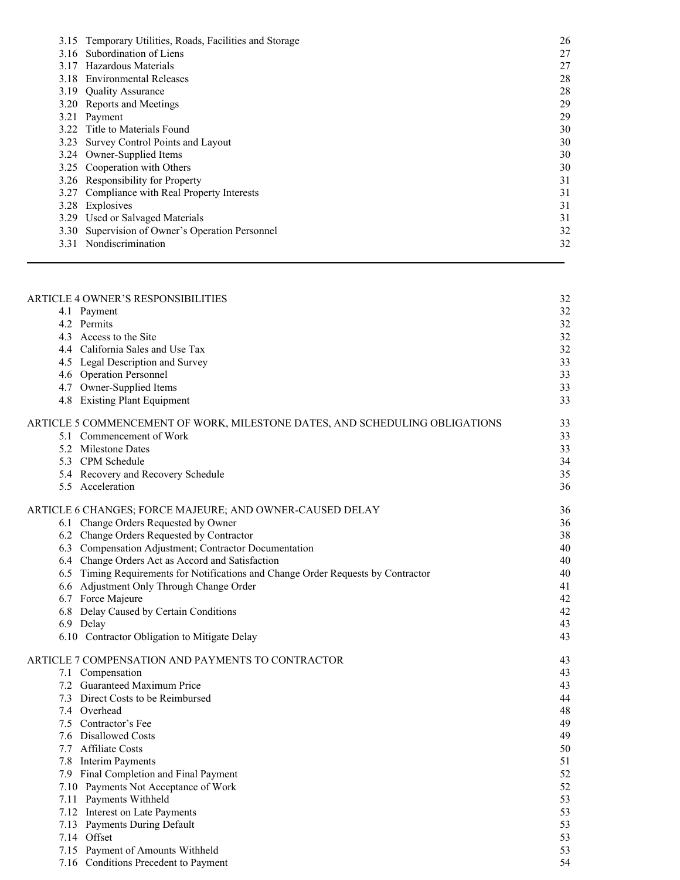| | |
|---|---|
| 3.15 Temporary Utilities, Roads, Facilities and Storage | 26 |
| 3.16 Subordination of Liens | 27 |
| 3.17 Hazardous Materials | 27 |
| 3.18 Environmental Releases | 28 |
| 3.19 Quality Assurance | 28 |
| 3.20 Reports and Meetings | 29 |
| 3.21 Payment | 29 |
| 3.22 Title to Materials Found | 30 |
| 3.23 Survey Control Points and Layout | 30 |
| 3.24 Owner-Supplied Items | 30 |
| 3.25 Cooperation with Others | 30 |
| 3.26 Responsibility for Property | 31 |
| 3.27 Compliance with Real Property Interests | 31 |
| 3.28 Explosives | 31 |
| 3.29 Used or Salvaged Materials | 31 |
| 3.30 Supervision of Owner's Operation Personnel | 32 |
| 3.31 Nondiscrimination | 32 |

---

| | |
|---|---|
| ARTICLE 4 OWNER'S RESPONSIBILITIES | 32 |
| 4.1 Payment | 32 |
| 4.2 Permits | 32 |
| 4.3 Access to the Site | 32 |
| 4.4 California Sales and Use Tax | 32 |
| 4.5 Legal Description and Survey | 33 |
| 4.6 Operation Personnel | 33 |
| 4.7 Owner-Supplied Items | 33 |
| 4.8 Existing Plant Equipment | 33 |
| ARTICLE 5 COMMENCEMENT OF WORK, MILESTONE DATES, AND SCHEDULING OBLIGATIONS | 33 |
| 5.1 Commencement of Work | 33 |
| 5.2 Milestone Dates | 33 |
| 5.3 CPM Schedule | 34 |
| 5.4 Recovery and Recovery Schedule | 35 |
| 5.5 Acceleration | 36 |
| ARTICLE 6 CHANGES; FORCE MAJEURE; AND OWNER-CAUSED DELAY | 36 |
| 6.1 Change Orders Requested by Owner | 36 |
| 6.2 Change Orders Requested by Contractor | 38 |
| 6.3 Compensation Adjustment; Contractor Documentation | 40 |
| 6.4 Change Orders Act as Accord and Satisfaction | 40 |
| 6.5 Timing Requirements for Notifications and Change Order Requests by Contractor | 40 |
| 6.6 Adjustment Only Through Change Order | 41 |
| 6.7 Force Majeure | 42 |
| 6.8 Delay Caused by Certain Conditions | 42 |
| 6.9 Delay | 43 |
| 6.10 Contractor Obligation to Mitigate Delay | 43 |
| ARTICLE 7 COMPENSATION AND PAYMENTS TO CONTRACTOR | 43 |
| 7.1 Compensation | 43 |
| 7.2 Guaranteed Maximum Price | 43 |
| 7.3 Direct Costs to be Reimbursed | 44 |
| 7.4 Overhead | 48 |
| 7.5 Contractor's Fee | 49 |
| 7.6 Disallowed Costs | 49 |
| 7.7 Affiliate Costs | 50 |
| 7.8 Interim Payments | 51 |
| 7.9 Final Completion and Final Payment | 52 |
| 7.10 Payments Not Acceptance of Work | 52 |
| 7.11 Payments Withheld | 53 |
| 7.12 Interest on Late Payments | 53 |
| 7.13 Payments During Default | 53 |
| 7.14 Offset | 53 |
| 7.15 Payment of Amounts Withheld | 53 |
| 7.16 Conditions Precedent to Payment | 54 |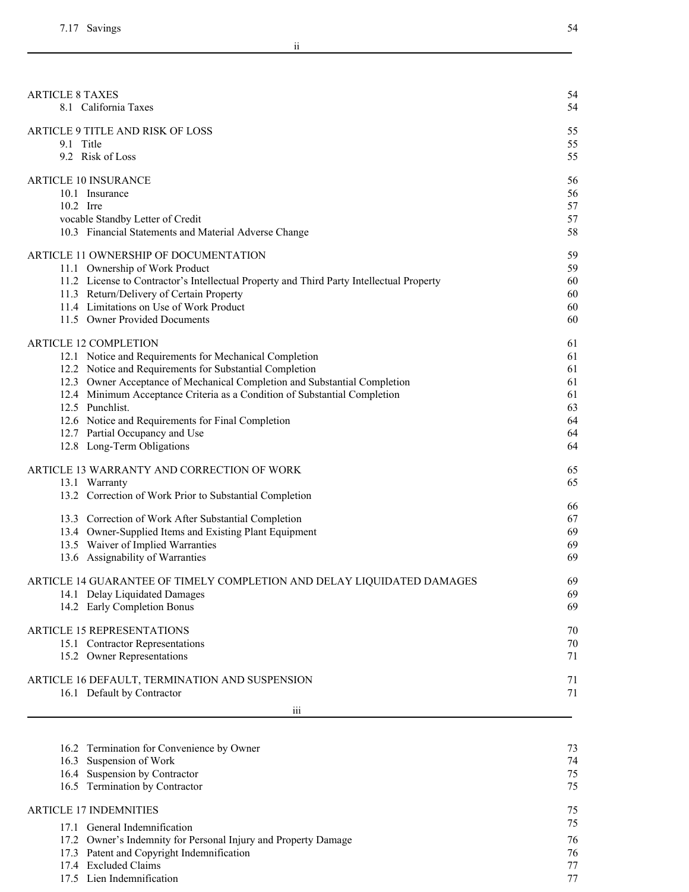| | |
|---|---|
| 7.17 Savings | 54 |
| ARTICLE 8 TAXES | 54 |
| 8.1 California Taxes | 54 |
| ARTICLE 9 TITLE AND RISK OF LOSS | 55 |
| 9.1 Title | 55 |
| 9.2 Risk of Loss | 55 |
| ARTICLE 10 INSURANCE | 56 |
| 10.1 Insurance | 56 |
| 10.2 Irre | 57 |
| vocable Standby Letter of Credit | 57 |
| 10.3 Financial Statements and Material Adverse Change | 58 |
| ARTICLE 11 OWNERSHIP OF DOCUMENTATION | 59 |
| 11.1 Ownership of Work Product | 59 |
| 11.2 License to Contractor's Intellectual Property and Third Party Intellectual Property | 60 |
| 11.3 Return/Delivery of Certain Property | 60 |
| 11.4 Limitations on Use of Work Product | 60 |
| 11.5 Owner Provided Documents | 60 |
| ARTICLE 12 COMPLETION | 61 |
| 12.1 Notice and Requirements for Mechanical Completion | 61 |
| 12.2 Notice and Requirements for Substantial Completion | 61 |
| 12.3 Owner Acceptance of Mechanical Completion and Substantial Completion | 61 |
| 12.4 Minimum Acceptance Criteria as a Condition of Substantial Completion | 61 |
| 12.5 Punchlist. | 63 |
| 12.6 Notice and Requirements for Final Completion | 64 |
| 12.7 Partial Occupancy and Use | 64 |
| 12.8 Long-Term Obligations | 64 |
| ARTICLE 13 WARRANTY AND CORRECTION OF WORK | 65 |
| 13.1 Warranty | 65 |
| 13.2 Correction of Work Prior to Substantial Completion | 66 |
| 13.3 Correction of Work After Substantial Completion | 67 |
| 13.4 Owner-Supplied Items and Existing Plant Equipment | 69 |
| 13.5 Waiver of Implied Warranties | 69 |
| 13.6 Assignability of Warranties | 69 |
| ARTICLE 14 GUARANTEE OF TIMELY COMPLETION AND DELAY LIQUIDATED DAMAGES | 69 |
| 14.1 Delay Liquidated Damages | 69 |
| 14.2 Early Completion Bonus | 69 |
| ARTICLE 15 REPRESENTATIONS | 70 |
| 15.1 Contractor Representations | 70 |
| 15.2 Owner Representations | 71 |
| ARTICLE 16 DEFAULT, TERMINATION AND SUSPENSION | 71 |
| 16.1 Default by Contractor | 71 |
| 16.2 Termination for Convenience by Owner | 73 |
| 16.3 Suspension of Work | 74 |
| 16.4 Suspension by Contractor | 75 |
| 16.5 Termination by Contractor | 75 |
| ARTICLE 17 INDEMNITIES | 75 |
| 17.1 General Indemnification | 75 |
| 17.2 Owner's Indemnity for Personal Injury and Property Damage | 76 |
| 17.3 Patent and Copyright Indemnification | 76 |
| 17.4 Excluded Claims | 77 |
| 17.5 Lien Indemnification | 77 |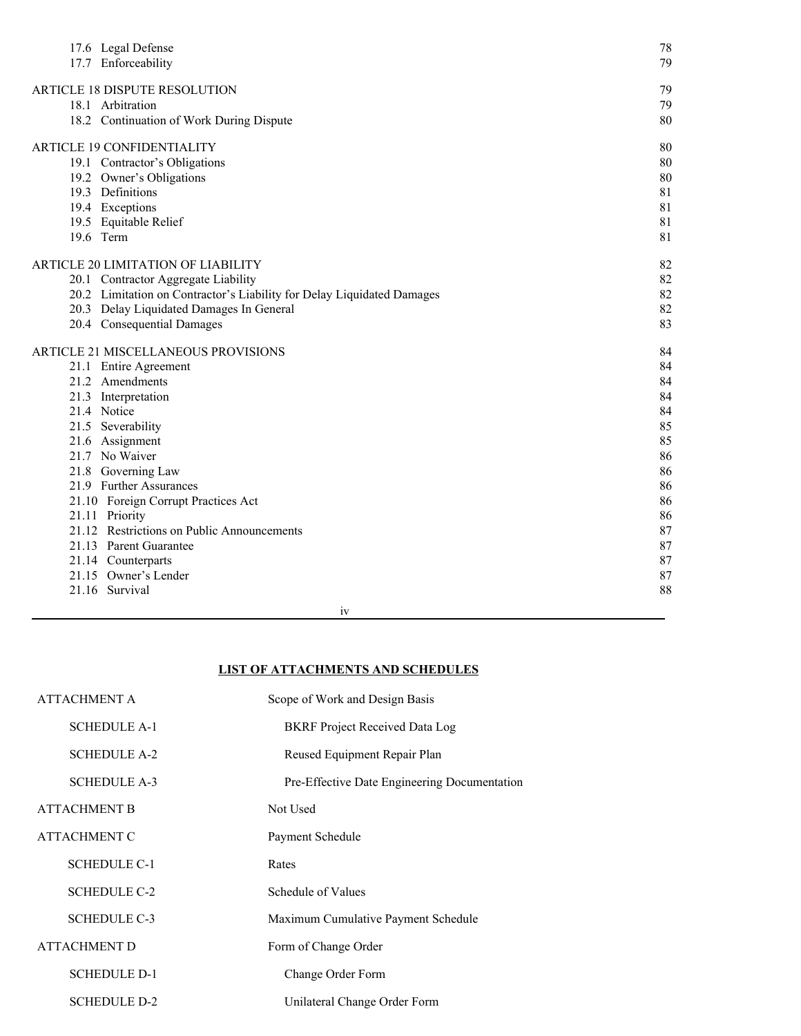| | |
|---|---|
| 17.6 Legal Defense | 78 |
| 17.7 Enforceability | 79 |
| ARTICLE 18 DISPUTE RESOLUTION | 79 |
| 18.1 Arbitration | 79 |
| 18.2 Continuation of Work During Dispute | 80 |
| ARTICLE 19 CONFIDENTIALITY | 80 |
| 19.1 Contractor's Obligations | 80 |
| 19.2 Owner's Obligations | 80 |
| 19.3 Definitions | 81 |
| 19.4 Exceptions | 81 |
| 19.5 Equitable Relief | 81 |
| 19.6 Term | 81 |
| ARTICLE 20 LIMITATION OF LIABILITY | 82 |
| 20.1 Contractor Aggregate Liability | 82 |
| 20.2 Limitation on Contractor's Liability for Delay Liquidated Damages | 82 |
| 20.3 Delay Liquidated Damages In General | 82 |
| 20.4 Consequential Damages | 83 |
| ARTICLE 21 MISCELLANEOUS PROVISIONS | 84 |
| 21.1 Entire Agreement | 84 |
| 21.2 Amendments | 84 |
| 21.3 Interpretation | 84 |
| 21.4 Notice | 84 |
| 21.5 Severability | 85 |
| 21.6 Assignment | 85 |
| 21.7 No Waiver | 86 |
| 21.8 Governing Law | 86 |
| 21.9 Further Assurances | 86 |
| 21.10 Foreign Corrupt Practices Act | 86 |
| 21.11 Priority | 86 |
| 21.12 Restrictions on Public Announcements | 87 |
| 21.13 Parent Guarantee | 87 |
| 21.14 Counterparts | 87 |
| 21.15 Owner's Lender | 87 |
| 21.16 Survival | 88 |

**LIST OF ATTACHMENTS AND SCHEDULES**

| | |
|---|---|
| ATTACHMENT A | Scope of Work and Design Basis |
| SCHEDULE A-1 | BKRF Project Received Data Log |
| SCHEDULE A-2 | Reused Equipment Repair Plan |
| SCHEDULE A-3 | Pre-Effective Date Engineering Documentation |
| ATTACHMENT B | Not Used |
| ATTACHMENT C | Payment Schedule |
| SCHEDULE C-1 | Rates |
| SCHEDULE C-2 | Schedule of Values |
| SCHEDULE C-3 | Maximum Cumulative Payment Schedule |
| ATTACHMENT D | Form of Change Order |
| SCHEDULE D-1 | Change Order Form |
| SCHEDULE D-2 | Unilateral Change Order Form |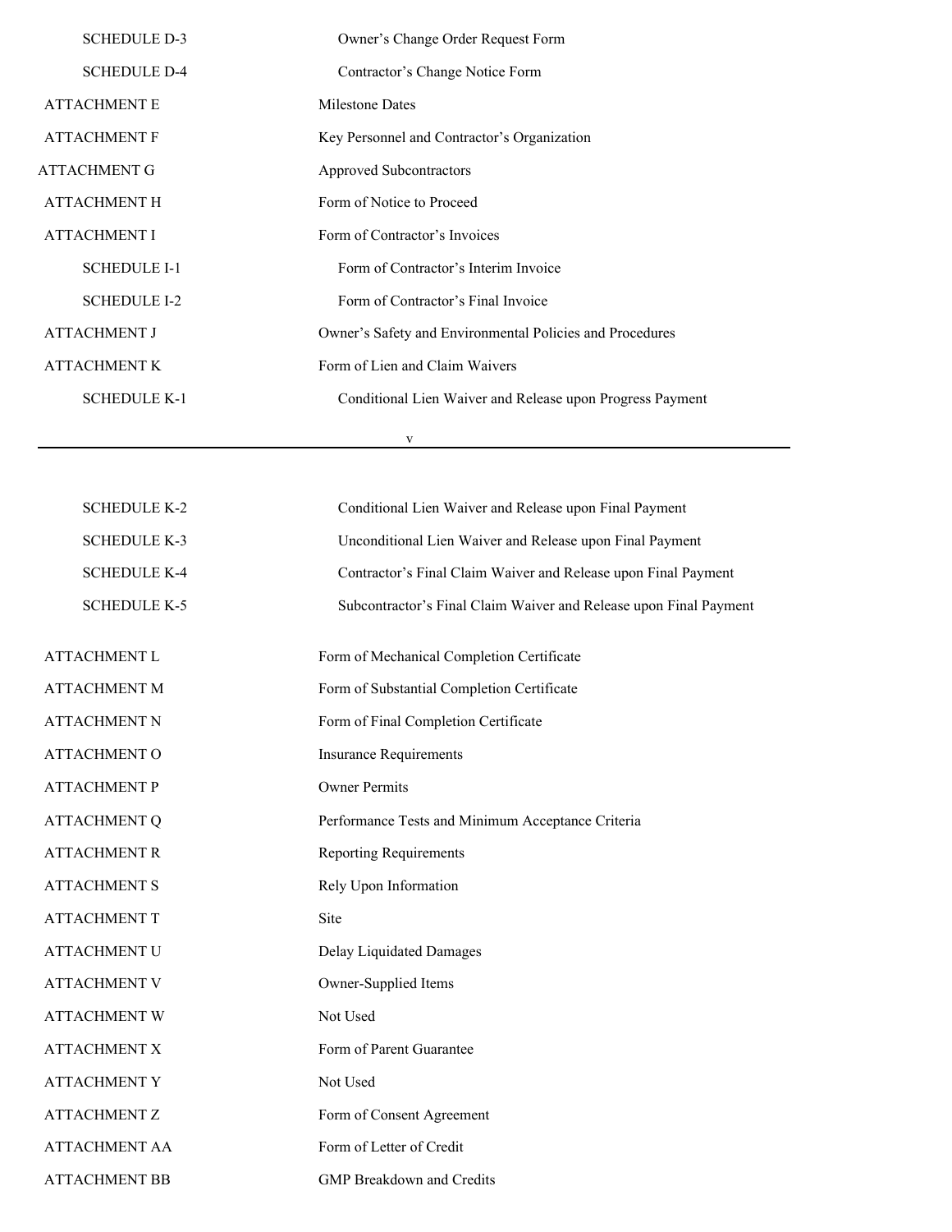| | |
|---|---|
| SCHEDULE D-3 | Owner's Change Order Request Form |
| SCHEDULE D-4 | Contractor's Change Notice Form |
| ATTACHMENT E | Milestone Dates |
| ATTACHMENT F | Key Personnel and Contractor's Organization |
| ATTACHMENT G | Approved Subcontractors |
| ATTACHMENT H | Form of Notice to Proceed |
| ATTACHMENT I | Form of Contractor's Invoices |
| SCHEDULE I-1 | Form of Contractor's Interim Invoice |
| SCHEDULE I-2 | Form of Contractor's Final Invoice |
| ATTACHMENT J | Owner's Safety and Environmental Policies and Procedures |
| ATTACHMENT K | Form of Lien and Claim Waivers |
| SCHEDULE K-1 | Conditional Lien Waiver and Release upon Progress Payment |
| SCHEDULE K-2 | Conditional Lien Waiver and Release upon Final Payment |
| SCHEDULE K-3 | Unconditional Lien Waiver and Release upon Final Payment |
| SCHEDULE K-4 | Contractor's Final Claim Waiver and Release upon Final Payment |
| SCHEDULE K-5 | Subcontractor's Final Claim Waiver and Release upon Final Payment |
| ATTACHMENT L | Form of Mechanical Completion Certificate |
| ATTACHMENT M | Form of Substantial Completion Certificate |
| ATTACHMENT N | Form of Final Completion Certificate |
| ATTACHMENT O | Insurance Requirements |
| ATTACHMENT P | Owner Permits |
| ATTACHMENT Q | Performance Tests and Minimum Acceptance Criteria |
| ATTACHMENT R | Reporting Requirements |
| ATTACHMENT S | Rely Upon Information |
| ATTACHMENT T | Site |
| ATTACHMENT U | Delay Liquidated Damages |
| ATTACHMENT V | Owner-Supplied Items |
| ATTACHMENT W | Not Used |
| ATTACHMENT X | Form of Parent Guarantee |
| ATTACHMENT Y | Not Used |
| ATTACHMENT Z | Form of Consent Agreement |
| ATTACHMENT AA | Form of Letter of Credit |
| ATTACHMENT BB | GMP Breakdown and Credits |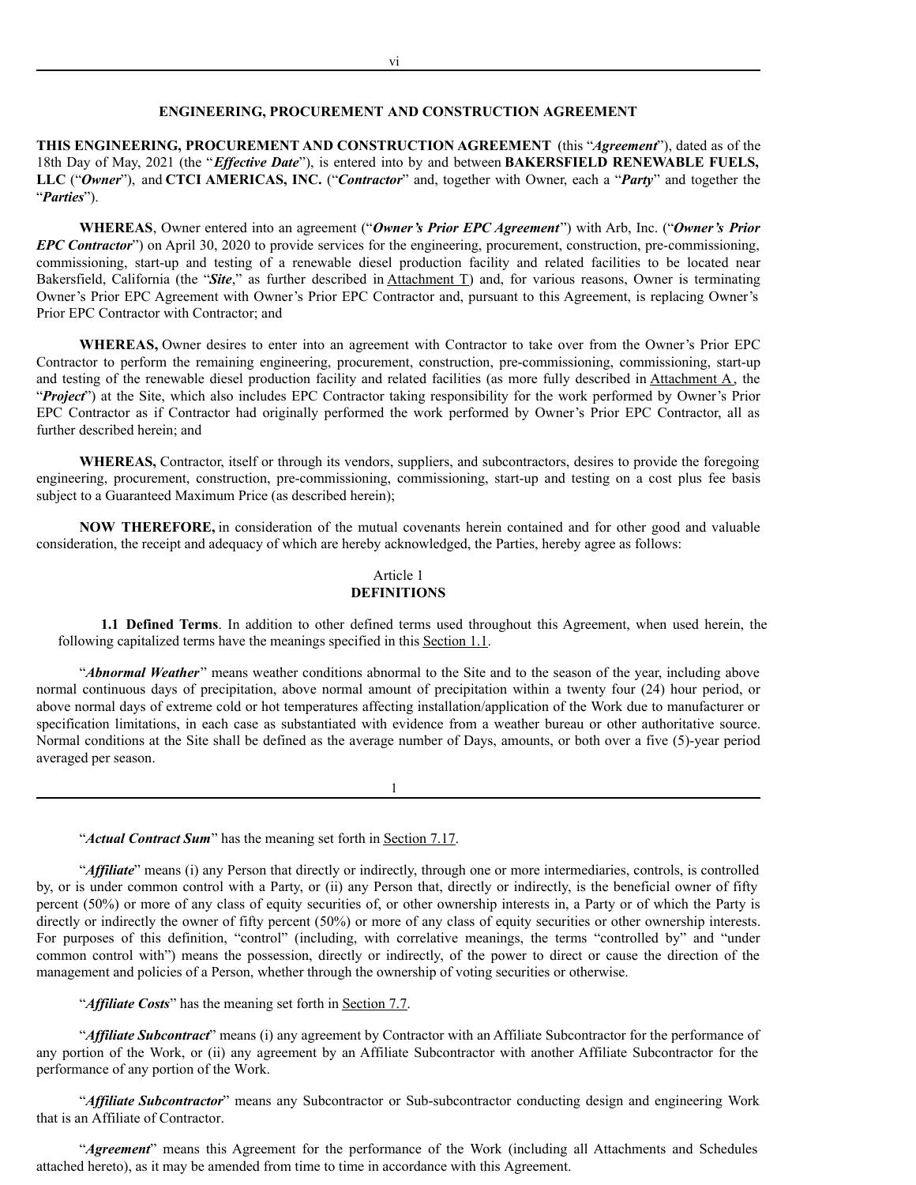## ENGINEERING, PROCUREMENT AND CONSTRUCTION AGREEMENT

**THIS ENGINEERING, PROCUREMENT AND CONSTRUCTION AGREEMENT** (this "***Agreement***"), dated as of the 18th Day of May, 2021 (the "***Effective Date***"), is entered into by and between **BAKERSFIELD RENEWABLE FUELS, LLC** ("***Owner***"), and **CTCI AMERICAS, INC.** ("***Contractor***" and, together with Owner, each a "***Party***" and together the "***Parties***").

**WHEREAS**, Owner entered into an agreement ("***Owner's Prior EPC Agreement***") with Arb, Inc. ("***Owner's Prior EPC Contractor***") on April 30, 2020 to provide services for the engineering, procurement, construction, pre-commissioning, commissioning, start-up and testing of a renewable diesel production facility and related facilities to be located near Bakersfield, California (the "***Site***," as further described in Attachment T) and, for various reasons, Owner is terminating Owner's Prior EPC Agreement with Owner's Prior EPC Contractor and, pursuant to this Agreement, is replacing Owner's Prior EPC Contractor with Contractor; and

**WHEREAS,** Owner desires to enter into an agreement with Contractor to take over from the Owner's Prior EPC Contractor to perform the remaining engineering, procurement, construction, pre-commissioning, commissioning, start-up and testing of the renewable diesel production facility and related facilities (as more fully described in Attachment A, the "***Project***") at the Site, which also includes EPC Contractor taking responsibility for the work performed by Owner's Prior EPC Contractor as if Contractor had originally performed the work performed by Owner's Prior EPC Contractor, all as further described herein; and

**WHEREAS,** Contractor, itself or through its vendors, suppliers, and subcontractors, desires to provide the foregoing engineering, procurement, construction, pre-commissioning, commissioning, start-up and testing on a cost plus fee basis subject to a Guaranteed Maximum Price (as described herein);

**NOW THEREFORE,** in consideration of the mutual covenants herein contained and for other good and valuable consideration, the receipt and adequacy of which are hereby acknowledged, the Parties, hereby agree as follows:

## Article 1
## DEFINITIONS

**1.1 Defined Terms**. In addition to other defined terms used throughout this Agreement, when used herein, the following capitalized terms have the meanings specified in this Section 1.1.

"***Abnormal Weather***" means weather conditions abnormal to the Site and to the season of the year, including above normal continuous days of precipitation, above normal amount of precipitation within a twenty four (24) hour period, or above normal days of extreme cold or hot temperatures affecting installation/application of the Work due to manufacturer or specification limitations, in each case as substantiated with evidence from a weather bureau or other authoritative source. Normal conditions at the Site shall be defined as the average number of Days, amounts, or both over a five (5)-year period averaged per season.

"***Actual Contract Sum***" has the meaning set forth in Section 7.17.

"***Affiliate***" means (i) any Person that directly or indirectly, through one or more intermediaries, controls, is controlled by, or is under common control with a Party, or (ii) any Person that, directly or indirectly, is the beneficial owner of fifty percent (50%) or more of any class of equity securities of, or other ownership interests in, a Party or of which the Party is directly or indirectly the owner of fifty percent (50%) or more of any class of equity securities or other ownership interests. For purposes of this definition, "control" (including, with correlative meanings, the terms "controlled by" and "under common control with") means the possession, directly or indirectly, of the power to direct or cause the direction of the management and policies of a Person, whether through the ownership of voting securities or otherwise.

"***Affiliate Costs***" has the meaning set forth in Section 7.7.

"***Affiliate Subcontract***" means (i) any agreement by Contractor with an Affiliate Subcontractor for the performance of any portion of the Work, or (ii) any agreement by an Affiliate Subcontractor with another Affiliate Subcontractor for the performance of any portion of the Work.

"***Affiliate Subcontractor***" means any Subcontractor or Sub-subcontractor conducting design and engineering Work that is an Affiliate of Contractor.

"***Agreement***" means this Agreement for the performance of the Work (including all Attachments and Schedules attached hereto), as it may be amended from time to time in accordance with this Agreement.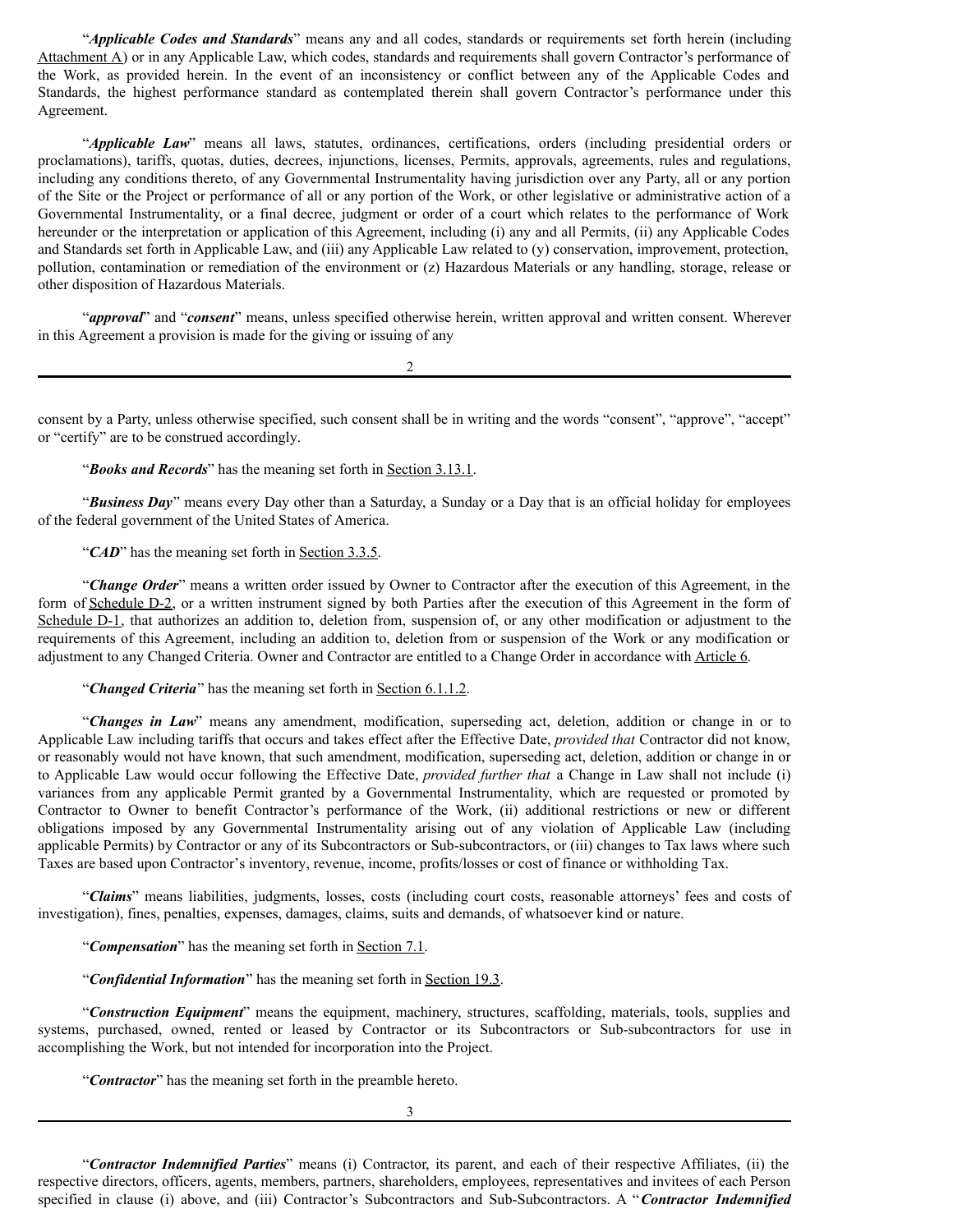"***Applicable Codes and Standards***" means any and all codes, standards or requirements set forth herein (including Attachment A) or in any Applicable Law, which codes, standards and requirements shall govern Contractor's performance of the Work, as provided herein. In the event of an inconsistency or conflict between any of the Applicable Codes and Standards, the highest performance standard as contemplated therein shall govern Contractor's performance under this Agreement.

"***Applicable Law***" means all laws, statutes, ordinances, certifications, orders (including presidential orders or proclamations), tariffs, quotas, duties, decrees, injunctions, licenses, Permits, approvals, agreements, rules and regulations, including any conditions thereto, of any Governmental Instrumentality having jurisdiction over any Party, all or any portion of the Site or the Project or performance of all or any portion of the Work, or other legislative or administrative action of a Governmental Instrumentality, or a final decree, judgment or order of a court which relates to the performance of Work hereunder or the interpretation or application of this Agreement, including (i) any and all Permits, (ii) any Applicable Codes and Standards set forth in Applicable Law, and (iii) any Applicable Law related to (y) conservation, improvement, protection, pollution, contamination or remediation of the environment or (z) Hazardous Materials or any handling, storage, release or other disposition of Hazardous Materials.

"***approval***" and "***consent***" means, unless specified otherwise herein, written approval and written consent. Wherever in this Agreement a provision is made for the giving or issuing of any consent by a Party, unless otherwise specified, such consent shall be in writing and the words "consent", "approve", "accept" or "certify" are to be construed accordingly.

"***Books and Records***" has the meaning set forth in Section 3.13.1.

"***Business Day***" means every Day other than a Saturday, a Sunday or a Day that is an official holiday for employees of the federal government of the United States of America.

"***CAD***" has the meaning set forth in Section 3.3.5.

"***Change Order***" means a written order issued by Owner to Contractor after the execution of this Agreement, in the form of Schedule D-2, or a written instrument signed by both Parties after the execution of this Agreement in the form of Schedule D-1, that authorizes an addition to, deletion from, suspension of, or any other modification or adjustment to the requirements of this Agreement, including an addition to, deletion from or suspension of the Work or any modification or adjustment to any Changed Criteria. Owner and Contractor are entitled to a Change Order in accordance with Article 6.

"***Changed Criteria***" has the meaning set forth in Section 6.1.1.2.

"***Changes in Law***" means any amendment, modification, superseding act, deletion, addition or change in or to Applicable Law including tariffs that occurs and takes effect after the Effective Date, *provided that* Contractor did not know, or reasonably would not have known, that such amendment, modification, superseding act, deletion, addition or change in or to Applicable Law would occur following the Effective Date, *provided further that* a Change in Law shall not include (i) variances from any applicable Permit granted by a Governmental Instrumentality, which are requested or promoted by Contractor to Owner to benefit Contractor's performance of the Work, (ii) additional restrictions or new or different obligations imposed by any Governmental Instrumentality arising out of any violation of Applicable Law (including applicable Permits) by Contractor or any of its Subcontractors or Sub-subcontractors, or (iii) changes to Tax laws where such Taxes are based upon Contractor's inventory, revenue, income, profits/losses or cost of finance or withholding Tax.

"***Claims***" means liabilities, judgments, losses, costs (including court costs, reasonable attorneys' fees and costs of investigation), fines, penalties, expenses, damages, claims, suits and demands, of whatsoever kind or nature.

"***Compensation***" has the meaning set forth in Section 7.1.

"***Confidential Information***" has the meaning set forth in Section 19.3.

"***Construction Equipment***" means the equipment, machinery, structures, scaffolding, materials, tools, supplies and systems, purchased, owned, rented or leased by Contractor or its Subcontractors or Sub-subcontractors for use in accomplishing the Work, but not intended for incorporation into the Project.

"***Contractor***" has the meaning set forth in the preamble hereto.

"***Contractor Indemnified Parties***" means (i) Contractor, its parent, and each of their respective Affiliates, (ii) the respective directors, officers, agents, members, partners, shareholders, employees, representatives and invitees of each Person specified in clause (i) above, and (iii) Contractor's Subcontractors and Sub-Subcontractors. A "***Contractor Indemnified***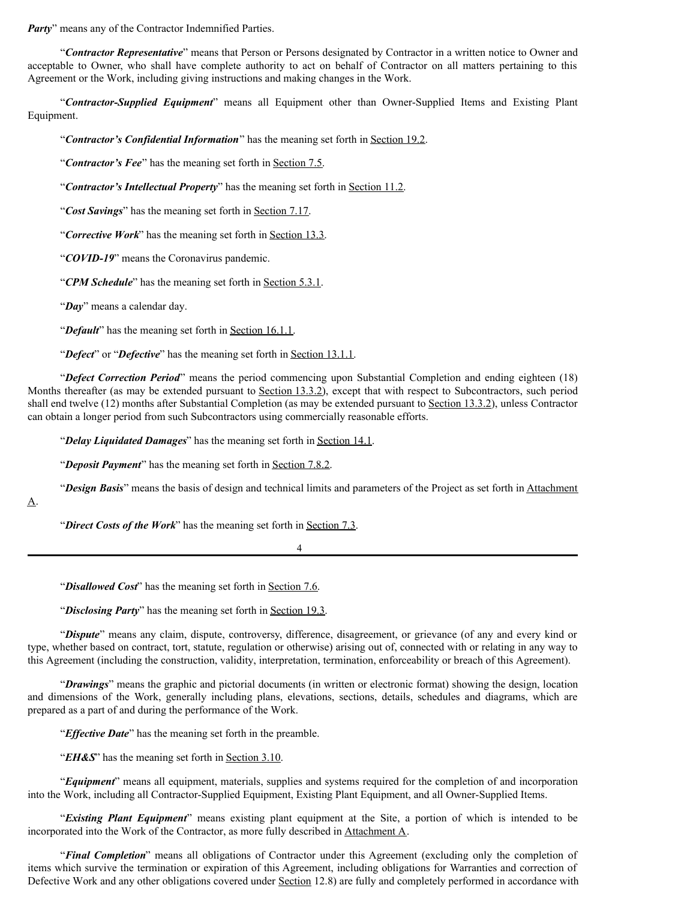***Party***" means any of the Contractor Indemnified Parties.

"***Contractor Representative***" means that Person or Persons designated by Contractor in a written notice to Owner and acceptable to Owner, who shall have complete authority to act on behalf of Contractor on all matters pertaining to this Agreement or the Work, including giving instructions and making changes in the Work.

"***Contractor-Supplied Equipment***" means all Equipment other than Owner-Supplied Items and Existing Plant Equipment.

"***Contractor's Confidential Information***" has the meaning set forth in Section 19.2.

"***Contractor's Fee***" has the meaning set forth in Section 7.5.

"***Contractor's Intellectual Property***" has the meaning set forth in Section 11.2.

"***Cost Savings***" has the meaning set forth in Section 7.17.

"***Corrective Work***" has the meaning set forth in Section 13.3.

"***COVID-19***" means the Coronavirus pandemic.

"***CPM Schedule***" has the meaning set forth in Section 5.3.1.

"***Day***" means a calendar day.

"***Default***" has the meaning set forth in Section 16.1.1.

"***Defect***" or "***Defective***" has the meaning set forth in Section 13.1.1.

"***Defect Correction Period***" means the period commencing upon Substantial Completion and ending eighteen (18) Months thereafter (as may be extended pursuant to Section 13.3.2), except that with respect to Subcontractors, such period shall end twelve (12) months after Substantial Completion (as may be extended pursuant to Section 13.3.2), unless Contractor can obtain a longer period from such Subcontractors using commercially reasonable efforts.

"***Delay Liquidated Damages***" has the meaning set forth in Section 14.1.

"***Deposit Payment***" has the meaning set forth in Section 7.8.2.

"***Design Basis***" means the basis of design and technical limits and parameters of the Project as set forth in Attachment A.

"***Direct Costs of the Work***" has the meaning set forth in Section 7.3.

"***Disallowed Cost***" has the meaning set forth in Section 7.6.

"***Disclosing Party***" has the meaning set forth in Section 19.3.

"***Dispute***" means any claim, dispute, controversy, difference, disagreement, or grievance (of any and every kind or type, whether based on contract, tort, statute, regulation or otherwise) arising out of, connected with or relating in any way to this Agreement (including the construction, validity, interpretation, termination, enforceability or breach of this Agreement).

"***Drawings***" means the graphic and pictorial documents (in written or electronic format) showing the design, location and dimensions of the Work, generally including plans, elevations, sections, details, schedules and diagrams, which are prepared as a part of and during the performance of the Work.

"***Effective Date***" has the meaning set forth in the preamble.

"***EH&S***" has the meaning set forth in Section 3.10.

"***Equipment***" means all equipment, materials, supplies and systems required for the completion of and incorporation into the Work, including all Contractor-Supplied Equipment, Existing Plant Equipment, and all Owner-Supplied Items.

"***Existing Plant Equipment***" means existing plant equipment at the Site, a portion of which is intended to be incorporated into the Work of the Contractor, as more fully described in Attachment A.

"***Final Completion***" means all obligations of Contractor under this Agreement (excluding only the completion of items which survive the termination or expiration of this Agreement, including obligations for Warranties and correction of Defective Work and any other obligations covered under Section 12.8) are fully and completely performed in accordance with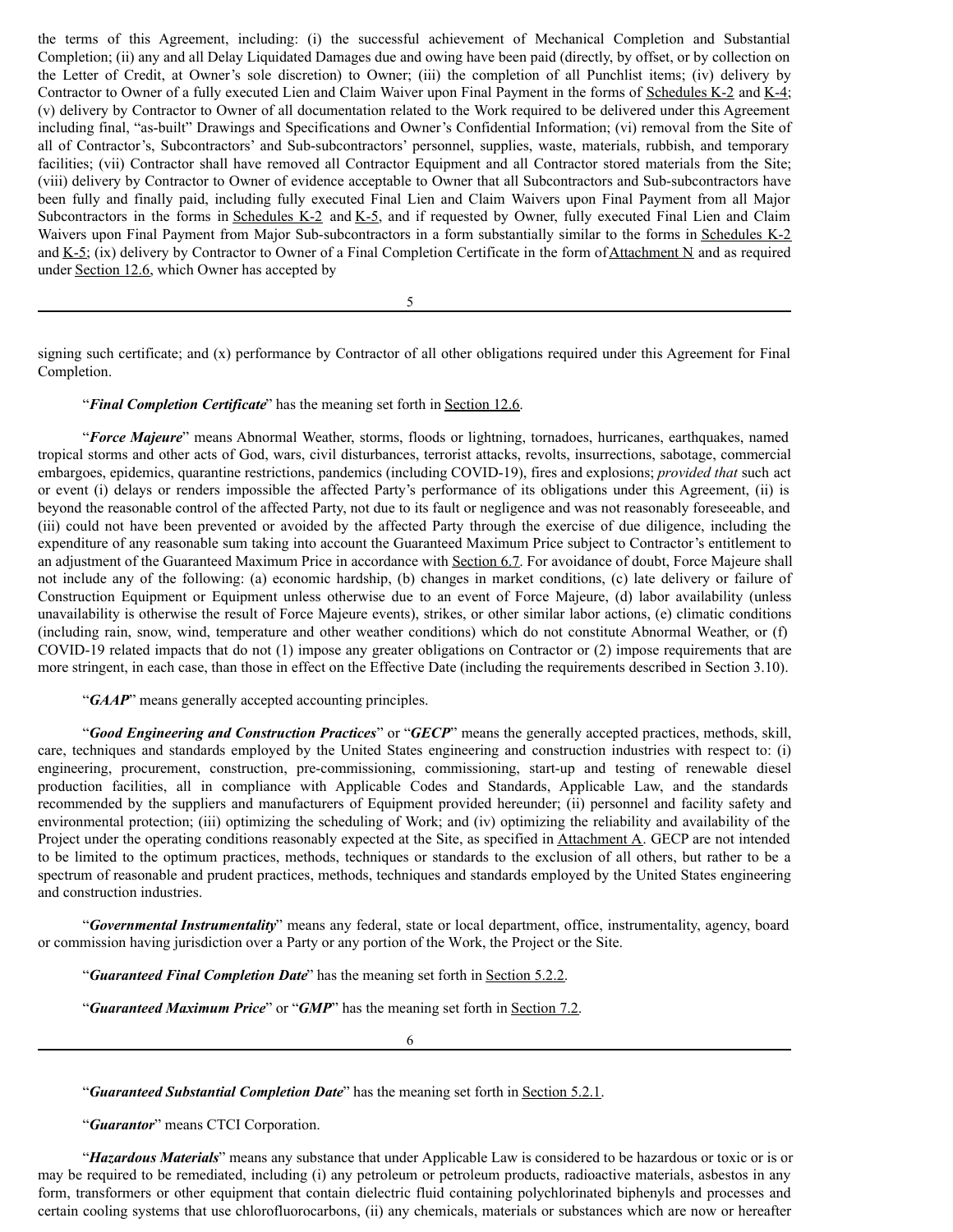the terms of this Agreement, including: (i) the successful achievement of Mechanical Completion and Substantial Completion; (ii) any and all Delay Liquidated Damages due and owing have been paid (directly, by offset, or by collection on the Letter of Credit, at Owner's sole discretion) to Owner; (iii) the completion of all Punchlist items; (iv) delivery by Contractor to Owner of a fully executed Lien and Claim Waiver upon Final Payment in the forms of Schedules K-2 and K-4; (v) delivery by Contractor to Owner of all documentation related to the Work required to be delivered under this Agreement including final, "as-built" Drawings and Specifications and Owner's Confidential Information; (vi) removal from the Site of all of Contractor's, Subcontractors' and Sub-subcontractors' personnel, supplies, waste, materials, rubbish, and temporary facilities; (vii) Contractor shall have removed all Contractor Equipment and all Contractor stored materials from the Site; (viii) delivery by Contractor to Owner of evidence acceptable to Owner that all Subcontractors and Sub-subcontractors have been fully and finally paid, including fully executed Final Lien and Claim Waivers upon Final Payment from all Major Subcontractors in the forms in Schedules K-2 and K-5, and if requested by Owner, fully executed Final Lien and Claim Waivers upon Final Payment from Major Sub-subcontractors in a form substantially similar to the forms in Schedules K-2 and K-5; (ix) delivery by Contractor to Owner of a Final Completion Certificate in the form of Attachment N and as required under Section 12.6, which Owner has accepted by signing such certificate; and (x) performance by Contractor of all other obligations required under this Agreement for Final Completion.

"***Final Completion Certificate***" has the meaning set forth in Section 12.6.

"***Force Majeure***" means Abnormal Weather, storms, floods or lightning, tornadoes, hurricanes, earthquakes, named tropical storms and other acts of God, wars, civil disturbances, terrorist attacks, revolts, insurrections, sabotage, commercial embargoes, epidemics, quarantine restrictions, pandemics (including COVID-19), fires and explosions; *provided that* such act or event (i) delays or renders impossible the affected Party's performance of its obligations under this Agreement, (ii) is beyond the reasonable control of the affected Party, not due to its fault or negligence and was not reasonably foreseeable, and (iii) could not have been prevented or avoided by the affected Party through the exercise of due diligence, including the expenditure of any reasonable sum taking into account the Guaranteed Maximum Price subject to Contractor's entitlement to an adjustment of the Guaranteed Maximum Price in accordance with Section 6.7. For avoidance of doubt, Force Majeure shall not include any of the following: (a) economic hardship, (b) changes in market conditions, (c) late delivery or failure of Construction Equipment or Equipment unless otherwise due to an event of Force Majeure, (d) labor availability (unless unavailability is otherwise the result of Force Majeure events), strikes, or other similar labor actions, (e) climatic conditions (including rain, snow, wind, temperature and other weather conditions) which do not constitute Abnormal Weather, or (f) COVID-19 related impacts that do not (1) impose any greater obligations on Contractor or (2) impose requirements that are more stringent, in each case, than those in effect on the Effective Date (including the requirements described in Section 3.10).

"***GAAP***" means generally accepted accounting principles.

"***Good Engineering and Construction Practices***" or "***GECP***" means the generally accepted practices, methods, skill, care, techniques and standards employed by the United States engineering and construction industries with respect to: (i) engineering, procurement, construction, pre-commissioning, commissioning, start-up and testing of renewable diesel production facilities, all in compliance with Applicable Codes and Standards, Applicable Law, and the standards recommended by the suppliers and manufacturers of Equipment provided hereunder; (ii) personnel and facility safety and environmental protection; (iii) optimizing the scheduling of Work; and (iv) optimizing the reliability and availability of the Project under the operating conditions reasonably expected at the Site, as specified in Attachment A. GECP are not intended to be limited to the optimum practices, methods, techniques or standards to the exclusion of all others, but rather to be a spectrum of reasonable and prudent practices, methods, techniques and standards employed by the United States engineering and construction industries.

"***Governmental Instrumentality***" means any federal, state or local department, office, instrumentality, agency, board or commission having jurisdiction over a Party or any portion of the Work, the Project or the Site.

"***Guaranteed Final Completion Date***" has the meaning set forth in Section 5.2.2.

"***Guaranteed Maximum Price***" or "***GMP***" has the meaning set forth in Section 7.2.

"***Guaranteed Substantial Completion Date***" has the meaning set forth in Section 5.2.1.

"***Guarantor***" means CTCI Corporation.

"***Hazardous Materials***" means any substance that under Applicable Law is considered to be hazardous or toxic or is or may be required to be remediated, including (i) any petroleum or petroleum products, radioactive materials, asbestos in any form, transformers or other equipment that contain dielectric fluid containing polychlorinated biphenyls and processes and certain cooling systems that use chlorofluorocarbons, (ii) any chemicals, materials or substances which are now or hereafter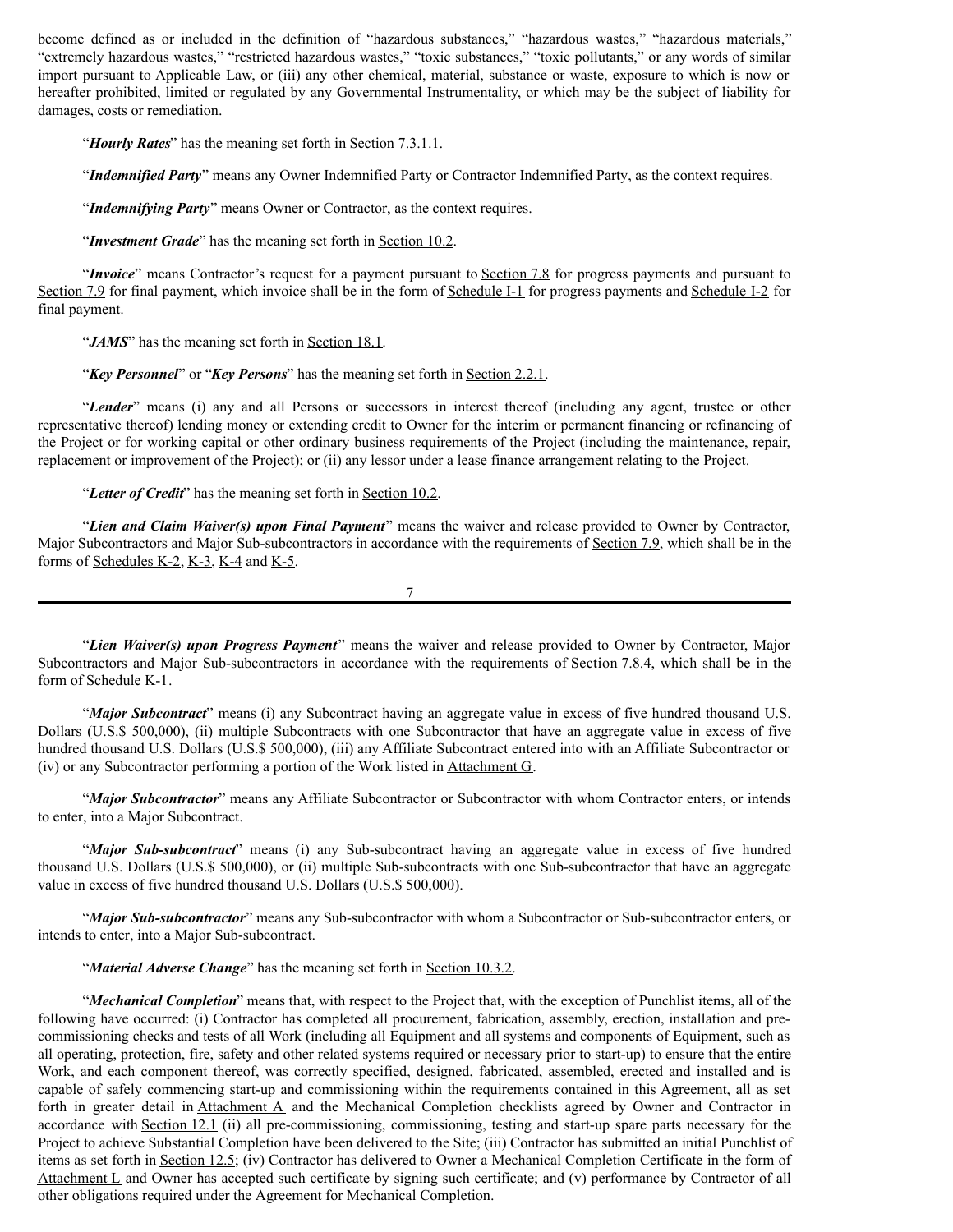become defined as or included in the definition of "hazardous substances," "hazardous wastes," "hazardous materials," "extremely hazardous wastes," "restricted hazardous wastes," "toxic substances," "toxic pollutants," or any words of similar import pursuant to Applicable Law, or (iii) any other chemical, material, substance or waste, exposure to which is now or hereafter prohibited, limited or regulated by any Governmental Instrumentality, or which may be the subject of liability for damages, costs or remediation.

"***Hourly Rates***" has the meaning set forth in Section 7.3.1.1.

"***Indemnified Party***" means any Owner Indemnified Party or Contractor Indemnified Party, as the context requires.

"***Indemnifying Party***" means Owner or Contractor, as the context requires.

"***Investment Grade***" has the meaning set forth in Section 10.2.

"***Invoice***" means Contractor's request for a payment pursuant to Section 7.8 for progress payments and pursuant to Section 7.9 for final payment, which invoice shall be in the form of Schedule I-1 for progress payments and Schedule I-2 for final payment.

"***JAMS***" has the meaning set forth in Section 18.1.

"***Key Personnel***" or "***Key Persons***" has the meaning set forth in Section 2.2.1.

"***Lender***" means (i) any and all Persons or successors in interest thereof (including any agent, trustee or other representative thereof) lending money or extending credit to Owner for the interim or permanent financing or refinancing of the Project or for working capital or other ordinary business requirements of the Project (including the maintenance, repair, replacement or improvement of the Project); or (ii) any lessor under a lease finance arrangement relating to the Project.

"***Letter of Credit***" has the meaning set forth in Section 10.2.

"***Lien and Claim Waiver(s) upon Final Payment***" means the waiver and release provided to Owner by Contractor, Major Subcontractors and Major Sub-subcontractors in accordance with the requirements of Section 7.9, which shall be in the forms of Schedules K-2, K-3, K-4 and K-5.

"***Lien Waiver(s) upon Progress Payment***" means the waiver and release provided to Owner by Contractor, Major Subcontractors and Major Sub-subcontractors in accordance with the requirements of Section 7.8.4, which shall be in the form of Schedule K-1.

"***Major Subcontract***" means (i) any Subcontract having an aggregate value in excess of five hundred thousand U.S. Dollars (U.S.$ 500,000), (ii) multiple Subcontracts with one Subcontractor that have an aggregate value in excess of five hundred thousand U.S. Dollars (U.S.$ 500,000), (iii) any Affiliate Subcontract entered into with an Affiliate Subcontractor or (iv) or any Subcontractor performing a portion of the Work listed in Attachment G.

"***Major Subcontractor***" means any Affiliate Subcontractor or Subcontractor with whom Contractor enters, or intends to enter, into a Major Subcontract.

"***Major Sub-subcontract***" means (i) any Sub-subcontract having an aggregate value in excess of five hundred thousand U.S. Dollars (U.S.$ 500,000), or (ii) multiple Sub-subcontracts with one Sub-subcontractor that have an aggregate value in excess of five hundred thousand U.S. Dollars (U.S.$ 500,000).

"***Major Sub-subcontractor***" means any Sub-subcontractor with whom a Subcontractor or Sub-subcontractor enters, or intends to enter, into a Major Sub-subcontract.

"***Material Adverse Change***" has the meaning set forth in Section 10.3.2.

"***Mechanical Completion***" means that, with respect to the Project that, with the exception of Punchlist items, all of the following have occurred: (i) Contractor has completed all procurement, fabrication, assembly, erection, installation and pre-commissioning checks and tests of all Work (including all Equipment and all systems and components of Equipment, such as all operating, protection, fire, safety and other related systems required or necessary prior to start-up) to ensure that the entire Work, and each component thereof, was correctly specified, designed, fabricated, assembled, erected and installed and is capable of safely commencing start-up and commissioning within the requirements contained in this Agreement, all as set forth in greater detail in Attachment A and the Mechanical Completion checklists agreed by Owner and Contractor in accordance with Section 12.1 (ii) all pre-commissioning, commissioning, testing and start-up spare parts necessary for the Project to achieve Substantial Completion have been delivered to the Site; (iii) Contractor has submitted an initial Punchlist of items as set forth in Section 12.5; (iv) Contractor has delivered to Owner a Mechanical Completion Certificate in the form of Attachment L and Owner has accepted such certificate by signing such certificate; and (v) performance by Contractor of all other obligations required under the Agreement for Mechanical Completion.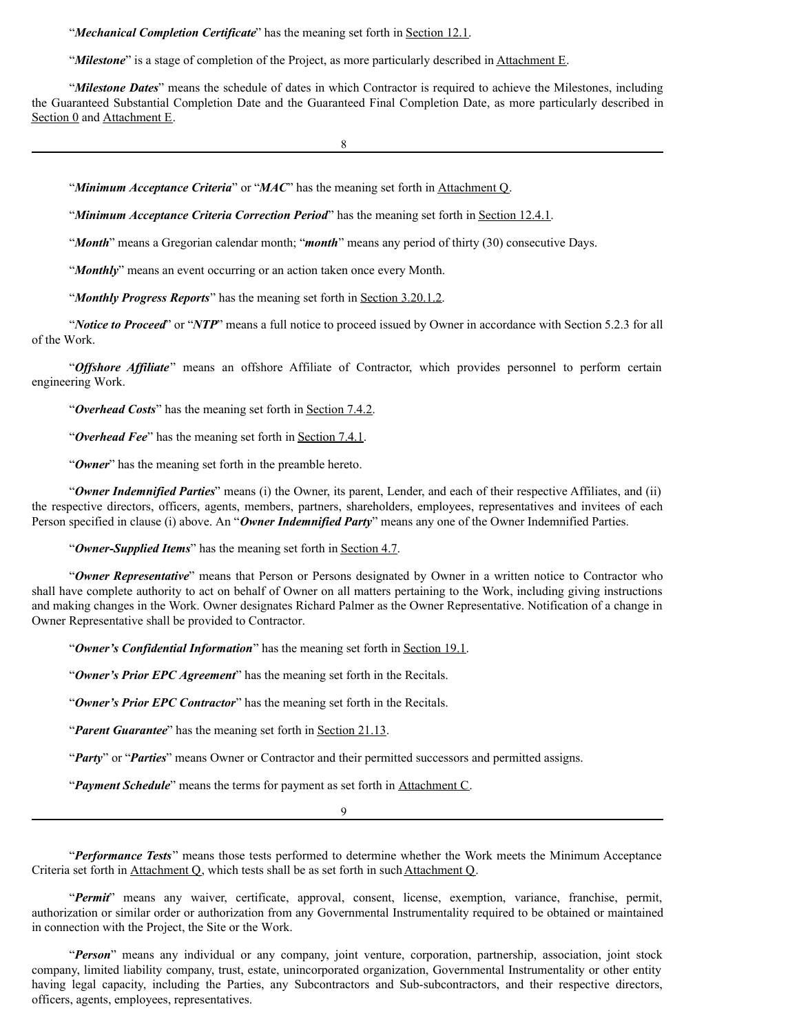"***Mechanical Completion Certificate***" has the meaning set forth in Section 12.1.

"***Milestone***" is a stage of completion of the Project, as more particularly described in Attachment E.

"***Milestone Dates***" means the schedule of dates in which Contractor is required to achieve the Milestones, including the Guaranteed Substantial Completion Date and the Guaranteed Final Completion Date, as more particularly described in Section 0 and Attachment E.

"***Minimum Acceptance Criteria***" or "***MAC***" has the meaning set forth in Attachment Q.

"***Minimum Acceptance Criteria Correction Period***" has the meaning set forth in Section 12.4.1.

"***Month***" means a Gregorian calendar month; "***month***" means any period of thirty (30) consecutive Days.

"***Monthly***" means an event occurring or an action taken once every Month.

"***Monthly Progress Reports***" has the meaning set forth in Section 3.20.1.2.

"***Notice to Proceed***" or "***NTP***" means a full notice to proceed issued by Owner in accordance with Section 5.2.3 for all of the Work.

"***Offshore Affiliate***" means an offshore Affiliate of Contractor, which provides personnel to perform certain engineering Work.

"***Overhead Costs***" has the meaning set forth in Section 7.4.2.

"***Overhead Fee***" has the meaning set forth in Section 7.4.1.

"***Owner***" has the meaning set forth in the preamble hereto.

"***Owner Indemnified Parties***" means (i) the Owner, its parent, Lender, and each of their respective Affiliates, and (ii) the respective directors, officers, agents, members, partners, shareholders, employees, representatives and invitees of each Person specified in clause (i) above. An "***Owner Indemnified Party***" means any one of the Owner Indemnified Parties.

"***Owner-Supplied Items***" has the meaning set forth in Section 4.7.

"***Owner Representative***" means that Person or Persons designated by Owner in a written notice to Contractor who shall have complete authority to act on behalf of Owner on all matters pertaining to the Work, including giving instructions and making changes in the Work. Owner designates Richard Palmer as the Owner Representative. Notification of a change in Owner Representative shall be provided to Contractor.

"***Owner's Confidential Information***" has the meaning set forth in Section 19.1.

"***Owner's Prior EPC Agreement***" has the meaning set forth in the Recitals.

"***Owner's Prior EPC Contractor***" has the meaning set forth in the Recitals.

"***Parent Guarantee***" has the meaning set forth in Section 21.13.

"***Party***" or "***Parties***" means Owner or Contractor and their permitted successors and permitted assigns.

"***Payment Schedule***" means the terms for payment as set forth in Attachment C.

"***Performance Tests***" means those tests performed to determine whether the Work meets the Minimum Acceptance Criteria set forth in Attachment Q, which tests shall be as set forth in such Attachment Q.

"***Permit***" means any waiver, certificate, approval, consent, license, exemption, variance, franchise, permit, authorization or similar order or authorization from any Governmental Instrumentality required to be obtained or maintained in connection with the Project, the Site or the Work.

"***Person***" means any individual or any company, joint venture, corporation, partnership, association, joint stock company, limited liability company, trust, estate, unincorporated organization, Governmental Instrumentality or other entity having legal capacity, including the Parties, any Subcontractors and Sub-subcontractors, and their respective directors, officers, agents, employees, representatives.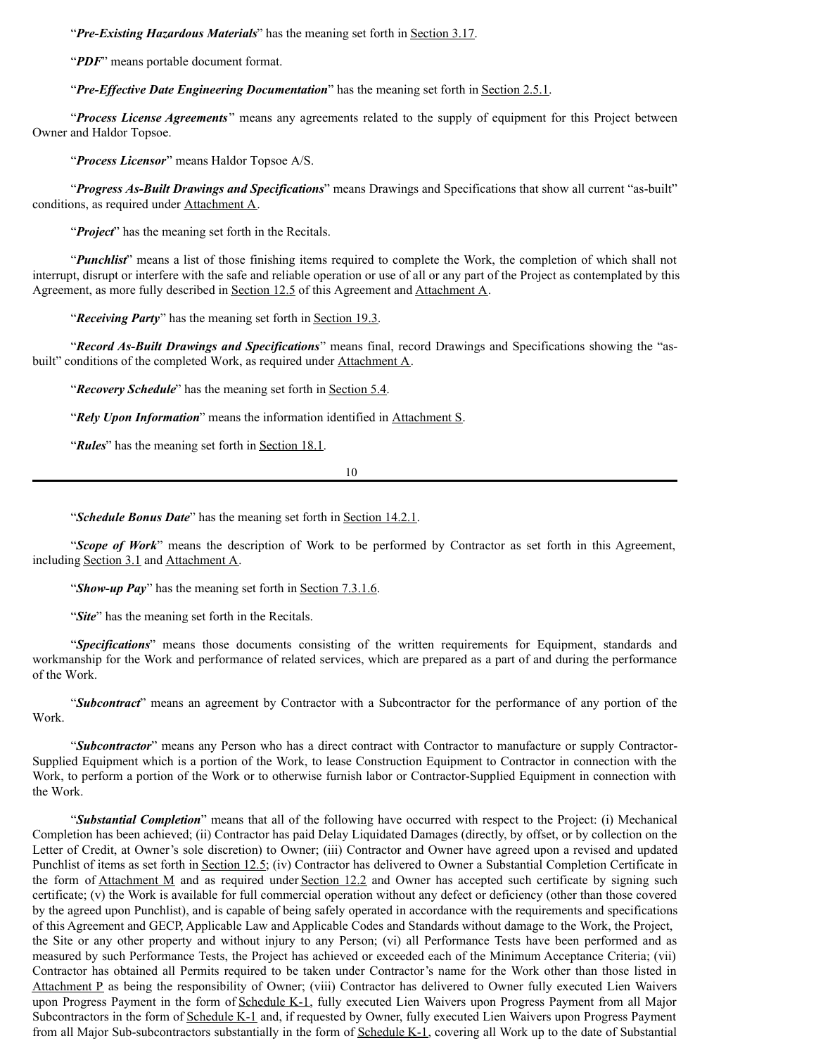"***Pre-Existing Hazardous Materials***" has the meaning set forth in Section 3.17.

"***PDF***" means portable document format.

"***Pre-Effective Date Engineering Documentation***" has the meaning set forth in Section 2.5.1.

"***Process License Agreements***" means any agreements related to the supply of equipment for this Project between Owner and Haldor Topsoe.

"***Process Licensor***" means Haldor Topsoe A/S.

"***Progress As-Built Drawings and Specifications***" means Drawings and Specifications that show all current "as-built" conditions, as required under Attachment A.

"***Project***" has the meaning set forth in the Recitals.

"***Punchlist***" means a list of those finishing items required to complete the Work, the completion of which shall not interrupt, disrupt or interfere with the safe and reliable operation or use of all or any part of the Project as contemplated by this Agreement, as more fully described in Section 12.5 of this Agreement and Attachment A.

"***Receiving Party***" has the meaning set forth in Section 19.3.

"***Record As-Built Drawings and Specifications***" means final, record Drawings and Specifications showing the "as-built" conditions of the completed Work, as required under Attachment A.

"***Recovery Schedule***" has the meaning set forth in Section 5.4.

"***Rely Upon Information***" means the information identified in Attachment S.

"***Rules***" has the meaning set forth in Section 18.1.

"***Schedule Bonus Date***" has the meaning set forth in Section 14.2.1.

"***Scope of Work***" means the description of Work to be performed by Contractor as set forth in this Agreement, including Section 3.1 and Attachment A.

"***Show-up Pay***" has the meaning set forth in Section 7.3.1.6.

"***Site***" has the meaning set forth in the Recitals.

"***Specifications***" means those documents consisting of the written requirements for Equipment, standards and workmanship for the Work and performance of related services, which are prepared as a part of and during the performance of the Work.

"***Subcontract***" means an agreement by Contractor with a Subcontractor for the performance of any portion of the Work.

"***Subcontractor***" means any Person who has a direct contract with Contractor to manufacture or supply Contractor-Supplied Equipment which is a portion of the Work, to lease Construction Equipment to Contractor in connection with the Work, to perform a portion of the Work or to otherwise furnish labor or Contractor-Supplied Equipment in connection with the Work.

"***Substantial Completion***" means that all of the following have occurred with respect to the Project: (i) Mechanical Completion has been achieved; (ii) Contractor has paid Delay Liquidated Damages (directly, by offset, or by collection on the Letter of Credit, at Owner's sole discretion) to Owner; (iii) Contractor and Owner have agreed upon a revised and updated Punchlist of items as set forth in Section 12.5; (iv) Contractor has delivered to Owner a Substantial Completion Certificate in the form of Attachment M and as required under Section 12.2 and Owner has accepted such certificate by signing such certificate; (v) the Work is available for full commercial operation without any defect or deficiency (other than those covered by the agreed upon Punchlist), and is capable of being safely operated in accordance with the requirements and specifications of this Agreement and GECP, Applicable Law and Applicable Codes and Standards without damage to the Work, the Project, the Site or any other property and without injury to any Person; (vi) all Performance Tests have been performed and as measured by such Performance Tests, the Project has achieved or exceeded each of the Minimum Acceptance Criteria; (vii) Contractor has obtained all Permits required to be taken under Contractor's name for the Work other than those listed in Attachment P as being the responsibility of Owner; (viii) Contractor has delivered to Owner fully executed Lien Waivers upon Progress Payment in the form of Schedule K-1, fully executed Lien Waivers upon Progress Payment from all Major Subcontractors in the form of Schedule K-1 and, if requested by Owner, fully executed Lien Waivers upon Progress Payment from all Major Sub-subcontractors substantially in the form of Schedule K-1, covering all Work up to the date of Substantial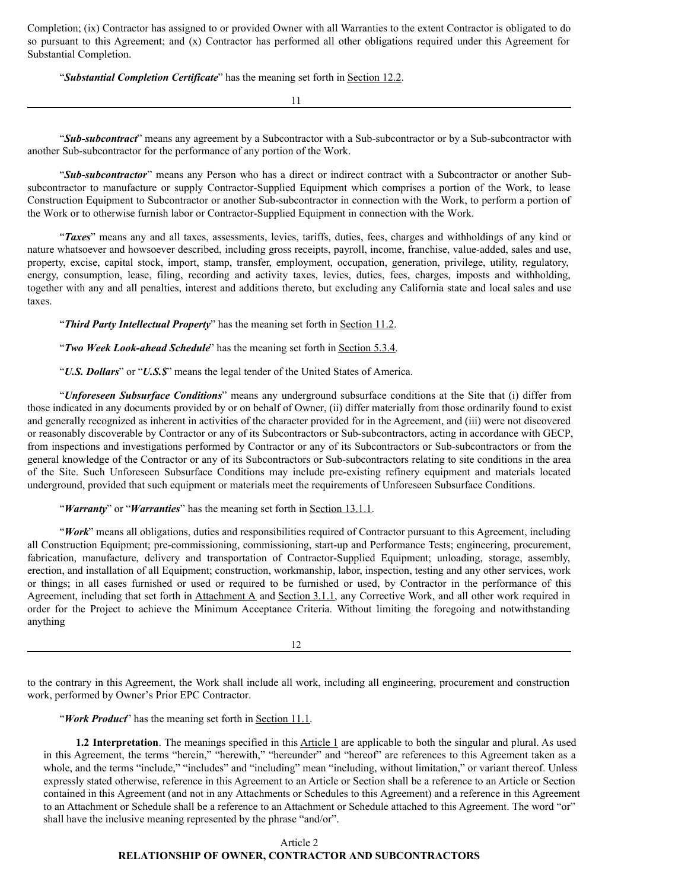Completion; (ix) Contractor has assigned to or provided Owner with all Warranties to the extent Contractor is obligated to do so pursuant to this Agreement; and (x) Contractor has performed all other obligations required under this Agreement for Substantial Completion.

"***Substantial Completion Certificate***" has the meaning set forth in Section 12.2.

"***Sub-subcontract***" means any agreement by a Subcontractor with a Sub-subcontractor or by a Sub-subcontractor with another Sub-subcontractor for the performance of any portion of the Work.

"***Sub-subcontractor***" means any Person who has a direct or indirect contract with a Subcontractor or another Sub-subcontractor to manufacture or supply Contractor-Supplied Equipment which comprises a portion of the Work, to lease Construction Equipment to Subcontractor or another Sub-subcontractor in connection with the Work, to perform a portion of the Work or to otherwise furnish labor or Contractor-Supplied Equipment in connection with the Work.

"***Taxes***" means any and all taxes, assessments, levies, tariffs, duties, fees, charges and withholdings of any kind or nature whatsoever and howsoever described, including gross receipts, payroll, income, franchise, value-added, sales and use, property, excise, capital stock, import, stamp, transfer, employment, occupation, generation, privilege, utility, regulatory, energy, consumption, lease, filing, recording and activity taxes, levies, duties, fees, charges, imposts and withholding, together with any and all penalties, interest and additions thereto, but excluding any California state and local sales and use taxes.

"***Third Party Intellectual Property***" has the meaning set forth in Section 11.2.

"***Two Week Look-ahead Schedule***" has the meaning set forth in Section 5.3.4.

"***U.S. Dollars***" or "***U.S.$***" means the legal tender of the United States of America.

"***Unforeseen Subsurface Conditions***" means any underground subsurface conditions at the Site that (i) differ from those indicated in any documents provided by or on behalf of Owner, (ii) differ materially from those ordinarily found to exist and generally recognized as inherent in activities of the character provided for in the Agreement, and (iii) were not discovered or reasonably discoverable by Contractor or any of its Subcontractors or Sub-subcontractors, acting in accordance with GECP, from inspections and investigations performed by Contractor or any of its Subcontractors or Sub-subcontractors or from the general knowledge of the Contractor or any of its Subcontractors or Sub-subcontractors relating to site conditions in the area of the Site. Such Unforeseen Subsurface Conditions may include pre-existing refinery equipment and materials located underground, provided that such equipment or materials meet the requirements of Unforeseen Subsurface Conditions.

"***Warranty***" or "***Warranties***" has the meaning set forth in Section 13.1.1.

"***Work***" means all obligations, duties and responsibilities required of Contractor pursuant to this Agreement, including all Construction Equipment; pre-commissioning, commissioning, start-up and Performance Tests; engineering, procurement, fabrication, manufacture, delivery and transportation of Contractor-Supplied Equipment; unloading, storage, assembly, erection, and installation of all Equipment; construction, workmanship, labor, inspection, testing and any other services, work or things; in all cases furnished or used or required to be furnished or used, by Contractor in the performance of this Agreement, including that set forth in Attachment A and Section 3.1.1, any Corrective Work, and all other work required in order for the Project to achieve the Minimum Acceptance Criteria. Without limiting the foregoing and notwithstanding anything to the contrary in this Agreement, the Work shall include all work, including all engineering, procurement and construction work, performed by Owner's Prior EPC Contractor.

"***Work Product***" has the meaning set forth in Section 11.1.

**1.2 Interpretation**. The meanings specified in this Article 1 are applicable to both the singular and plural. As used in this Agreement, the terms "herein," "herewith," "hereunder" and "hereof" are references to this Agreement taken as a whole, and the terms "include," "includes" and "including" mean "including, without limitation," or variant thereof. Unless expressly stated otherwise, reference in this Agreement to an Article or Section shall be a reference to an Article or Section contained in this Agreement (and not in any Attachments or Schedules to this Agreement) and a reference in this Agreement to an Attachment or Schedule shall be a reference to an Attachment or Schedule attached to this Agreement. The word "or" shall have the inclusive meaning represented by the phrase "and/or".

## Article 2
## RELATIONSHIP OF OWNER, CONTRACTOR AND SUBCONTRACTORS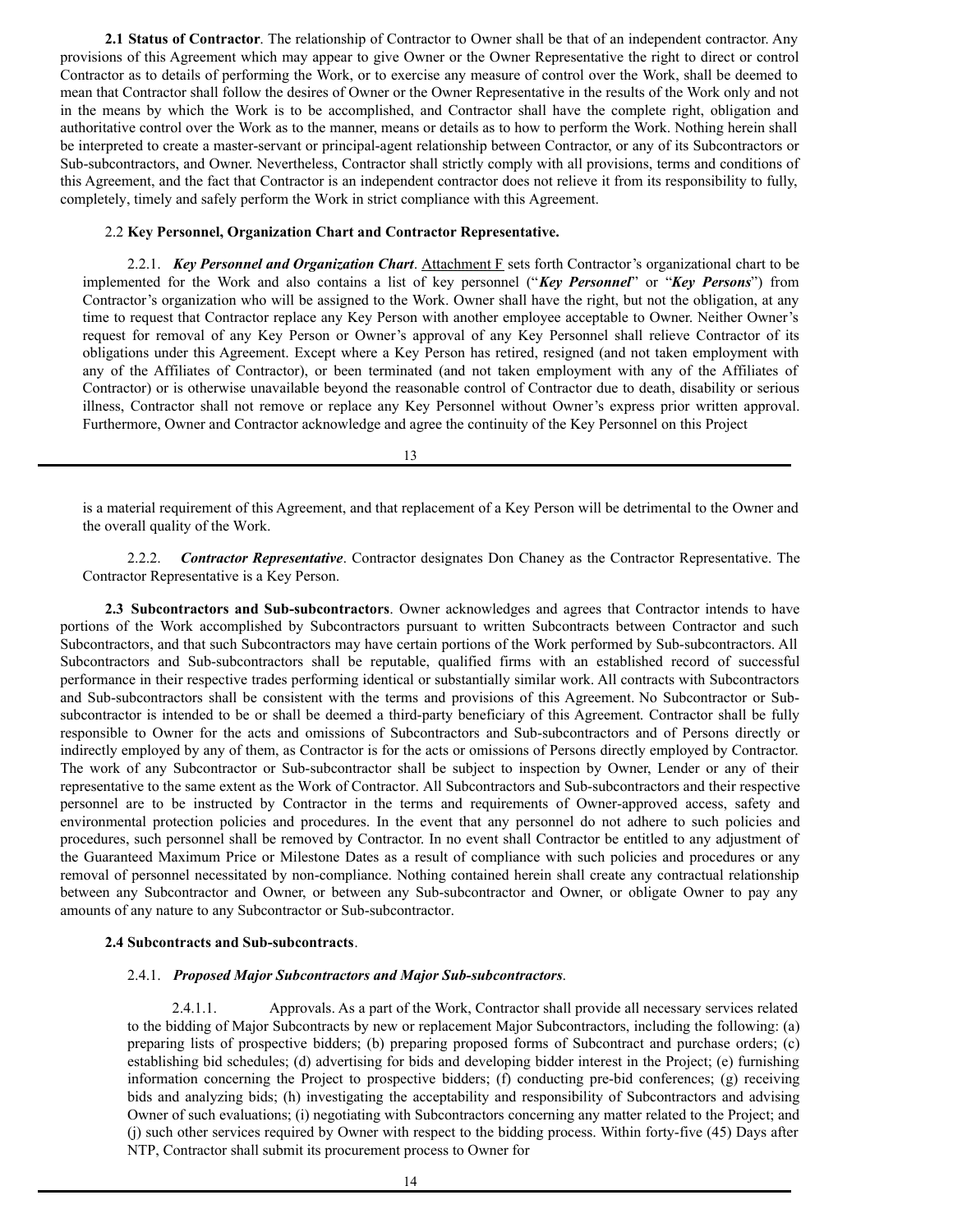**2.1 Status of Contractor**. The relationship of Contractor to Owner shall be that of an independent contractor. Any provisions of this Agreement which may appear to give Owner or the Owner Representative the right to direct or control Contractor as to details of performing the Work, or to exercise any measure of control over the Work, shall be deemed to mean that Contractor shall follow the desires of Owner or the Owner Representative in the results of the Work only and not in the means by which the Work is to be accomplished, and Contractor shall have the complete right, obligation and authoritative control over the Work as to the manner, means or details as to how to perform the Work. Nothing herein shall be interpreted to create a master-servant or principal-agent relationship between Contractor, or any of its Subcontractors or Sub-subcontractors, and Owner. Nevertheless, Contractor shall strictly comply with all provisions, terms and conditions of this Agreement, and the fact that Contractor is an independent contractor does not relieve it from its responsibility to fully, completely, timely and safely perform the Work in strict compliance with this Agreement.

2.2 **Key Personnel, Organization Chart and Contractor Representative.**

2.2.1. ***Key Personnel and Organization Chart***. Attachment F sets forth Contractor's organizational chart to be implemented for the Work and also contains a list of key personnel ("***Key Personnel***" or "***Key Persons***") from Contractor's organization who will be assigned to the Work. Owner shall have the right, but not the obligation, at any time to request that Contractor replace any Key Person with another employee acceptable to Owner. Neither Owner's request for removal of any Key Person or Owner's approval of any Key Personnel shall relieve Contractor of its obligations under this Agreement. Except where a Key Person has retired, resigned (and not taken employment with any of the Affiliates of Contractor), or been terminated (and not taken employment with any of the Affiliates of Contractor) or is otherwise unavailable beyond the reasonable control of Contractor due to death, disability or serious illness, Contractor shall not remove or replace any Key Personnel without Owner's express prior written approval. Furthermore, Owner and Contractor acknowledge and agree the continuity of the Key Personnel on this Project is a material requirement of this Agreement, and that replacement of a Key Person will be detrimental to the Owner and the overall quality of the Work.

2.2.2. ***Contractor Representative***. Contractor designates Don Chaney as the Contractor Representative. The Contractor Representative is a Key Person.

**2.3 Subcontractors and Sub-subcontractors**. Owner acknowledges and agrees that Contractor intends to have portions of the Work accomplished by Subcontractors pursuant to written Subcontracts between Contractor and such Subcontractors, and that such Subcontractors may have certain portions of the Work performed by Sub-subcontractors. All Subcontractors and Sub-subcontractors shall be reputable, qualified firms with an established record of successful performance in their respective trades performing identical or substantially similar work. All contracts with Subcontractors and Sub-subcontractors shall be consistent with the terms and provisions of this Agreement. No Subcontractor or Sub-subcontractor is intended to be or shall be deemed a third-party beneficiary of this Agreement. Contractor shall be fully responsible to Owner for the acts and omissions of Subcontractors and Sub-subcontractors and of Persons directly or indirectly employed by any of them, as Contractor is for the acts or omissions of Persons directly employed by Contractor. The work of any Subcontractor or Sub-subcontractor shall be subject to inspection by Owner, Lender or any of their representative to the same extent as the Work of Contractor. All Subcontractors and Sub-subcontractors and their respective personnel are to be instructed by Contractor in the terms and requirements of Owner-approved access, safety and environmental protection policies and procedures. In the event that any personnel do not adhere to such policies and procedures, such personnel shall be removed by Contractor. In no event shall Contractor be entitled to any adjustment of the Guaranteed Maximum Price or Milestone Dates as a result of compliance with such policies and procedures or any removal of personnel necessitated by non-compliance. Nothing contained herein shall create any contractual relationship between any Subcontractor and Owner, or between any Sub-subcontractor and Owner, or obligate Owner to pay any amounts of any nature to any Subcontractor or Sub-subcontractor.

**2.4 Subcontracts and Sub-subcontracts**.

2.4.1. ***Proposed Major Subcontractors and Major Sub-subcontractors***.

2.4.1.1. Approvals. As a part of the Work, Contractor shall provide all necessary services related to the bidding of Major Subcontracts by new or replacement Major Subcontractors, including the following: (a) preparing lists of prospective bidders; (b) preparing proposed forms of Subcontract and purchase orders; (c) establishing bid schedules; (d) advertising for bids and developing bidder interest in the Project; (e) furnishing information concerning the Project to prospective bidders; (f) conducting pre-bid conferences; (g) receiving bids and analyzing bids; (h) investigating the acceptability and responsibility of Subcontractors and advising Owner of such evaluations; (i) negotiating with Subcontractors concerning any matter related to the Project; and (j) such other services required by Owner with respect to the bidding process. Within forty-five (45) Days after NTP, Contractor shall submit its procurement process to Owner for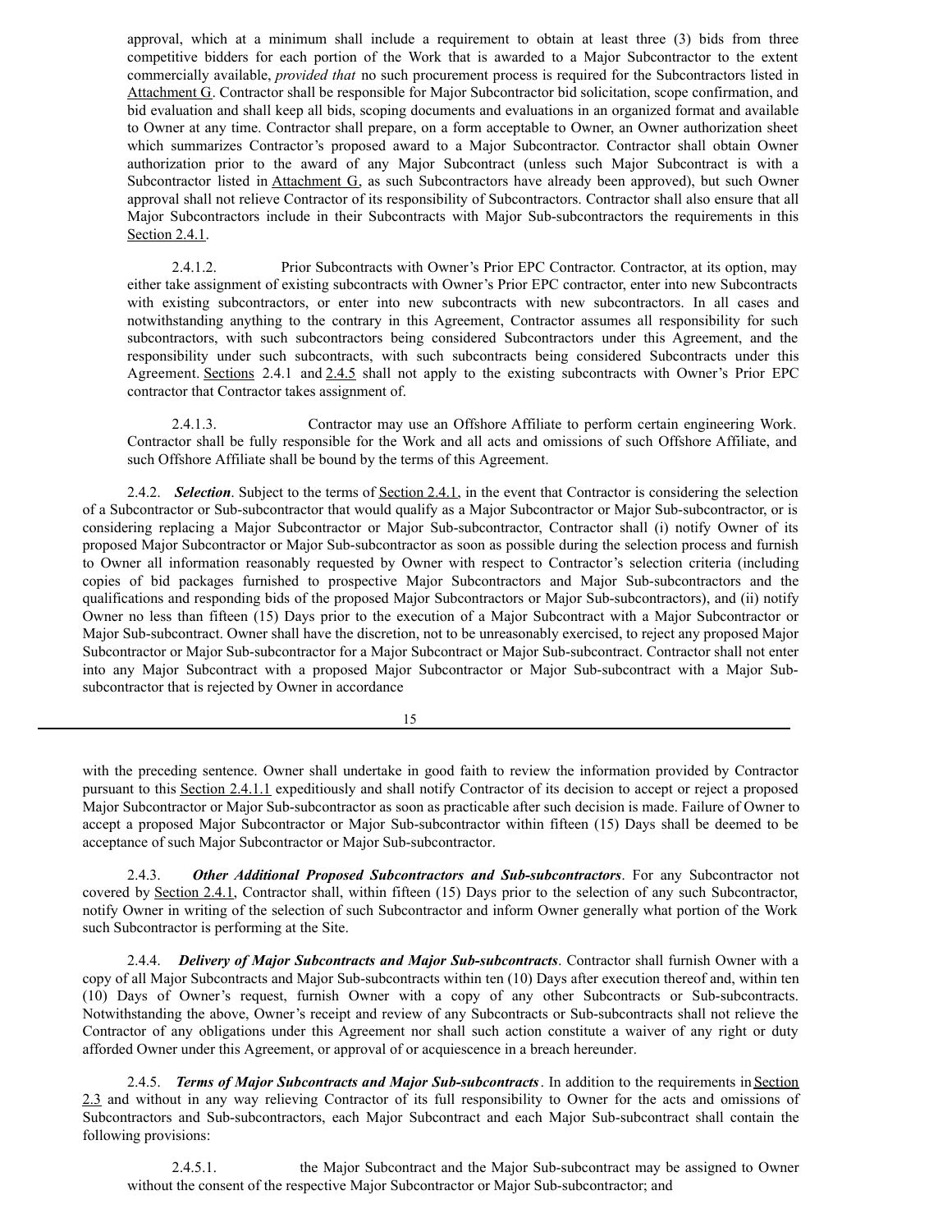approval, which at a minimum shall include a requirement to obtain at least three (3) bids from three competitive bidders for each portion of the Work that is awarded to a Major Subcontractor to the extent commercially available, *provided that* no such procurement process is required for the Subcontractors listed in Attachment G. Contractor shall be responsible for Major Subcontractor bid solicitation, scope confirmation, and bid evaluation and shall keep all bids, scoping documents and evaluations in an organized format and available to Owner at any time. Contractor shall prepare, on a form acceptable to Owner, an Owner authorization sheet which summarizes Contractor's proposed award to a Major Subcontractor. Contractor shall obtain Owner authorization prior to the award of any Major Subcontract (unless such Major Subcontract is with a Subcontractor listed in Attachment G, as such Subcontractors have already been approved), but such Owner approval shall not relieve Contractor of its responsibility of Subcontractors. Contractor shall also ensure that all Major Subcontractors include in their Subcontracts with Major Sub-subcontractors the requirements in this Section 2.4.1.

2.4.1.2. Prior Subcontracts with Owner's Prior EPC Contractor. Contractor, at its option, may either take assignment of existing subcontracts with Owner's Prior EPC contractor, enter into new Subcontracts with existing subcontractors, or enter into new subcontracts with new subcontractors. In all cases and notwithstanding anything to the contrary in this Agreement, Contractor assumes all responsibility for such subcontractors, with such subcontractors being considered Subcontractors under this Agreement, and the responsibility under such subcontracts, with such subcontracts being considered Subcontracts under this Agreement. Sections 2.4.1 and 2.4.5 shall not apply to the existing subcontracts with Owner's Prior EPC contractor that Contractor takes assignment of.

2.4.1.3. Contractor may use an Offshore Affiliate to perform certain engineering Work. Contractor shall be fully responsible for the Work and all acts and omissions of such Offshore Affiliate, and such Offshore Affiliate shall be bound by the terms of this Agreement.

2.4.2. ***Selection***. Subject to the terms of Section 2.4.1, in the event that Contractor is considering the selection of a Subcontractor or Sub-subcontractor that would qualify as a Major Subcontractor or Major Sub-subcontractor, or is considering replacing a Major Subcontractor or Major Sub-subcontractor, Contractor shall (i) notify Owner of its proposed Major Subcontractor or Major Sub-subcontractor as soon as possible during the selection process and furnish to Owner all information reasonably requested by Owner with respect to Contractor's selection criteria (including copies of bid packages furnished to prospective Major Subcontractors and Major Sub-subcontractors and the qualifications and responding bids of the proposed Major Subcontractors or Major Sub-subcontractors), and (ii) notify Owner no less than fifteen (15) Days prior to the execution of a Major Subcontract with a Major Subcontractor or Major Sub-subcontract. Owner shall have the discretion, not to be unreasonably exercised, to reject any proposed Major Subcontractor or Major Sub-subcontractor for a Major Subcontract or Major Sub-subcontract. Contractor shall not enter into any Major Subcontract with a proposed Major Subcontractor or Major Sub-subcontract with a Major Sub-subcontractor that is rejected by Owner in accordance with the preceding sentence. Owner shall undertake in good faith to review the information provided by Contractor pursuant to this Section 2.4.1.1 expeditiously and shall notify Contractor of its decision to accept or reject a proposed Major Subcontractor or Major Sub-subcontractor as soon as practicable after such decision is made. Failure of Owner to accept a proposed Major Subcontractor or Major Sub-subcontractor within fifteen (15) Days shall be deemed to be acceptance of such Major Subcontractor or Major Sub-subcontractor.

2.4.3. ***Other Additional Proposed Subcontractors and Sub-subcontractors***. For any Subcontractor not covered by Section 2.4.1, Contractor shall, within fifteen (15) Days prior to the selection of any such Subcontractor, notify Owner in writing of the selection of such Subcontractor and inform Owner generally what portion of the Work such Subcontractor is performing at the Site.

2.4.4. ***Delivery of Major Subcontracts and Major Sub-subcontracts***. Contractor shall furnish Owner with a copy of all Major Subcontracts and Major Sub-subcontracts within ten (10) Days after execution thereof and, within ten (10) Days of Owner's request, furnish Owner with a copy of any other Subcontracts or Sub-subcontracts. Notwithstanding the above, Owner's receipt and review of any Subcontracts or Sub-subcontracts shall not relieve the Contractor of any obligations under this Agreement nor shall such action constitute a waiver of any right or duty afforded Owner under this Agreement, or approval of or acquiescence in a breach hereunder.

2.4.5. ***Terms of Major Subcontracts and Major Sub-subcontracts***. In addition to the requirements in Section 2.3 and without in any way relieving Contractor of its full responsibility to Owner for the acts and omissions of Subcontractors and Sub-subcontractors, each Major Subcontract and each Major Sub-subcontract shall contain the following provisions:

2.4.5.1. the Major Subcontract and the Major Sub-subcontract may be assigned to Owner without the consent of the respective Major Subcontractor or Major Sub-subcontractor; and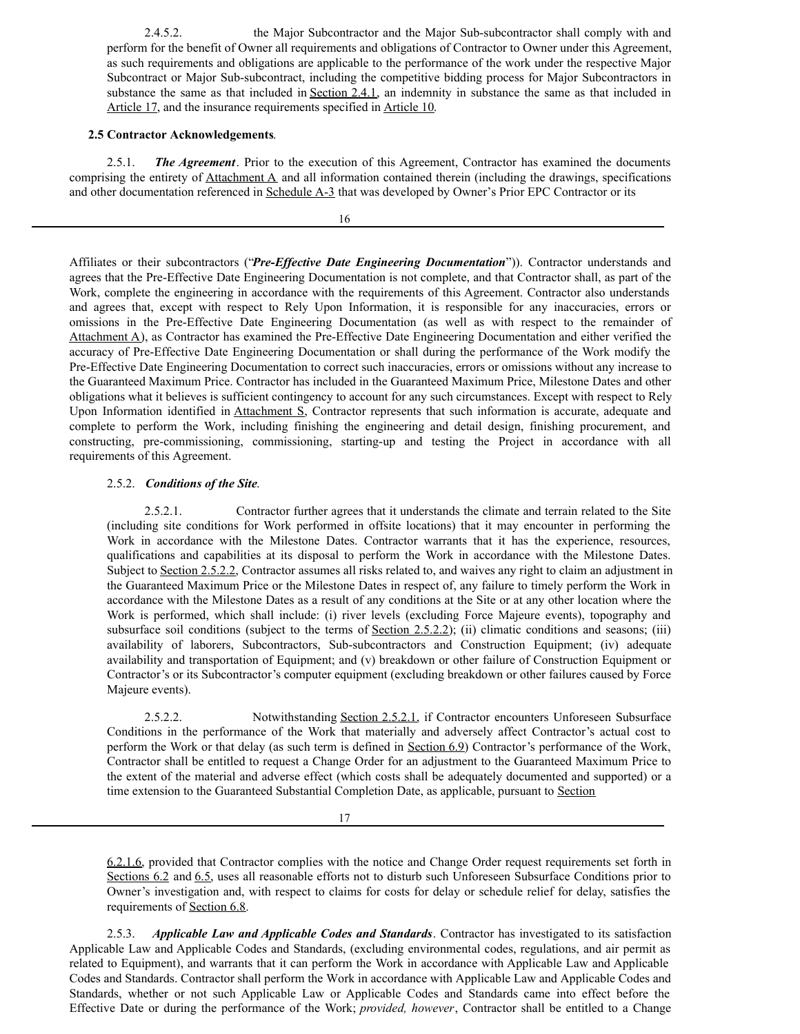2.4.5.2. the Major Subcontractor and the Major Sub-subcontractor shall comply with and perform for the benefit of Owner all requirements and obligations of Contractor to Owner under this Agreement, as such requirements and obligations are applicable to the performance of the work under the respective Major Subcontract or Major Sub-subcontract, including the competitive bidding process for Major Subcontractors in substance the same as that included in Section 2.4.1, an indemnity in substance the same as that included in Article 17, and the insurance requirements specified in Article 10.

**2.5 Contractor Acknowledgements**.

2.5.1. ***The Agreement***. Prior to the execution of this Agreement, Contractor has examined the documents comprising the entirety of Attachment A and all information contained therein (including the drawings, specifications and other documentation referenced in Schedule A-3 that was developed by Owner's Prior EPC Contractor or its Affiliates or their subcontractors ("***Pre-Effective Date Engineering Documentation***")). Contractor understands and agrees that the Pre-Effective Date Engineering Documentation is not complete, and that Contractor shall, as part of the Work, complete the engineering in accordance with the requirements of this Agreement. Contractor also understands and agrees that, except with respect to Rely Upon Information, it is responsible for any inaccuracies, errors or omissions in the Pre-Effective Date Engineering Documentation (as well as with respect to the remainder of Attachment A), as Contractor has examined the Pre-Effective Date Engineering Documentation and either verified the accuracy of Pre-Effective Date Engineering Documentation or shall during the performance of the Work modify the Pre-Effective Date Engineering Documentation to correct such inaccuracies, errors or omissions without any increase to the Guaranteed Maximum Price. Contractor has included in the Guaranteed Maximum Price, Milestone Dates and other obligations what it believes is sufficient contingency to account for any such circumstances. Except with respect to Rely Upon Information identified in Attachment S, Contractor represents that such information is accurate, adequate and complete to perform the Work, including finishing the engineering and detail design, finishing procurement, and constructing, pre-commissioning, commissioning, starting-up and testing the Project in accordance with all requirements of this Agreement.

2.5.2. ***Conditions of the Site***.

2.5.2.1. Contractor further agrees that it understands the climate and terrain related to the Site (including site conditions for Work performed in offsite locations) that it may encounter in performing the Work in accordance with the Milestone Dates. Contractor warrants that it has the experience, resources, qualifications and capabilities at its disposal to perform the Work in accordance with the Milestone Dates. Subject to Section 2.5.2.2, Contractor assumes all risks related to, and waives any right to claim an adjustment in the Guaranteed Maximum Price or the Milestone Dates in respect of, any failure to timely perform the Work in accordance with the Milestone Dates as a result of any conditions at the Site or at any other location where the Work is performed, which shall include: (i) river levels (excluding Force Majeure events), topography and subsurface soil conditions (subject to the terms of Section 2.5.2.2); (ii) climatic conditions and seasons; (iii) availability of laborers, Subcontractors, Sub-subcontractors and Construction Equipment; (iv) adequate availability and transportation of Equipment; and (v) breakdown or other failure of Construction Equipment or Contractor's or its Subcontractor's computer equipment (excluding breakdown or other failures caused by Force Majeure events).

2.5.2.2. Notwithstanding Section 2.5.2.1, if Contractor encounters Unforeseen Subsurface Conditions in the performance of the Work that materially and adversely affect Contractor's actual cost to perform the Work or that delay (as such term is defined in Section 6.9) Contractor's performance of the Work, Contractor shall be entitled to request a Change Order for an adjustment to the Guaranteed Maximum Price to the extent of the material and adverse effect (which costs shall be adequately documented and supported) or a time extension to the Guaranteed Substantial Completion Date, as applicable, pursuant to Section 6.2.1.6, provided that Contractor complies with the notice and Change Order request requirements set forth in Sections 6.2 and 6.5, uses all reasonable efforts not to disturb such Unforeseen Subsurface Conditions prior to Owner's investigation and, with respect to claims for costs for delay or schedule relief for delay, satisfies the requirements of Section 6.8.

2.5.3. ***Applicable Law and Applicable Codes and Standards***. Contractor has investigated to its satisfaction Applicable Law and Applicable Codes and Standards, (excluding environmental codes, regulations, and air permit as related to Equipment), and warrants that it can perform the Work in accordance with Applicable Law and Applicable Codes and Standards. Contractor shall perform the Work in accordance with Applicable Law and Applicable Codes and Standards, whether or not such Applicable Law or Applicable Codes and Standards came into effect before the Effective Date or during the performance of the Work; *provided, however*, Contractor shall be entitled to a Change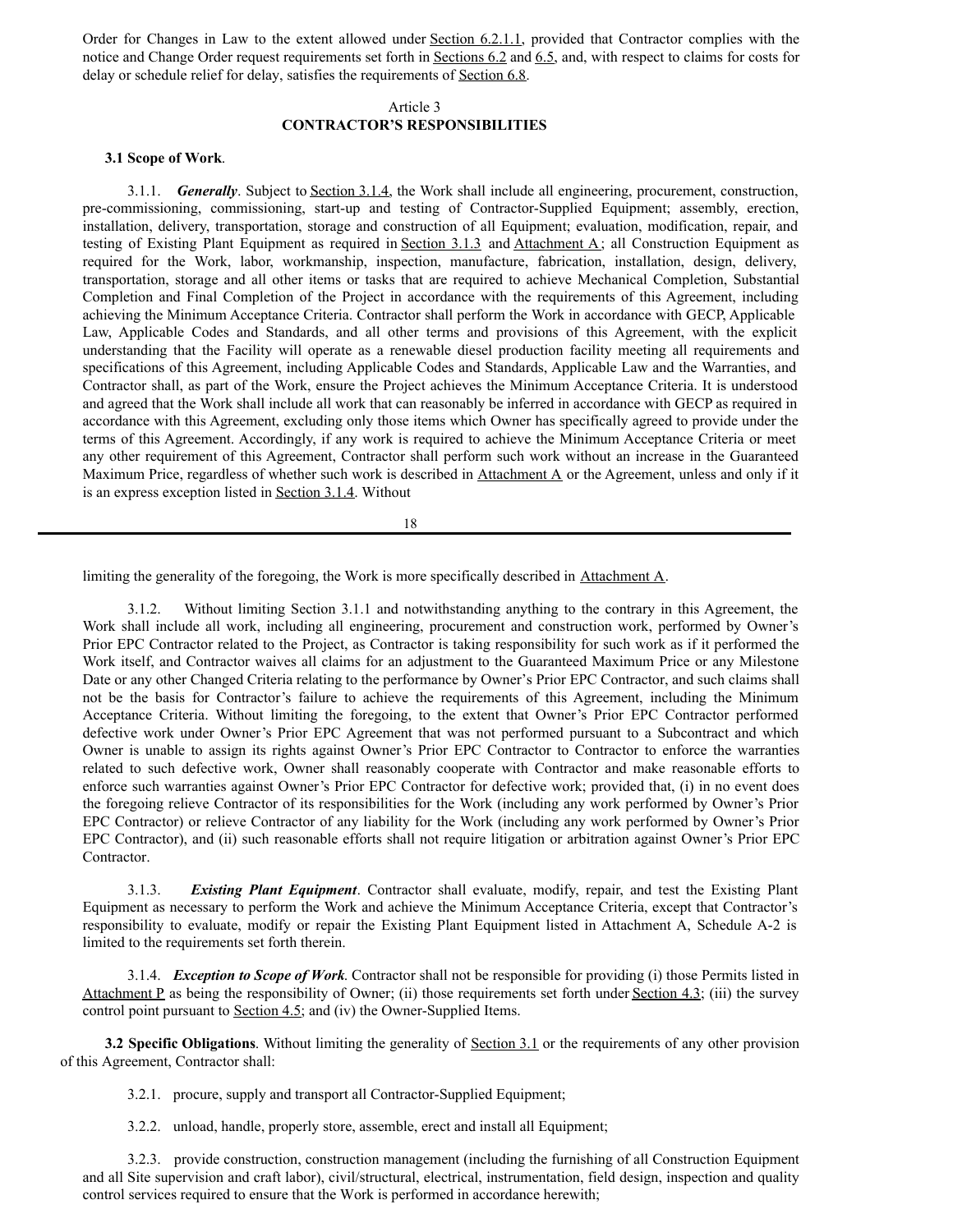Order for Changes in Law to the extent allowed under Section 6.2.1.1, provided that Contractor complies with the notice and Change Order request requirements set forth in Sections 6.2 and 6.5, and, with respect to claims for costs for delay or schedule relief for delay, satisfies the requirements of Section 6.8.

## Article 3
## CONTRACTOR'S RESPONSIBILITIES

**3.1 Scope of Work**.

3.1.1. ***Generally***. Subject to Section 3.1.4, the Work shall include all engineering, procurement, construction, pre-commissioning, commissioning, start-up and testing of Contractor-Supplied Equipment; assembly, erection, installation, delivery, transportation, storage and construction of all Equipment; evaluation, modification, repair, and testing of Existing Plant Equipment as required in Section 3.1.3 and Attachment A; all Construction Equipment as required for the Work, labor, workmanship, inspection, manufacture, fabrication, installation, design, delivery, transportation, storage and all other items or tasks that are required to achieve Mechanical Completion, Substantial Completion and Final Completion of the Project in accordance with the requirements of this Agreement, including achieving the Minimum Acceptance Criteria. Contractor shall perform the Work in accordance with GECP, Applicable Law, Applicable Codes and Standards, and all other terms and provisions of this Agreement, with the explicit understanding that the Facility will operate as a renewable diesel production facility meeting all requirements and specifications of this Agreement, including Applicable Codes and Standards, Applicable Law and the Warranties, and Contractor shall, as part of the Work, ensure the Project achieves the Minimum Acceptance Criteria. It is understood and agreed that the Work shall include all work that can reasonably be inferred in accordance with GECP as required in accordance with this Agreement, excluding only those items which Owner has specifically agreed to provide under the terms of this Agreement. Accordingly, if any work is required to achieve the Minimum Acceptance Criteria or meet any other requirement of this Agreement, Contractor shall perform such work without an increase in the Guaranteed Maximum Price, regardless of whether such work is described in Attachment A or the Agreement, unless and only if it is an express exception listed in Section 3.1.4. Without limiting the generality of the foregoing, the Work is more specifically described in Attachment A.

3.1.2. Without limiting Section 3.1.1 and notwithstanding anything to the contrary in this Agreement, the Work shall include all work, including all engineering, procurement and construction work, performed by Owner's Prior EPC Contractor related to the Project, as Contractor is taking responsibility for such work as if it performed the Work itself, and Contractor waives all claims for an adjustment to the Guaranteed Maximum Price or any Milestone Date or any other Changed Criteria relating to the performance by Owner's Prior EPC Contractor, and such claims shall not be the basis for Contractor's failure to achieve the requirements of this Agreement, including the Minimum Acceptance Criteria. Without limiting the foregoing, to the extent that Owner's Prior EPC Contractor performed defective work under Owner's Prior EPC Agreement that was not performed pursuant to a Subcontract and which Owner is unable to assign its rights against Owner's Prior EPC Contractor to Contractor to enforce the warranties related to such defective work, Owner shall reasonably cooperate with Contractor and make reasonable efforts to enforce such warranties against Owner's Prior EPC Contractor for defective work; provided that, (i) in no event does the foregoing relieve Contractor of its responsibilities for the Work (including any work performed by Owner's Prior EPC Contractor) or relieve Contractor of any liability for the Work (including any work performed by Owner's Prior EPC Contractor), and (ii) such reasonable efforts shall not require litigation or arbitration against Owner's Prior EPC Contractor.

3.1.3. ***Existing Plant Equipment***. Contractor shall evaluate, modify, repair, and test the Existing Plant Equipment as necessary to perform the Work and achieve the Minimum Acceptance Criteria, except that Contractor's responsibility to evaluate, modify or repair the Existing Plant Equipment listed in Attachment A, Schedule A-2 is limited to the requirements set forth therein.

3.1.4. ***Exception to Scope of Work***. Contractor shall not be responsible for providing (i) those Permits listed in Attachment P as being the responsibility of Owner; (ii) those requirements set forth under Section 4.3; (iii) the survey control point pursuant to Section 4.5; and (iv) the Owner-Supplied Items.

**3.2 Specific Obligations**. Without limiting the generality of Section 3.1 or the requirements of any other provision of this Agreement, Contractor shall:

3.2.1. procure, supply and transport all Contractor-Supplied Equipment;

3.2.2. unload, handle, properly store, assemble, erect and install all Equipment;

3.2.3. provide construction, construction management (including the furnishing of all Construction Equipment and all Site supervision and craft labor), civil/structural, electrical, instrumentation, field design, inspection and quality control services required to ensure that the Work is performed in accordance herewith;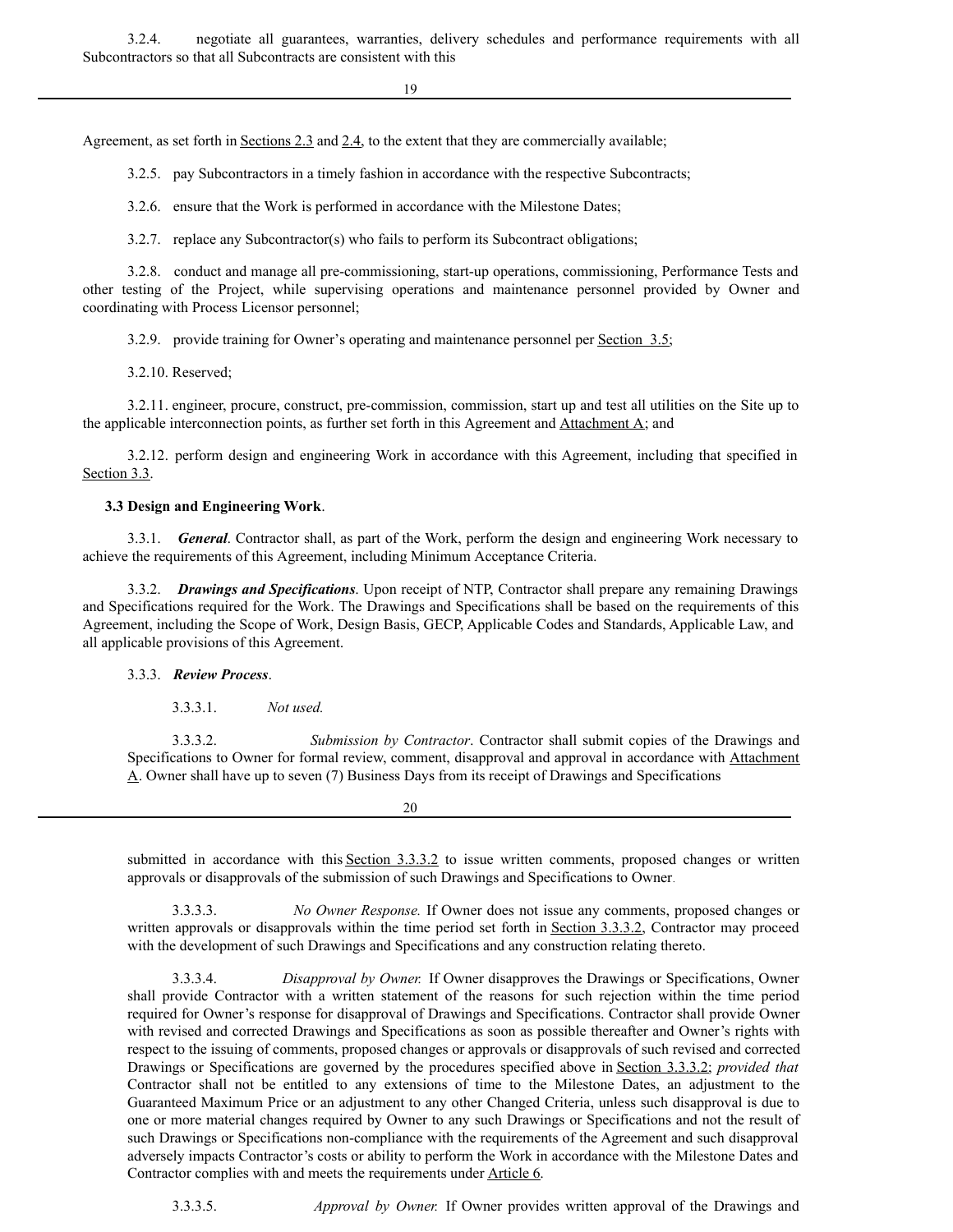3.2.4. negotiate all guarantees, warranties, delivery schedules and performance requirements with all Subcontractors so that all Subcontracts are consistent with this Agreement, as set forth in Sections 2.3 and 2.4, to the extent that they are commercially available;

3.2.5. pay Subcontractors in a timely fashion in accordance with the respective Subcontracts;

3.2.6. ensure that the Work is performed in accordance with the Milestone Dates;

3.2.7. replace any Subcontractor(s) who fails to perform its Subcontract obligations;

3.2.8. conduct and manage all pre-commissioning, start-up operations, commissioning, Performance Tests and other testing of the Project, while supervising operations and maintenance personnel provided by Owner and coordinating with Process Licensor personnel;

3.2.9. provide training for Owner's operating and maintenance personnel per Section 3.5;

3.2.10. Reserved;

3.2.11. engineer, procure, construct, pre-commission, commission, start up and test all utilities on the Site up to the applicable interconnection points, as further set forth in this Agreement and Attachment A; and

3.2.12. perform design and engineering Work in accordance with this Agreement, including that specified in Section 3.3.

**3.3 Design and Engineering Work**.

3.3.1. ***General***. Contractor shall, as part of the Work, perform the design and engineering Work necessary to achieve the requirements of this Agreement, including Minimum Acceptance Criteria.

3.3.2. ***Drawings and Specifications***. Upon receipt of NTP, Contractor shall prepare any remaining Drawings and Specifications required for the Work. The Drawings and Specifications shall be based on the requirements of this Agreement, including the Scope of Work, Design Basis, GECP, Applicable Codes and Standards, Applicable Law, and all applicable provisions of this Agreement.

3.3.3. ***Review Process***.

3.3.3.1. *Not used.*

3.3.3.2. *Submission by Contractor*. Contractor shall submit copies of the Drawings and Specifications to Owner for formal review, comment, disapproval and approval in accordance with Attachment A. Owner shall have up to seven (7) Business Days from its receipt of Drawings and Specifications submitted in accordance with this Section 3.3.3.2 to issue written comments, proposed changes or written approvals or disapprovals of the submission of such Drawings and Specifications to Owner.

3.3.3.3. *No Owner Response.* If Owner does not issue any comments, proposed changes or written approvals or disapprovals within the time period set forth in Section 3.3.3.2, Contractor may proceed with the development of such Drawings and Specifications and any construction relating thereto.

3.3.3.4. *Disapproval by Owner.* If Owner disapproves the Drawings or Specifications, Owner shall provide Contractor with a written statement of the reasons for such rejection within the time period required for Owner's response for disapproval of Drawings and Specifications. Contractor shall provide Owner with revised and corrected Drawings and Specifications as soon as possible thereafter and Owner's rights with respect to the issuing of comments, proposed changes or approvals or disapprovals of such revised and corrected Drawings or Specifications are governed by the procedures specified above in Section 3.3.3.2; *provided that* Contractor shall not be entitled to any extensions of time to the Milestone Dates, an adjustment to the Guaranteed Maximum Price or an adjustment to any other Changed Criteria, unless such disapproval is due to one or more material changes required by Owner to any such Drawings or Specifications and not the result of such Drawings or Specifications non-compliance with the requirements of the Agreement and such disapproval adversely impacts Contractor's costs or ability to perform the Work in accordance with the Milestone Dates and Contractor complies with and meets the requirements under Article 6.

3.3.3.5. *Approval by Owner.* If Owner provides written approval of the Drawings and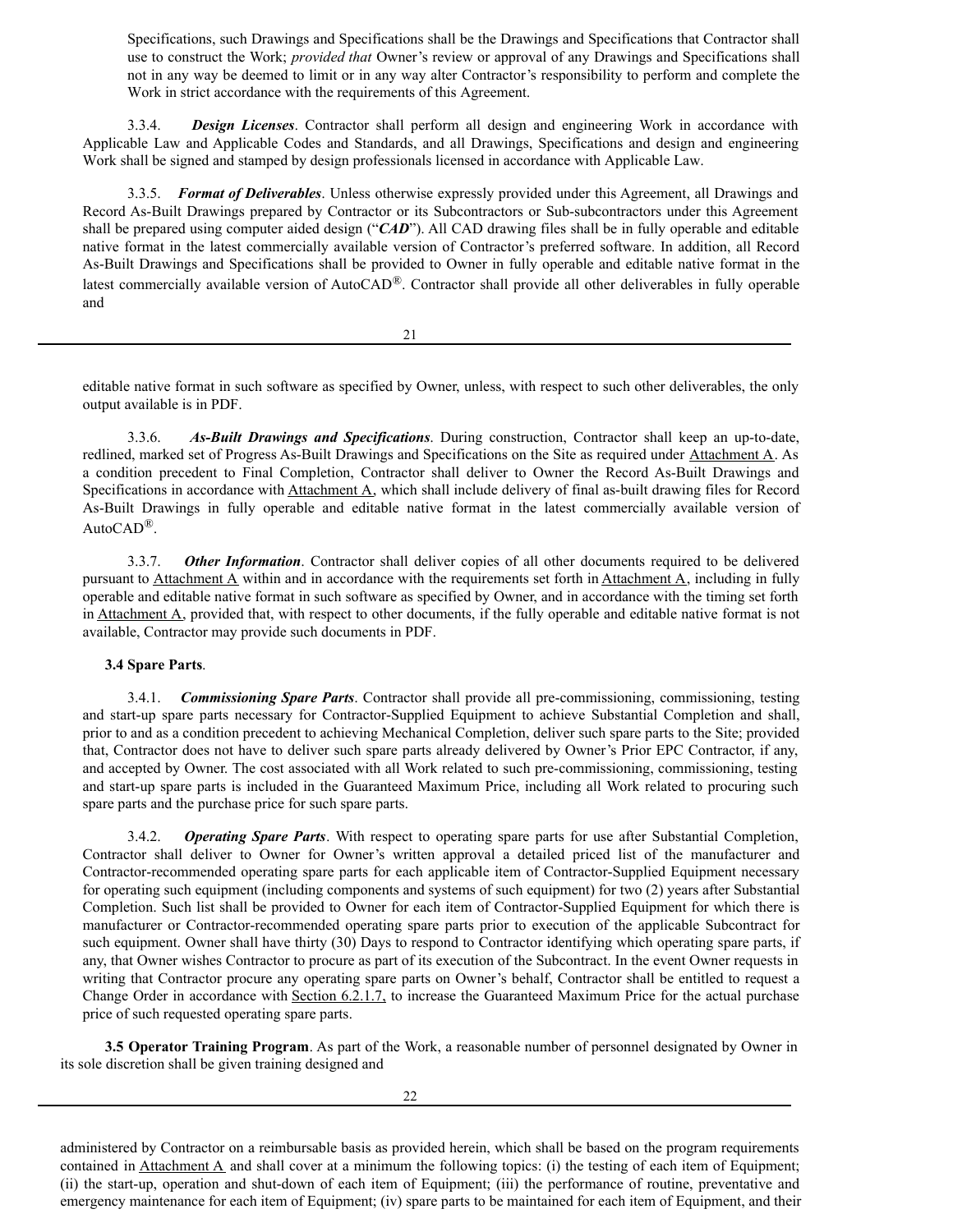Specifications, such Drawings and Specifications shall be the Drawings and Specifications that Contractor shall use to construct the Work; *provided that* Owner's review or approval of any Drawings and Specifications shall not in any way be deemed to limit or in any way alter Contractor's responsibility to perform and complete the Work in strict accordance with the requirements of this Agreement.

3.3.4. ***Design Licenses***. Contractor shall perform all design and engineering Work in accordance with Applicable Law and Applicable Codes and Standards, and all Drawings, Specifications and design and engineering Work shall be signed and stamped by design professionals licensed in accordance with Applicable Law.

3.3.5. ***Format of Deliverables***. Unless otherwise expressly provided under this Agreement, all Drawings and Record As-Built Drawings prepared by Contractor or its Subcontractors or Sub-subcontractors under this Agreement shall be prepared using computer aided design ("***CAD***"). All CAD drawing files shall be in fully operable and editable native format in the latest commercially available version of Contractor's preferred software. In addition, all Record As-Built Drawings and Specifications shall be provided to Owner in fully operable and editable native format in the latest commercially available version of AutoCAD®. Contractor shall provide all other deliverables in fully operable and editable native format in such software as specified by Owner, unless, with respect to such other deliverables, the only output available is in PDF.

3.3.6. ***As-Built Drawings and Specifications***. During construction, Contractor shall keep an up-to-date, redlined, marked set of Progress As-Built Drawings and Specifications on the Site as required under Attachment A. As a condition precedent to Final Completion, Contractor shall deliver to Owner the Record As-Built Drawings and Specifications in accordance with Attachment A, which shall include delivery of final as-built drawing files for Record As-Built Drawings in fully operable and editable native format in the latest commercially available version of AutoCAD®.

3.3.7. ***Other Information***. Contractor shall deliver copies of all other documents required to be delivered pursuant to Attachment A within and in accordance with the requirements set forth in Attachment A, including in fully operable and editable native format in such software as specified by Owner, and in accordance with the timing set forth in Attachment A, provided that, with respect to other documents, if the fully operable and editable native format is not available, Contractor may provide such documents in PDF.

**3.4 Spare Parts**.

3.4.1. ***Commissioning Spare Parts***. Contractor shall provide all pre-commissioning, commissioning, testing and start-up spare parts necessary for Contractor-Supplied Equipment to achieve Substantial Completion and shall, prior to and as a condition precedent to achieving Mechanical Completion, deliver such spare parts to the Site; provided that, Contractor does not have to deliver such spare parts already delivered by Owner's Prior EPC Contractor, if any, and accepted by Owner. The cost associated with all Work related to such pre-commissioning, commissioning, testing and start-up spare parts is included in the Guaranteed Maximum Price, including all Work related to procuring such spare parts and the purchase price for such spare parts.

3.4.2. ***Operating Spare Parts***. With respect to operating spare parts for use after Substantial Completion, Contractor shall deliver to Owner for Owner's written approval a detailed priced list of the manufacturer and Contractor-recommended operating spare parts for each applicable item of Contractor-Supplied Equipment necessary for operating such equipment (including components and systems of such equipment) for two (2) years after Substantial Completion. Such list shall be provided to Owner for each item of Contractor-Supplied Equipment for which there is manufacturer or Contractor-recommended operating spare parts prior to execution of the applicable Subcontract for such equipment. Owner shall have thirty (30) Days to respond to Contractor identifying which operating spare parts, if any, that Owner wishes Contractor to procure as part of its execution of the Subcontract. In the event Owner requests in writing that Contractor procure any operating spare parts on Owner's behalf, Contractor shall be entitled to request a Change Order in accordance with Section 6.2.1.7, to increase the Guaranteed Maximum Price for the actual purchase price of such requested operating spare parts.

**3.5 Operator Training Program**. As part of the Work, a reasonable number of personnel designated by Owner in its sole discretion shall be given training designed and administered by Contractor on a reimbursable basis as provided herein, which shall be based on the program requirements contained in Attachment A and shall cover at a minimum the following topics: (i) the testing of each item of Equipment; (ii) the start-up, operation and shut-down of each item of Equipment; (iii) the performance of routine, preventative and emergency maintenance for each item of Equipment; (iv) spare parts to be maintained for each item of Equipment, and their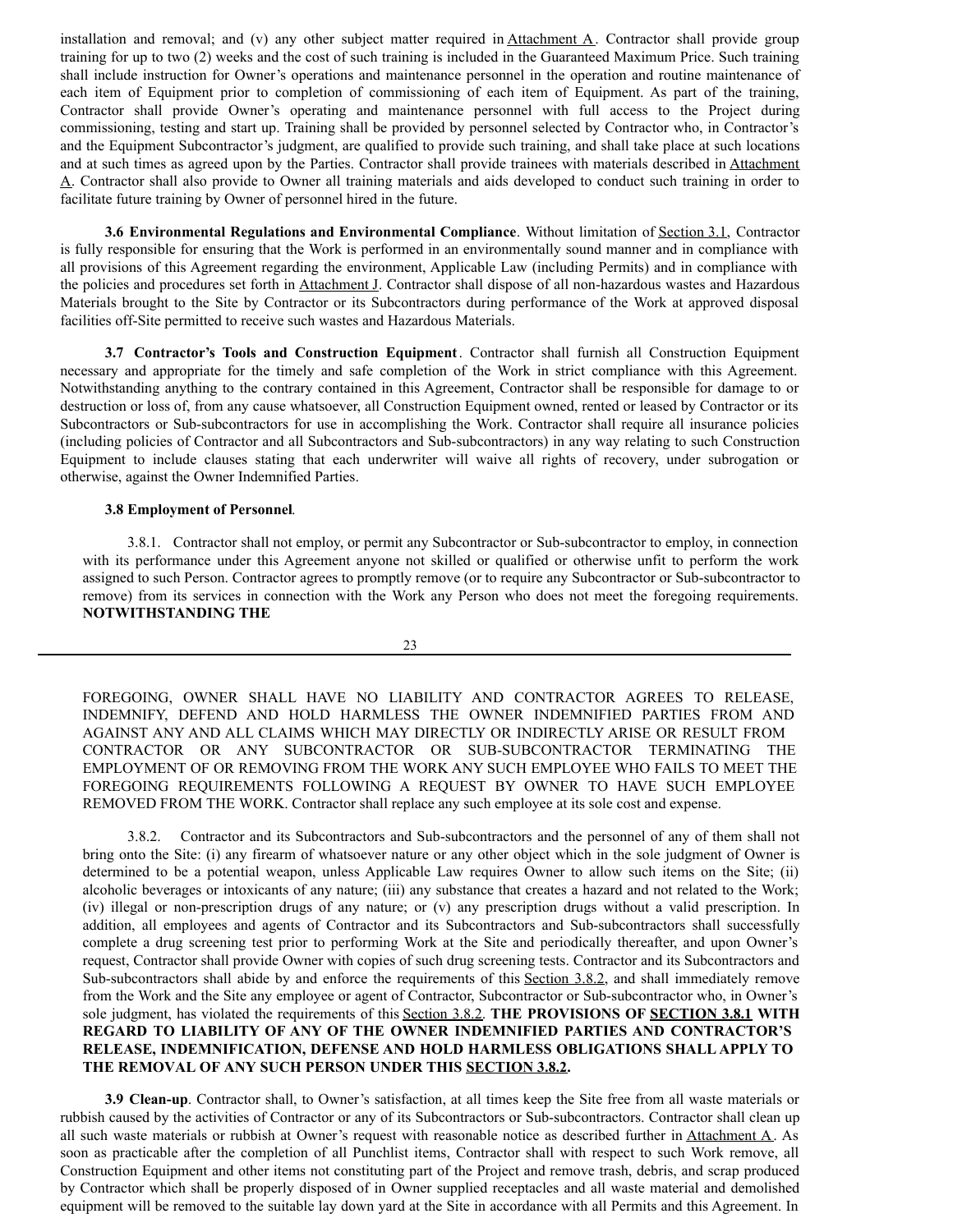installation and removal; and (v) any other subject matter required in Attachment A. Contractor shall provide group training for up to two (2) weeks and the cost of such training is included in the Guaranteed Maximum Price. Such training shall include instruction for Owner's operations and maintenance personnel in the operation and routine maintenance of each item of Equipment prior to completion of commissioning of each item of Equipment. As part of the training, Contractor shall provide Owner's operating and maintenance personnel with full access to the Project during commissioning, testing and start up. Training shall be provided by personnel selected by Contractor who, in Contractor's and the Equipment Subcontractor's judgment, are qualified to provide such training, and shall take place at such locations and at such times as agreed upon by the Parties. Contractor shall provide trainees with materials described in Attachment A. Contractor shall also provide to Owner all training materials and aids developed to conduct such training in order to facilitate future training by Owner of personnel hired in the future.

**3.6 Environmental Regulations and Environmental Compliance**. Without limitation of Section 3.1, Contractor is fully responsible for ensuring that the Work is performed in an environmentally sound manner and in compliance with all provisions of this Agreement regarding the environment, Applicable Law (including Permits) and in compliance with the policies and procedures set forth in Attachment J. Contractor shall dispose of all non-hazardous wastes and Hazardous Materials brought to the Site by Contractor or its Subcontractors during performance of the Work at approved disposal facilities off-Site permitted to receive such wastes and Hazardous Materials.

**3.7 Contractor's Tools and Construction Equipment**. Contractor shall furnish all Construction Equipment necessary and appropriate for the timely and safe completion of the Work in strict compliance with this Agreement. Notwithstanding anything to the contrary contained in this Agreement, Contractor shall be responsible for damage to or destruction or loss of, from any cause whatsoever, all Construction Equipment owned, rented or leased by Contractor or its Subcontractors or Sub-subcontractors for use in accomplishing the Work. Contractor shall require all insurance policies (including policies of Contractor and all Subcontractors and Sub-subcontractors) in any way relating to such Construction Equipment to include clauses stating that each underwriter will waive all rights of recovery, under subrogation or otherwise, against the Owner Indemnified Parties.

**3.8 Employment of Personnel**.

3.8.1. Contractor shall not employ, or permit any Subcontractor or Sub-subcontractor to employ, in connection with its performance under this Agreement anyone not skilled or qualified or otherwise unfit to perform the work assigned to such Person. Contractor agrees to promptly remove (or to require any Subcontractor or Sub-subcontractor to remove) from its services in connection with the Work any Person who does not meet the foregoing requirements. **NOTWITHSTANDING THE** FOREGOING, OWNER SHALL HAVE NO LIABILITY AND CONTRACTOR AGREES TO RELEASE, INDEMNIFY, DEFEND AND HOLD HARMLESS THE OWNER INDEMNIFIED PARTIES FROM AND AGAINST ANY AND ALL CLAIMS WHICH MAY DIRECTLY OR INDIRECTLY ARISE OR RESULT FROM CONTRACTOR OR ANY SUBCONTRACTOR OR SUB-SUBCONTRACTOR TERMINATING THE EMPLOYMENT OF OR REMOVING FROM THE WORK ANY SUCH EMPLOYEE WHO FAILS TO MEET THE FOREGOING REQUIREMENTS FOLLOWING A REQUEST BY OWNER TO HAVE SUCH EMPLOYEE REMOVED FROM THE WORK. Contractor shall replace any such employee at its sole cost and expense.

3.8.2. Contractor and its Subcontractors and Sub-subcontractors and the personnel of any of them shall not bring onto the Site: (i) any firearm of whatsoever nature or any other object which in the sole judgment of Owner is determined to be a potential weapon, unless Applicable Law requires Owner to allow such items on the Site; (ii) alcoholic beverages or intoxicants of any nature; (iii) any substance that creates a hazard and not related to the Work; (iv) illegal or non-prescription drugs of any nature; or (v) any prescription drugs without a valid prescription. In addition, all employees and agents of Contractor and its Subcontractors and Sub-subcontractors shall successfully complete a drug screening test prior to performing Work at the Site and periodically thereafter, and upon Owner's request, Contractor shall provide Owner with copies of such drug screening tests. Contractor and its Subcontractors and Sub-subcontractors shall abide by and enforce the requirements of this Section 3.8.2, and shall immediately remove from the Work and the Site any employee or agent of Contractor, Subcontractor or Sub-subcontractor who, in Owner's sole judgment, has violated the requirements of this Section 3.8.2. **THE PROVISIONS OF SECTION 3.8.1 WITH REGARD TO LIABILITY OF ANY OF THE OWNER INDEMNIFIED PARTIES AND CONTRACTOR'S RELEASE, INDEMNIFICATION, DEFENSE AND HOLD HARMLESS OBLIGATIONS SHALL APPLY TO THE REMOVAL OF ANY SUCH PERSON UNDER THIS SECTION 3.8.2.**

**3.9 Clean-up**. Contractor shall, to Owner's satisfaction, at all times keep the Site free from all waste materials or rubbish caused by the activities of Contractor or any of its Subcontractors or Sub-subcontractors. Contractor shall clean up all such waste materials or rubbish at Owner's request with reasonable notice as described further in Attachment A. As soon as practicable after the completion of all Punchlist items, Contractor shall with respect to such Work remove, all Construction Equipment and other items not constituting part of the Project and remove trash, debris, and scrap produced by Contractor which shall be properly disposed of in Owner supplied receptacles and all waste material and demolished equipment will be removed to the suitable lay down yard at the Site in accordance with all Permits and this Agreement. In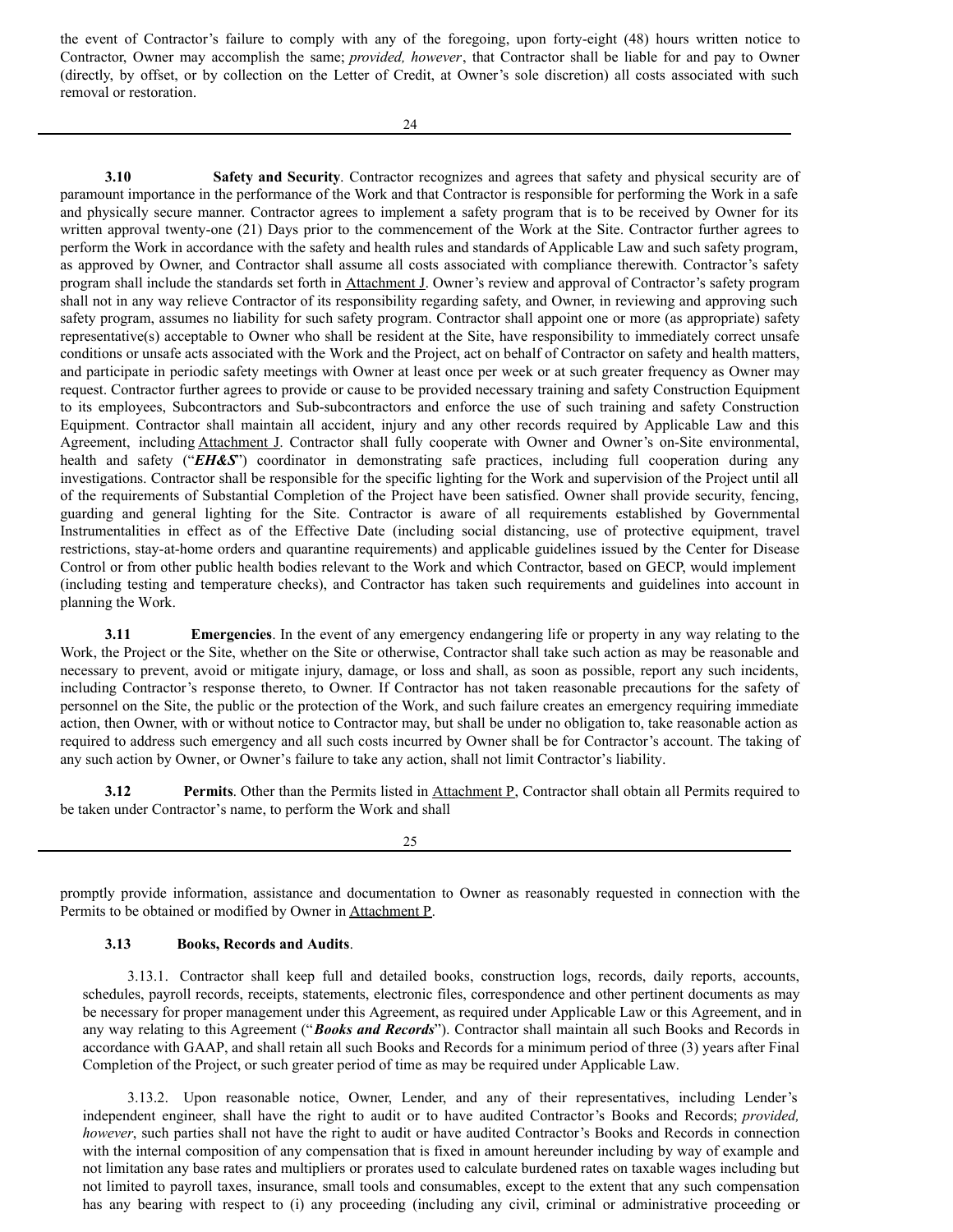the event of Contractor's failure to comply with any of the foregoing, upon forty-eight (48) hours written notice to Contractor, Owner may accomplish the same; *provided, however*, that Contractor shall be liable for and pay to Owner (directly, by offset, or by collection on the Letter of Credit, at Owner's sole discretion) all costs associated with such removal or restoration.

**3.10 Safety and Security**. Contractor recognizes and agrees that safety and physical security are of paramount importance in the performance of the Work and that Contractor is responsible for performing the Work in a safe and physically secure manner. Contractor agrees to implement a safety program that is to be received by Owner for its written approval twenty-one (21) Days prior to the commencement of the Work at the Site. Contractor further agrees to perform the Work in accordance with the safety and health rules and standards of Applicable Law and such safety program, as approved by Owner, and Contractor shall assume all costs associated with compliance therewith. Contractor's safety program shall include the standards set forth in Attachment J. Owner's review and approval of Contractor's safety program shall not in any way relieve Contractor of its responsibility regarding safety, and Owner, in reviewing and approving such safety program, assumes no liability for such safety program. Contractor shall appoint one or more (as appropriate) safety representative(s) acceptable to Owner who shall be resident at the Site, have responsibility to immediately correct unsafe conditions or unsafe acts associated with the Work and the Project, act on behalf of Contractor on safety and health matters, and participate in periodic safety meetings with Owner at least once per week or at such greater frequency as Owner may request. Contractor further agrees to provide or cause to be provided necessary training and safety Construction Equipment to its employees, Subcontractors and Sub-subcontractors and enforce the use of such training and safety Construction Equipment. Contractor shall maintain all accident, injury and any other records required by Applicable Law and this Agreement, including Attachment J. Contractor shall fully cooperate with Owner and Owner's on-Site environmental, health and safety ("***EH&S***") coordinator in demonstrating safe practices, including full cooperation during any investigations. Contractor shall be responsible for the specific lighting for the Work and supervision of the Project until all of the requirements of Substantial Completion of the Project have been satisfied. Owner shall provide security, fencing, guarding and general lighting for the Site. Contractor is aware of all requirements established by Governmental Instrumentalities in effect as of the Effective Date (including social distancing, use of protective equipment, travel restrictions, stay-at-home orders and quarantine requirements) and applicable guidelines issued by the Center for Disease Control or from other public health bodies relevant to the Work and which Contractor, based on GECP, would implement (including testing and temperature checks), and Contractor has taken such requirements and guidelines into account in planning the Work.

**3.11 Emergencies**. In the event of any emergency endangering life or property in any way relating to the Work, the Project or the Site, whether on the Site or otherwise, Contractor shall take such action as may be reasonable and necessary to prevent, avoid or mitigate injury, damage, or loss and shall, as soon as possible, report any such incidents, including Contractor's response thereto, to Owner. If Contractor has not taken reasonable precautions for the safety of personnel on the Site, the public or the protection of the Work, and such failure creates an emergency requiring immediate action, then Owner, with or without notice to Contractor may, but shall be under no obligation to, take reasonable action as required to address such emergency and all such costs incurred by Owner shall be for Contractor's account. The taking of any such action by Owner, or Owner's failure to take any action, shall not limit Contractor's liability.

**3.12 Permits**. Other than the Permits listed in Attachment P, Contractor shall obtain all Permits required to be taken under Contractor's name, to perform the Work and shall promptly provide information, assistance and documentation to Owner as reasonably requested in connection with the Permits to be obtained or modified by Owner in Attachment P.

**3.13 Books, Records and Audits**.

3.13.1. Contractor shall keep full and detailed books, construction logs, records, daily reports, accounts, schedules, payroll records, receipts, statements, electronic files, correspondence and other pertinent documents as may be necessary for proper management under this Agreement, as required under Applicable Law or this Agreement, and in any way relating to this Agreement ("***Books and Records***"). Contractor shall maintain all such Books and Records in accordance with GAAP, and shall retain all such Books and Records for a minimum period of three (3) years after Final Completion of the Project, or such greater period of time as may be required under Applicable Law.

3.13.2. Upon reasonable notice, Owner, Lender, and any of their representatives, including Lender's independent engineer, shall have the right to audit or to have audited Contractor's Books and Records; *provided, however*, such parties shall not have the right to audit or have audited Contractor's Books and Records in connection with the internal composition of any compensation that is fixed in amount hereunder including by way of example and not limitation any base rates and multipliers or prorates used to calculate burdened rates on taxable wages including but not limited to payroll taxes, insurance, small tools and consumables, except to the extent that any such compensation has any bearing with respect to (i) any proceeding (including any civil, criminal or administrative proceeding or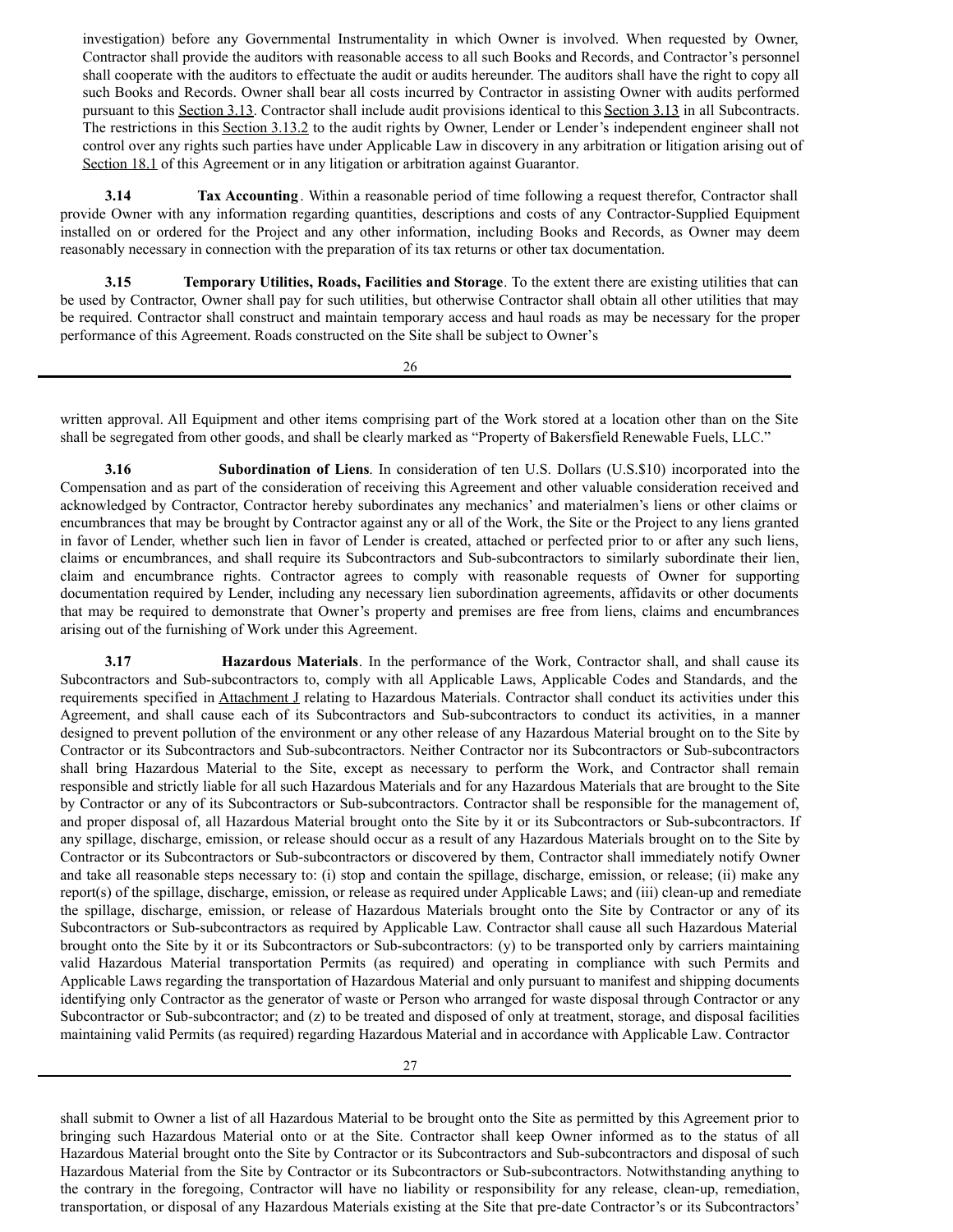investigation) before any Governmental Instrumentality in which Owner is involved. When requested by Owner, Contractor shall provide the auditors with reasonable access to all such Books and Records, and Contractor's personnel shall cooperate with the auditors to effectuate the audit or audits hereunder. The auditors shall have the right to copy all such Books and Records. Owner shall bear all costs incurred by Contractor in assisting Owner with audits performed pursuant to this Section 3.13. Contractor shall include audit provisions identical to this Section 3.13 in all Subcontracts. The restrictions in this Section 3.13.2 to the audit rights by Owner, Lender or Lender's independent engineer shall not control over any rights such parties have under Applicable Law in discovery in any arbitration or litigation arising out of Section 18.1 of this Agreement or in any litigation or arbitration against Guarantor.

**3.14 Tax Accounting**. Within a reasonable period of time following a request therefor, Contractor shall provide Owner with any information regarding quantities, descriptions and costs of any Contractor-Supplied Equipment installed on or ordered for the Project and any other information, including Books and Records, as Owner may deem reasonably necessary in connection with the preparation of its tax returns or other tax documentation.

**3.15 Temporary Utilities, Roads, Facilities and Storage**. To the extent there are existing utilities that can be used by Contractor, Owner shall pay for such utilities, but otherwise Contractor shall obtain all other utilities that may be required. Contractor shall construct and maintain temporary access and haul roads as may be necessary for the proper performance of this Agreement. Roads constructed on the Site shall be subject to Owner's written approval. All Equipment and other items comprising part of the Work stored at a location other than on the Site shall be segregated from other goods, and shall be clearly marked as "Property of Bakersfield Renewable Fuels, LLC."

**3.16 Subordination of Liens**. In consideration of ten U.S. Dollars (U.S.$10) incorporated into the Compensation and as part of the consideration of receiving this Agreement and other valuable consideration received and acknowledged by Contractor, Contractor hereby subordinates any mechanics' and materialmen's liens or other claims or encumbrances that may be brought by Contractor against any or all of the Work, the Site or the Project to any liens granted in favor of Lender, whether such lien in favor of Lender is created, attached or perfected prior to or after any such liens, claims or encumbrances, and shall require its Subcontractors and Sub-subcontractors to similarly subordinate their lien, claim and encumbrance rights. Contractor agrees to comply with reasonable requests of Owner for supporting documentation required by Lender, including any necessary lien subordination agreements, affidavits or other documents that may be required to demonstrate that Owner's property and premises are free from liens, claims and encumbrances arising out of the furnishing of Work under this Agreement.

**3.17 Hazardous Materials**. In the performance of the Work, Contractor shall, and shall cause its Subcontractors and Sub-subcontractors to, comply with all Applicable Laws, Applicable Codes and Standards, and the requirements specified in Attachment J relating to Hazardous Materials. Contractor shall conduct its activities under this Agreement, and shall cause each of its Subcontractors and Sub-subcontractors to conduct its activities, in a manner designed to prevent pollution of the environment or any other release of any Hazardous Material brought on to the Site by Contractor or its Subcontractors and Sub-subcontractors. Neither Contractor nor its Subcontractors or Sub-subcontractors shall bring Hazardous Material to the Site, except as necessary to perform the Work, and Contractor shall remain responsible and strictly liable for all such Hazardous Materials and for any Hazardous Materials that are brought to the Site by Contractor or any of its Subcontractors or Sub-subcontractors. Contractor shall be responsible for the management of, and proper disposal of, all Hazardous Material brought onto the Site by it or its Subcontractors or Sub-subcontractors. If any spillage, discharge, emission, or release should occur as a result of any Hazardous Materials brought on to the Site by Contractor or its Subcontractors or Sub-subcontractors or discovered by them, Contractor shall immediately notify Owner and take all reasonable steps necessary to: (i) stop and contain the spillage, discharge, emission, or release; (ii) make any report(s) of the spillage, discharge, emission, or release as required under Applicable Laws; and (iii) clean-up and remediate the spillage, discharge, emission, or release of Hazardous Materials brought onto the Site by Contractor or any of its Subcontractors or Sub-subcontractors as required by Applicable Law. Contractor shall cause all such Hazardous Material brought onto the Site by it or its Subcontractors or Sub-subcontractors: (y) to be transported only by carriers maintaining valid Hazardous Material transportation Permits (as required) and operating in compliance with such Permits and Applicable Laws regarding the transportation of Hazardous Material and only pursuant to manifest and shipping documents identifying only Contractor as the generator of waste or Person who arranged for waste disposal through Contractor or any Subcontractor or Sub-subcontractor; and (z) to be treated and disposed of only at treatment, storage, and disposal facilities maintaining valid Permits (as required) regarding Hazardous Material and in accordance with Applicable Law. Contractor shall submit to Owner a list of all Hazardous Material to be brought onto the Site as permitted by this Agreement prior to bringing such Hazardous Material onto or at the Site. Contractor shall keep Owner informed as to the status of all Hazardous Material brought onto the Site by Contractor or its Subcontractors and Sub-subcontractors and disposal of such Hazardous Material from the Site by Contractor or its Subcontractors or Sub-subcontractors. Notwithstanding anything to the contrary in the foregoing, Contractor will have no liability or responsibility for any release, clean-up, remediation, transportation, or disposal of any Hazardous Materials existing at the Site that pre-date Contractor's or its Subcontractors'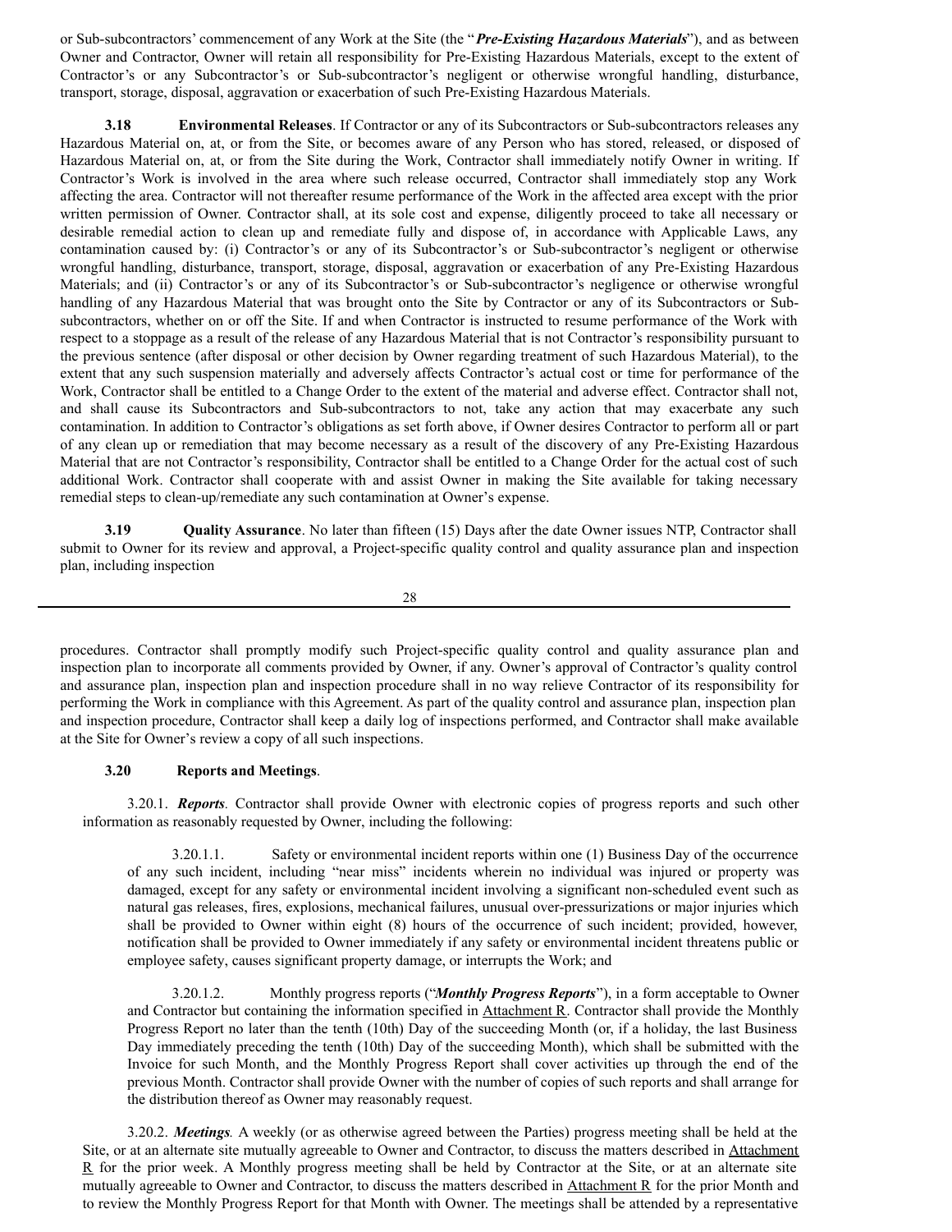or Sub-subcontractors' commencement of any Work at the Site (the "***Pre-Existing Hazardous Materials***"), and as between Owner and Contractor, Owner will retain all responsibility for Pre-Existing Hazardous Materials, except to the extent of Contractor's or any Subcontractor's or Sub-subcontractor's negligent or otherwise wrongful handling, disturbance, transport, storage, disposal, aggravation or exacerbation of such Pre-Existing Hazardous Materials.

**3.18 Environmental Releases**. If Contractor or any of its Subcontractors or Sub-subcontractors releases any Hazardous Material on, at, or from the Site, or becomes aware of any Person who has stored, released, or disposed of Hazardous Material on, at, or from the Site during the Work, Contractor shall immediately notify Owner in writing. If Contractor's Work is involved in the area where such release occurred, Contractor shall immediately stop any Work affecting the area. Contractor will not thereafter resume performance of the Work in the affected area except with the prior written permission of Owner. Contractor shall, at its sole cost and expense, diligently proceed to take all necessary or desirable remedial action to clean up and remediate fully and dispose of, in accordance with Applicable Laws, any contamination caused by: (i) Contractor's or any of its Subcontractor's or Sub-subcontractor's negligent or otherwise wrongful handling, disturbance, transport, storage, disposal, aggravation or exacerbation of any Pre-Existing Hazardous Materials; and (ii) Contractor's or any of its Subcontractor's or Sub-subcontractor's negligence or otherwise wrongful handling of any Hazardous Material that was brought onto the Site by Contractor or any of its Subcontractors or Sub-subcontractors, whether on or off the Site. If and when Contractor is instructed to resume performance of the Work with respect to a stoppage as a result of the release of any Hazardous Material that is not Contractor's responsibility pursuant to the previous sentence (after disposal or other decision by Owner regarding treatment of such Hazardous Material), to the extent that any such suspension materially and adversely affects Contractor's actual cost or time for performance of the Work, Contractor shall be entitled to a Change Order to the extent of the material and adverse effect. Contractor shall not, and shall cause its Subcontractors and Sub-subcontractors to not, take any action that may exacerbate any such contamination. In addition to Contractor's obligations as set forth above, if Owner desires Contractor to perform all or part of any clean up or remediation that may become necessary as a result of the discovery of any Pre-Existing Hazardous Material that are not Contractor's responsibility, Contractor shall be entitled to a Change Order for the actual cost of such additional Work. Contractor shall cooperate with and assist Owner in making the Site available for taking necessary remedial steps to clean-up/remediate any such contamination at Owner's expense.

**3.19 Quality Assurance**. No later than fifteen (15) Days after the date Owner issues NTP, Contractor shall submit to Owner for its review and approval, a Project-specific quality control and quality assurance plan and inspection plan, including inspection procedures. Contractor shall promptly modify such Project-specific quality control and quality assurance plan and inspection plan to incorporate all comments provided by Owner, if any. Owner's approval of Contractor's quality control and assurance plan, inspection plan and inspection procedure shall in no way relieve Contractor of its responsibility for performing the Work in compliance with this Agreement. As part of the quality control and assurance plan, inspection plan and inspection procedure, Contractor shall keep a daily log of inspections performed, and Contractor shall make available at the Site for Owner's review a copy of all such inspections.

**3.20 Reports and Meetings**.

3.20.1. ***Reports***. Contractor shall provide Owner with electronic copies of progress reports and such other information as reasonably requested by Owner, including the following:

3.20.1.1. Safety or environmental incident reports within one (1) Business Day of the occurrence of any such incident, including "near miss" incidents wherein no individual was injured or property was damaged, except for any safety or environmental incident involving a significant non-scheduled event such as natural gas releases, fires, explosions, mechanical failures, unusual over-pressurizations or major injuries which shall be provided to Owner within eight (8) hours of the occurrence of such incident; provided, however, notification shall be provided to Owner immediately if any safety or environmental incident threatens public or employee safety, causes significant property damage, or interrupts the Work; and

3.20.1.2. Monthly progress reports ("***Monthly Progress Reports***"), in a form acceptable to Owner and Contractor but containing the information specified in Attachment R. Contractor shall provide the Monthly Progress Report no later than the tenth (10th) Day of the succeeding Month (or, if a holiday, the last Business Day immediately preceding the tenth (10th) Day of the succeeding Month), which shall be submitted with the Invoice for such Month, and the Monthly Progress Report shall cover activities up through the end of the previous Month. Contractor shall provide Owner with the number of copies of such reports and shall arrange for the distribution thereof as Owner may reasonably request.

3.20.2. ***Meetings***. A weekly (or as otherwise agreed between the Parties) progress meeting shall be held at the Site, or at an alternate site mutually agreeable to Owner and Contractor, to discuss the matters described in Attachment R for the prior week. A Monthly progress meeting shall be held by Contractor at the Site, or at an alternate site mutually agreeable to Owner and Contractor, to discuss the matters described in Attachment R for the prior Month and to review the Monthly Progress Report for that Month with Owner. The meetings shall be attended by a representative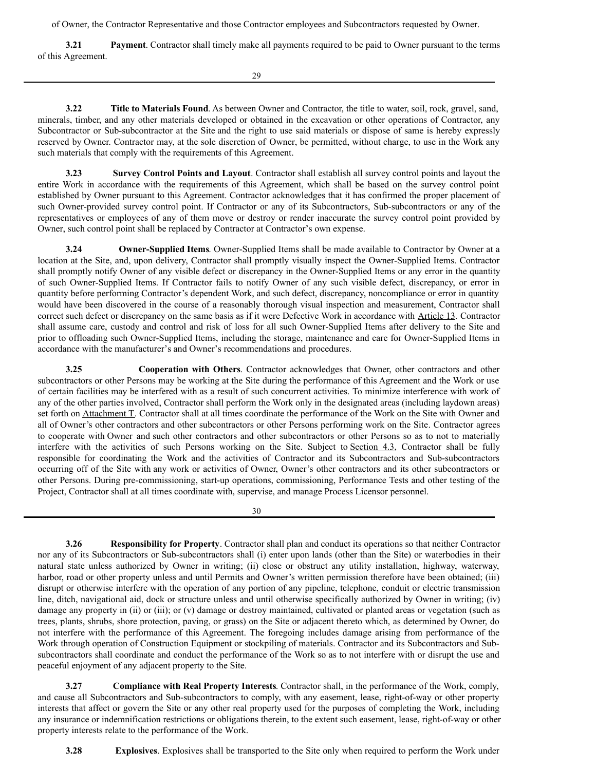of Owner, the Contractor Representative and those Contractor employees and Subcontractors requested by Owner.

**3.21 Payment**. Contractor shall timely make all payments required to be paid to Owner pursuant to the terms of this Agreement.

**3.22 Title to Materials Found**. As between Owner and Contractor, the title to water, soil, rock, gravel, sand, minerals, timber, and any other materials developed or obtained in the excavation or other operations of Contractor, any Subcontractor or Sub-subcontractor at the Site and the right to use said materials or dispose of same is hereby expressly reserved by Owner. Contractor may, at the sole discretion of Owner, be permitted, without charge, to use in the Work any such materials that comply with the requirements of this Agreement.

**3.23 Survey Control Points and Layout**. Contractor shall establish all survey control points and layout the entire Work in accordance with the requirements of this Agreement, which shall be based on the survey control point established by Owner pursuant to this Agreement. Contractor acknowledges that it has confirmed the proper placement of such Owner-provided survey control point. If Contractor or any of its Subcontractors, Sub-subcontractors or any of the representatives or employees of any of them move or destroy or render inaccurate the survey control point provided by Owner, such control point shall be replaced by Contractor at Contractor's own expense.

**3.24 Owner-Supplied Items**. Owner-Supplied Items shall be made available to Contractor by Owner at a location at the Site, and, upon delivery, Contractor shall promptly visually inspect the Owner-Supplied Items. Contractor shall promptly notify Owner of any visible defect or discrepancy in the Owner-Supplied Items or any error in the quantity of such Owner-Supplied Items. If Contractor fails to notify Owner of any such visible defect, discrepancy, or error in quantity before performing Contractor's dependent Work, and such defect, discrepancy, noncompliance or error in quantity would have been discovered in the course of a reasonably thorough visual inspection and measurement, Contractor shall correct such defect or discrepancy on the same basis as if it were Defective Work in accordance with Article 13. Contractor shall assume care, custody and control and risk of loss for all such Owner-Supplied Items after delivery to the Site and prior to offloading such Owner-Supplied Items, including the storage, maintenance and care for Owner-Supplied Items in accordance with the manufacturer's and Owner's recommendations and procedures.

**3.25 Cooperation with Others**. Contractor acknowledges that Owner, other contractors and other subcontractors or other Persons may be working at the Site during the performance of this Agreement and the Work or use of certain facilities may be interfered with as a result of such concurrent activities. To minimize interference with work of any of the other parties involved, Contractor shall perform the Work only in the designated areas (including laydown areas) set forth on Attachment T. Contractor shall at all times coordinate the performance of the Work on the Site with Owner and all of Owner's other contractors and other subcontractors or other Persons performing work on the Site. Contractor agrees to cooperate with Owner and such other contractors and other subcontractors or other Persons so as to not to materially interfere with the activities of such Persons working on the Site. Subject to Section 4.3, Contractor shall be fully responsible for coordinating the Work and the activities of Contractor and its Subcontractors and Sub-subcontractors occurring off of the Site with any work or activities of Owner, Owner's other contractors and its other subcontractors or other Persons. During pre-commissioning, start-up operations, commissioning, Performance Tests and other testing of the Project, Contractor shall at all times coordinate with, supervise, and manage Process Licensor personnel.

**3.26 Responsibility for Property**. Contractor shall plan and conduct its operations so that neither Contractor nor any of its Subcontractors or Sub-subcontractors shall (i) enter upon lands (other than the Site) or waterbodies in their natural state unless authorized by Owner in writing; (ii) close or obstruct any utility installation, highway, waterway, harbor, road or other property unless and until Permits and Owner's written permission therefore have been obtained; (iii) disrupt or otherwise interfere with the operation of any portion of any pipeline, telephone, conduit or electric transmission line, ditch, navigational aid, dock or structure unless and until otherwise specifically authorized by Owner in writing; (iv) damage any property in (ii) or (iii); or (v) damage or destroy maintained, cultivated or planted areas or vegetation (such as trees, plants, shrubs, shore protection, paving, or grass) on the Site or adjacent thereto which, as determined by Owner, do not interfere with the performance of this Agreement. The foregoing includes damage arising from performance of the Work through operation of Construction Equipment or stockpiling of materials. Contractor and its Subcontractors and Sub-subcontractors shall coordinate and conduct the performance of the Work so as to not interfere with or disrupt the use and peaceful enjoyment of any adjacent property to the Site.

**3.27 Compliance with Real Property Interests**. Contractor shall, in the performance of the Work, comply, and cause all Subcontractors and Sub-subcontractors to comply, with any easement, lease, right-of-way or other property interests that affect or govern the Site or any other real property used for the purposes of completing the Work, including any insurance or indemnification restrictions or obligations therein, to the extent such easement, lease, right-of-way or other property interests relate to the performance of the Work.

**3.28 Explosives**. Explosives shall be transported to the Site only when required to perform the Work under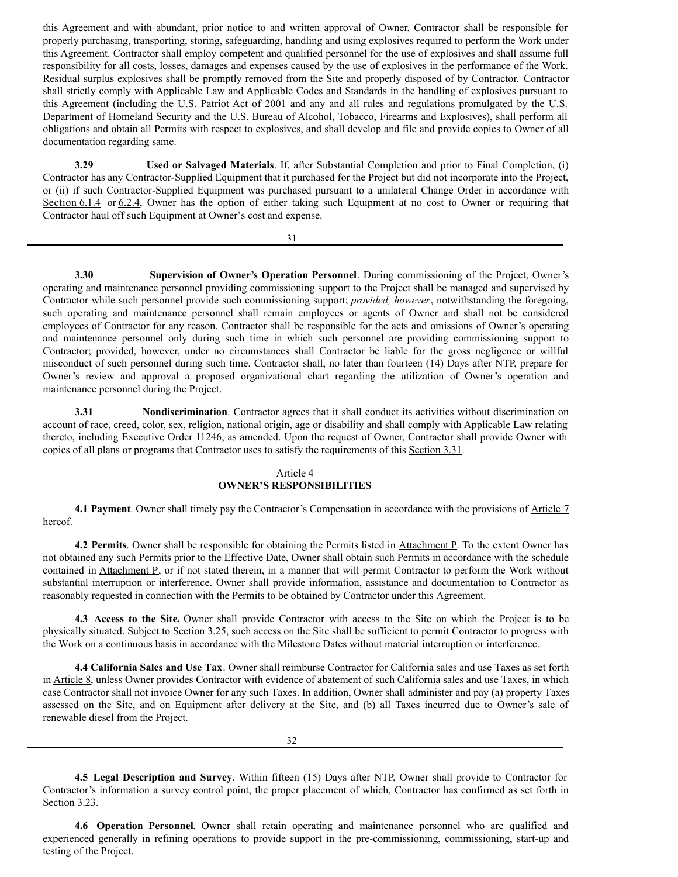this Agreement and with abundant, prior notice to and written approval of Owner. Contractor shall be responsible for properly purchasing, transporting, storing, safeguarding, handling and using explosives required to perform the Work under this Agreement. Contractor shall employ competent and qualified personnel for the use of explosives and shall assume full responsibility for all costs, losses, damages and expenses caused by the use of explosives in the performance of the Work. Residual surplus explosives shall be promptly removed from the Site and properly disposed of by Contractor. Contractor shall strictly comply with Applicable Law and Applicable Codes and Standards in the handling of explosives pursuant to this Agreement (including the U.S. Patriot Act of 2001 and any and all rules and regulations promulgated by the U.S. Department of Homeland Security and the U.S. Bureau of Alcohol, Tobacco, Firearms and Explosives), shall perform all obligations and obtain all Permits with respect to explosives, and shall develop and file and provide copies to Owner of all documentation regarding same.

**3.29 Used or Salvaged Materials**. If, after Substantial Completion and prior to Final Completion, (i) Contractor has any Contractor-Supplied Equipment that it purchased for the Project but did not incorporate into the Project, or (ii) if such Contractor-Supplied Equipment was purchased pursuant to a unilateral Change Order in accordance with Section 6.1.4 or 6.2.4, Owner has the option of either taking such Equipment at no cost to Owner or requiring that Contractor haul off such Equipment at Owner's cost and expense.

**3.30 Supervision of Owner's Operation Personnel**. During commissioning of the Project, Owner's operating and maintenance personnel providing commissioning support to the Project shall be managed and supervised by Contractor while such personnel provide such commissioning support; *provided, however*, notwithstanding the foregoing, such operating and maintenance personnel shall remain employees or agents of Owner and shall not be considered employees of Contractor for any reason. Contractor shall be responsible for the acts and omissions of Owner's operating and maintenance personnel only during such time in which such personnel are providing commissioning support to Contractor; provided, however, under no circumstances shall Contractor be liable for the gross negligence or willful misconduct of such personnel during such time. Contractor shall, no later than fourteen (14) Days after NTP, prepare for Owner's review and approval a proposed organizational chart regarding the utilization of Owner's operation and maintenance personnel during the Project.

**3.31 Nondiscrimination**. Contractor agrees that it shall conduct its activities without discrimination on account of race, creed, color, sex, religion, national origin, age or disability and shall comply with Applicable Law relating thereto, including Executive Order 11246, as amended. Upon the request of Owner, Contractor shall provide Owner with copies of all plans or programs that Contractor uses to satisfy the requirements of this Section 3.31.

## Article 4
## OWNER'S RESPONSIBILITIES

**4.1 Payment**. Owner shall timely pay the Contractor's Compensation in accordance with the provisions of Article 7 hereof.

**4.2 Permits**. Owner shall be responsible for obtaining the Permits listed in Attachment P. To the extent Owner has not obtained any such Permits prior to the Effective Date, Owner shall obtain such Permits in accordance with the schedule contained in Attachment P, or if not stated therein, in a manner that will permit Contractor to perform the Work without substantial interruption or interference. Owner shall provide information, assistance and documentation to Contractor as reasonably requested in connection with the Permits to be obtained by Contractor under this Agreement.

**4.3 Access to the Site.** Owner shall provide Contractor with access to the Site on which the Project is to be physically situated. Subject to Section 3.25, such access on the Site shall be sufficient to permit Contractor to progress with the Work on a continuous basis in accordance with the Milestone Dates without material interruption or interference.

**4.4 California Sales and Use Tax**. Owner shall reimburse Contractor for California sales and use Taxes as set forth in Article 8, unless Owner provides Contractor with evidence of abatement of such California sales and use Taxes, in which case Contractor shall not invoice Owner for any such Taxes. In addition, Owner shall administer and pay (a) property Taxes assessed on the Site, and on Equipment after delivery at the Site, and (b) all Taxes incurred due to Owner's sale of renewable diesel from the Project.

**4.5 Legal Description and Survey**. Within fifteen (15) Days after NTP, Owner shall provide to Contractor for Contractor's information a survey control point, the proper placement of which, Contractor has confirmed as set forth in Section 3.23.

**4.6 Operation Personnel***.* Owner shall retain operating and maintenance personnel who are qualified and experienced generally in refining operations to provide support in the pre-commissioning, commissioning, start-up and testing of the Project.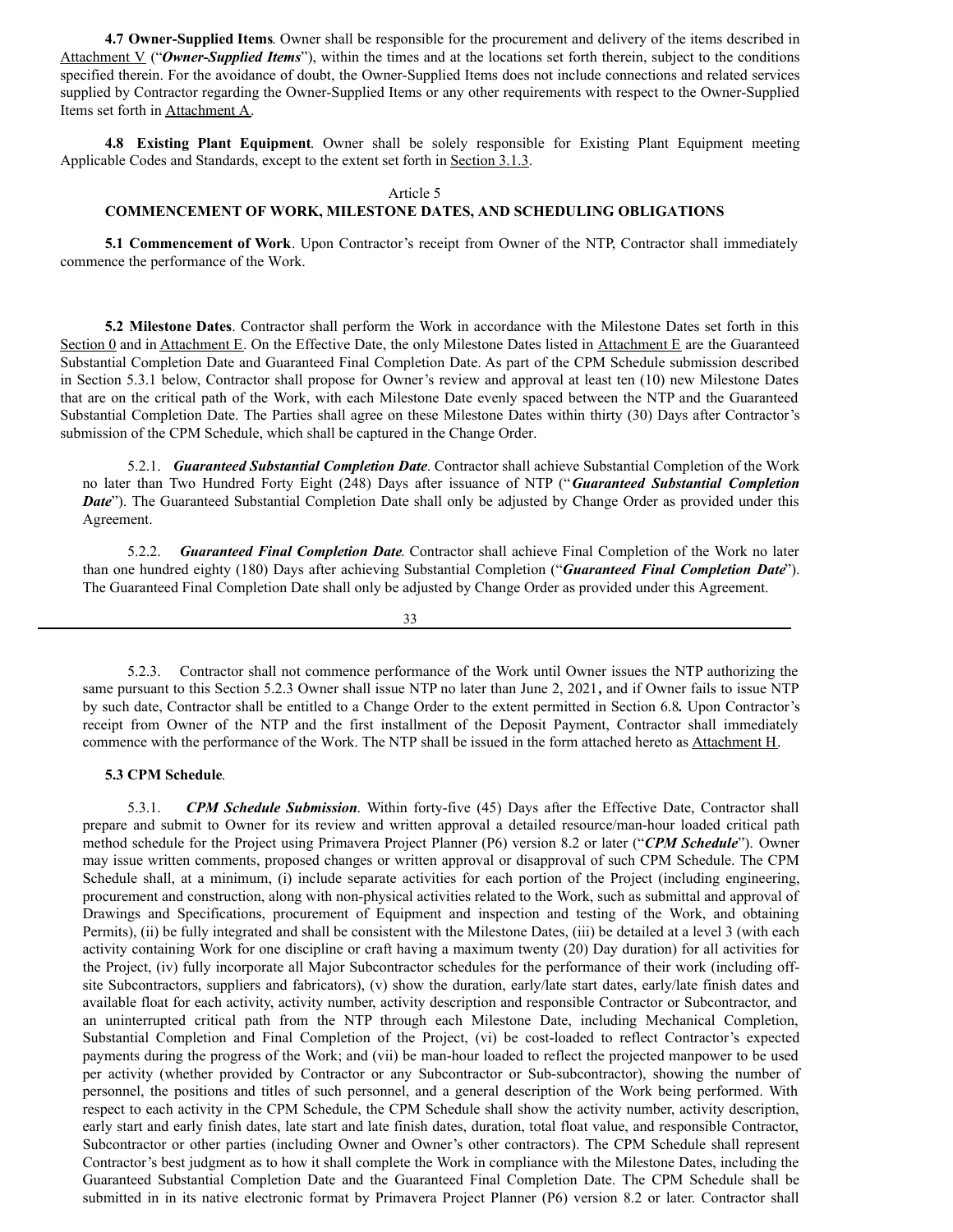**4.7 Owner-Supplied Items**. Owner shall be responsible for the procurement and delivery of the items described in Attachment V ("***Owner-Supplied Items***"), within the times and at the locations set forth therein, subject to the conditions specified therein. For the avoidance of doubt, the Owner-Supplied Items does not include connections and related services supplied by Contractor regarding the Owner-Supplied Items or any other requirements with respect to the Owner-Supplied Items set forth in Attachment A.

**4.8 Existing Plant Equipment**. Owner shall be solely responsible for Existing Plant Equipment meeting Applicable Codes and Standards, except to the extent set forth in Section 3.1.3.

## Article 5
## COMMENCEMENT OF WORK, MILESTONE DATES, AND SCHEDULING OBLIGATIONS

**5.1 Commencement of Work**. Upon Contractor's receipt from Owner of the NTP, Contractor shall immediately commence the performance of the Work.

**5.2 Milestone Dates**. Contractor shall perform the Work in accordance with the Milestone Dates set forth in this Section 0 and in Attachment E. On the Effective Date, the only Milestone Dates listed in Attachment E are the Guaranteed Substantial Completion Date and Guaranteed Final Completion Date. As part of the CPM Schedule submission described in Section 5.3.1 below, Contractor shall propose for Owner's review and approval at least ten (10) new Milestone Dates that are on the critical path of the Work, with each Milestone Date evenly spaced between the NTP and the Guaranteed Substantial Completion Date. The Parties shall agree on these Milestone Dates within thirty (30) Days after Contractor's submission of the CPM Schedule, which shall be captured in the Change Order.

5.2.1. ***Guaranteed Substantial Completion Date***. Contractor shall achieve Substantial Completion of the Work no later than Two Hundred Forty Eight (248) Days after issuance of NTP ("***Guaranteed Substantial Completion Date***"). The Guaranteed Substantial Completion Date shall only be adjusted by Change Order as provided under this Agreement.

5.2.2. ***Guaranteed Final Completion Date***. Contractor shall achieve Final Completion of the Work no later than one hundred eighty (180) Days after achieving Substantial Completion ("***Guaranteed Final Completion Date***"). The Guaranteed Final Completion Date shall only be adjusted by Change Order as provided under this Agreement.

5.2.3. Contractor shall not commence performance of the Work until Owner issues the NTP authorizing the same pursuant to this Section 5.2.3 Owner shall issue NTP no later than June 2, 2021**,** and if Owner fails to issue NTP by such date, Contractor shall be entitled to a Change Order to the extent permitted in Section 6.8**.** Upon Contractor's receipt from Owner of the NTP and the first installment of the Deposit Payment, Contractor shall immediately commence with the performance of the Work. The NTP shall be issued in the form attached hereto as Attachment H.

**5.3 CPM Schedule**.

5.3.1. ***CPM Schedule Submission***. Within forty-five (45) Days after the Effective Date, Contractor shall prepare and submit to Owner for its review and written approval a detailed resource/man-hour loaded critical path method schedule for the Project using Primavera Project Planner (P6) version 8.2 or later ("***CPM Schedule***"). Owner may issue written comments, proposed changes or written approval or disapproval of such CPM Schedule. The CPM Schedule shall, at a minimum, (i) include separate activities for each portion of the Project (including engineering, procurement and construction, along with non-physical activities related to the Work, such as submittal and approval of Drawings and Specifications, procurement of Equipment and inspection and testing of the Work, and obtaining Permits), (ii) be fully integrated and shall be consistent with the Milestone Dates, (iii) be detailed at a level 3 (with each activity containing Work for one discipline or craft having a maximum twenty (20) Day duration) for all activities for the Project, (iv) fully incorporate all Major Subcontractor schedules for the performance of their work (including off-site Subcontractors, suppliers and fabricators), (v) show the duration, early/late start dates, early/late finish dates and available float for each activity, activity number, activity description and responsible Contractor or Subcontractor, and an uninterrupted critical path from the NTP through each Milestone Date, including Mechanical Completion, Substantial Completion and Final Completion of the Project, (vi) be cost-loaded to reflect Contractor's expected payments during the progress of the Work; and (vii) be man-hour loaded to reflect the projected manpower to be used per activity (whether provided by Contractor or any Subcontractor or Sub-subcontractor), showing the number of personnel, the positions and titles of such personnel, and a general description of the Work being performed. With respect to each activity in the CPM Schedule, the CPM Schedule shall show the activity number, activity description, early start and early finish dates, late start and late finish dates, duration, total float value, and responsible Contractor, Subcontractor or other parties (including Owner and Owner's other contractors). The CPM Schedule shall represent Contractor's best judgment as to how it shall complete the Work in compliance with the Milestone Dates, including the Guaranteed Substantial Completion Date and the Guaranteed Final Completion Date. The CPM Schedule shall be submitted in in its native electronic format by Primavera Project Planner (P6) version 8.2 or later. Contractor shall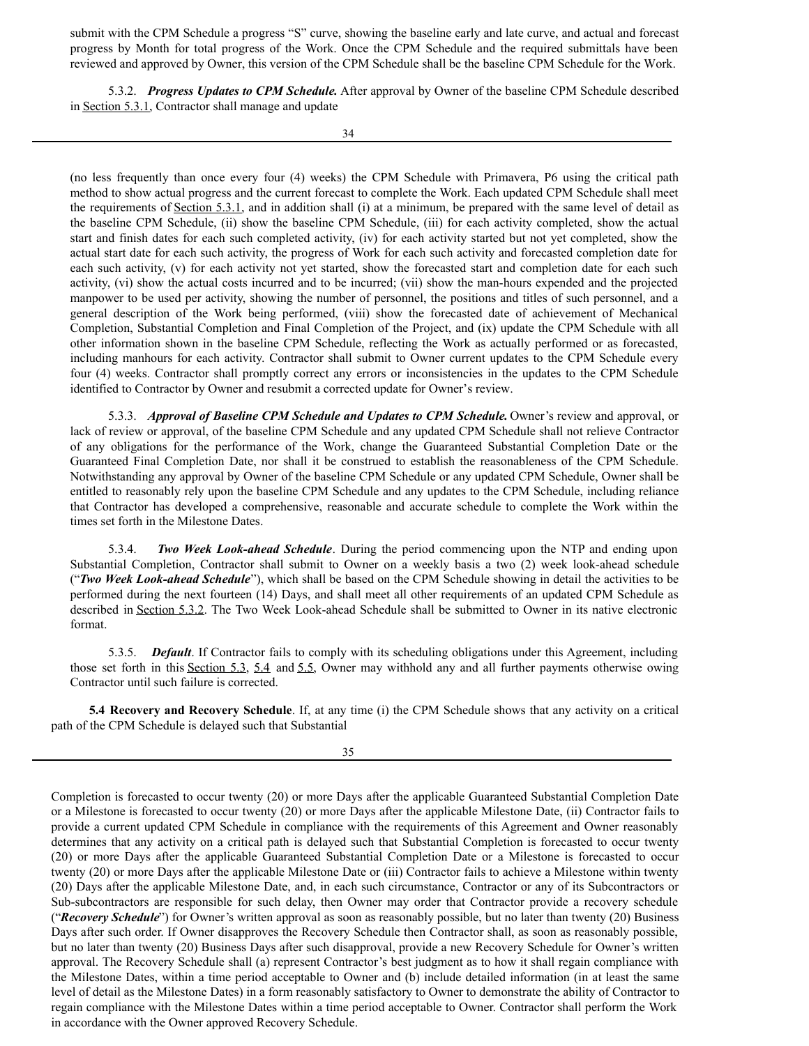submit with the CPM Schedule a progress "S" curve, showing the baseline early and late curve, and actual and forecast progress by Month for total progress of the Work. Once the CPM Schedule and the required submittals have been reviewed and approved by Owner, this version of the CPM Schedule shall be the baseline CPM Schedule for the Work.

5.3.2. ***Progress Updates to CPM Schedule.*** After approval by Owner of the baseline CPM Schedule described in Section 5.3.1, Contractor shall manage and update (no less frequently than once every four (4) weeks) the CPM Schedule with Primavera, P6 using the critical path method to show actual progress and the current forecast to complete the Work. Each updated CPM Schedule shall meet the requirements of Section 5.3.1, and in addition shall (i) at a minimum, be prepared with the same level of detail as the baseline CPM Schedule, (ii) show the baseline CPM Schedule, (iii) for each activity completed, show the actual start and finish dates for each such completed activity, (iv) for each activity started but not yet completed, show the actual start date for each such activity, the progress of Work for each such activity and forecasted completion date for each such activity, (v) for each activity not yet started, show the forecasted start and completion date for each such activity, (vi) show the actual costs incurred and to be incurred; (vii) show the man-hours expended and the projected manpower to be used per activity, showing the number of personnel, the positions and titles of such personnel, and a general description of the Work being performed, (viii) show the forecasted date of achievement of Mechanical Completion, Substantial Completion and Final Completion of the Project, and (ix) update the CPM Schedule with all other information shown in the baseline CPM Schedule, reflecting the Work as actually performed or as forecasted, including manhours for each activity. Contractor shall submit to Owner current updates to the CPM Schedule every four (4) weeks. Contractor shall promptly correct any errors or inconsistencies in the updates to the CPM Schedule identified to Contractor by Owner and resubmit a corrected update for Owner's review.

5.3.3. ***Approval of Baseline CPM Schedule and Updates to CPM Schedule.*** Owner's review and approval, or lack of review or approval, of the baseline CPM Schedule and any updated CPM Schedule shall not relieve Contractor of any obligations for the performance of the Work, change the Guaranteed Substantial Completion Date or the Guaranteed Final Completion Date, nor shall it be construed to establish the reasonableness of the CPM Schedule. Notwithstanding any approval by Owner of the baseline CPM Schedule or any updated CPM Schedule, Owner shall be entitled to reasonably rely upon the baseline CPM Schedule and any updates to the CPM Schedule, including reliance that Contractor has developed a comprehensive, reasonable and accurate schedule to complete the Work within the times set forth in the Milestone Dates.

5.3.4. ***Two Week Look-ahead Schedule***. During the period commencing upon the NTP and ending upon Substantial Completion, Contractor shall submit to Owner on a weekly basis a two (2) week look-ahead schedule ("***Two Week Look-ahead Schedule***"), which shall be based on the CPM Schedule showing in detail the activities to be performed during the next fourteen (14) Days, and shall meet all other requirements of an updated CPM Schedule as described in Section 5.3.2. The Two Week Look-ahead Schedule shall be submitted to Owner in its native electronic format.

5.3.5. ***Default***. If Contractor fails to comply with its scheduling obligations under this Agreement, including those set forth in this Section 5.3, 5.4 and 5.5, Owner may withhold any and all further payments otherwise owing Contractor until such failure is corrected.

**5.4 Recovery and Recovery Schedule**. If, at any time (i) the CPM Schedule shows that any activity on a critical path of the CPM Schedule is delayed such that Substantial Completion is forecasted to occur twenty (20) or more Days after the applicable Guaranteed Substantial Completion Date or a Milestone is forecasted to occur twenty (20) or more Days after the applicable Milestone Date, (ii) Contractor fails to provide a current updated CPM Schedule in compliance with the requirements of this Agreement and Owner reasonably determines that any activity on a critical path is delayed such that Substantial Completion is forecasted to occur twenty (20) or more Days after the applicable Guaranteed Substantial Completion Date or a Milestone is forecasted to occur twenty (20) or more Days after the applicable Milestone Date or (iii) Contractor fails to achieve a Milestone within twenty (20) Days after the applicable Milestone Date, and, in each such circumstance, Contractor or any of its Subcontractors or Sub-subcontractors are responsible for such delay, then Owner may order that Contractor provide a recovery schedule ("***Recovery Schedule***") for Owner's written approval as soon as reasonably possible, but no later than twenty (20) Business Days after such order. If Owner disapproves the Recovery Schedule then Contractor shall, as soon as reasonably possible, but no later than twenty (20) Business Days after such disapproval, provide a new Recovery Schedule for Owner's written approval. The Recovery Schedule shall (a) represent Contractor's best judgment as to how it shall regain compliance with the Milestone Dates, within a time period acceptable to Owner and (b) include detailed information (in at least the same level of detail as the Milestone Dates) in a form reasonably satisfactory to Owner to demonstrate the ability of Contractor to regain compliance with the Milestone Dates within a time period acceptable to Owner. Contractor shall perform the Work in accordance with the Owner approved Recovery Schedule.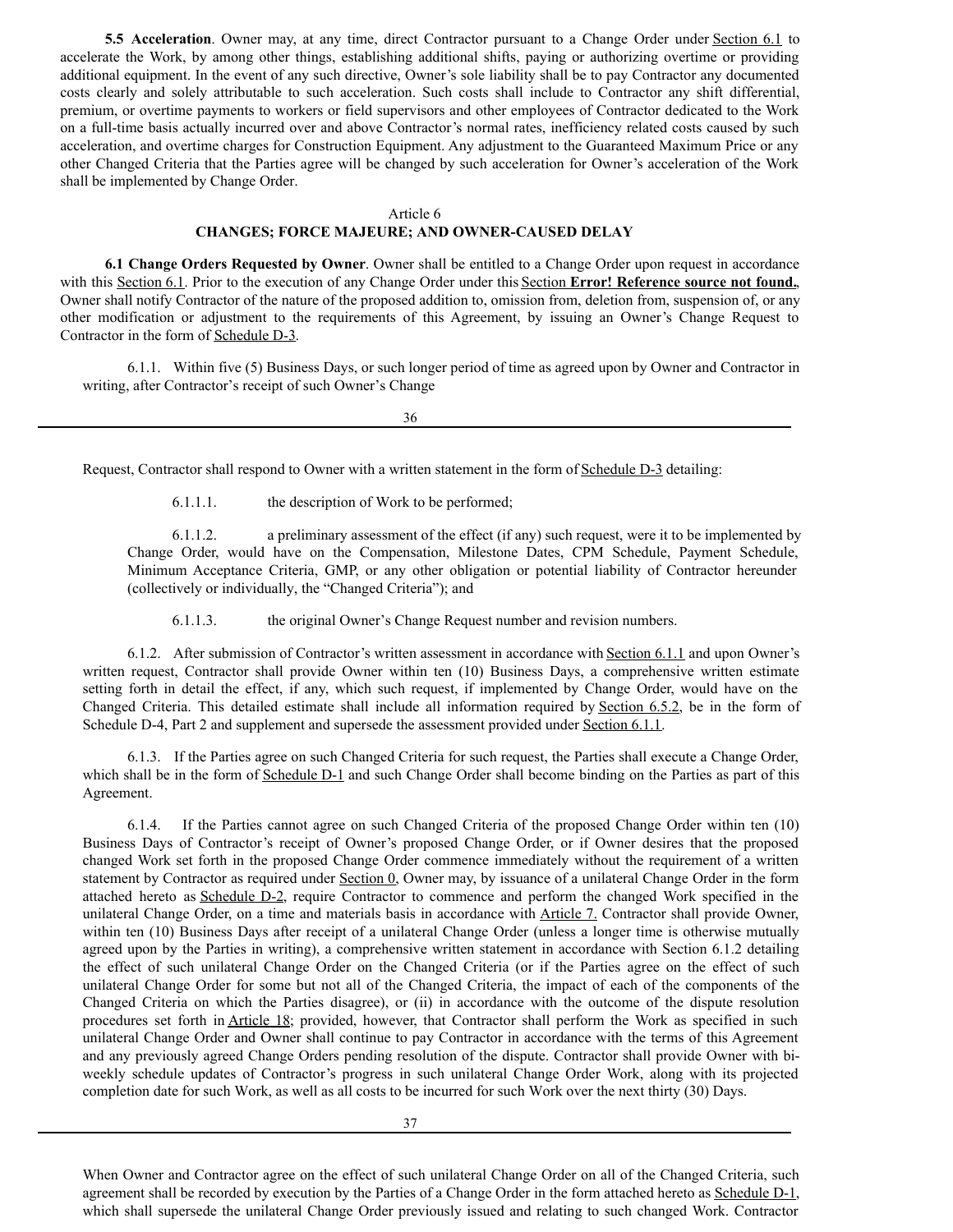**5.5 Acceleration**. Owner may, at any time, direct Contractor pursuant to a Change Order under Section 6.1 to accelerate the Work, by among other things, establishing additional shifts, paying or authorizing overtime or providing additional equipment. In the event of any such directive, Owner's sole liability shall be to pay Contractor any documented costs clearly and solely attributable to such acceleration. Such costs shall include to Contractor any shift differential, premium, or overtime payments to workers or field supervisors and other employees of Contractor dedicated to the Work on a full-time basis actually incurred over and above Contractor's normal rates, inefficiency related costs caused by such acceleration, and overtime charges for Construction Equipment. Any adjustment to the Guaranteed Maximum Price or any other Changed Criteria that the Parties agree will be changed by such acceleration for Owner's acceleration of the Work shall be implemented by Change Order.

## Article 6
## CHANGES; FORCE MAJEURE; AND OWNER-CAUSED DELAY

**6.1 Change Orders Requested by Owner**. Owner shall be entitled to a Change Order upon request in accordance with this Section 6.1. Prior to the execution of any Change Order under this Section **Error! Reference source not found.**, Owner shall notify Contractor of the nature of the proposed addition to, omission from, deletion from, suspension of, or any other modification or adjustment to the requirements of this Agreement, by issuing an Owner's Change Request to Contractor in the form of Schedule D-3.

6.1.1. Within five (5) Business Days, or such longer period of time as agreed upon by Owner and Contractor in writing, after Contractor's receipt of such Owner's Change Request, Contractor shall respond to Owner with a written statement in the form of Schedule D-3 detailing:

6.1.1.1. the description of Work to be performed;

6.1.1.2. a preliminary assessment of the effect (if any) such request, were it to be implemented by Change Order, would have on the Compensation, Milestone Dates, CPM Schedule, Payment Schedule, Minimum Acceptance Criteria, GMP, or any other obligation or potential liability of Contractor hereunder (collectively or individually, the "Changed Criteria"); and

6.1.1.3. the original Owner's Change Request number and revision numbers.

6.1.2. After submission of Contractor's written assessment in accordance with Section 6.1.1 and upon Owner's written request, Contractor shall provide Owner within ten (10) Business Days, a comprehensive written estimate setting forth in detail the effect, if any, which such request, if implemented by Change Order, would have on the Changed Criteria. This detailed estimate shall include all information required by Section 6.5.2, be in the form of Schedule D-4, Part 2 and supplement and supersede the assessment provided under Section 6.1.1.

6.1.3. If the Parties agree on such Changed Criteria for such request, the Parties shall execute a Change Order, which shall be in the form of Schedule D-1 and such Change Order shall become binding on the Parties as part of this Agreement.

6.1.4. If the Parties cannot agree on such Changed Criteria of the proposed Change Order within ten (10) Business Days of Contractor's receipt of Owner's proposed Change Order, or if Owner desires that the proposed changed Work set forth in the proposed Change Order commence immediately without the requirement of a written statement by Contractor as required under Section 0, Owner may, by issuance of a unilateral Change Order in the form attached hereto as Schedule D-2, require Contractor to commence and perform the changed Work specified in the unilateral Change Order, on a time and materials basis in accordance with Article 7. Contractor shall provide Owner, within ten (10) Business Days after receipt of a unilateral Change Order (unless a longer time is otherwise mutually agreed upon by the Parties in writing), a comprehensive written statement in accordance with Section 6.1.2 detailing the effect of such unilateral Change Order on the Changed Criteria (or if the Parties agree on the effect of such unilateral Change Order for some but not all of the Changed Criteria, the impact of each of the components of the Changed Criteria on which the Parties disagree), or (ii) in accordance with the outcome of the dispute resolution procedures set forth in Article 18; provided, however, that Contractor shall perform the Work as specified in such unilateral Change Order and Owner shall continue to pay Contractor in accordance with the terms of this Agreement and any previously agreed Change Orders pending resolution of the dispute. Contractor shall provide Owner with bi-weekly schedule updates of Contractor's progress in such unilateral Change Order Work, along with its projected completion date for such Work, as well as all costs to be incurred for such Work over the next thirty (30) Days. When Owner and Contractor agree on the effect of such unilateral Change Order on all of the Changed Criteria, such agreement shall be recorded by execution by the Parties of a Change Order in the form attached hereto as Schedule D-1, which shall supersede the unilateral Change Order previously issued and relating to such changed Work. Contractor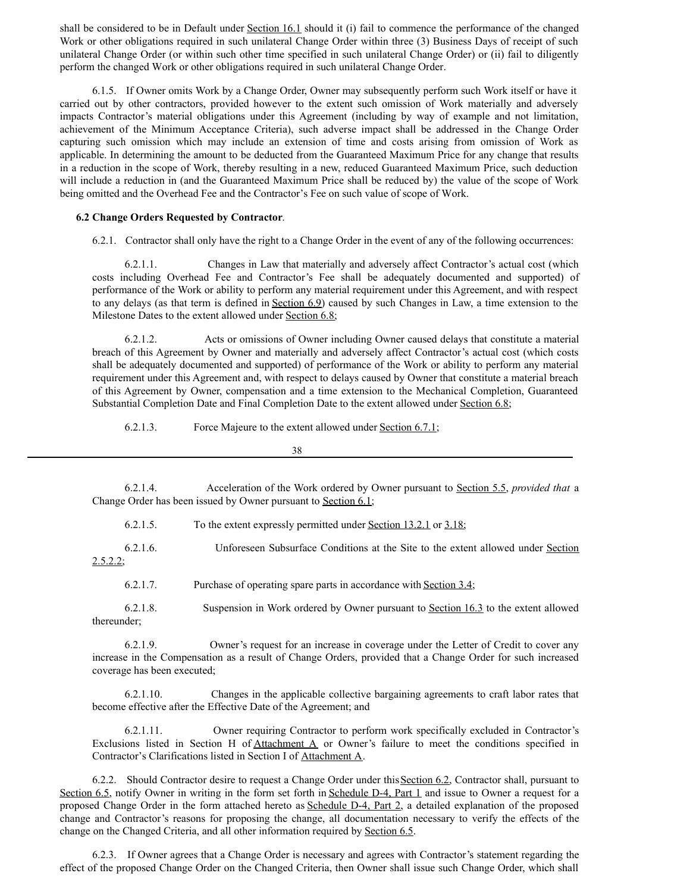shall be considered to be in Default under Section 16.1 should it (i) fail to commence the performance of the changed Work or other obligations required in such unilateral Change Order within three (3) Business Days of receipt of such unilateral Change Order (or within such other time specified in such unilateral Change Order) or (ii) fail to diligently perform the changed Work or other obligations required in such unilateral Change Order.

6.1.5. If Owner omits Work by a Change Order, Owner may subsequently perform such Work itself or have it carried out by other contractors, provided however to the extent such omission of Work materially and adversely impacts Contractor's material obligations under this Agreement (including by way of example and not limitation, achievement of the Minimum Acceptance Criteria), such adverse impact shall be addressed in the Change Order capturing such omission which may include an extension of time and costs arising from omission of Work as applicable. In determining the amount to be deducted from the Guaranteed Maximum Price for any change that results in a reduction in the scope of Work, thereby resulting in a new, reduced Guaranteed Maximum Price, such deduction will include a reduction in (and the Guaranteed Maximum Price shall be reduced by) the value of the scope of Work being omitted and the Overhead Fee and the Contractor's Fee on such value of scope of Work.

**6.2 Change Orders Requested by Contractor**.

6.2.1. Contractor shall only have the right to a Change Order in the event of any of the following occurrences:

6.2.1.1. Changes in Law that materially and adversely affect Contractor's actual cost (which costs including Overhead Fee and Contractor's Fee shall be adequately documented and supported) of performance of the Work or ability to perform any material requirement under this Agreement, and with respect to any delays (as that term is defined in Section 6.9) caused by such Changes in Law, a time extension to the Milestone Dates to the extent allowed under Section 6.8;

6.2.1.2. Acts or omissions of Owner including Owner caused delays that constitute a material breach of this Agreement by Owner and materially and adversely affect Contractor's actual cost (which costs shall be adequately documented and supported) of performance of the Work or ability to perform any material requirement under this Agreement and, with respect to delays caused by Owner that constitute a material breach of this Agreement by Owner, compensation and a time extension to the Mechanical Completion, Guaranteed Substantial Completion Date and Final Completion Date to the extent allowed under Section 6.8;

6.2.1.3. Force Majeure to the extent allowed under Section 6.7.1;

6.2.1.4. Acceleration of the Work ordered by Owner pursuant to Section 5.5, *provided that* a Change Order has been issued by Owner pursuant to Section 6.1;

6.2.1.5. To the extent expressly permitted under Section 13.2.1 or 3.18;

6.2.1.6. Unforeseen Subsurface Conditions at the Site to the extent allowed under Section 2.5.2.2;

6.2.1.7. Purchase of operating spare parts in accordance with Section 3.4;

6.2.1.8. Suspension in Work ordered by Owner pursuant to Section 16.3 to the extent allowed thereunder;

6.2.1.9. Owner's request for an increase in coverage under the Letter of Credit to cover any increase in the Compensation as a result of Change Orders, provided that a Change Order for such increased coverage has been executed;

6.2.1.10. Changes in the applicable collective bargaining agreements to craft labor rates that become effective after the Effective Date of the Agreement; and

6.2.1.11. Owner requiring Contractor to perform work specifically excluded in Contractor's Exclusions listed in Section H of Attachment A or Owner's failure to meet the conditions specified in Contractor's Clarifications listed in Section I of Attachment A.

6.2.2. Should Contractor desire to request a Change Order under this Section 6.2, Contractor shall, pursuant to Section 6.5, notify Owner in writing in the form set forth in Schedule D-4, Part 1 and issue to Owner a request for a proposed Change Order in the form attached hereto as Schedule D-4, Part 2, a detailed explanation of the proposed change and Contractor's reasons for proposing the change, all documentation necessary to verify the effects of the change on the Changed Criteria, and all other information required by Section 6.5.

6.2.3. If Owner agrees that a Change Order is necessary and agrees with Contractor's statement regarding the effect of the proposed Change Order on the Changed Criteria, then Owner shall issue such Change Order, which shall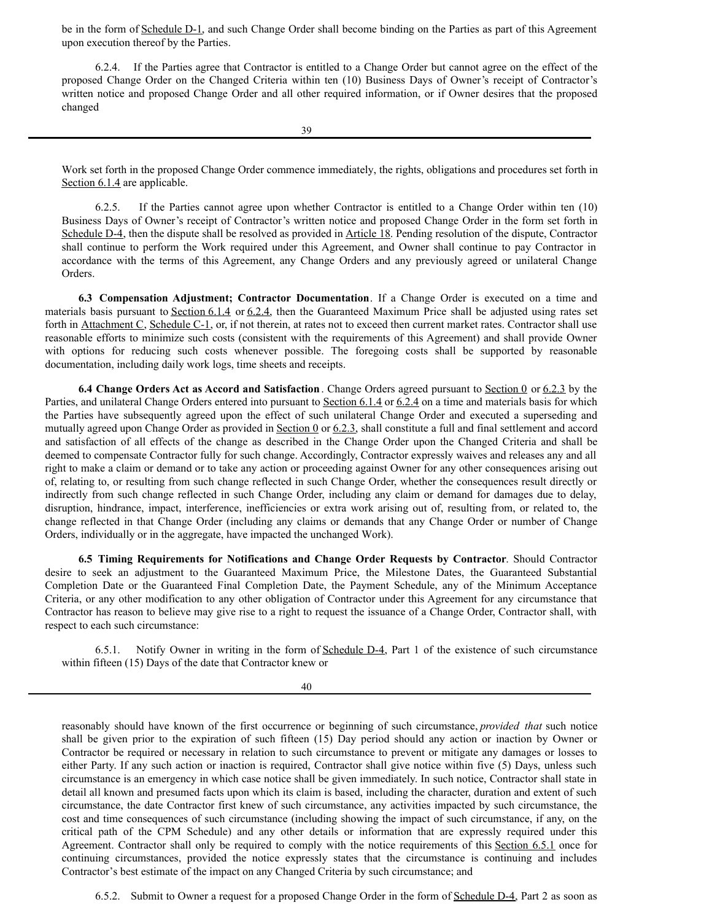be in the form of Schedule D-1, and such Change Order shall become binding on the Parties as part of this Agreement upon execution thereof by the Parties.

6.2.4. If the Parties agree that Contractor is entitled to a Change Order but cannot agree on the effect of the proposed Change Order on the Changed Criteria within ten (10) Business Days of Owner's receipt of Contractor's written notice and proposed Change Order and all other required information, or if Owner desires that the proposed changed Work set forth in the proposed Change Order commence immediately, the rights, obligations and procedures set forth in Section 6.1.4 are applicable.

6.2.5. If the Parties cannot agree upon whether Contractor is entitled to a Change Order within ten (10) Business Days of Owner's receipt of Contractor's written notice and proposed Change Order in the form set forth in Schedule D-4, then the dispute shall be resolved as provided in Article 18. Pending resolution of the dispute, Contractor shall continue to perform the Work required under this Agreement, and Owner shall continue to pay Contractor in accordance with the terms of this Agreement, any Change Orders and any previously agreed or unilateral Change Orders.

**6.3 Compensation Adjustment; Contractor Documentation**. If a Change Order is executed on a time and materials basis pursuant to Section 6.1.4 or 6.2.4, then the Guaranteed Maximum Price shall be adjusted using rates set forth in Attachment C, Schedule C-1, or, if not therein, at rates not to exceed then current market rates. Contractor shall use reasonable efforts to minimize such costs (consistent with the requirements of this Agreement) and shall provide Owner with options for reducing such costs whenever possible. The foregoing costs shall be supported by reasonable documentation, including daily work logs, time sheets and receipts.

**6.4 Change Orders Act as Accord and Satisfaction**. Change Orders agreed pursuant to Section 0 or 6.2.3 by the Parties, and unilateral Change Orders entered into pursuant to Section 6.1.4 or 6.2.4 on a time and materials basis for which the Parties have subsequently agreed upon the effect of such unilateral Change Order and executed a superseding and mutually agreed upon Change Order as provided in Section 0 or 6.2.3, shall constitute a full and final settlement and accord and satisfaction of all effects of the change as described in the Change Order upon the Changed Criteria and shall be deemed to compensate Contractor fully for such change. Accordingly, Contractor expressly waives and releases any and all right to make a claim or demand or to take any action or proceeding against Owner for any other consequences arising out of, relating to, or resulting from such change reflected in such Change Order, whether the consequences result directly or indirectly from such change reflected in such Change Order, including any claim or demand for damages due to delay, disruption, hindrance, impact, interference, inefficiencies or extra work arising out of, resulting from, or related to, the change reflected in that Change Order (including any claims or demands that any Change Order or number of Change Orders, individually or in the aggregate, have impacted the unchanged Work).

**6.5 Timing Requirements for Notifications and Change Order Requests by Contractor**. Should Contractor desire to seek an adjustment to the Guaranteed Maximum Price, the Milestone Dates, the Guaranteed Substantial Completion Date or the Guaranteed Final Completion Date, the Payment Schedule, any of the Minimum Acceptance Criteria, or any other modification to any other obligation of Contractor under this Agreement for any circumstance that Contractor has reason to believe may give rise to a right to request the issuance of a Change Order, Contractor shall, with respect to each such circumstance:

6.5.1. Notify Owner in writing in the form of Schedule D-4, Part 1 of the existence of such circumstance within fifteen (15) Days of the date that Contractor knew or reasonably should have known of the first occurrence or beginning of such circumstance, *provided that* such notice shall be given prior to the expiration of such fifteen (15) Day period should any action or inaction by Owner or Contractor be required or necessary in relation to such circumstance to prevent or mitigate any damages or losses to either Party. If any such action or inaction is required, Contractor shall give notice within five (5) Days, unless such circumstance is an emergency in which case notice shall be given immediately. In such notice, Contractor shall state in detail all known and presumed facts upon which its claim is based, including the character, duration and extent of such circumstance, the date Contractor first knew of such circumstance, any activities impacted by such circumstance, the cost and time consequences of such circumstance (including showing the impact of such circumstance, if any, on the critical path of the CPM Schedule) and any other details or information that are expressly required under this Agreement. Contractor shall only be required to comply with the notice requirements of this Section 6.5.1 once for continuing circumstances, provided the notice expressly states that the circumstance is continuing and includes Contractor's best estimate of the impact on any Changed Criteria by such circumstance; and

6.5.2. Submit to Owner a request for a proposed Change Order in the form of Schedule D-4, Part 2 as soon as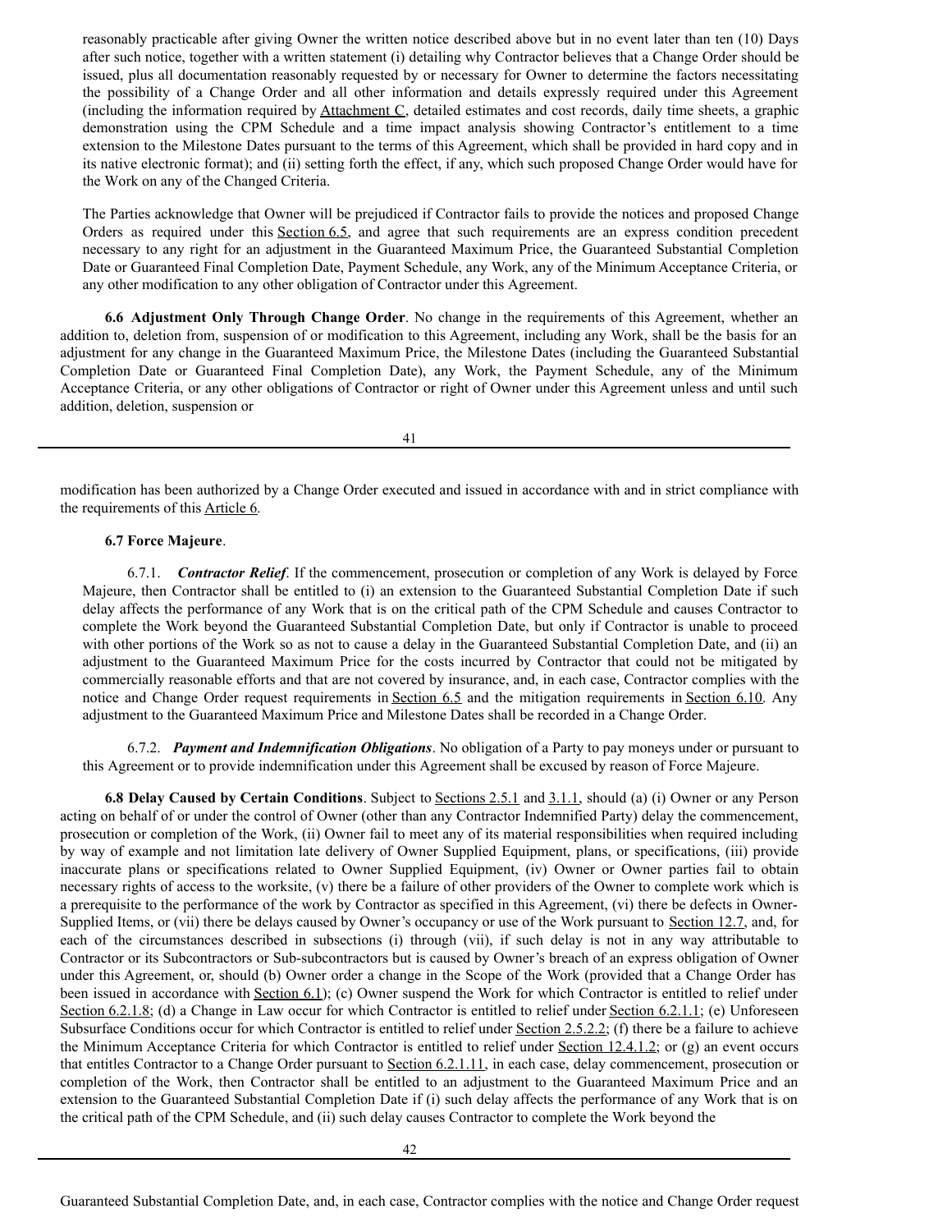reasonably practicable after giving Owner the written notice described above but in no event later than ten (10) Days after such notice, together with a written statement (i) detailing why Contractor believes that a Change Order should be issued, plus all documentation reasonably requested by or necessary for Owner to determine the factors necessitating the possibility of a Change Order and all other information and details expressly required under this Agreement (including the information required by Attachment C, detailed estimates and cost records, daily time sheets, a graphic demonstration using the CPM Schedule and a time impact analysis showing Contractor's entitlement to a time extension to the Milestone Dates pursuant to the terms of this Agreement, which shall be provided in hard copy and in its native electronic format); and (ii) setting forth the effect, if any, which such proposed Change Order would have for the Work on any of the Changed Criteria.

The Parties acknowledge that Owner will be prejudiced if Contractor fails to provide the notices and proposed Change Orders as required under this Section 6.5, and agree that such requirements are an express condition precedent necessary to any right for an adjustment in the Guaranteed Maximum Price, the Guaranteed Substantial Completion Date or Guaranteed Final Completion Date, Payment Schedule, any Work, any of the Minimum Acceptance Criteria, or any other modification to any other obligation of Contractor under this Agreement.

**6.6 Adjustment Only Through Change Order**. No change in the requirements of this Agreement, whether an addition to, deletion from, suspension of or modification to this Agreement, including any Work, shall be the basis for an adjustment for any change in the Guaranteed Maximum Price, the Milestone Dates (including the Guaranteed Substantial Completion Date or Guaranteed Final Completion Date), any Work, the Payment Schedule, any of the Minimum Acceptance Criteria, or any other obligations of Contractor or right of Owner under this Agreement unless and until such addition, deletion, suspension or modification has been authorized by a Change Order executed and issued in accordance with and in strict compliance with the requirements of this Article 6.

**6.7 Force Majeure**.

6.7.1. ***Contractor Relief***. If the commencement, prosecution or completion of any Work is delayed by Force Majeure, then Contractor shall be entitled to (i) an extension to the Guaranteed Substantial Completion Date if such delay affects the performance of any Work that is on the critical path of the CPM Schedule and causes Contractor to complete the Work beyond the Guaranteed Substantial Completion Date, but only if Contractor is unable to proceed with other portions of the Work so as not to cause a delay in the Guaranteed Substantial Completion Date, and (ii) an adjustment to the Guaranteed Maximum Price for the costs incurred by Contractor that could not be mitigated by commercially reasonable efforts and that are not covered by insurance, and, in each case, Contractor complies with the notice and Change Order request requirements in Section 6.5 and the mitigation requirements in Section 6.10. Any adjustment to the Guaranteed Maximum Price and Milestone Dates shall be recorded in a Change Order.

6.7.2. ***Payment and Indemnification Obligations***. No obligation of a Party to pay moneys under or pursuant to this Agreement or to provide indemnification under this Agreement shall be excused by reason of Force Majeure.

**6.8 Delay Caused by Certain Conditions**. Subject to Sections 2.5.1 and 3.1.1, should (a) (i) Owner or any Person acting on behalf of or under the control of Owner (other than any Contractor Indemnified Party) delay the commencement, prosecution or completion of the Work, (ii) Owner fail to meet any of its material responsibilities when required including by way of example and not limitation late delivery of Owner Supplied Equipment, plans, or specifications, (iii) provide inaccurate plans or specifications related to Owner Supplied Equipment, (iv) Owner or Owner parties fail to obtain necessary rights of access to the worksite, (v) there be a failure of other providers of the Owner to complete work which is a prerequisite to the performance of the work by Contractor as specified in this Agreement, (vi) there be defects in Owner-Supplied Items, or (vii) there be delays caused by Owner's occupancy or use of the Work pursuant to Section 12.7, and, for each of the circumstances described in subsections (i) through (vii), if such delay is not in any way attributable to Contractor or its Subcontractors or Sub-subcontractors but is caused by Owner's breach of an express obligation of Owner under this Agreement, or, should (b) Owner order a change in the Scope of the Work (provided that a Change Order has been issued in accordance with Section 6.1); (c) Owner suspend the Work for which Contractor is entitled to relief under Section 6.2.1.8; (d) a Change in Law occur for which Contractor is entitled to relief under Section 6.2.1.1; (e) Unforeseen Subsurface Conditions occur for which Contractor is entitled to relief under Section 2.5.2.2; (f) there be a failure to achieve the Minimum Acceptance Criteria for which Contractor is entitled to relief under Section 12.4.1.2; or (g) an event occurs that entitles Contractor to a Change Order pursuant to Section 6.2.1.11, in each case, delay commencement, prosecution or completion of the Work, then Contractor shall be entitled to an adjustment to the Guaranteed Maximum Price and an extension to the Guaranteed Substantial Completion Date if (i) such delay affects the performance of any Work that is on the critical path of the CPM Schedule, and (ii) such delay causes Contractor to complete the Work beyond the Guaranteed Substantial Completion Date, and, in each case, Contractor complies with the notice and Change Order request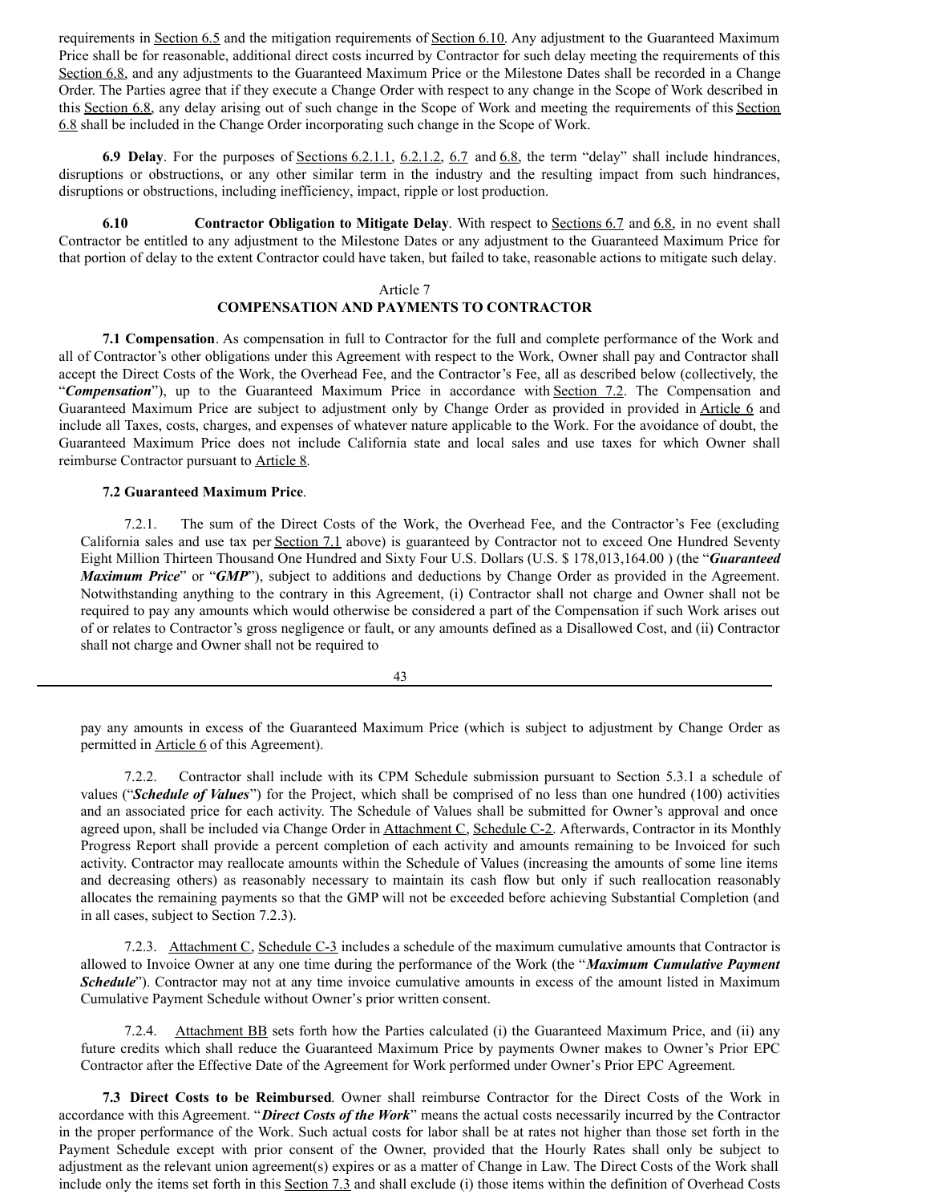requirements in Section 6.5 and the mitigation requirements of Section 6.10. Any adjustment to the Guaranteed Maximum Price shall be for reasonable, additional direct costs incurred by Contractor for such delay meeting the requirements of this Section 6.8, and any adjustments to the Guaranteed Maximum Price or the Milestone Dates shall be recorded in a Change Order. The Parties agree that if they execute a Change Order with respect to any change in the Scope of Work described in this Section 6.8, any delay arising out of such change in the Scope of Work and meeting the requirements of this Section 6.8 shall be included in the Change Order incorporating such change in the Scope of Work.

**6.9 Delay**. For the purposes of Sections 6.2.1.1, 6.2.1.2, 6.7 and 6.8, the term "delay" shall include hindrances, disruptions or obstructions, or any other similar term in the industry and the resulting impact from such hindrances, disruptions or obstructions, including inefficiency, impact, ripple or lost production.

**6.10 Contractor Obligation to Mitigate Delay**. With respect to Sections 6.7 and 6.8, in no event shall Contractor be entitled to any adjustment to the Milestone Dates or any adjustment to the Guaranteed Maximum Price for that portion of delay to the extent Contractor could have taken, but failed to take, reasonable actions to mitigate such delay.

## Article 7
## COMPENSATION AND PAYMENTS TO CONTRACTOR

**7.1 Compensation**. As compensation in full to Contractor for the full and complete performance of the Work and all of Contractor's other obligations under this Agreement with respect to the Work, Owner shall pay and Contractor shall accept the Direct Costs of the Work, the Overhead Fee, and the Contractor's Fee, all as described below (collectively, the "***Compensation***"), up to the Guaranteed Maximum Price in accordance with Section 7.2. The Compensation and Guaranteed Maximum Price are subject to adjustment only by Change Order as provided in provided in Article 6 and include all Taxes, costs, charges, and expenses of whatever nature applicable to the Work. For the avoidance of doubt, the Guaranteed Maximum Price does not include California state and local sales and use taxes for which Owner shall reimburse Contractor pursuant to Article 8.

**7.2 Guaranteed Maximum Price**.

7.2.1. The sum of the Direct Costs of the Work, the Overhead Fee, and the Contractor's Fee (excluding California sales and use tax per Section 7.1 above) is guaranteed by Contractor not to exceed One Hundred Seventy Eight Million Thirteen Thousand One Hundred and Sixty Four U.S. Dollars (U.S. $ 178,013,164.00 ) (the "***Guaranteed Maximum Price***" or "***GMP***"), subject to additions and deductions by Change Order as provided in the Agreement. Notwithstanding anything to the contrary in this Agreement, (i) Contractor shall not charge and Owner shall not be required to pay any amounts which would otherwise be considered a part of the Compensation if such Work arises out of or relates to Contractor's gross negligence or fault, or any amounts defined as a Disallowed Cost, and (ii) Contractor shall not charge and Owner shall not be required to pay any amounts in excess of the Guaranteed Maximum Price (which is subject to adjustment by Change Order as permitted in Article 6 of this Agreement).

7.2.2. Contractor shall include with its CPM Schedule submission pursuant to Section 5.3.1 a schedule of values ("***Schedule of Values***") for the Project, which shall be comprised of no less than one hundred (100) activities and an associated price for each activity. The Schedule of Values shall be submitted for Owner's approval and once agreed upon, shall be included via Change Order in Attachment C, Schedule C-2. Afterwards, Contractor in its Monthly Progress Report shall provide a percent completion of each activity and amounts remaining to be Invoiced for such activity. Contractor may reallocate amounts within the Schedule of Values (increasing the amounts of some line items and decreasing others) as reasonably necessary to maintain its cash flow but only if such reallocation reasonably allocates the remaining payments so that the GMP will not be exceeded before achieving Substantial Completion (and in all cases, subject to Section 7.2.3).

7.2.3. Attachment C, Schedule C-3 includes a schedule of the maximum cumulative amounts that Contractor is allowed to Invoice Owner at any one time during the performance of the Work (the "***Maximum Cumulative Payment Schedule***"). Contractor may not at any time invoice cumulative amounts in excess of the amount listed in Maximum Cumulative Payment Schedule without Owner's prior written consent.

7.2.4. Attachment BB sets forth how the Parties calculated (i) the Guaranteed Maximum Price, and (ii) any future credits which shall reduce the Guaranteed Maximum Price by payments Owner makes to Owner's Prior EPC Contractor after the Effective Date of the Agreement for Work performed under Owner's Prior EPC Agreement.

**7.3 Direct Costs to be Reimbursed**. Owner shall reimburse Contractor for the Direct Costs of the Work in accordance with this Agreement. "***Direct Costs of the Work***" means the actual costs necessarily incurred by the Contractor in the proper performance of the Work. Such actual costs for labor shall be at rates not higher than those set forth in the Payment Schedule except with prior consent of the Owner, provided that the Hourly Rates shall only be subject to adjustment as the relevant union agreement(s) expires or as a matter of Change in Law. The Direct Costs of the Work shall include only the items set forth in this Section 7.3 and shall exclude (i) those items within the definition of Overhead Costs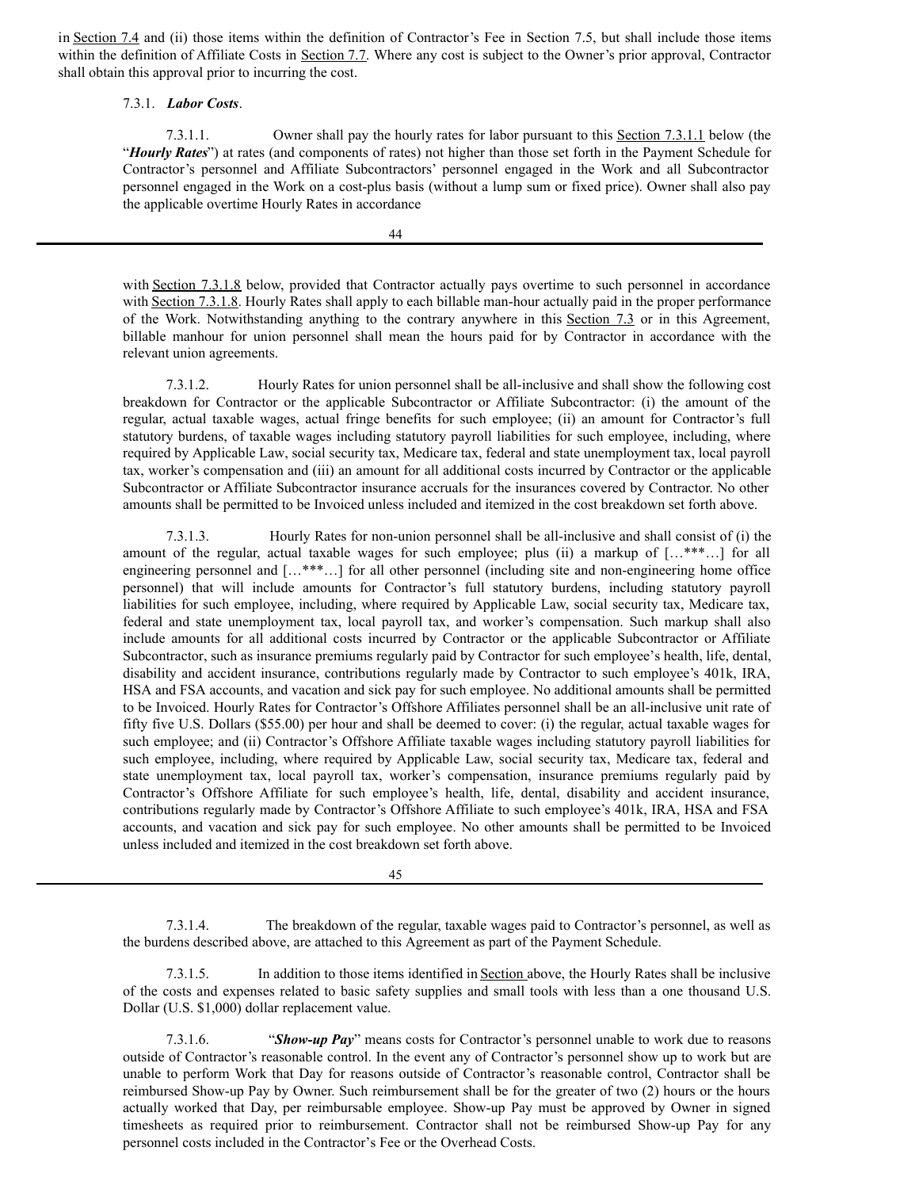in Section 7.4 and (ii) those items within the definition of Contractor's Fee in Section 7.5, but shall include those items within the definition of Affiliate Costs in Section 7.7. Where any cost is subject to the Owner's prior approval, Contractor shall obtain this approval prior to incurring the cost.

7.3.1. ***Labor Costs***.

7.3.1.1. Owner shall pay the hourly rates for labor pursuant to this Section 7.3.1.1 below (the "***Hourly Rates***") at rates (and components of rates) not higher than those set forth in the Payment Schedule for Contractor's personnel and Affiliate Subcontractors' personnel engaged in the Work and all Subcontractor personnel engaged in the Work on a cost-plus basis (without a lump sum or fixed price). Owner shall also pay the applicable overtime Hourly Rates in accordance with Section 7.3.1.8 below, provided that Contractor actually pays overtime to such personnel in accordance with Section 7.3.1.8. Hourly Rates shall apply to each billable man-hour actually paid in the proper performance of the Work. Notwithstanding anything to the contrary anywhere in this Section 7.3 or in this Agreement, billable manhour for union personnel shall mean the hours paid for by Contractor in accordance with the relevant union agreements.

7.3.1.2. Hourly Rates for union personnel shall be all-inclusive and shall show the following cost breakdown for Contractor or the applicable Subcontractor or Affiliate Subcontractor: (i) the amount of the regular, actual taxable wages, actual fringe benefits for such employee; (ii) an amount for Contractor's full statutory burdens, of taxable wages including statutory payroll liabilities for such employee, including, where required by Applicable Law, social security tax, Medicare tax, federal and state unemployment tax, local payroll tax, worker's compensation and (iii) an amount for all additional costs incurred by Contractor or the applicable Subcontractor or Affiliate Subcontractor insurance accruals for the insurances covered by Contractor. No other amounts shall be permitted to be Invoiced unless included and itemized in the cost breakdown set forth above.

7.3.1.3. Hourly Rates for non-union personnel shall be all-inclusive and shall consist of (i) the amount of the regular, actual taxable wages for such employee; plus (ii) a markup of […***…] for all engineering personnel and […***…] for all other personnel (including site and non-engineering home office personnel) that will include amounts for Contractor's full statutory burdens, including statutory payroll liabilities for such employee, including, where required by Applicable Law, social security tax, Medicare tax, federal and state unemployment tax, local payroll tax, and worker's compensation. Such markup shall also include amounts for all additional costs incurred by Contractor or the applicable Subcontractor or Affiliate Subcontractor, such as insurance premiums regularly paid by Contractor for such employee's health, life, dental, disability and accident insurance, contributions regularly made by Contractor to such employee's 401k, IRA, HSA and FSA accounts, and vacation and sick pay for such employee. No additional amounts shall be permitted to be Invoiced. Hourly Rates for Contractor's Offshore Affiliates personnel shall be an all-inclusive unit rate of fifty five U.S. Dollars ($55.00) per hour and shall be deemed to cover: (i) the regular, actual taxable wages for such employee; and (ii) Contractor's Offshore Affiliate taxable wages including statutory payroll liabilities for such employee, including, where required by Applicable Law, social security tax, Medicare tax, federal and state unemployment tax, local payroll tax, worker's compensation, insurance premiums regularly paid by Contractor's Offshore Affiliate for such employee's health, life, dental, disability and accident insurance, contributions regularly made by Contractor's Offshore Affiliate to such employee's 401k, IRA, HSA and FSA accounts, and vacation and sick pay for such employee. No other amounts shall be permitted to be Invoiced unless included and itemized in the cost breakdown set forth above.

7.3.1.4. The breakdown of the regular, taxable wages paid to Contractor's personnel, as well as the burdens described above, are attached to this Agreement as part of the Payment Schedule.

7.3.1.5. In addition to those items identified in Section above, the Hourly Rates shall be inclusive of the costs and expenses related to basic safety supplies and small tools with less than a one thousand U.S. Dollar (U.S. $1,000) dollar replacement value.

7.3.1.6. "***Show-up Pay***" means costs for Contractor's personnel unable to work due to reasons outside of Contractor's reasonable control. In the event any of Contractor's personnel show up to work but are unable to perform Work that Day for reasons outside of Contractor's reasonable control, Contractor shall be reimbursed Show-up Pay by Owner. Such reimbursement shall be for the greater of two (2) hours or the hours actually worked that Day, per reimbursable employee. Show-up Pay must be approved by Owner in signed timesheets as required prior to reimbursement. Contractor shall not be reimbursed Show-up Pay for any personnel costs included in the Contractor's Fee or the Overhead Costs.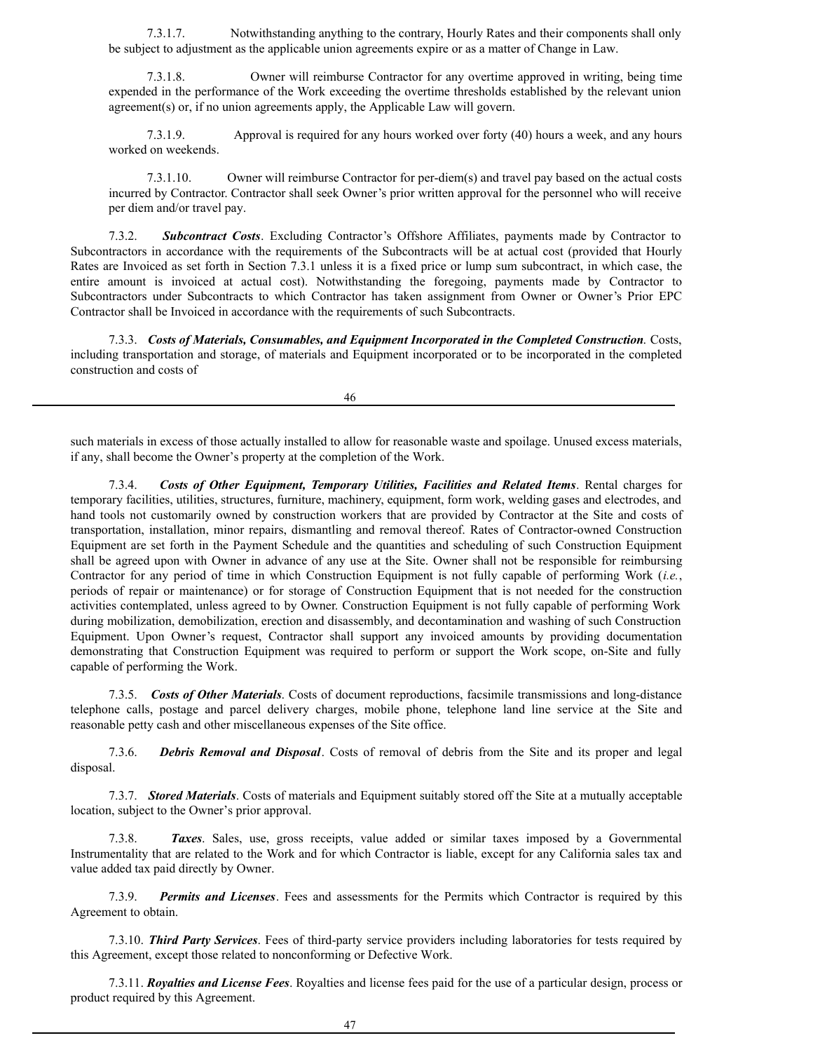7.3.1.7. Notwithstanding anything to the contrary, Hourly Rates and their components shall only be subject to adjustment as the applicable union agreements expire or as a matter of Change in Law.

7.3.1.8. Owner will reimburse Contractor for any overtime approved in writing, being time expended in the performance of the Work exceeding the overtime thresholds established by the relevant union agreement(s) or, if no union agreements apply, the Applicable Law will govern.

7.3.1.9. Approval is required for any hours worked over forty (40) hours a week, and any hours worked on weekends.

7.3.1.10. Owner will reimburse Contractor for per-diem(s) and travel pay based on the actual costs incurred by Contractor. Contractor shall seek Owner's prior written approval for the personnel who will receive per diem and/or travel pay.

7.3.2. ***Subcontract Costs***. Excluding Contractor's Offshore Affiliates, payments made by Contractor to Subcontractors in accordance with the requirements of the Subcontracts will be at actual cost (provided that Hourly Rates are Invoiced as set forth in Section 7.3.1 unless it is a fixed price or lump sum subcontract, in which case, the entire amount is invoiced at actual cost). Notwithstanding the foregoing, payments made by Contractor to Subcontractors under Subcontracts to which Contractor has taken assignment from Owner or Owner's Prior EPC Contractor shall be Invoiced in accordance with the requirements of such Subcontracts.

7.3.3. ***Costs of Materials, Consumables, and Equipment Incorporated in the Completed Construction***. Costs, including transportation and storage, of materials and Equipment incorporated or to be incorporated in the completed construction and costs of such materials in excess of those actually installed to allow for reasonable waste and spoilage. Unused excess materials, if any, shall become the Owner's property at the completion of the Work.

7.3.4. ***Costs of Other Equipment, Temporary Utilities, Facilities and Related Items***. Rental charges for temporary facilities, utilities, structures, furniture, machinery, equipment, form work, welding gases and electrodes, and hand tools not customarily owned by construction workers that are provided by Contractor at the Site and costs of transportation, installation, minor repairs, dismantling and removal thereof. Rates of Contractor-owned Construction Equipment are set forth in the Payment Schedule and the quantities and scheduling of such Construction Equipment shall be agreed upon with Owner in advance of any use at the Site. Owner shall not be responsible for reimbursing Contractor for any period of time in which Construction Equipment is not fully capable of performing Work (*i.e.*, periods of repair or maintenance) or for storage of Construction Equipment that is not needed for the construction activities contemplated, unless agreed to by Owner. Construction Equipment is not fully capable of performing Work during mobilization, demobilization, erection and disassembly, and decontamination and washing of such Construction Equipment. Upon Owner's request, Contractor shall support any invoiced amounts by providing documentation demonstrating that Construction Equipment was required to perform or support the Work scope, on-Site and fully capable of performing the Work.

7.3.5. ***Costs of Other Materials***. Costs of document reproductions, facsimile transmissions and long-distance telephone calls, postage and parcel delivery charges, mobile phone, telephone land line service at the Site and reasonable petty cash and other miscellaneous expenses of the Site office.

7.3.6. ***Debris Removal and Disposal***. Costs of removal of debris from the Site and its proper and legal disposal.

7.3.7. ***Stored Materials***. Costs of materials and Equipment suitably stored off the Site at a mutually acceptable location, subject to the Owner's prior approval.

7.3.8. ***Taxes***. Sales, use, gross receipts, value added or similar taxes imposed by a Governmental Instrumentality that are related to the Work and for which Contractor is liable, except for any California sales tax and value added tax paid directly by Owner.

7.3.9. ***Permits and Licenses***. Fees and assessments for the Permits which Contractor is required by this Agreement to obtain.

7.3.10. ***Third Party Services***. Fees of third-party service providers including laboratories for tests required by this Agreement, except those related to nonconforming or Defective Work.

7.3.11. ***Royalties and License Fees***. Royalties and license fees paid for the use of a particular design, process or product required by this Agreement.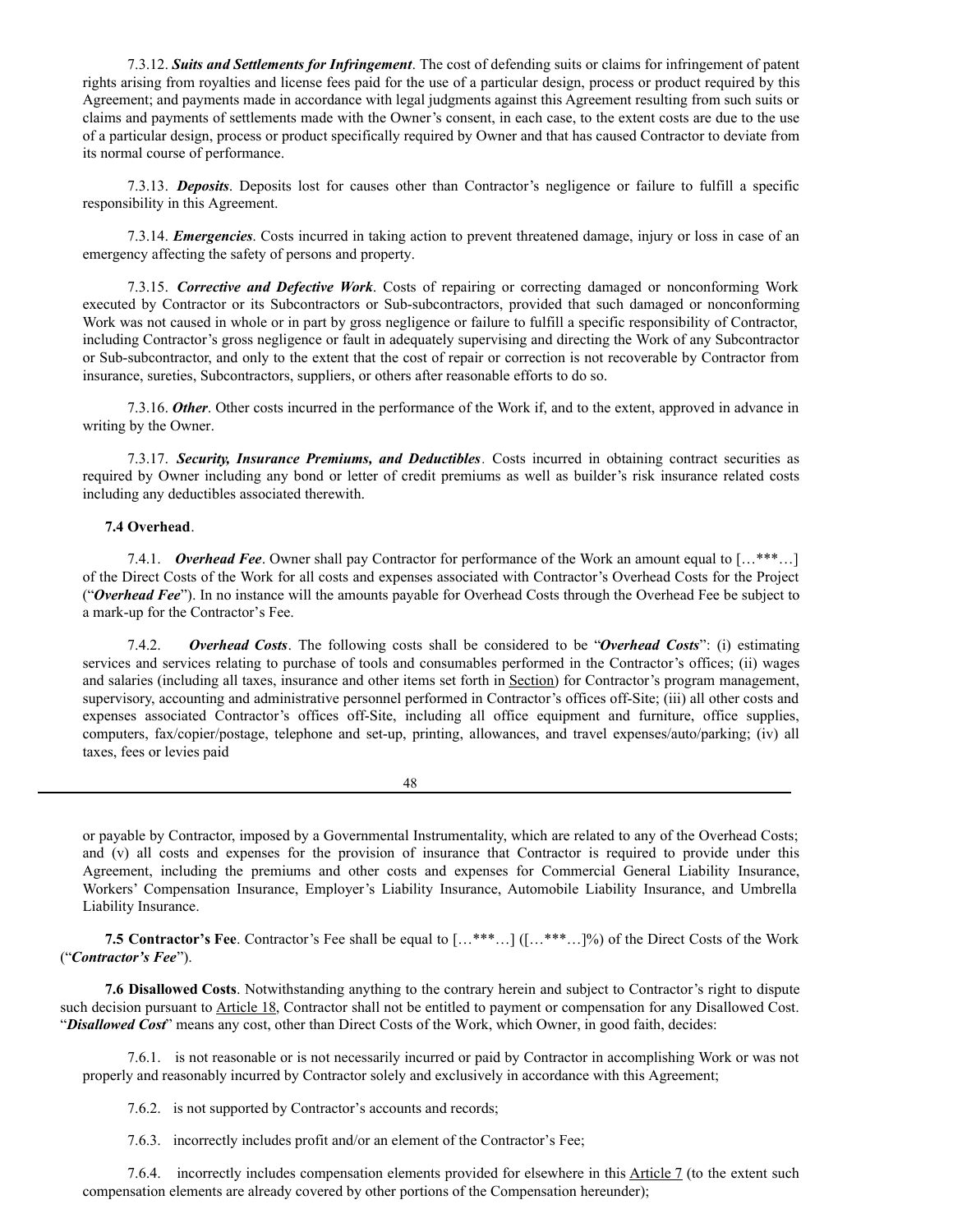7.3.12. ***Suits and Settlements for Infringement***. The cost of defending suits or claims for infringement of patent rights arising from royalties and license fees paid for the use of a particular design, process or product required by this Agreement; and payments made in accordance with legal judgments against this Agreement resulting from such suits or claims and payments of settlements made with the Owner's consent, in each case, to the extent costs are due to the use of a particular design, process or product specifically required by Owner and that has caused Contractor to deviate from its normal course of performance.

7.3.13. ***Deposits***. Deposits lost for causes other than Contractor's negligence or failure to fulfill a specific responsibility in this Agreement.

7.3.14. ***Emergencies***. Costs incurred in taking action to prevent threatened damage, injury or loss in case of an emergency affecting the safety of persons and property.

7.3.15. ***Corrective and Defective Work***. Costs of repairing or correcting damaged or nonconforming Work executed by Contractor or its Subcontractors or Sub-subcontractors, provided that such damaged or nonconforming Work was not caused in whole or in part by gross negligence or failure to fulfill a specific responsibility of Contractor, including Contractor's gross negligence or fault in adequately supervising and directing the Work of any Subcontractor or Sub-subcontractor, and only to the extent that the cost of repair or correction is not recoverable by Contractor from insurance, sureties, Subcontractors, suppliers, or others after reasonable efforts to do so.

7.3.16. ***Other***. Other costs incurred in the performance of the Work if, and to the extent, approved in advance in writing by the Owner.

7.3.17. ***Security, Insurance Premiums, and Deductibles***. Costs incurred in obtaining contract securities as required by Owner including any bond or letter of credit premiums as well as builder's risk insurance related costs including any deductibles associated therewith.

**7.4 Overhead**.

7.4.1. ***Overhead Fee***. Owner shall pay Contractor for performance of the Work an amount equal to […***…] of the Direct Costs of the Work for all costs and expenses associated with Contractor's Overhead Costs for the Project ("***Overhead Fee***"). In no instance will the amounts payable for Overhead Costs through the Overhead Fee be subject to a mark-up for the Contractor's Fee.

7.4.2. ***Overhead Costs***. The following costs shall be considered to be "***Overhead Costs***": (i) estimating services and services relating to purchase of tools and consumables performed in the Contractor's offices; (ii) wages and salaries (including all taxes, insurance and other items set forth in Section) for Contractor's program management, supervisory, accounting and administrative personnel performed in Contractor's offices off-Site; (iii) all other costs and expenses associated Contractor's offices off-Site, including all office equipment and furniture, office supplies, computers, fax/copier/postage, telephone and set-up, printing, allowances, and travel expenses/auto/parking; (iv) all taxes, fees or levies paid or payable by Contractor, imposed by a Governmental Instrumentality, which are related to any of the Overhead Costs; and (v) all costs and expenses for the provision of insurance that Contractor is required to provide under this Agreement, including the premiums and other costs and expenses for Commercial General Liability Insurance, Workers' Compensation Insurance, Employer's Liability Insurance, Automobile Liability Insurance, and Umbrella Liability Insurance.

**7.5 Contractor's Fee**. Contractor's Fee shall be equal to […***…] ([…***…]%) of the Direct Costs of the Work ("***Contractor's Fee***").

**7.6 Disallowed Costs**. Notwithstanding anything to the contrary herein and subject to Contractor's right to dispute such decision pursuant to Article 18, Contractor shall not be entitled to payment or compensation for any Disallowed Cost. "***Disallowed Cost***" means any cost, other than Direct Costs of the Work, which Owner, in good faith, decides:

7.6.1. is not reasonable or is not necessarily incurred or paid by Contractor in accomplishing Work or was not properly and reasonably incurred by Contractor solely and exclusively in accordance with this Agreement;

7.6.2. is not supported by Contractor's accounts and records;

7.6.3. incorrectly includes profit and/or an element of the Contractor's Fee;

7.6.4. incorrectly includes compensation elements provided for elsewhere in this Article 7 (to the extent such compensation elements are already covered by other portions of the Compensation hereunder);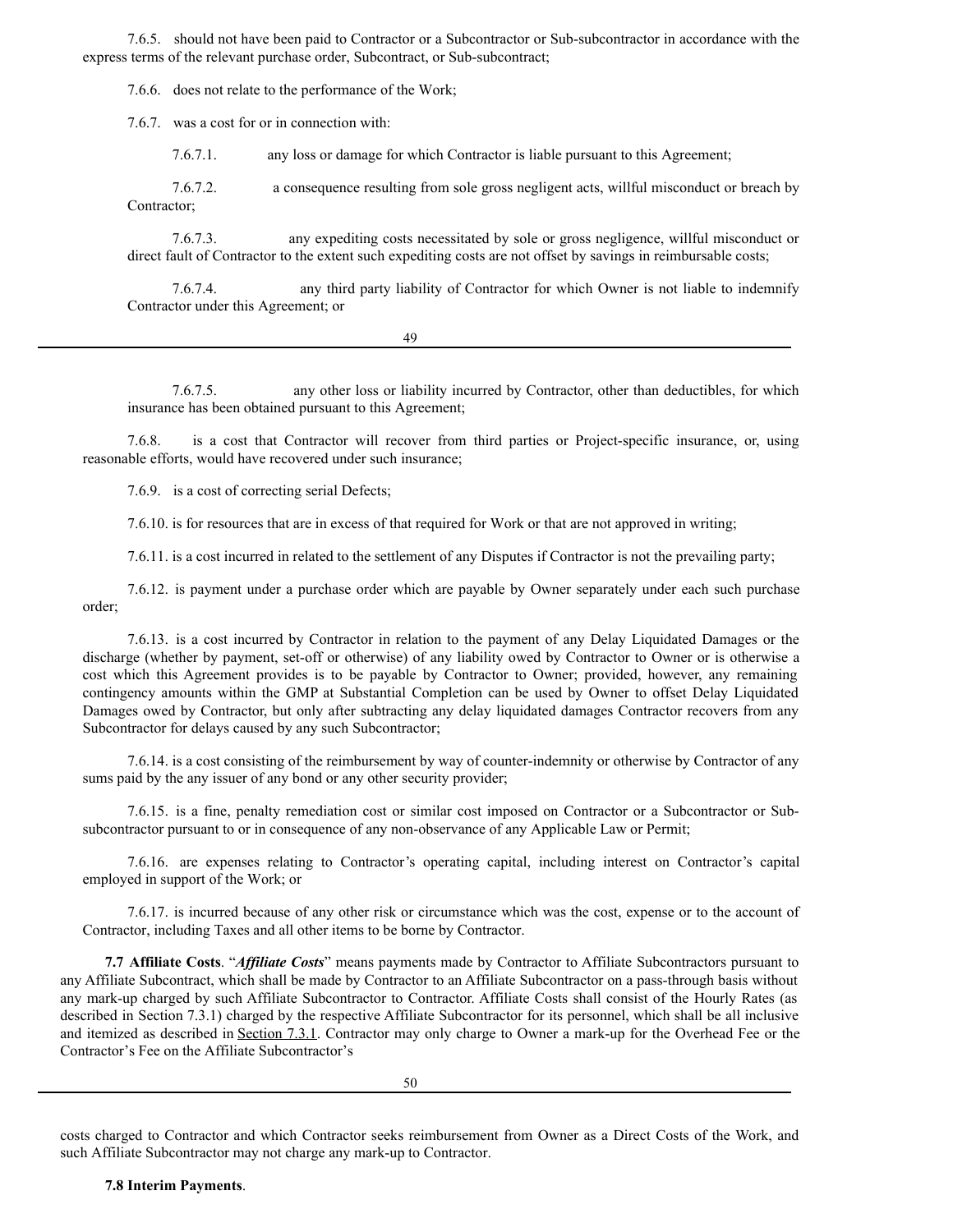7.6.5. should not have been paid to Contractor or a Subcontractor or Sub-subcontractor in accordance with the express terms of the relevant purchase order, Subcontract, or Sub-subcontract;

7.6.6. does not relate to the performance of the Work;

7.6.7. was a cost for or in connection with:

7.6.7.1. any loss or damage for which Contractor is liable pursuant to this Agreement;

7.6.7.2. a consequence resulting from sole gross negligent acts, willful misconduct or breach by Contractor;

7.6.7.3. any expediting costs necessitated by sole or gross negligence, willful misconduct or direct fault of Contractor to the extent such expediting costs are not offset by savings in reimbursable costs;

7.6.7.4. any third party liability of Contractor for which Owner is not liable to indemnify Contractor under this Agreement; or

7.6.7.5. any other loss or liability incurred by Contractor, other than deductibles, for which insurance has been obtained pursuant to this Agreement;

7.6.8. is a cost that Contractor will recover from third parties or Project-specific insurance, or, using reasonable efforts, would have recovered under such insurance;

7.6.9. is a cost of correcting serial Defects;

7.6.10. is for resources that are in excess of that required for Work or that are not approved in writing;

7.6.11. is a cost incurred in related to the settlement of any Disputes if Contractor is not the prevailing party;

7.6.12. is payment under a purchase order which are payable by Owner separately under each such purchase order;

7.6.13. is a cost incurred by Contractor in relation to the payment of any Delay Liquidated Damages or the discharge (whether by payment, set-off or otherwise) of any liability owed by Contractor to Owner or is otherwise a cost which this Agreement provides is to be payable by Contractor to Owner; provided, however, any remaining contingency amounts within the GMP at Substantial Completion can be used by Owner to offset Delay Liquidated Damages owed by Contractor, but only after subtracting any delay liquidated damages Contractor recovers from any Subcontractor for delays caused by any such Subcontractor;

7.6.14. is a cost consisting of the reimbursement by way of counter-indemnity or otherwise by Contractor of any sums paid by the any issuer of any bond or any other security provider;

7.6.15. is a fine, penalty remediation cost or similar cost imposed on Contractor or a Subcontractor or Sub-subcontractor pursuant to or in consequence of any non-observance of any Applicable Law or Permit;

7.6.16. are expenses relating to Contractor's operating capital, including interest on Contractor's capital employed in support of the Work; or

7.6.17. is incurred because of any other risk or circumstance which was the cost, expense or to the account of Contractor, including Taxes and all other items to be borne by Contractor.

**7.7 Affiliate Costs**. "***Affiliate Costs***" means payments made by Contractor to Affiliate Subcontractors pursuant to any Affiliate Subcontract, which shall be made by Contractor to an Affiliate Subcontractor on a pass-through basis without any mark-up charged by such Affiliate Subcontractor to Contractor. Affiliate Costs shall consist of the Hourly Rates (as described in Section 7.3.1) charged by the respective Affiliate Subcontractor for its personnel, which shall be all inclusive and itemized as described in Section 7.3.1. Contractor may only charge to Owner a mark-up for the Overhead Fee or the Contractor's Fee on the Affiliate Subcontractor's costs charged to Contractor and which Contractor seeks reimbursement from Owner as a Direct Costs of the Work, and such Affiliate Subcontractor may not charge any mark-up to Contractor.

**7.8 Interim Payments**.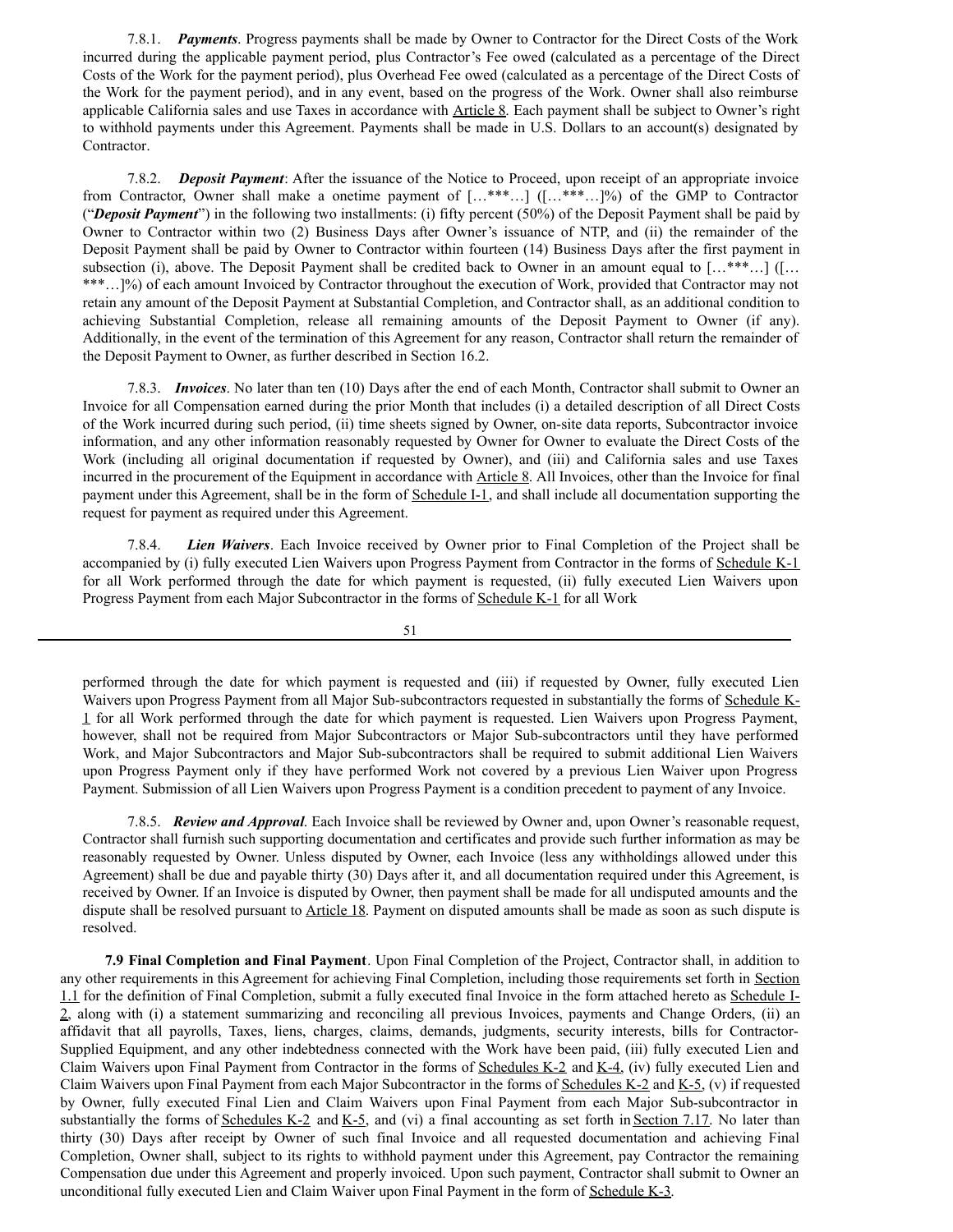7.8.1. ***Payments***. Progress payments shall be made by Owner to Contractor for the Direct Costs of the Work incurred during the applicable payment period, plus Contractor's Fee owed (calculated as a percentage of the Direct Costs of the Work for the payment period), plus Overhead Fee owed (calculated as a percentage of the Direct Costs of the Work for the payment period), and in any event, based on the progress of the Work. Owner shall also reimburse applicable California sales and use Taxes in accordance with Article 8. Each payment shall be subject to Owner's right to withhold payments under this Agreement. Payments shall be made in U.S. Dollars to an account(s) designated by Contractor.

7.8.2. ***Deposit Payment***: After the issuance of the Notice to Proceed, upon receipt of an appropriate invoice from Contractor, Owner shall make a onetime payment of […***…] ([…***…]%) of the GMP to Contractor ("***Deposit Payment***") in the following two installments: (i) fifty percent (50%) of the Deposit Payment shall be paid by Owner to Contractor within two (2) Business Days after Owner's issuance of NTP, and (ii) the remainder of the Deposit Payment shall be paid by Owner to Contractor within fourteen (14) Business Days after the first payment in subsection (i), above. The Deposit Payment shall be credited back to Owner in an amount equal to […***…] ([…***…]%) of each amount Invoiced by Contractor throughout the execution of Work, provided that Contractor may not retain any amount of the Deposit Payment at Substantial Completion, and Contractor shall, as an additional condition to achieving Substantial Completion, release all remaining amounts of the Deposit Payment to Owner (if any). Additionally, in the event of the termination of this Agreement for any reason, Contractor shall return the remainder of the Deposit Payment to Owner, as further described in Section 16.2.

7.8.3. ***Invoices***. No later than ten (10) Days after the end of each Month, Contractor shall submit to Owner an Invoice for all Compensation earned during the prior Month that includes (i) a detailed description of all Direct Costs of the Work incurred during such period, (ii) time sheets signed by Owner, on-site data reports, Subcontractor invoice information, and any other information reasonably requested by Owner for Owner to evaluate the Direct Costs of the Work (including all original documentation if requested by Owner), and (iii) and California sales and use Taxes incurred in the procurement of the Equipment in accordance with Article 8. All Invoices, other than the Invoice for final payment under this Agreement, shall be in the form of Schedule I-1, and shall include all documentation supporting the request for payment as required under this Agreement.

7.8.4. ***Lien Waivers***. Each Invoice received by Owner prior to Final Completion of the Project shall be accompanied by (i) fully executed Lien Waivers upon Progress Payment from Contractor in the forms of Schedule K-1 for all Work performed through the date for which payment is requested, (ii) fully executed Lien Waivers upon Progress Payment from each Major Subcontractor in the forms of Schedule K-1 for all Work performed through the date for which payment is requested and (iii) if requested by Owner, fully executed Lien Waivers upon Progress Payment from all Major Sub-subcontractors requested in substantially the forms of Schedule K-1 for all Work performed through the date for which payment is requested. Lien Waivers upon Progress Payment, however, shall not be required from Major Subcontractors or Major Sub-subcontractors until they have performed Work, and Major Subcontractors and Major Sub-subcontractors shall be required to submit additional Lien Waivers upon Progress Payment only if they have performed Work not covered by a previous Lien Waiver upon Progress Payment. Submission of all Lien Waivers upon Progress Payment is a condition precedent to payment of any Invoice.

7.8.5. ***Review and Approval***. Each Invoice shall be reviewed by Owner and, upon Owner's reasonable request, Contractor shall furnish such supporting documentation and certificates and provide such further information as may be reasonably requested by Owner. Unless disputed by Owner, each Invoice (less any withholdings allowed under this Agreement) shall be due and payable thirty (30) Days after it, and all documentation required under this Agreement, is received by Owner. If an Invoice is disputed by Owner, then payment shall be made for all undisputed amounts and the dispute shall be resolved pursuant to Article 18. Payment on disputed amounts shall be made as soon as such dispute is resolved.

**7.9 Final Completion and Final Payment**. Upon Final Completion of the Project, Contractor shall, in addition to any other requirements in this Agreement for achieving Final Completion, including those requirements set forth in Section 1.1 for the definition of Final Completion, submit a fully executed final Invoice in the form attached hereto as Schedule I-2, along with (i) a statement summarizing and reconciling all previous Invoices, payments and Change Orders, (ii) an affidavit that all payrolls, Taxes, liens, charges, claims, demands, judgments, security interests, bills for Contractor-Supplied Equipment, and any other indebtedness connected with the Work have been paid, (iii) fully executed Lien and Claim Waivers upon Final Payment from Contractor in the forms of Schedules K-2 and K-4, (iv) fully executed Lien and Claim Waivers upon Final Payment from each Major Subcontractor in the forms of Schedules K-2 and K-5, (v) if requested by Owner, fully executed Final Lien and Claim Waivers upon Final Payment from each Major Sub-subcontractor in substantially the forms of Schedules K-2 and K-5, and (vi) a final accounting as set forth in Section 7.17. No later than thirty (30) Days after receipt by Owner of such final Invoice and all requested documentation and achieving Final Completion, Owner shall, subject to its rights to withhold payment under this Agreement, pay Contractor the remaining Compensation due under this Agreement and properly invoiced. Upon such payment, Contractor shall submit to Owner an unconditional fully executed Lien and Claim Waiver upon Final Payment in the form of Schedule K-3.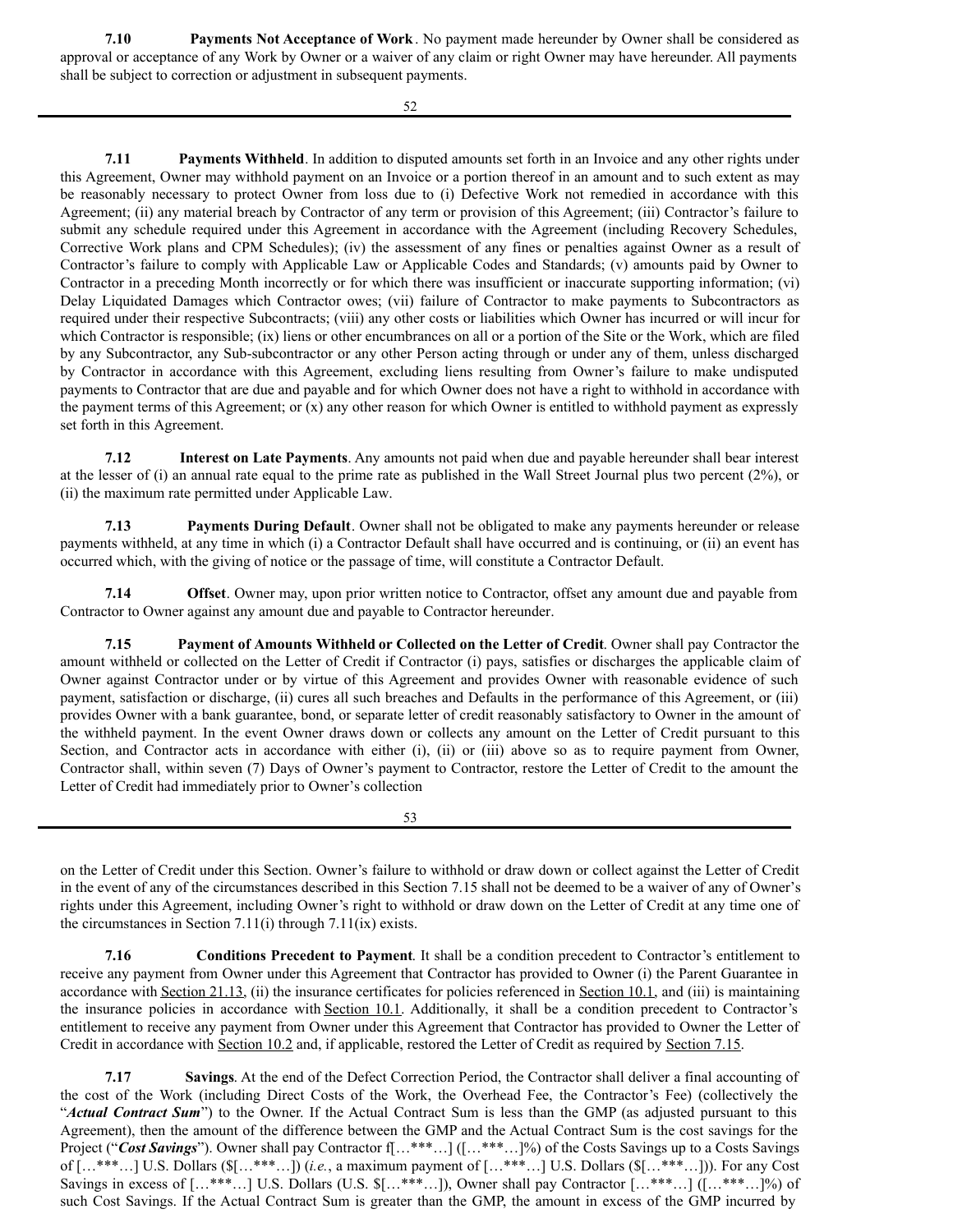**7.10 Payments Not Acceptance of Work**. No payment made hereunder by Owner shall be considered as approval or acceptance of any Work by Owner or a waiver of any claim or right Owner may have hereunder. All payments shall be subject to correction or adjustment in subsequent payments.

**7.11 Payments Withheld**. In addition to disputed amounts set forth in an Invoice and any other rights under this Agreement, Owner may withhold payment on an Invoice or a portion thereof in an amount and to such extent as may be reasonably necessary to protect Owner from loss due to (i) Defective Work not remedied in accordance with this Agreement; (ii) any material breach by Contractor of any term or provision of this Agreement; (iii) Contractor's failure to submit any schedule required under this Agreement in accordance with the Agreement (including Recovery Schedules, Corrective Work plans and CPM Schedules); (iv) the assessment of any fines or penalties against Owner as a result of Contractor's failure to comply with Applicable Law or Applicable Codes and Standards; (v) amounts paid by Owner to Contractor in a preceding Month incorrectly or for which there was insufficient or inaccurate supporting information; (vi) Delay Liquidated Damages which Contractor owes; (vii) failure of Contractor to make payments to Subcontractors as required under their respective Subcontracts; (viii) any other costs or liabilities which Owner has incurred or will incur for which Contractor is responsible; (ix) liens or other encumbrances on all or a portion of the Site or the Work, which are filed by any Subcontractor, any Sub-subcontractor or any other Person acting through or under any of them, unless discharged by Contractor in accordance with this Agreement, excluding liens resulting from Owner's failure to make undisputed payments to Contractor that are due and payable and for which Owner does not have a right to withhold in accordance with the payment terms of this Agreement; or (x) any other reason for which Owner is entitled to withhold payment as expressly set forth in this Agreement.

**7.12 Interest on Late Payments**. Any amounts not paid when due and payable hereunder shall bear interest at the lesser of (i) an annual rate equal to the prime rate as published in the Wall Street Journal plus two percent (2%), or (ii) the maximum rate permitted under Applicable Law.

**7.13 Payments During Default**. Owner shall not be obligated to make any payments hereunder or release payments withheld, at any time in which (i) a Contractor Default shall have occurred and is continuing, or (ii) an event has occurred which, with the giving of notice or the passage of time, will constitute a Contractor Default.

**7.14 Offset**. Owner may, upon prior written notice to Contractor, offset any amount due and payable from Contractor to Owner against any amount due and payable to Contractor hereunder.

**7.15 Payment of Amounts Withheld or Collected on the Letter of Credit**. Owner shall pay Contractor the amount withheld or collected on the Letter of Credit if Contractor (i) pays, satisfies or discharges the applicable claim of Owner against Contractor under or by virtue of this Agreement and provides Owner with reasonable evidence of such payment, satisfaction or discharge, (ii) cures all such breaches and Defaults in the performance of this Agreement, or (iii) provides Owner with a bank guarantee, bond, or separate letter of credit reasonably satisfactory to Owner in the amount of the withheld payment. In the event Owner draws down or collects any amount on the Letter of Credit pursuant to this Section, and Contractor acts in accordance with either (i), (ii) or (iii) above so as to require payment from Owner, Contractor shall, within seven (7) Days of Owner's payment to Contractor, restore the Letter of Credit to the amount the Letter of Credit had immediately prior to Owner's collection on the Letter of Credit under this Section. Owner's failure to withhold or draw down or collect against the Letter of Credit in the event of any of the circumstances described in this Section 7.15 shall not be deemed to be a waiver of any of Owner's rights under this Agreement, including Owner's right to withhold or draw down on the Letter of Credit at any time one of the circumstances in Section 7.11(i) through 7.11(ix) exists.

**7.16 Conditions Precedent to Payment**. It shall be a condition precedent to Contractor's entitlement to receive any payment from Owner under this Agreement that Contractor has provided to Owner (i) the Parent Guarantee in accordance with Section 21.13, (ii) the insurance certificates for policies referenced in Section 10.1, and (iii) is maintaining the insurance policies in accordance with Section 10.1. Additionally, it shall be a condition precedent to Contractor's entitlement to receive any payment from Owner under this Agreement that Contractor has provided to Owner the Letter of Credit in accordance with Section 10.2 and, if applicable, restored the Letter of Credit as required by Section 7.15.

**7.17 Savings**. At the end of the Defect Correction Period, the Contractor shall deliver a final accounting of the cost of the Work (including Direct Costs of the Work, the Overhead Fee, the Contractor's Fee) (collectively the "***Actual Contract Sum***") to the Owner. If the Actual Contract Sum is less than the GMP (as adjusted pursuant to this Agreement), then the amount of the difference between the GMP and the Actual Contract Sum is the cost savings for the Project ("***Cost Savings***"). Owner shall pay Contractor f[…***…] ([…***…]%) of the Costs Savings up to a Costs Savings of […***…] U.S. Dollars ($[…***…]) (*i.e.*, a maximum payment of […***…] U.S. Dollars ($[…***…])). For any Cost Savings in excess of […***…] U.S. Dollars (U.S. $[…***…]), Owner shall pay Contractor […***…] ([…***…]%) of such Cost Savings. If the Actual Contract Sum is greater than the GMP, the amount in excess of the GMP incurred by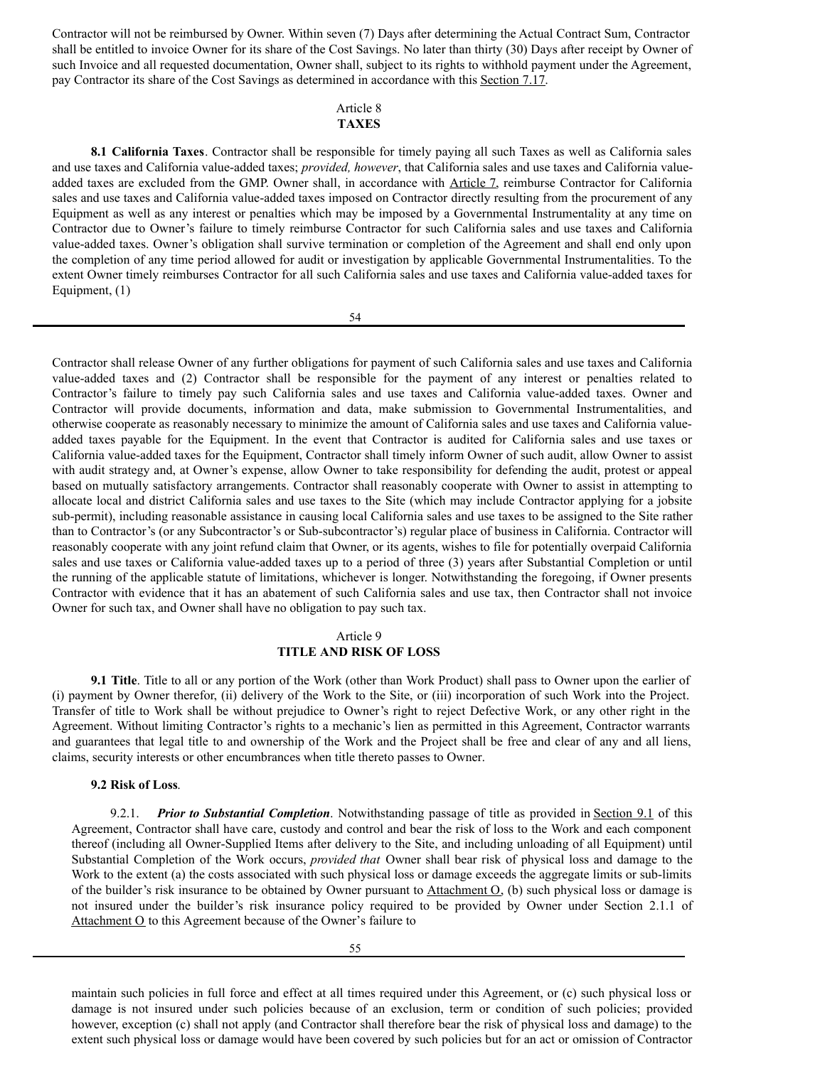Contractor will not be reimbursed by Owner. Within seven (7) Days after determining the Actual Contract Sum, Contractor shall be entitled to invoice Owner for its share of the Cost Savings. No later than thirty (30) Days after receipt by Owner of such Invoice and all requested documentation, Owner shall, subject to its rights to withhold payment under the Agreement, pay Contractor its share of the Cost Savings as determined in accordance with this Section 7.17.

## Article 8
## TAXES

**8.1 California Taxes**. Contractor shall be responsible for timely paying all such Taxes as well as California sales and use taxes and California value-added taxes; *provided, however*, that California sales and use taxes and California value-added taxes are excluded from the GMP. Owner shall, in accordance with Article 7, reimburse Contractor for California sales and use taxes and California value-added taxes imposed on Contractor directly resulting from the procurement of any Equipment as well as any interest or penalties which may be imposed by a Governmental Instrumentality at any time on Contractor due to Owner's failure to timely reimburse Contractor for such California sales and use taxes and California value-added taxes. Owner's obligation shall survive termination or completion of the Agreement and shall end only upon the completion of any time period allowed for audit or investigation by applicable Governmental Instrumentalities. To the extent Owner timely reimburses Contractor for all such California sales and use taxes and California value-added taxes for Equipment, (1) Contractor shall release Owner of any further obligations for payment of such California sales and use taxes and California value-added taxes and (2) Contractor shall be responsible for the payment of any interest or penalties related to Contractor's failure to timely pay such California sales and use taxes and California value-added taxes. Owner and Contractor will provide documents, information and data, make submission to Governmental Instrumentalities, and otherwise cooperate as reasonably necessary to minimize the amount of California sales and use taxes and California value-added taxes payable for the Equipment. In the event that Contractor is audited for California sales and use taxes or California value-added taxes for the Equipment, Contractor shall timely inform Owner of such audit, allow Owner to assist with audit strategy and, at Owner's expense, allow Owner to take responsibility for defending the audit, protest or appeal based on mutually satisfactory arrangements. Contractor shall reasonably cooperate with Owner to assist in attempting to allocate local and district California sales and use taxes to the Site (which may include Contractor applying for a jobsite sub-permit), including reasonable assistance in causing local California sales and use taxes to be assigned to the Site rather than to Contractor's (or any Subcontractor's or Sub-subcontractor's) regular place of business in California. Contractor will reasonably cooperate with any joint refund claim that Owner, or its agents, wishes to file for potentially overpaid California sales and use taxes or California value-added taxes up to a period of three (3) years after Substantial Completion or until the running of the applicable statute of limitations, whichever is longer. Notwithstanding the foregoing, if Owner presents Contractor with evidence that it has an abatement of such California sales and use tax, then Contractor shall not invoice Owner for such tax, and Owner shall have no obligation to pay such tax.

## Article 9
## TITLE AND RISK OF LOSS

**9.1 Title**. Title to all or any portion of the Work (other than Work Product) shall pass to Owner upon the earlier of (i) payment by Owner therefor, (ii) delivery of the Work to the Site, or (iii) incorporation of such Work into the Project. Transfer of title to Work shall be without prejudice to Owner's right to reject Defective Work, or any other right in the Agreement. Without limiting Contractor's rights to a mechanic's lien as permitted in this Agreement, Contractor warrants and guarantees that legal title to and ownership of the Work and the Project shall be free and clear of any and all liens, claims, security interests or other encumbrances when title thereto passes to Owner.

**9.2 Risk of Loss**.

9.2.1. ***Prior to Substantial Completion***. Notwithstanding passage of title as provided in Section 9.1 of this Agreement, Contractor shall have care, custody and control and bear the risk of loss to the Work and each component thereof (including all Owner-Supplied Items after delivery to the Site, and including unloading of all Equipment) until Substantial Completion of the Work occurs, *provided that* Owner shall bear risk of physical loss and damage to the Work to the extent (a) the costs associated with such physical loss or damage exceeds the aggregate limits or sub-limits of the builder's risk insurance to be obtained by Owner pursuant to Attachment O, (b) such physical loss or damage is not insured under the builder's risk insurance policy required to be provided by Owner under Section 2.1.1 of Attachment O to this Agreement because of the Owner's failure to maintain such policies in full force and effect at all times required under this Agreement, or (c) such physical loss or damage is not insured under such policies because of an exclusion, term or condition of such policies; provided however, exception (c) shall not apply (and Contractor shall therefore bear the risk of physical loss and damage) to the extent such physical loss or damage would have been covered by such policies but for an act or omission of Contractor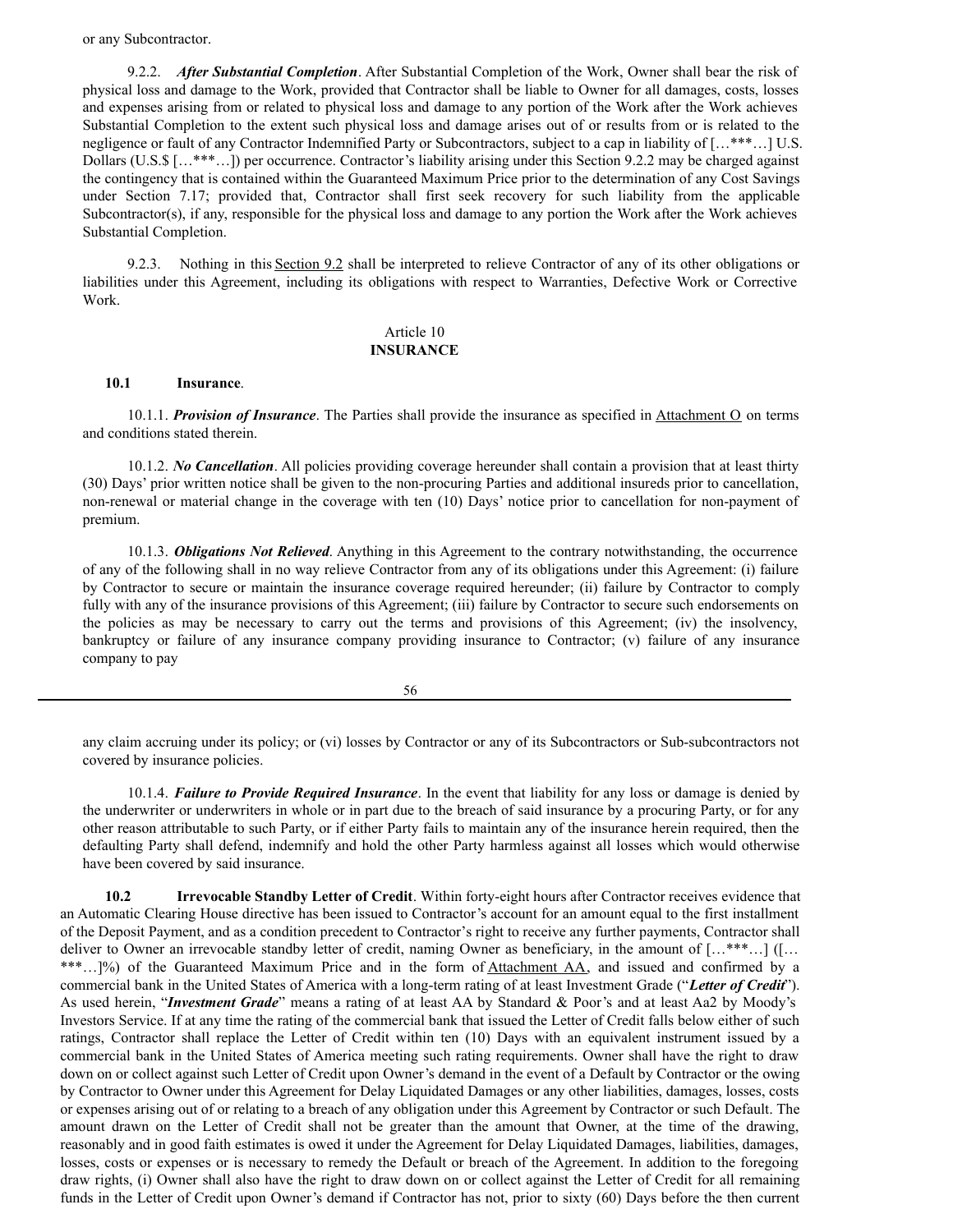or any Subcontractor.

9.2.2. ***After Substantial Completion***. After Substantial Completion of the Work, Owner shall bear the risk of physical loss and damage to the Work, provided that Contractor shall be liable to Owner for all damages, costs, losses and expenses arising from or related to physical loss and damage to any portion of the Work after the Work achieves Substantial Completion to the extent such physical loss and damage arises out of or results from or is related to the negligence or fault of any Contractor Indemnified Party or Subcontractors, subject to a cap in liability of […***…] U.S. Dollars (U.S.$ […***…]) per occurrence. Contractor's liability arising under this Section 9.2.2 may be charged against the contingency that is contained within the Guaranteed Maximum Price prior to the determination of any Cost Savings under Section 7.17; provided that, Contractor shall first seek recovery for such liability from the applicable Subcontractor(s), if any, responsible for the physical loss and damage to any portion the Work after the Work achieves Substantial Completion.

9.2.3. Nothing in this Section 9.2 shall be interpreted to relieve Contractor of any of its other obligations or liabilities under this Agreement, including its obligations with respect to Warranties, Defective Work or Corrective Work.

## Article 10
## INSURANCE

**10.1 Insurance**.

10.1.1. ***Provision of Insurance***. The Parties shall provide the insurance as specified in Attachment O on terms and conditions stated therein.

10.1.2. ***No Cancellation***. All policies providing coverage hereunder shall contain a provision that at least thirty (30) Days' prior written notice shall be given to the non-procuring Parties and additional insureds prior to cancellation, non-renewal or material change in the coverage with ten (10) Days' notice prior to cancellation for non-payment of premium.

10.1.3. ***Obligations Not Relieved***. Anything in this Agreement to the contrary notwithstanding, the occurrence of any of the following shall in no way relieve Contractor from any of its obligations under this Agreement: (i) failure by Contractor to secure or maintain the insurance coverage required hereunder; (ii) failure by Contractor to comply fully with any of the insurance provisions of this Agreement; (iii) failure by Contractor to secure such endorsements on the policies as may be necessary to carry out the terms and provisions of this Agreement; (iv) the insolvency, bankruptcy or failure of any insurance company providing insurance to Contractor; (v) failure of any insurance company to pay any claim accruing under its policy; or (vi) losses by Contractor or any of its Subcontractors or Sub-subcontractors not covered by insurance policies.

10.1.4. ***Failure to Provide Required Insurance***. In the event that liability for any loss or damage is denied by the underwriter or underwriters in whole or in part due to the breach of said insurance by a procuring Party, or for any other reason attributable to such Party, or if either Party fails to maintain any of the insurance herein required, then the defaulting Party shall defend, indemnify and hold the other Party harmless against all losses which would otherwise have been covered by said insurance.

**10.2 Irrevocable Standby Letter of Credit**. Within forty-eight hours after Contractor receives evidence that an Automatic Clearing House directive has been issued to Contractor's account for an amount equal to the first installment of the Deposit Payment, and as a condition precedent to Contractor's right to receive any further payments, Contractor shall deliver to Owner an irrevocable standby letter of credit, naming Owner as beneficiary, in the amount of […***…] ([…***…]%) of the Guaranteed Maximum Price and in the form of Attachment AA, and issued and confirmed by a commercial bank in the United States of America with a long-term rating of at least Investment Grade ("***Letter of Credit***"). As used herein, "***Investment Grade***" means a rating of at least AA by Standard & Poor's and at least Aa2 by Moody's Investors Service. If at any time the rating of the commercial bank that issued the Letter of Credit falls below either of such ratings, Contractor shall replace the Letter of Credit within ten (10) Days with an equivalent instrument issued by a commercial bank in the United States of America meeting such rating requirements. Owner shall have the right to draw down on or collect against such Letter of Credit upon Owner's demand in the event of a Default by Contractor or the owing by Contractor to Owner under this Agreement for Delay Liquidated Damages or any other liabilities, damages, losses, costs or expenses arising out of or relating to a breach of any obligation under this Agreement by Contractor or such Default. The amount drawn on the Letter of Credit shall not be greater than the amount that Owner, at the time of the drawing, reasonably and in good faith estimates is owed it under the Agreement for Delay Liquidated Damages, liabilities, damages, losses, costs or expenses or is necessary to remedy the Default or breach of the Agreement. In addition to the foregoing draw rights, (i) Owner shall also have the right to draw down on or collect against the Letter of Credit for all remaining funds in the Letter of Credit upon Owner's demand if Contractor has not, prior to sixty (60) Days before the then current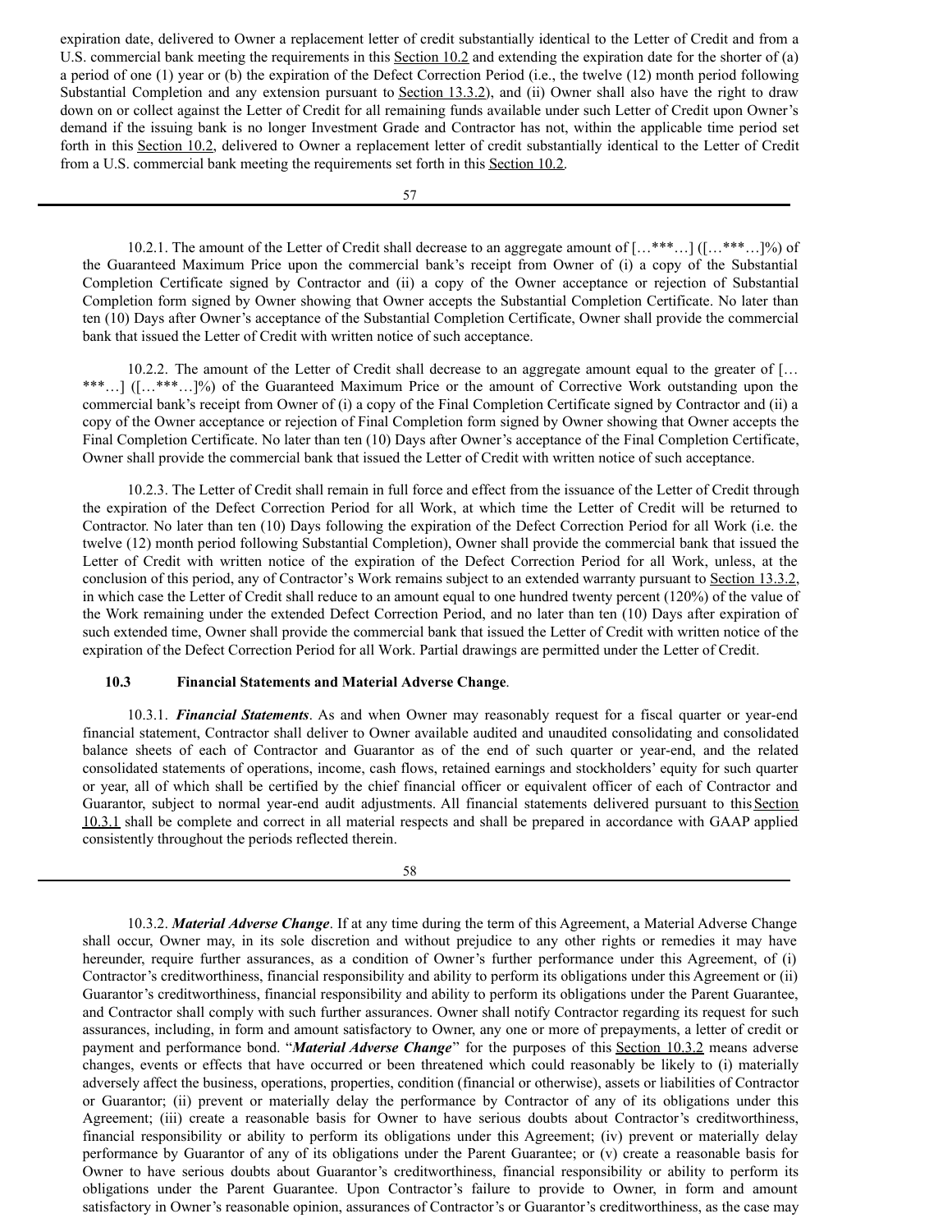expiration date, delivered to Owner a replacement letter of credit substantially identical to the Letter of Credit and from a U.S. commercial bank meeting the requirements in this Section 10.2 and extending the expiration date for the shorter of (a) a period of one (1) year or (b) the expiration of the Defect Correction Period (i.e., the twelve (12) month period following Substantial Completion and any extension pursuant to Section 13.3.2), and (ii) Owner shall also have the right to draw down on or collect against the Letter of Credit for all remaining funds available under such Letter of Credit upon Owner's demand if the issuing bank is no longer Investment Grade and Contractor has not, within the applicable time period set forth in this Section 10.2, delivered to Owner a replacement letter of credit substantially identical to the Letter of Credit from a U.S. commercial bank meeting the requirements set forth in this Section 10.2.

10.2.1. The amount of the Letter of Credit shall decrease to an aggregate amount of […***…] ([…***…]%) of the Guaranteed Maximum Price upon the commercial bank's receipt from Owner of (i) a copy of the Substantial Completion Certificate signed by Contractor and (ii) a copy of the Owner acceptance or rejection of Substantial Completion form signed by Owner showing that Owner accepts the Substantial Completion Certificate. No later than ten (10) Days after Owner's acceptance of the Substantial Completion Certificate, Owner shall provide the commercial bank that issued the Letter of Credit with written notice of such acceptance.

10.2.2. The amount of the Letter of Credit shall decrease to an aggregate amount equal to the greater of […***…] ([…***…]%) of the Guaranteed Maximum Price or the amount of Corrective Work outstanding upon the commercial bank's receipt from Owner of (i) a copy of the Final Completion Certificate signed by Contractor and (ii) a copy of the Owner acceptance or rejection of Final Completion form signed by Owner showing that Owner accepts the Final Completion Certificate. No later than ten (10) Days after Owner's acceptance of the Final Completion Certificate, Owner shall provide the commercial bank that issued the Letter of Credit with written notice of such acceptance.

10.2.3. The Letter of Credit shall remain in full force and effect from the issuance of the Letter of Credit through the expiration of the Defect Correction Period for all Work, at which time the Letter of Credit will be returned to Contractor. No later than ten (10) Days following the expiration of the Defect Correction Period for all Work (i.e. the twelve (12) month period following Substantial Completion), Owner shall provide the commercial bank that issued the Letter of Credit with written notice of the expiration of the Defect Correction Period for all Work, unless, at the conclusion of this period, any of Contractor's Work remains subject to an extended warranty pursuant to Section 13.3.2, in which case the Letter of Credit shall reduce to an amount equal to one hundred twenty percent (120%) of the value of the Work remaining under the extended Defect Correction Period, and no later than ten (10) Days after expiration of such extended time, Owner shall provide the commercial bank that issued the Letter of Credit with written notice of the expiration of the Defect Correction Period for all Work. Partial drawings are permitted under the Letter of Credit.

**10.3 Financial Statements and Material Adverse Change**.

10.3.1. ***Financial Statements***. As and when Owner may reasonably request for a fiscal quarter or year-end financial statement, Contractor shall deliver to Owner available audited and unaudited consolidating and consolidated balance sheets of each of Contractor and Guarantor as of the end of such quarter or year-end, and the related consolidated statements of operations, income, cash flows, retained earnings and stockholders' equity for such quarter or year, all of which shall be certified by the chief financial officer or equivalent officer of each of Contractor and Guarantor, subject to normal year-end audit adjustments. All financial statements delivered pursuant to this Section 10.3.1 shall be complete and correct in all material respects and shall be prepared in accordance with GAAP applied consistently throughout the periods reflected therein.

10.3.2. ***Material Adverse Change***. If at any time during the term of this Agreement, a Material Adverse Change shall occur, Owner may, in its sole discretion and without prejudice to any other rights or remedies it may have hereunder, require further assurances, as a condition of Owner's further performance under this Agreement, of (i) Contractor's creditworthiness, financial responsibility and ability to perform its obligations under this Agreement or (ii) Guarantor's creditworthiness, financial responsibility and ability to perform its obligations under the Parent Guarantee, and Contractor shall comply with such further assurances. Owner shall notify Contractor regarding its request for such assurances, including, in form and amount satisfactory to Owner, any one or more of prepayments, a letter of credit or payment and performance bond. "***Material Adverse Change***" for the purposes of this Section 10.3.2 means adverse changes, events or effects that have occurred or been threatened which could reasonably be likely to (i) materially adversely affect the business, operations, properties, condition (financial or otherwise), assets or liabilities of Contractor or Guarantor; (ii) prevent or materially delay the performance by Contractor of any of its obligations under this Agreement; (iii) create a reasonable basis for Owner to have serious doubts about Contractor's creditworthiness, financial responsibility or ability to perform its obligations under this Agreement; (iv) prevent or materially delay performance by Guarantor of any of its obligations under the Parent Guarantee; or (v) create a reasonable basis for Owner to have serious doubts about Guarantor's creditworthiness, financial responsibility or ability to perform its obligations under the Parent Guarantee. Upon Contractor's failure to provide to Owner, in form and amount satisfactory in Owner's reasonable opinion, assurances of Contractor's or Guarantor's creditworthiness, as the case may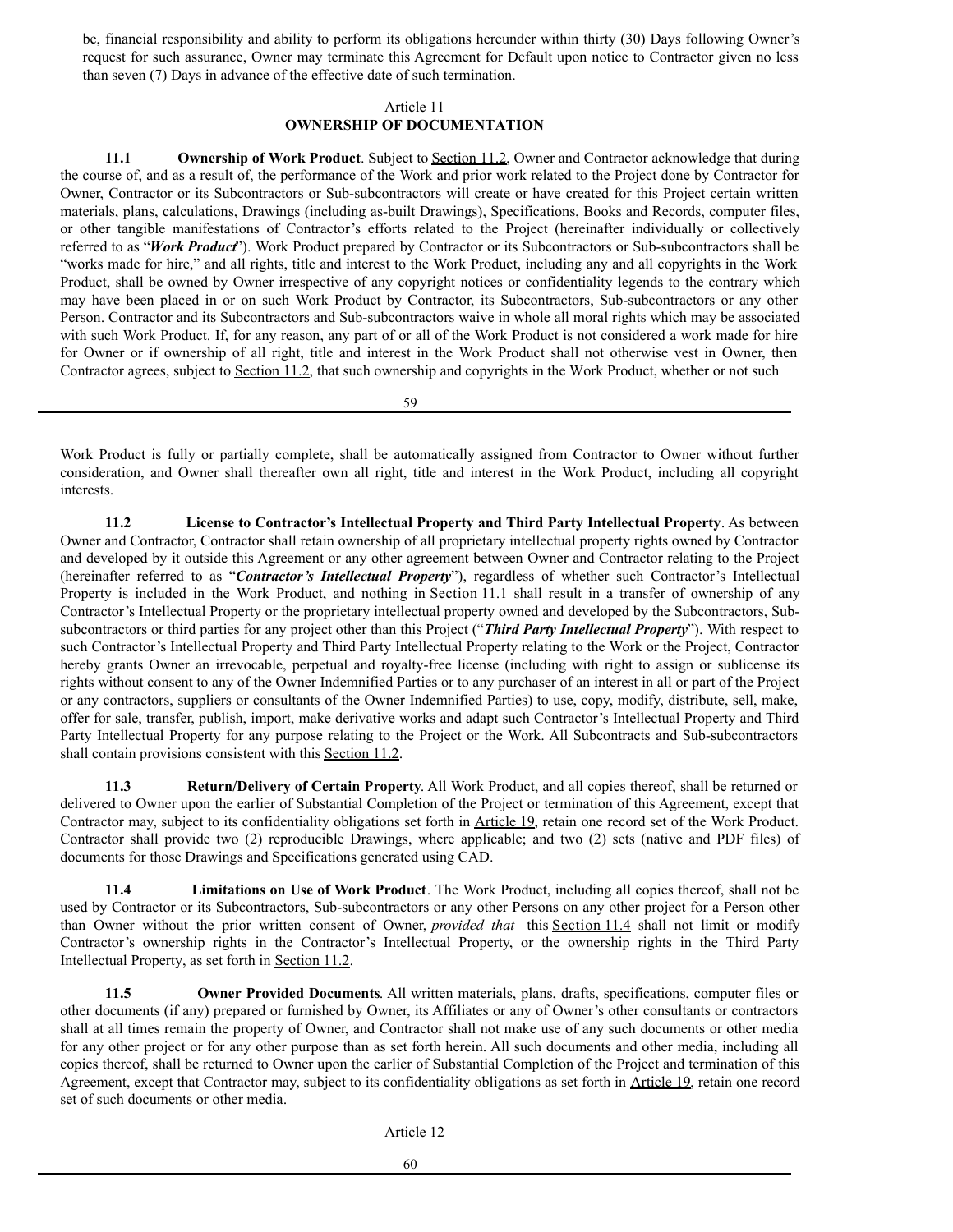be, financial responsibility and ability to perform its obligations hereunder within thirty (30) Days following Owner's request for such assurance, Owner may terminate this Agreement for Default upon notice to Contractor given no less than seven (7) Days in advance of the effective date of such termination.

## Article 11
## OWNERSHIP OF DOCUMENTATION

**11.1 Ownership of Work Product**. Subject to Section 11.2, Owner and Contractor acknowledge that during the course of, and as a result of, the performance of the Work and prior work related to the Project done by Contractor for Owner, Contractor or its Subcontractors or Sub-subcontractors will create or have created for this Project certain written materials, plans, calculations, Drawings (including as-built Drawings), Specifications, Books and Records, computer files, or other tangible manifestations of Contractor's efforts related to the Project (hereinafter individually or collectively referred to as "***Work Product***"). Work Product prepared by Contractor or its Subcontractors or Sub-subcontractors shall be "works made for hire," and all rights, title and interest to the Work Product, including any and all copyrights in the Work Product, shall be owned by Owner irrespective of any copyright notices or confidentiality legends to the contrary which may have been placed in or on such Work Product by Contractor, its Subcontractors, Sub-subcontractors or any other Person. Contractor and its Subcontractors and Sub-subcontractors waive in whole all moral rights which may be associated with such Work Product. If, for any reason, any part of or all of the Work Product is not considered a work made for hire for Owner or if ownership of all right, title and interest in the Work Product shall not otherwise vest in Owner, then Contractor agrees, subject to Section 11.2, that such ownership and copyrights in the Work Product, whether or not such Work Product is fully or partially complete, shall be automatically assigned from Contractor to Owner without further consideration, and Owner shall thereafter own all right, title and interest in the Work Product, including all copyright interests.

**11.2 License to Contractor's Intellectual Property and Third Party Intellectual Property**. As between Owner and Contractor, Contractor shall retain ownership of all proprietary intellectual property rights owned by Contractor and developed by it outside this Agreement or any other agreement between Owner and Contractor relating to the Project (hereinafter referred to as "***Contractor's Intellectual Property***"), regardless of whether such Contractor's Intellectual Property is included in the Work Product, and nothing in Section 11.1 shall result in a transfer of ownership of any Contractor's Intellectual Property or the proprietary intellectual property owned and developed by the Subcontractors, Sub-subcontractors or third parties for any project other than this Project ("***Third Party Intellectual Property***"). With respect to such Contractor's Intellectual Property and Third Party Intellectual Property relating to the Work or the Project, Contractor hereby grants Owner an irrevocable, perpetual and royalty-free license (including with right to assign or sublicense its rights without consent to any of the Owner Indemnified Parties or to any purchaser of an interest in all or part of the Project or any contractors, suppliers or consultants of the Owner Indemnified Parties) to use, copy, modify, distribute, sell, make, offer for sale, transfer, publish, import, make derivative works and adapt such Contractor's Intellectual Property and Third Party Intellectual Property for any purpose relating to the Project or the Work. All Subcontracts and Sub-subcontractors shall contain provisions consistent with this Section 11.2.

**11.3 Return/Delivery of Certain Property**. All Work Product, and all copies thereof, shall be returned or delivered to Owner upon the earlier of Substantial Completion of the Project or termination of this Agreement, except that Contractor may, subject to its confidentiality obligations set forth in Article 19, retain one record set of the Work Product. Contractor shall provide two (2) reproducible Drawings, where applicable; and two (2) sets (native and PDF files) of documents for those Drawings and Specifications generated using CAD.

**11.4 Limitations on Use of Work Product**. The Work Product, including all copies thereof, shall not be used by Contractor or its Subcontractors, Sub-subcontractors or any other Persons on any other project for a Person other than Owner without the prior written consent of Owner, *provided that* this Section 11.4 shall not limit or modify Contractor's ownership rights in the Contractor's Intellectual Property, or the ownership rights in the Third Party Intellectual Property, as set forth in Section 11.2.

**11.5 Owner Provided Documents**. All written materials, plans, drafts, specifications, computer files or other documents (if any) prepared or furnished by Owner, its Affiliates or any of Owner's other consultants or contractors shall at all times remain the property of Owner, and Contractor shall not make use of any such documents or other media for any other project or for any other purpose than as set forth herein. All such documents and other media, including all copies thereof, shall be returned to Owner upon the earlier of Substantial Completion of the Project and termination of this Agreement, except that Contractor may, subject to its confidentiality obligations as set forth in Article 19, retain one record set of such documents or other media.

## Article 12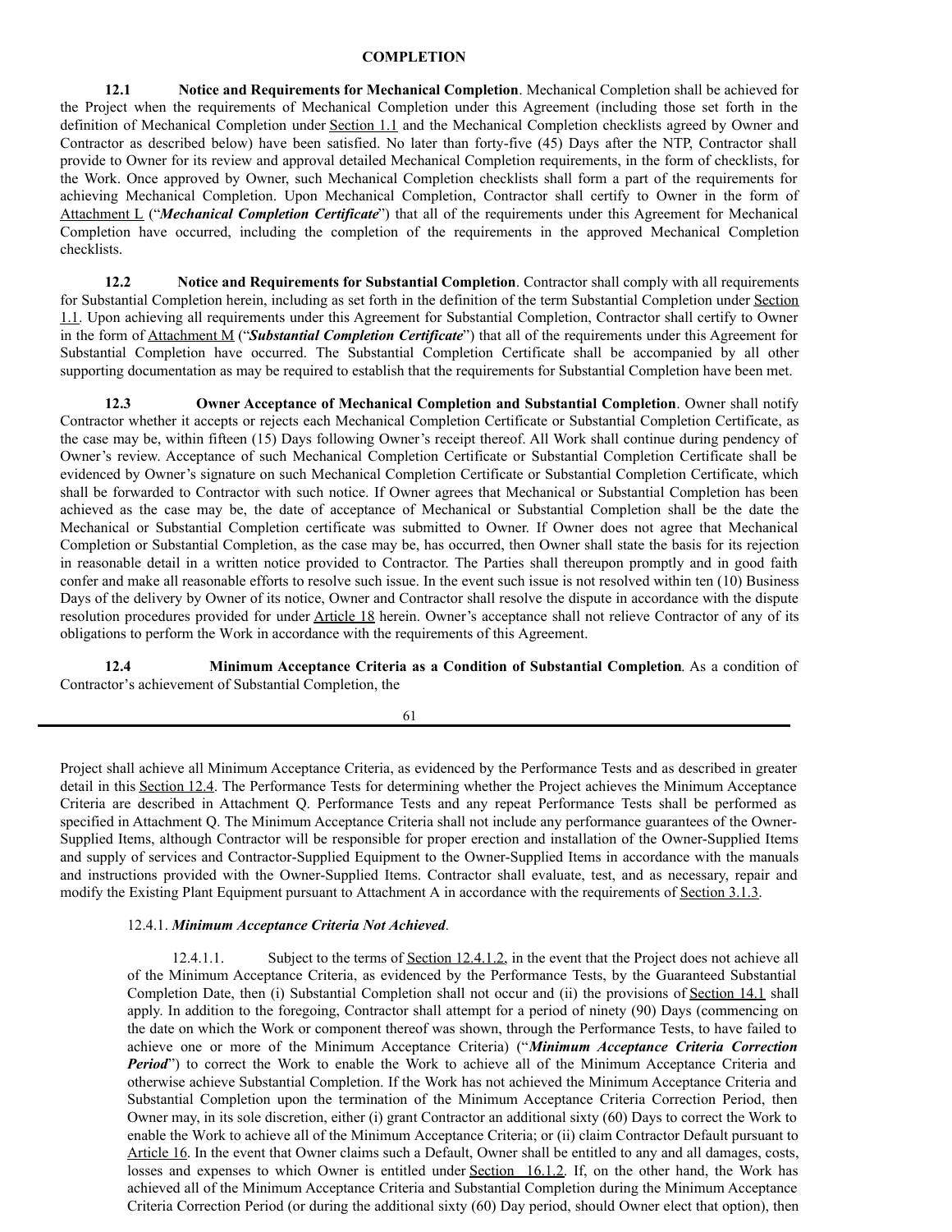## COMPLETION

**12.1 Notice and Requirements for Mechanical Completion**. Mechanical Completion shall be achieved for the Project when the requirements of Mechanical Completion under this Agreement (including those set forth in the definition of Mechanical Completion under Section 1.1 and the Mechanical Completion checklists agreed by Owner and Contractor as described below) have been satisfied. No later than forty-five (45) Days after the NTP, Contractor shall provide to Owner for its review and approval detailed Mechanical Completion requirements, in the form of checklists, for the Work. Once approved by Owner, such Mechanical Completion checklists shall form a part of the requirements for achieving Mechanical Completion. Upon Mechanical Completion, Contractor shall certify to Owner in the form of Attachment L ("***Mechanical Completion Certificate***") that all of the requirements under this Agreement for Mechanical Completion have occurred, including the completion of the requirements in the approved Mechanical Completion checklists.

**12.2 Notice and Requirements for Substantial Completion**. Contractor shall comply with all requirements for Substantial Completion herein, including as set forth in the definition of the term Substantial Completion under Section 1.1. Upon achieving all requirements under this Agreement for Substantial Completion, Contractor shall certify to Owner in the form of Attachment M ("***Substantial Completion Certificate***") that all of the requirements under this Agreement for Substantial Completion have occurred. The Substantial Completion Certificate shall be accompanied by all other supporting documentation as may be required to establish that the requirements for Substantial Completion have been met.

**12.3 Owner Acceptance of Mechanical Completion and Substantial Completion**. Owner shall notify Contractor whether it accepts or rejects each Mechanical Completion Certificate or Substantial Completion Certificate, as the case may be, within fifteen (15) Days following Owner's receipt thereof. All Work shall continue during pendency of Owner's review. Acceptance of such Mechanical Completion Certificate or Substantial Completion Certificate shall be evidenced by Owner's signature on such Mechanical Completion Certificate or Substantial Completion Certificate, which shall be forwarded to Contractor with such notice. If Owner agrees that Mechanical or Substantial Completion has been achieved as the case may be, the date of acceptance of Mechanical or Substantial Completion shall be the date the Mechanical or Substantial Completion certificate was submitted to Owner. If Owner does not agree that Mechanical Completion or Substantial Completion, as the case may be, has occurred, then Owner shall state the basis for its rejection in reasonable detail in a written notice provided to Contractor. The Parties shall thereupon promptly and in good faith confer and make all reasonable efforts to resolve such issue. In the event such issue is not resolved within ten (10) Business Days of the delivery by Owner of its notice, Owner and Contractor shall resolve the dispute in accordance with the dispute resolution procedures provided for under Article 18 herein. Owner's acceptance shall not relieve Contractor of any of its obligations to perform the Work in accordance with the requirements of this Agreement.

**12.4 Minimum Acceptance Criteria as a Condition of Substantial Completion**. As a condition of Contractor's achievement of Substantial Completion, the Project shall achieve all Minimum Acceptance Criteria, as evidenced by the Performance Tests and as described in greater detail in this Section 12.4. The Performance Tests for determining whether the Project achieves the Minimum Acceptance Criteria are described in Attachment Q. Performance Tests and any repeat Performance Tests shall be performed as specified in Attachment Q. The Minimum Acceptance Criteria shall not include any performance guarantees of the Owner-Supplied Items, although Contractor will be responsible for proper erection and installation of the Owner-Supplied Items and supply of services and Contractor-Supplied Equipment to the Owner-Supplied Items in accordance with the manuals and instructions provided with the Owner-Supplied Items. Contractor shall evaluate, test, and as necessary, repair and modify the Existing Plant Equipment pursuant to Attachment A in accordance with the requirements of Section 3.1.3.

12.4.1. ***Minimum Acceptance Criteria Not Achieved***.

12.4.1.1. Subject to the terms of Section 12.4.1.2, in the event that the Project does not achieve all of the Minimum Acceptance Criteria, as evidenced by the Performance Tests, by the Guaranteed Substantial Completion Date, then (i) Substantial Completion shall not occur and (ii) the provisions of Section 14.1 shall apply. In addition to the foregoing, Contractor shall attempt for a period of ninety (90) Days (commencing on the date on which the Work or component thereof was shown, through the Performance Tests, to have failed to achieve one or more of the Minimum Acceptance Criteria) ("***Minimum Acceptance Criteria Correction Period***") to correct the Work to enable the Work to achieve all of the Minimum Acceptance Criteria and otherwise achieve Substantial Completion. If the Work has not achieved the Minimum Acceptance Criteria and Substantial Completion upon the termination of the Minimum Acceptance Criteria Correction Period, then Owner may, in its sole discretion, either (i) grant Contractor an additional sixty (60) Days to correct the Work to enable the Work to achieve all of the Minimum Acceptance Criteria; or (ii) claim Contractor Default pursuant to Article 16. In the event that Owner claims such a Default, Owner shall be entitled to any and all damages, costs, losses and expenses to which Owner is entitled under Section 16.1.2. If, on the other hand, the Work has achieved all of the Minimum Acceptance Criteria and Substantial Completion during the Minimum Acceptance Criteria Correction Period (or during the additional sixty (60) Day period, should Owner elect that option), then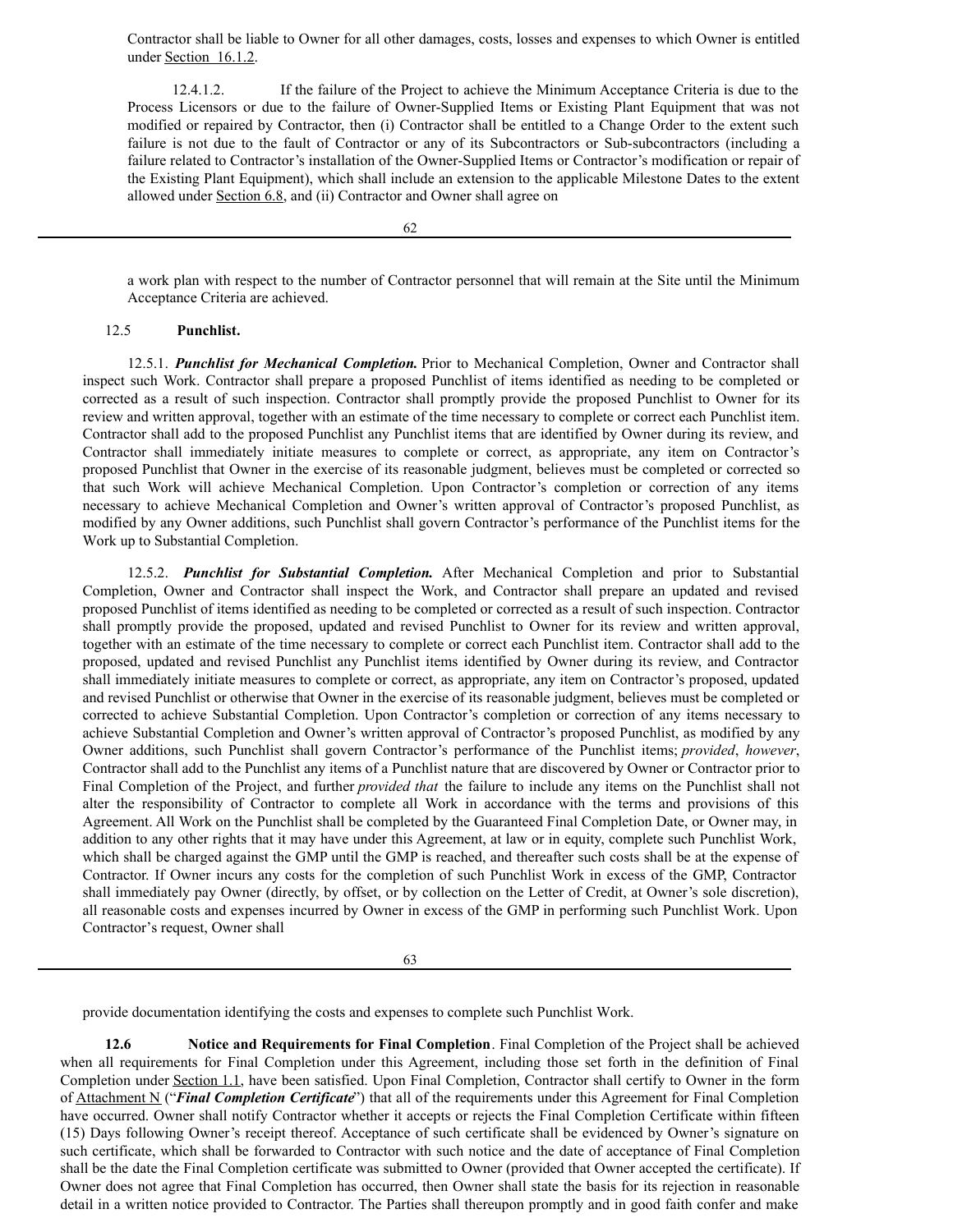Contractor shall be liable to Owner for all other damages, costs, losses and expenses to which Owner is entitled under Section 16.1.2.

12.4.1.2. If the failure of the Project to achieve the Minimum Acceptance Criteria is due to the Process Licensors or due to the failure of Owner-Supplied Items or Existing Plant Equipment that was not modified or repaired by Contractor, then (i) Contractor shall be entitled to a Change Order to the extent such failure is not due to the fault of Contractor or any of its Subcontractors or Sub-subcontractors (including a failure related to Contractor's installation of the Owner-Supplied Items or Contractor's modification or repair of the Existing Plant Equipment), which shall include an extension to the applicable Milestone Dates to the extent allowed under Section 6.8, and (ii) Contractor and Owner shall agree on a work plan with respect to the number of Contractor personnel that will remain at the Site until the Minimum Acceptance Criteria are achieved.

12.5 **Punchlist.**

12.5.1. ***Punchlist for Mechanical Completion.*** Prior to Mechanical Completion, Owner and Contractor shall inspect such Work. Contractor shall prepare a proposed Punchlist of items identified as needing to be completed or corrected as a result of such inspection. Contractor shall promptly provide the proposed Punchlist to Owner for its review and written approval, together with an estimate of the time necessary to complete or correct each Punchlist item. Contractor shall add to the proposed Punchlist any Punchlist items that are identified by Owner during its review, and Contractor shall immediately initiate measures to complete or correct, as appropriate, any item on Contractor's proposed Punchlist that Owner in the exercise of its reasonable judgment, believes must be completed or corrected so that such Work will achieve Mechanical Completion. Upon Contractor's completion or correction of any items necessary to achieve Mechanical Completion and Owner's written approval of Contractor's proposed Punchlist, as modified by any Owner additions, such Punchlist shall govern Contractor's performance of the Punchlist items for the Work up to Substantial Completion.

12.5.2. ***Punchlist for Substantial Completion.*** After Mechanical Completion and prior to Substantial Completion, Owner and Contractor shall inspect the Work, and Contractor shall prepare an updated and revised proposed Punchlist of items identified as needing to be completed or corrected as a result of such inspection. Contractor shall promptly provide the proposed, updated and revised Punchlist to Owner for its review and written approval, together with an estimate of the time necessary to complete or correct each Punchlist item. Contractor shall add to the proposed, updated and revised Punchlist any Punchlist items identified by Owner during its review, and Contractor shall immediately initiate measures to complete or correct, as appropriate, any item on Contractor's proposed, updated and revised Punchlist or otherwise that Owner in the exercise of its reasonable judgment, believes must be completed or corrected to achieve Substantial Completion. Upon Contractor's completion or correction of any items necessary to achieve Substantial Completion and Owner's written approval of Contractor's proposed Punchlist, as modified by any Owner additions, such Punchlist shall govern Contractor's performance of the Punchlist items; *provided*, *however*, Contractor shall add to the Punchlist any items of a Punchlist nature that are discovered by Owner or Contractor prior to Final Completion of the Project, and further *provided that* the failure to include any items on the Punchlist shall not alter the responsibility of Contractor to complete all Work in accordance with the terms and provisions of this Agreement. All Work on the Punchlist shall be completed by the Guaranteed Final Completion Date, or Owner may, in addition to any other rights that it may have under this Agreement, at law or in equity, complete such Punchlist Work, which shall be charged against the GMP until the GMP is reached, and thereafter such costs shall be at the expense of Contractor. If Owner incurs any costs for the completion of such Punchlist Work in excess of the GMP, Contractor shall immediately pay Owner (directly, by offset, or by collection on the Letter of Credit, at Owner's sole discretion), all reasonable costs and expenses incurred by Owner in excess of the GMP in performing such Punchlist Work. Upon Contractor's request, Owner shall provide documentation identifying the costs and expenses to complete such Punchlist Work.

**12.6 Notice and Requirements for Final Completion**. Final Completion of the Project shall be achieved when all requirements for Final Completion under this Agreement, including those set forth in the definition of Final Completion under Section 1.1, have been satisfied. Upon Final Completion, Contractor shall certify to Owner in the form of Attachment N ("***Final Completion Certificate***") that all of the requirements under this Agreement for Final Completion have occurred. Owner shall notify Contractor whether it accepts or rejects the Final Completion Certificate within fifteen (15) Days following Owner's receipt thereof. Acceptance of such certificate shall be evidenced by Owner's signature on such certificate, which shall be forwarded to Contractor with such notice and the date of acceptance of Final Completion shall be the date the Final Completion certificate was submitted to Owner (provided that Owner accepted the certificate). If Owner does not agree that Final Completion has occurred, then Owner shall state the basis for its rejection in reasonable detail in a written notice provided to Contractor. The Parties shall thereupon promptly and in good faith confer and make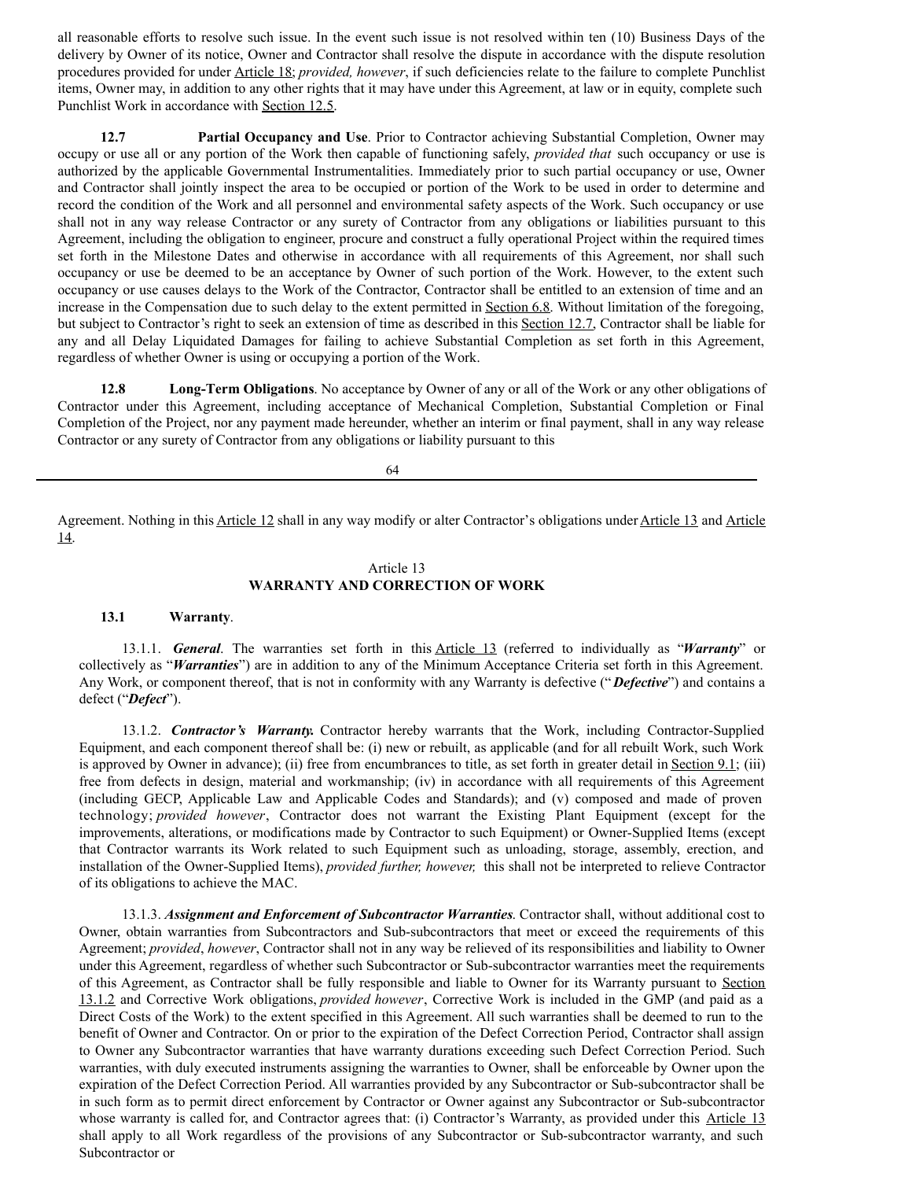all reasonable efforts to resolve such issue. In the event such issue is not resolved within ten (10) Business Days of the delivery by Owner of its notice, Owner and Contractor shall resolve the dispute in accordance with the dispute resolution procedures provided for under Article 18; *provided, however*, if such deficiencies relate to the failure to complete Punchlist items, Owner may, in addition to any other rights that it may have under this Agreement, at law or in equity, complete such Punchlist Work in accordance with Section 12.5.

**12.7 Partial Occupancy and Use**. Prior to Contractor achieving Substantial Completion, Owner may occupy or use all or any portion of the Work then capable of functioning safely, *provided that* such occupancy or use is authorized by the applicable Governmental Instrumentalities. Immediately prior to such partial occupancy or use, Owner and Contractor shall jointly inspect the area to be occupied or portion of the Work to be used in order to determine and record the condition of the Work and all personnel and environmental safety aspects of the Work. Such occupancy or use shall not in any way release Contractor or any surety of Contractor from any obligations or liabilities pursuant to this Agreement, including the obligation to engineer, procure and construct a fully operational Project within the required times set forth in the Milestone Dates and otherwise in accordance with all requirements of this Agreement, nor shall such occupancy or use be deemed to be an acceptance by Owner of such portion of the Work. However, to the extent such occupancy or use causes delays to the Work of the Contractor, Contractor shall be entitled to an extension of time and an increase in the Compensation due to such delay to the extent permitted in Section 6.8. Without limitation of the foregoing, but subject to Contractor's right to seek an extension of time as described in this Section 12.7, Contractor shall be liable for any and all Delay Liquidated Damages for failing to achieve Substantial Completion as set forth in this Agreement, regardless of whether Owner is using or occupying a portion of the Work.

**12.8 Long-Term Obligations**. No acceptance by Owner of any or all of the Work or any other obligations of Contractor under this Agreement, including acceptance of Mechanical Completion, Substantial Completion or Final Completion of the Project, nor any payment made hereunder, whether an interim or final payment, shall in any way release Contractor or any surety of Contractor from any obligations or liability pursuant to this Agreement. Nothing in this Article 12 shall in any way modify or alter Contractor's obligations under Article 13 and Article 14.

## Article 13
## WARRANTY AND CORRECTION OF WORK

**13.1 Warranty**.

13.1.1. ***General***. The warranties set forth in this Article 13 (referred to individually as "***Warranty***" or collectively as "***Warranties***") are in addition to any of the Minimum Acceptance Criteria set forth in this Agreement. Any Work, or component thereof, that is not in conformity with any Warranty is defective ("***Defective***") and contains a defect ("***Defect***").

13.1.2. ***Contractor's Warranty.*** Contractor hereby warrants that the Work, including Contractor-Supplied Equipment, and each component thereof shall be: (i) new or rebuilt, as applicable (and for all rebuilt Work, such Work is approved by Owner in advance); (ii) free from encumbrances to title, as set forth in greater detail in Section 9.1; (iii) free from defects in design, material and workmanship; (iv) in accordance with all requirements of this Agreement (including GECP, Applicable Law and Applicable Codes and Standards); and (v) composed and made of proven technology; *provided however*, Contractor does not warrant the Existing Plant Equipment (except for the improvements, alterations, or modifications made by Contractor to such Equipment) or Owner-Supplied Items (except that Contractor warrants its Work related to such Equipment such as unloading, storage, assembly, erection, and installation of the Owner-Supplied Items), *provided further, however,* this shall not be interpreted to relieve Contractor of its obligations to achieve the MAC.

13.1.3. ***Assignment and Enforcement of Subcontractor Warranties***. Contractor shall, without additional cost to Owner, obtain warranties from Subcontractors and Sub-subcontractors that meet or exceed the requirements of this Agreement; *provided*, *however*, Contractor shall not in any way be relieved of its responsibilities and liability to Owner under this Agreement, regardless of whether such Subcontractor or Sub-subcontractor warranties meet the requirements of this Agreement, as Contractor shall be fully responsible and liable to Owner for its Warranty pursuant to Section 13.1.2 and Corrective Work obligations, *provided however*, Corrective Work is included in the GMP (and paid as a Direct Costs of the Work) to the extent specified in this Agreement. All such warranties shall be deemed to run to the benefit of Owner and Contractor. On or prior to the expiration of the Defect Correction Period, Contractor shall assign to Owner any Subcontractor warranties that have warranty durations exceeding such Defect Correction Period. Such warranties, with duly executed instruments assigning the warranties to Owner, shall be enforceable by Owner upon the expiration of the Defect Correction Period. All warranties provided by any Subcontractor or Sub-subcontractor shall be in such form as to permit direct enforcement by Contractor or Owner against any Subcontractor or Sub-subcontractor whose warranty is called for, and Contractor agrees that: (i) Contractor's Warranty, as provided under this Article 13 shall apply to all Work regardless of the provisions of any Subcontractor or Sub-subcontractor warranty, and such Subcontractor or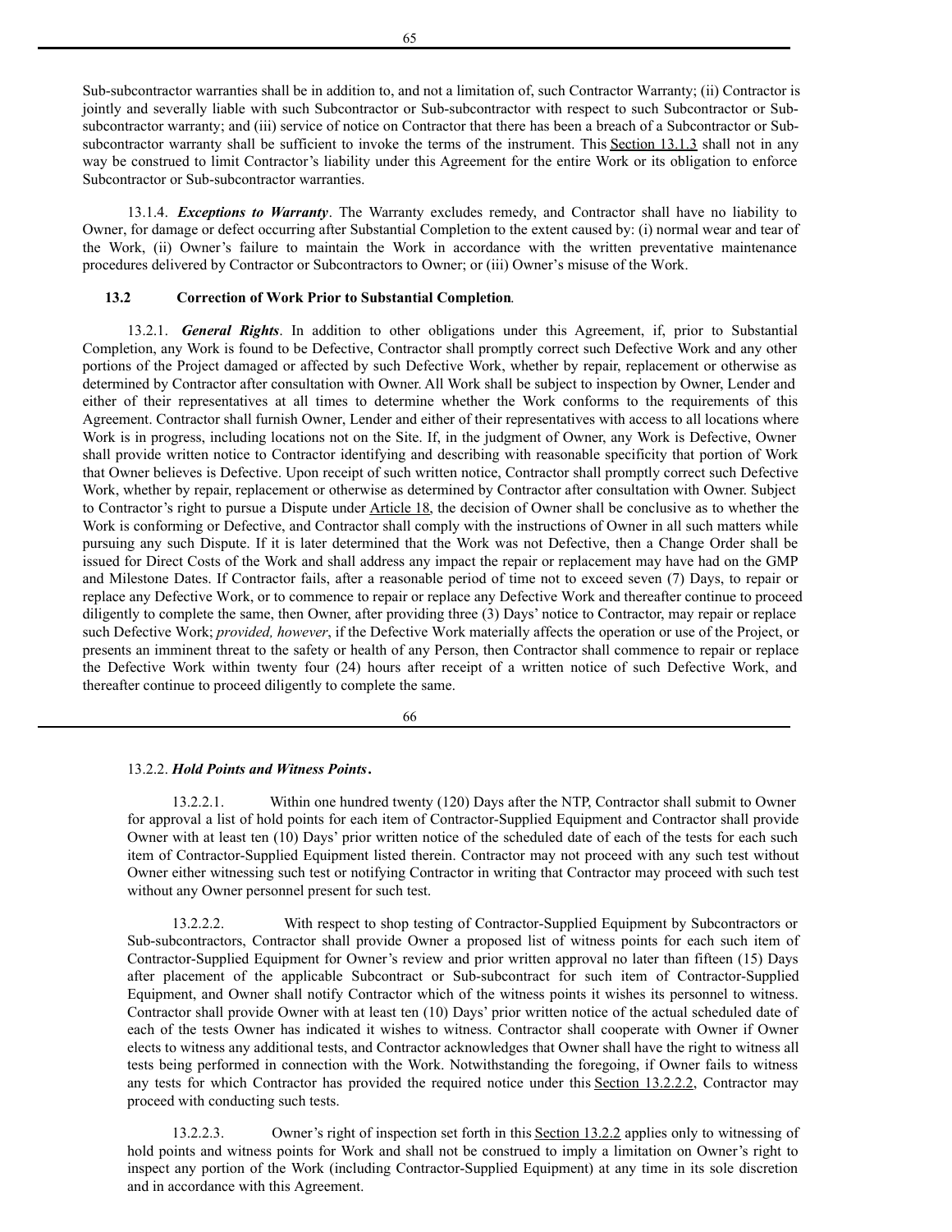Sub-subcontractor warranties shall be in addition to, and not a limitation of, such Contractor Warranty; (ii) Contractor is jointly and severally liable with such Subcontractor or Sub-subcontractor with respect to such Subcontractor or Sub-subcontractor warranty; and (iii) service of notice on Contractor that there has been a breach of a Subcontractor or Sub-subcontractor warranty shall be sufficient to invoke the terms of the instrument. This Section 13.1.3 shall not in any way be construed to limit Contractor's liability under this Agreement for the entire Work or its obligation to enforce Subcontractor or Sub-subcontractor warranties.

13.1.4. ***Exceptions to Warranty***. The Warranty excludes remedy, and Contractor shall have no liability to Owner, for damage or defect occurring after Substantial Completion to the extent caused by: (i) normal wear and tear of the Work, (ii) Owner's failure to maintain the Work in accordance with the written preventative maintenance procedures delivered by Contractor or Subcontractors to Owner; or (iii) Owner's misuse of the Work.

**13.2 Correction of Work Prior to Substantial Completion**.

13.2.1. ***General Rights***. In addition to other obligations under this Agreement, if, prior to Substantial Completion, any Work is found to be Defective, Contractor shall promptly correct such Defective Work and any other portions of the Project damaged or affected by such Defective Work, whether by repair, replacement or otherwise as determined by Contractor after consultation with Owner. All Work shall be subject to inspection by Owner, Lender and either of their representatives at all times to determine whether the Work conforms to the requirements of this Agreement. Contractor shall furnish Owner, Lender and either of their representatives with access to all locations where Work is in progress, including locations not on the Site. If, in the judgment of Owner, any Work is Defective, Owner shall provide written notice to Contractor identifying and describing with reasonable specificity that portion of Work that Owner believes is Defective. Upon receipt of such written notice, Contractor shall promptly correct such Defective Work, whether by repair, replacement or otherwise as determined by Contractor after consultation with Owner. Subject to Contractor's right to pursue a Dispute under Article 18, the decision of Owner shall be conclusive as to whether the Work is conforming or Defective, and Contractor shall comply with the instructions of Owner in all such matters while pursuing any such Dispute. If it is later determined that the Work was not Defective, then a Change Order shall be issued for Direct Costs of the Work and shall address any impact the repair or replacement may have had on the GMP and Milestone Dates. If Contractor fails, after a reasonable period of time not to exceed seven (7) Days, to repair or replace any Defective Work, or to commence to repair or replace any Defective Work and thereafter continue to proceed diligently to complete the same, then Owner, after providing three (3) Days' notice to Contractor, may repair or replace such Defective Work; *provided, however*, if the Defective Work materially affects the operation or use of the Project, or presents an imminent threat to the safety or health of any Person, then Contractor shall commence to repair or replace the Defective Work within twenty four (24) hours after receipt of a written notice of such Defective Work, and thereafter continue to proceed diligently to complete the same.

13.2.2. ***Hold Points and Witness Points***.

13.2.2.1. Within one hundred twenty (120) Days after the NTP, Contractor shall submit to Owner for approval a list of hold points for each item of Contractor-Supplied Equipment and Contractor shall provide Owner with at least ten (10) Days' prior written notice of the scheduled date of each of the tests for each such item of Contractor-Supplied Equipment listed therein. Contractor may not proceed with any such test without Owner either witnessing such test or notifying Contractor in writing that Contractor may proceed with such test without any Owner personnel present for such test.

13.2.2.2. With respect to shop testing of Contractor-Supplied Equipment by Subcontractors or Sub-subcontractors, Contractor shall provide Owner a proposed list of witness points for each such item of Contractor-Supplied Equipment for Owner's review and prior written approval no later than fifteen (15) Days after placement of the applicable Subcontract or Sub-subcontract for such item of Contractor-Supplied Equipment, and Owner shall notify Contractor which of the witness points it wishes its personnel to witness. Contractor shall provide Owner with at least ten (10) Days' prior written notice of the actual scheduled date of each of the tests Owner has indicated it wishes to witness. Contractor shall cooperate with Owner if Owner elects to witness any additional tests, and Contractor acknowledges that Owner shall have the right to witness all tests being performed in connection with the Work. Notwithstanding the foregoing, if Owner fails to witness any tests for which Contractor has provided the required notice under this Section 13.2.2.2, Contractor may proceed with conducting such tests.

13.2.2.3. Owner's right of inspection set forth in this Section 13.2.2 applies only to witnessing of hold points and witness points for Work and shall not be construed to imply a limitation on Owner's right to inspect any portion of the Work (including Contractor-Supplied Equipment) at any time in its sole discretion and in accordance with this Agreement.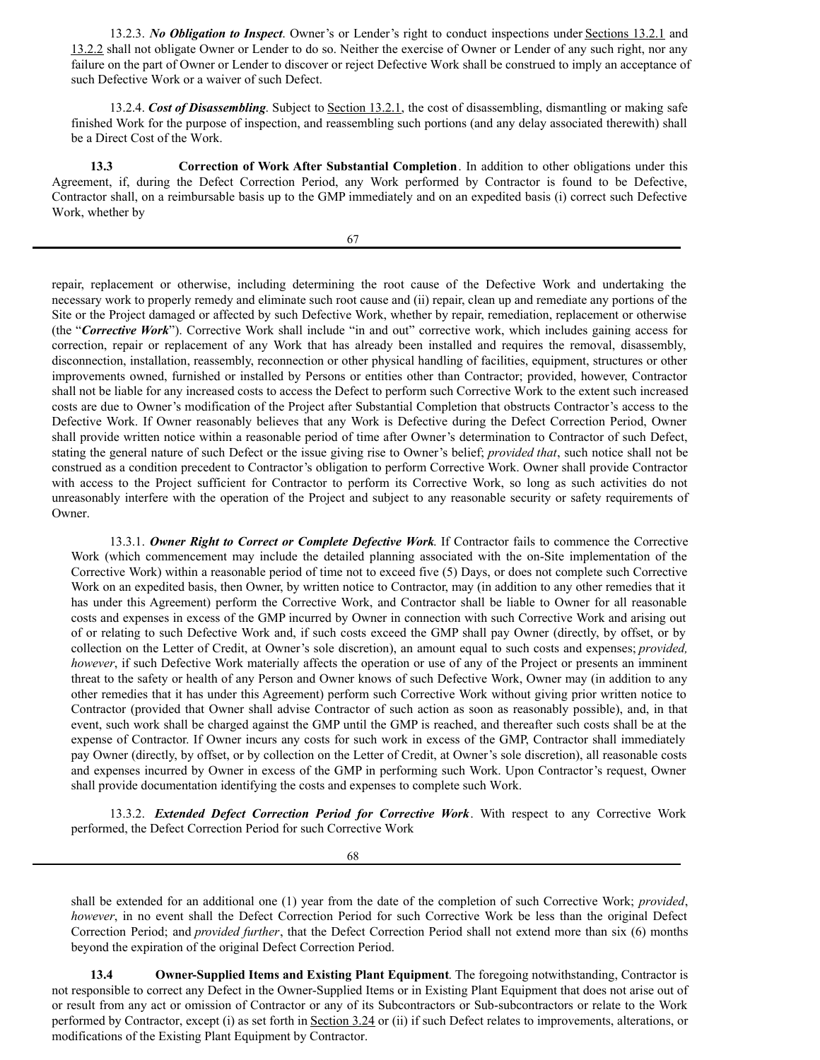13.2.3. ***No Obligation to Inspect***. Owner's or Lender's right to conduct inspections under Sections 13.2.1 and 13.2.2 shall not obligate Owner or Lender to do so. Neither the exercise of Owner or Lender of any such right, nor any failure on the part of Owner or Lender to discover or reject Defective Work shall be construed to imply an acceptance of such Defective Work or a waiver of such Defect.

13.2.4. ***Cost of Disassembling***. Subject to Section 13.2.1, the cost of disassembling, dismantling or making safe finished Work for the purpose of inspection, and reassembling such portions (and any delay associated therewith) shall be a Direct Cost of the Work.

**13.3 Correction of Work After Substantial Completion**. In addition to other obligations under this Agreement, if, during the Defect Correction Period, any Work performed by Contractor is found to be Defective, Contractor shall, on a reimbursable basis up to the GMP immediately and on an expedited basis (i) correct such Defective Work, whether by repair, replacement or otherwise, including determining the root cause of the Defective Work and undertaking the necessary work to properly remedy and eliminate such root cause and (ii) repair, clean up and remediate any portions of the Site or the Project damaged or affected by such Defective Work, whether by repair, remediation, replacement or otherwise (the "***Corrective Work***"). Corrective Work shall include "in and out" corrective work, which includes gaining access for correction, repair or replacement of any Work that has already been installed and requires the removal, disassembly, disconnection, installation, reassembly, reconnection or other physical handling of facilities, equipment, structures or other improvements owned, furnished or installed by Persons or entities other than Contractor; provided, however, Contractor shall not be liable for any increased costs to access the Defect to perform such Corrective Work to the extent such increased costs are due to Owner's modification of the Project after Substantial Completion that obstructs Contractor's access to the Defective Work. If Owner reasonably believes that any Work is Defective during the Defect Correction Period, Owner shall provide written notice within a reasonable period of time after Owner's determination to Contractor of such Defect, stating the general nature of such Defect or the issue giving rise to Owner's belief; *provided that*, such notice shall not be construed as a condition precedent to Contractor's obligation to perform Corrective Work. Owner shall provide Contractor with access to the Project sufficient for Contractor to perform its Corrective Work, so long as such activities do not unreasonably interfere with the operation of the Project and subject to any reasonable security or safety requirements of Owner.

13.3.1. ***Owner Right to Correct or Complete Defective Work***. If Contractor fails to commence the Corrective Work (which commencement may include the detailed planning associated with the on-Site implementation of the Corrective Work) within a reasonable period of time not to exceed five (5) Days, or does not complete such Corrective Work on an expedited basis, then Owner, by written notice to Contractor, may (in addition to any other remedies that it has under this Agreement) perform the Corrective Work, and Contractor shall be liable to Owner for all reasonable costs and expenses in excess of the GMP incurred by Owner in connection with such Corrective Work and arising out of or relating to such Defective Work and, if such costs exceed the GMP shall pay Owner (directly, by offset, or by collection on the Letter of Credit, at Owner's sole discretion), an amount equal to such costs and expenses; *provided, however*, if such Defective Work materially affects the operation or use of any of the Project or presents an imminent threat to the safety or health of any Person and Owner knows of such Defective Work, Owner may (in addition to any other remedies that it has under this Agreement) perform such Corrective Work without giving prior written notice to Contractor (provided that Owner shall advise Contractor of such action as soon as reasonably possible), and, in that event, such work shall be charged against the GMP until the GMP is reached, and thereafter such costs shall be at the expense of Contractor. If Owner incurs any costs for such work in excess of the GMP, Contractor shall immediately pay Owner (directly, by offset, or by collection on the Letter of Credit, at Owner's sole discretion), all reasonable costs and expenses incurred by Owner in excess of the GMP in performing such Work. Upon Contractor's request, Owner shall provide documentation identifying the costs and expenses to complete such Work.

13.3.2. ***Extended Defect Correction Period for Corrective Work***. With respect to any Corrective Work performed, the Defect Correction Period for such Corrective Work shall be extended for an additional one (1) year from the date of the completion of such Corrective Work; *provided*, *however*, in no event shall the Defect Correction Period for such Corrective Work be less than the original Defect Correction Period; and *provided further*, that the Defect Correction Period shall not extend more than six (6) months beyond the expiration of the original Defect Correction Period.

**13.4 Owner-Supplied Items and Existing Plant Equipment**. The foregoing notwithstanding, Contractor is not responsible to correct any Defect in the Owner-Supplied Items or in Existing Plant Equipment that does not arise out of or result from any act or omission of Contractor or any of its Subcontractors or Sub-subcontractors or relate to the Work performed by Contractor, except (i) as set forth in Section 3.24 or (ii) if such Defect relates to improvements, alterations, or modifications of the Existing Plant Equipment by Contractor.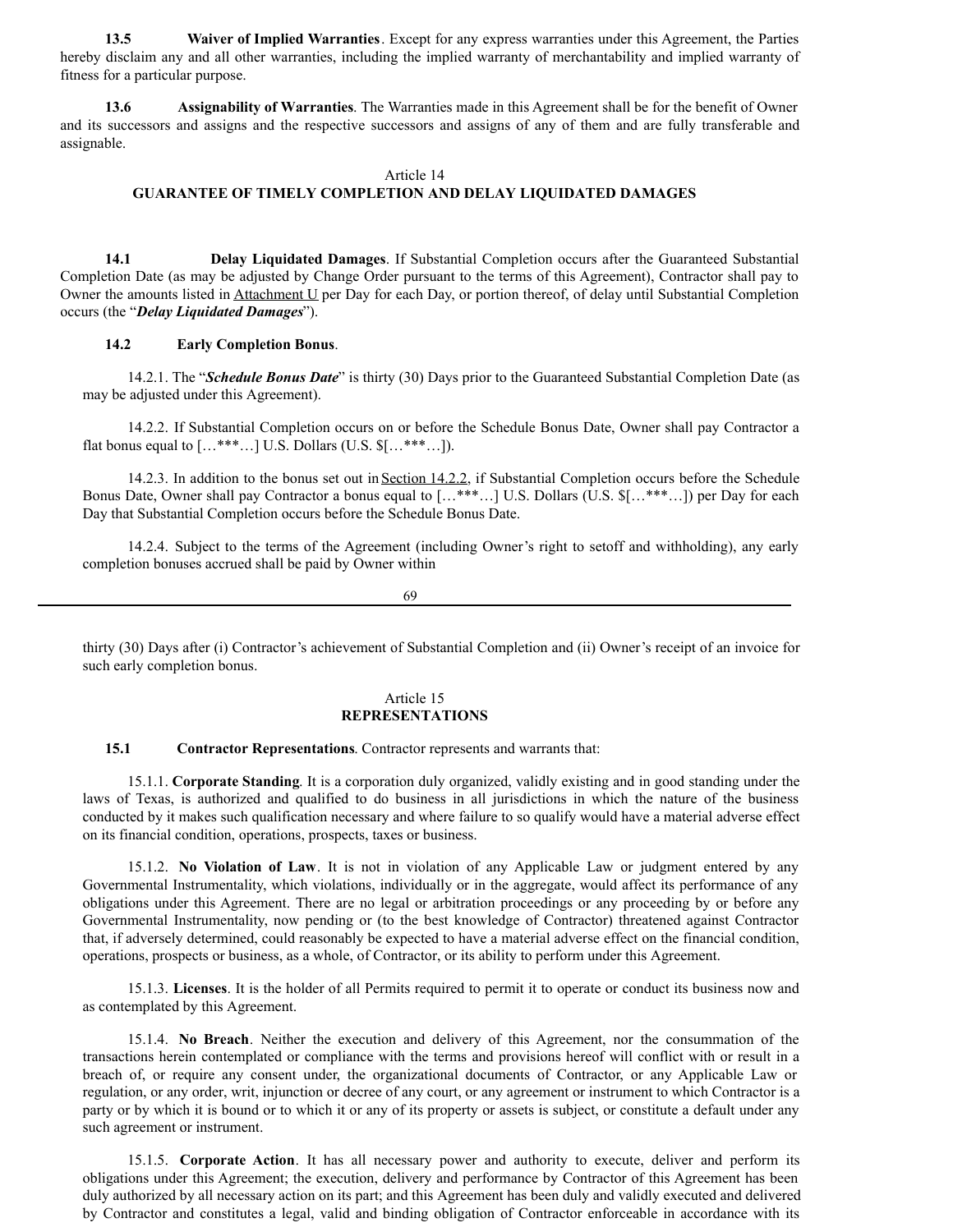**13.5 Waiver of Implied Warranties**. Except for any express warranties under this Agreement, the Parties hereby disclaim any and all other warranties, including the implied warranty of merchantability and implied warranty of fitness for a particular purpose.

**13.6 Assignability of Warranties**. The Warranties made in this Agreement shall be for the benefit of Owner and its successors and assigns and the respective successors and assigns of any of them and are fully transferable and assignable.

## Article 14
## GUARANTEE OF TIMELY COMPLETION AND DELAY LIQUIDATED DAMAGES

**14.1 Delay Liquidated Damages**. If Substantial Completion occurs after the Guaranteed Substantial Completion Date (as may be adjusted by Change Order pursuant to the terms of this Agreement), Contractor shall pay to Owner the amounts listed in Attachment U per Day for each Day, or portion thereof, of delay until Substantial Completion occurs (the "***Delay Liquidated Damages***").

**14.2 Early Completion Bonus**.

14.2.1. The "***Schedule Bonus Date***" is thirty (30) Days prior to the Guaranteed Substantial Completion Date (as may be adjusted under this Agreement).

14.2.2. If Substantial Completion occurs on or before the Schedule Bonus Date, Owner shall pay Contractor a flat bonus equal to […***…] U.S. Dollars (U.S. $[…***…]).

14.2.3. In addition to the bonus set out in Section 14.2.2, if Substantial Completion occurs before the Schedule Bonus Date, Owner shall pay Contractor a bonus equal to […***…] U.S. Dollars (U.S. $[…***…]) per Day for each Day that Substantial Completion occurs before the Schedule Bonus Date.

14.2.4. Subject to the terms of the Agreement (including Owner's right to setoff and withholding), any early completion bonuses accrued shall be paid by Owner within thirty (30) Days after (i) Contractor's achievement of Substantial Completion and (ii) Owner's receipt of an invoice for such early completion bonus.

## Article 15
## REPRESENTATIONS

**15.1 Contractor Representations**. Contractor represents and warrants that:

15.1.1. **Corporate Standing**. It is a corporation duly organized, validly existing and in good standing under the laws of Texas, is authorized and qualified to do business in all jurisdictions in which the nature of the business conducted by it makes such qualification necessary and where failure to so qualify would have a material adverse effect on its financial condition, operations, prospects, taxes or business.

15.1.2. **No Violation of Law**. It is not in violation of any Applicable Law or judgment entered by any Governmental Instrumentality, which violations, individually or in the aggregate, would affect its performance of any obligations under this Agreement. There are no legal or arbitration proceedings or any proceeding by or before any Governmental Instrumentality, now pending or (to the best knowledge of Contractor) threatened against Contractor that, if adversely determined, could reasonably be expected to have a material adverse effect on the financial condition, operations, prospects or business, as a whole, of Contractor, or its ability to perform under this Agreement.

15.1.3. **Licenses**. It is the holder of all Permits required to permit it to operate or conduct its business now and as contemplated by this Agreement.

15.1.4. **No Breach**. Neither the execution and delivery of this Agreement, nor the consummation of the transactions herein contemplated or compliance with the terms and provisions hereof will conflict with or result in a breach of, or require any consent under, the organizational documents of Contractor, or any Applicable Law or regulation, or any order, writ, injunction or decree of any court, or any agreement or instrument to which Contractor is a party or by which it is bound or to which it or any of its property or assets is subject, or constitute a default under any such agreement or instrument.

15.1.5. **Corporate Action**. It has all necessary power and authority to execute, deliver and perform its obligations under this Agreement; the execution, delivery and performance by Contractor of this Agreement has been duly authorized by all necessary action on its part; and this Agreement has been duly and validly executed and delivered by Contractor and constitutes a legal, valid and binding obligation of Contractor enforceable in accordance with its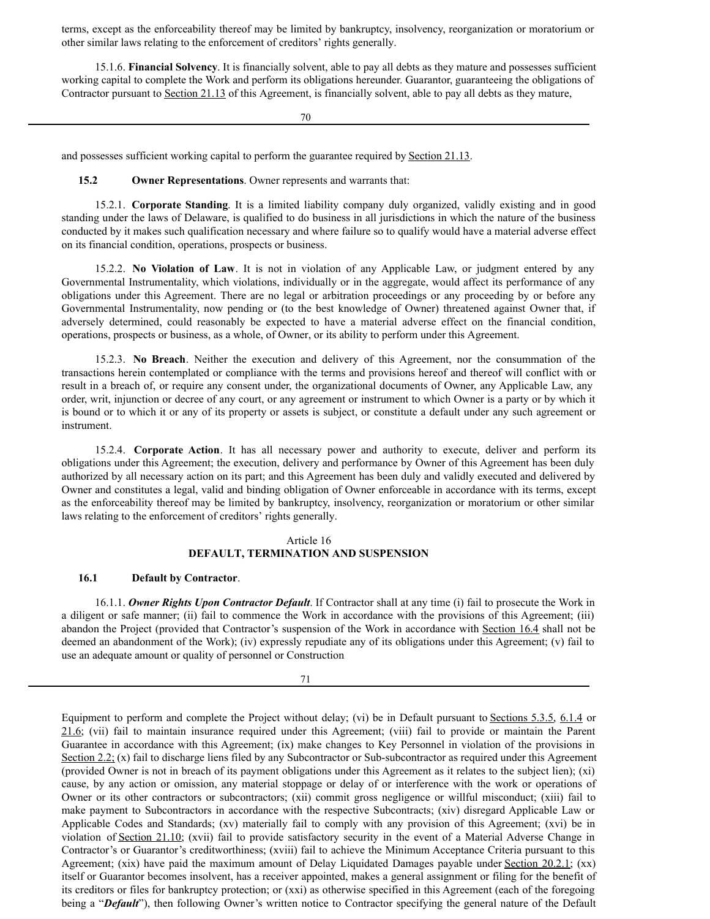terms, except as the enforceability thereof may be limited by bankruptcy, insolvency, reorganization or moratorium or other similar laws relating to the enforcement of creditors' rights generally.

15.1.6. **Financial Solvency**. It is financially solvent, able to pay all debts as they mature and possesses sufficient working capital to complete the Work and perform its obligations hereunder. Guarantor, guaranteeing the obligations of Contractor pursuant to Section 21.13 of this Agreement, is financially solvent, able to pay all debts as they mature, and possesses sufficient working capital to perform the guarantee required by Section 21.13.

**15.2 Owner Representations**. Owner represents and warrants that:

15.2.1. **Corporate Standing**. It is a limited liability company duly organized, validly existing and in good standing under the laws of Delaware, is qualified to do business in all jurisdictions in which the nature of the business conducted by it makes such qualification necessary and where failure so to qualify would have a material adverse effect on its financial condition, operations, prospects or business.

15.2.2. **No Violation of Law**. It is not in violation of any Applicable Law, or judgment entered by any Governmental Instrumentality, which violations, individually or in the aggregate, would affect its performance of any obligations under this Agreement. There are no legal or arbitration proceedings or any proceeding by or before any Governmental Instrumentality, now pending or (to the best knowledge of Owner) threatened against Owner that, if adversely determined, could reasonably be expected to have a material adverse effect on the financial condition, operations, prospects or business, as a whole, of Owner, or its ability to perform under this Agreement.

15.2.3. **No Breach**. Neither the execution and delivery of this Agreement, nor the consummation of the transactions herein contemplated or compliance with the terms and provisions hereof and thereof will conflict with or result in a breach of, or require any consent under, the organizational documents of Owner, any Applicable Law, any order, writ, injunction or decree of any court, or any agreement or instrument to which Owner is a party or by which it is bound or to which it or any of its property or assets is subject, or constitute a default under any such agreement or instrument.

15.2.4. **Corporate Action**. It has all necessary power and authority to execute, deliver and perform its obligations under this Agreement; the execution, delivery and performance by Owner of this Agreement has been duly authorized by all necessary action on its part; and this Agreement has been duly and validly executed and delivered by Owner and constitutes a legal, valid and binding obligation of Owner enforceable in accordance with its terms, except as the enforceability thereof may be limited by bankruptcy, insolvency, reorganization or moratorium or other similar laws relating to the enforcement of creditors' rights generally.

## Article 16
## DEFAULT, TERMINATION AND SUSPENSION

**16.1 Default by Contractor**.

16.1.1. ***Owner Rights Upon Contractor Default***. If Contractor shall at any time (i) fail to prosecute the Work in a diligent or safe manner; (ii) fail to commence the Work in accordance with the provisions of this Agreement; (iii) abandon the Project (provided that Contractor's suspension of the Work in accordance with Section 16.4 shall not be deemed an abandonment of the Work); (iv) expressly repudiate any of its obligations under this Agreement; (v) fail to use an adequate amount or quality of personnel or Construction Equipment to perform and complete the Project without delay; (vi) be in Default pursuant to Sections 5.3.5, 6.1.4 or 21.6; (vii) fail to maintain insurance required under this Agreement; (viii) fail to provide or maintain the Parent Guarantee in accordance with this Agreement; (ix) make changes to Key Personnel in violation of the provisions in Section 2.2; (x) fail to discharge liens filed by any Subcontractor or Sub-subcontractor as required under this Agreement (provided Owner is not in breach of its payment obligations under this Agreement as it relates to the subject lien); (xi) cause, by any action or omission, any material stoppage or delay of or interference with the work or operations of Owner or its other contractors or subcontractors; (xii) commit gross negligence or willful misconduct; (xiii) fail to make payment to Subcontractors in accordance with the respective Subcontracts; (xiv) disregard Applicable Law or Applicable Codes and Standards; (xv) materially fail to comply with any provision of this Agreement; (xvi) be in violation of Section 21.10; (xvii) fail to provide satisfactory security in the event of a Material Adverse Change in Contractor's or Guarantor's creditworthiness; (xviii) fail to achieve the Minimum Acceptance Criteria pursuant to this Agreement; (xix) have paid the maximum amount of Delay Liquidated Damages payable under Section 20.2.1; (xx) itself or Guarantor becomes insolvent, has a receiver appointed, makes a general assignment or filing for the benefit of its creditors or files for bankruptcy protection; or (xxi) as otherwise specified in this Agreement (each of the foregoing being a "***Default***"), then following Owner's written notice to Contractor specifying the general nature of the Default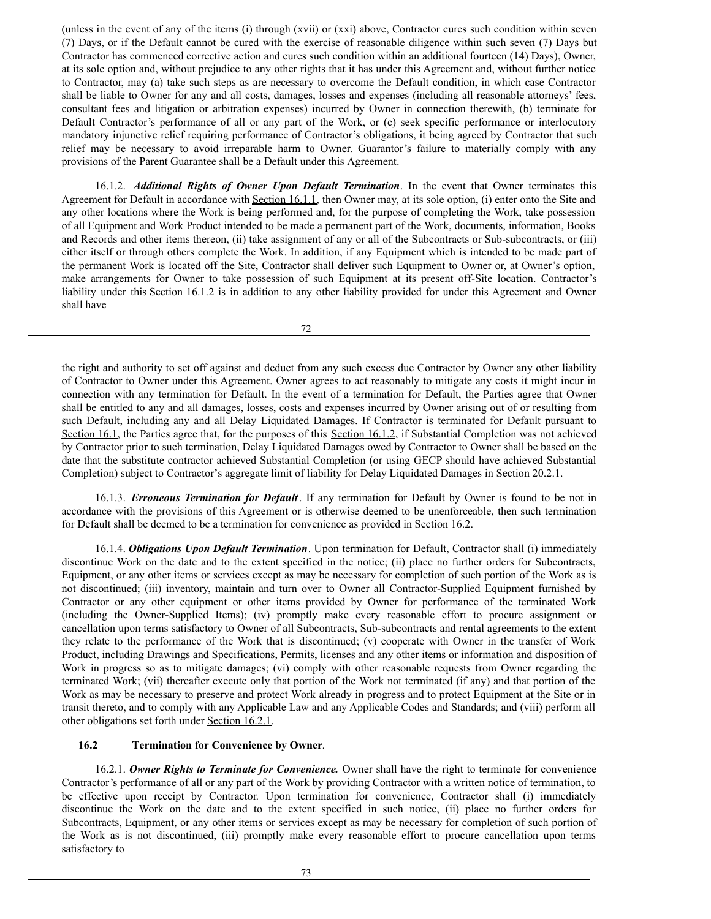(unless in the event of any of the items (i) through (xvii) or (xxi) above, Contractor cures such condition within seven (7) Days, or if the Default cannot be cured with the exercise of reasonable diligence within such seven (7) Days but Contractor has commenced corrective action and cures such condition within an additional fourteen (14) Days), Owner, at its sole option and, without prejudice to any other rights that it has under this Agreement and, without further notice to Contractor, may (a) take such steps as are necessary to overcome the Default condition, in which case Contractor shall be liable to Owner for any and all costs, damages, losses and expenses (including all reasonable attorneys' fees, consultant fees and litigation or arbitration expenses) incurred by Owner in connection therewith, (b) terminate for Default Contractor's performance of all or any part of the Work, or (c) seek specific performance or interlocutory mandatory injunctive relief requiring performance of Contractor's obligations, it being agreed by Contractor that such relief may be necessary to avoid irreparable harm to Owner. Guarantor's failure to materially comply with any provisions of the Parent Guarantee shall be a Default under this Agreement.

16.1.2. ***Additional Rights of Owner Upon Default Termination***. In the event that Owner terminates this Agreement for Default in accordance with Section 16.1.1, then Owner may, at its sole option, (i) enter onto the Site and any other locations where the Work is being performed and, for the purpose of completing the Work, take possession of all Equipment and Work Product intended to be made a permanent part of the Work, documents, information, Books and Records and other items thereon, (ii) take assignment of any or all of the Subcontracts or Sub-subcontracts, or (iii) either itself or through others complete the Work. In addition, if any Equipment which is intended to be made part of the permanent Work is located off the Site, Contractor shall deliver such Equipment to Owner or, at Owner's option, make arrangements for Owner to take possession of such Equipment at its present off-Site location. Contractor's liability under this Section 16.1.2 is in addition to any other liability provided for under this Agreement and Owner shall have the right and authority to set off against and deduct from any such excess due Contractor by Owner any other liability of Contractor to Owner under this Agreement. Owner agrees to act reasonably to mitigate any costs it might incur in connection with any termination for Default. In the event of a termination for Default, the Parties agree that Owner shall be entitled to any and all damages, losses, costs and expenses incurred by Owner arising out of or resulting from such Default, including any and all Delay Liquidated Damages. If Contractor is terminated for Default pursuant to Section 16.1, the Parties agree that, for the purposes of this Section 16.1.2, if Substantial Completion was not achieved by Contractor prior to such termination, Delay Liquidated Damages owed by Contractor to Owner shall be based on the date that the substitute contractor achieved Substantial Completion (or using GECP should have achieved Substantial Completion) subject to Contractor's aggregate limit of liability for Delay Liquidated Damages in Section 20.2.1.

16.1.3. ***Erroneous Termination for Default***. If any termination for Default by Owner is found to be not in accordance with the provisions of this Agreement or is otherwise deemed to be unenforceable, then such termination for Default shall be deemed to be a termination for convenience as provided in Section 16.2.

16.1.4. ***Obligations Upon Default Termination***. Upon termination for Default, Contractor shall (i) immediately discontinue Work on the date and to the extent specified in the notice; (ii) place no further orders for Subcontracts, Equipment, or any other items or services except as may be necessary for completion of such portion of the Work as is not discontinued; (iii) inventory, maintain and turn over to Owner all Contractor-Supplied Equipment furnished by Contractor or any other equipment or other items provided by Owner for performance of the terminated Work (including the Owner-Supplied Items); (iv) promptly make every reasonable effort to procure assignment or cancellation upon terms satisfactory to Owner of all Subcontracts, Sub-subcontracts and rental agreements to the extent they relate to the performance of the Work that is discontinued; (v) cooperate with Owner in the transfer of Work Product, including Drawings and Specifications, Permits, licenses and any other items or information and disposition of Work in progress so as to mitigate damages; (vi) comply with other reasonable requests from Owner regarding the terminated Work; (vii) thereafter execute only that portion of the Work not terminated (if any) and that portion of the Work as may be necessary to preserve and protect Work already in progress and to protect Equipment at the Site or in transit thereto, and to comply with any Applicable Law and any Applicable Codes and Standards; and (viii) perform all other obligations set forth under Section 16.2.1.

### 16.2 Termination for Convenience by Owner.

16.2.1. ***Owner Rights to Terminate for Convenience.*** Owner shall have the right to terminate for convenience Contractor's performance of all or any part of the Work by providing Contractor with a written notice of termination, to be effective upon receipt by Contractor. Upon termination for convenience, Contractor shall (i) immediately discontinue the Work on the date and to the extent specified in such notice, (ii) place no further orders for Subcontracts, Equipment, or any other items or services except as may be necessary for completion of such portion of the Work as is not discontinued, (iii) promptly make every reasonable effort to procure cancellation upon terms satisfactory to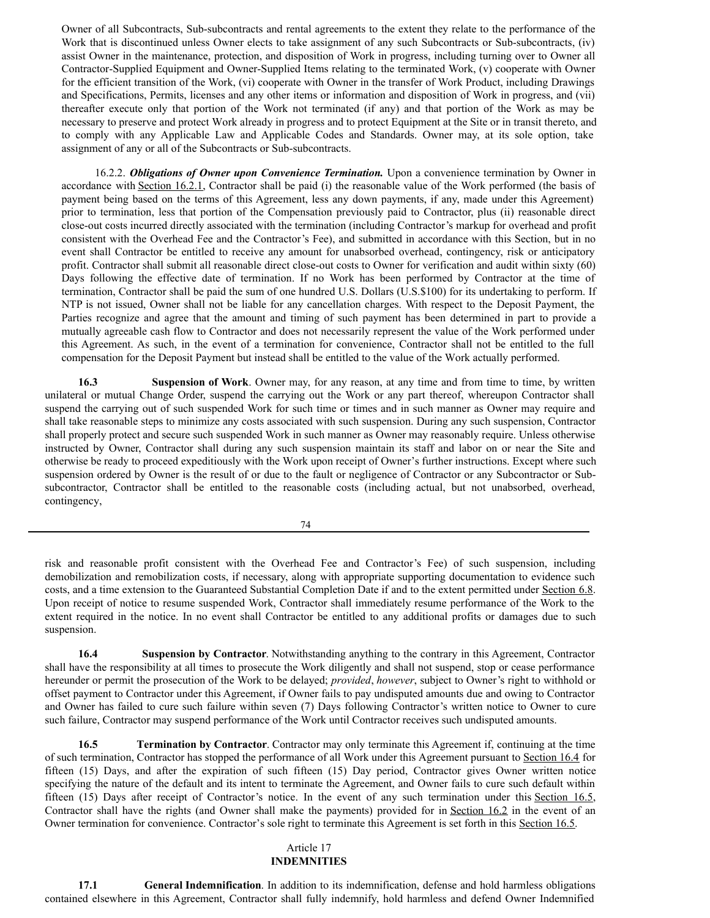Owner of all Subcontracts, Sub-subcontracts and rental agreements to the extent they relate to the performance of the Work that is discontinued unless Owner elects to take assignment of any such Subcontracts or Sub-subcontracts, (iv) assist Owner in the maintenance, protection, and disposition of Work in progress, including turning over to Owner all Contractor-Supplied Equipment and Owner-Supplied Items relating to the terminated Work, (v) cooperate with Owner for the efficient transition of the Work, (vi) cooperate with Owner in the transfer of Work Product, including Drawings and Specifications, Permits, licenses and any other items or information and disposition of Work in progress, and (vii) thereafter execute only that portion of the Work not terminated (if any) and that portion of the Work as may be necessary to preserve and protect Work already in progress and to protect Equipment at the Site or in transit thereto, and to comply with any Applicable Law and Applicable Codes and Standards. Owner may, at its sole option, take assignment of any or all of the Subcontracts or Sub-subcontracts.

16.2.2. ***Obligations of Owner upon Convenience Termination.*** Upon a convenience termination by Owner in accordance with Section 16.2.1, Contractor shall be paid (i) the reasonable value of the Work performed (the basis of payment being based on the terms of this Agreement, less any down payments, if any, made under this Agreement) prior to termination, less that portion of the Compensation previously paid to Contractor, plus (ii) reasonable direct close-out costs incurred directly associated with the termination (including Contractor's markup for overhead and profit consistent with the Overhead Fee and the Contractor's Fee), and submitted in accordance with this Section, but in no event shall Contractor be entitled to receive any amount for unabsorbed overhead, contingency, risk or anticipatory profit. Contractor shall submit all reasonable direct close-out costs to Owner for verification and audit within sixty (60) Days following the effective date of termination. If no Work has been performed by Contractor at the time of termination, Contractor shall be paid the sum of one hundred U.S. Dollars (U.S.$100) for its undertaking to perform. If NTP is not issued, Owner shall not be liable for any cancellation charges. With respect to the Deposit Payment, the Parties recognize and agree that the amount and timing of such payment has been determined in part to provide a mutually agreeable cash flow to Contractor and does not necessarily represent the value of the Work performed under this Agreement. As such, in the event of a termination for convenience, Contractor shall not be entitled to the full compensation for the Deposit Payment but instead shall be entitled to the value of the Work actually performed.

**16.3 Suspension of Work**. Owner may, for any reason, at any time and from time to time, by written unilateral or mutual Change Order, suspend the carrying out the Work or any part thereof, whereupon Contractor shall suspend the carrying out of such suspended Work for such time or times and in such manner as Owner may require and shall take reasonable steps to minimize any costs associated with such suspension. During any such suspension, Contractor shall properly protect and secure such suspended Work in such manner as Owner may reasonably require. Unless otherwise instructed by Owner, Contractor shall during any such suspension maintain its staff and labor on or near the Site and otherwise be ready to proceed expeditiously with the Work upon receipt of Owner's further instructions. Except where such suspension ordered by Owner is the result of or due to the fault or negligence of Contractor or any Subcontractor or Sub-subcontractor, Contractor shall be entitled to the reasonable costs (including actual, but not unabsorbed, overhead, contingency, risk and reasonable profit consistent with the Overhead Fee and Contractor's Fee) of such suspension, including demobilization and remobilization costs, if necessary, along with appropriate supporting documentation to evidence such costs, and a time extension to the Guaranteed Substantial Completion Date if and to the extent permitted under Section 6.8. Upon receipt of notice to resume suspended Work, Contractor shall immediately resume performance of the Work to the extent required in the notice. In no event shall Contractor be entitled to any additional profits or damages due to such suspension.

**16.4 Suspension by Contractor**. Notwithstanding anything to the contrary in this Agreement, Contractor shall have the responsibility at all times to prosecute the Work diligently and shall not suspend, stop or cease performance hereunder or permit the prosecution of the Work to be delayed; *provided*, *however*, subject to Owner's right to withhold or offset payment to Contractor under this Agreement, if Owner fails to pay undisputed amounts due and owing to Contractor and Owner has failed to cure such failure within seven (7) Days following Contractor's written notice to Owner to cure such failure, Contractor may suspend performance of the Work until Contractor receives such undisputed amounts.

**16.5 Termination by Contractor**. Contractor may only terminate this Agreement if, continuing at the time of such termination, Contractor has stopped the performance of all Work under this Agreement pursuant to Section 16.4 for fifteen (15) Days, and after the expiration of such fifteen (15) Day period, Contractor gives Owner written notice specifying the nature of the default and its intent to terminate the Agreement, and Owner fails to cure such default within fifteen (15) Days after receipt of Contractor's notice. In the event of any such termination under this Section 16.5, Contractor shall have the rights (and Owner shall make the payments) provided for in Section 16.2 in the event of an Owner termination for convenience. Contractor's sole right to terminate this Agreement is set forth in this Section 16.5.

## Article 17
## INDEMNITIES

**17.1 General Indemnification**. In addition to its indemnification, defense and hold harmless obligations contained elsewhere in this Agreement, Contractor shall fully indemnify, hold harmless and defend Owner Indemnified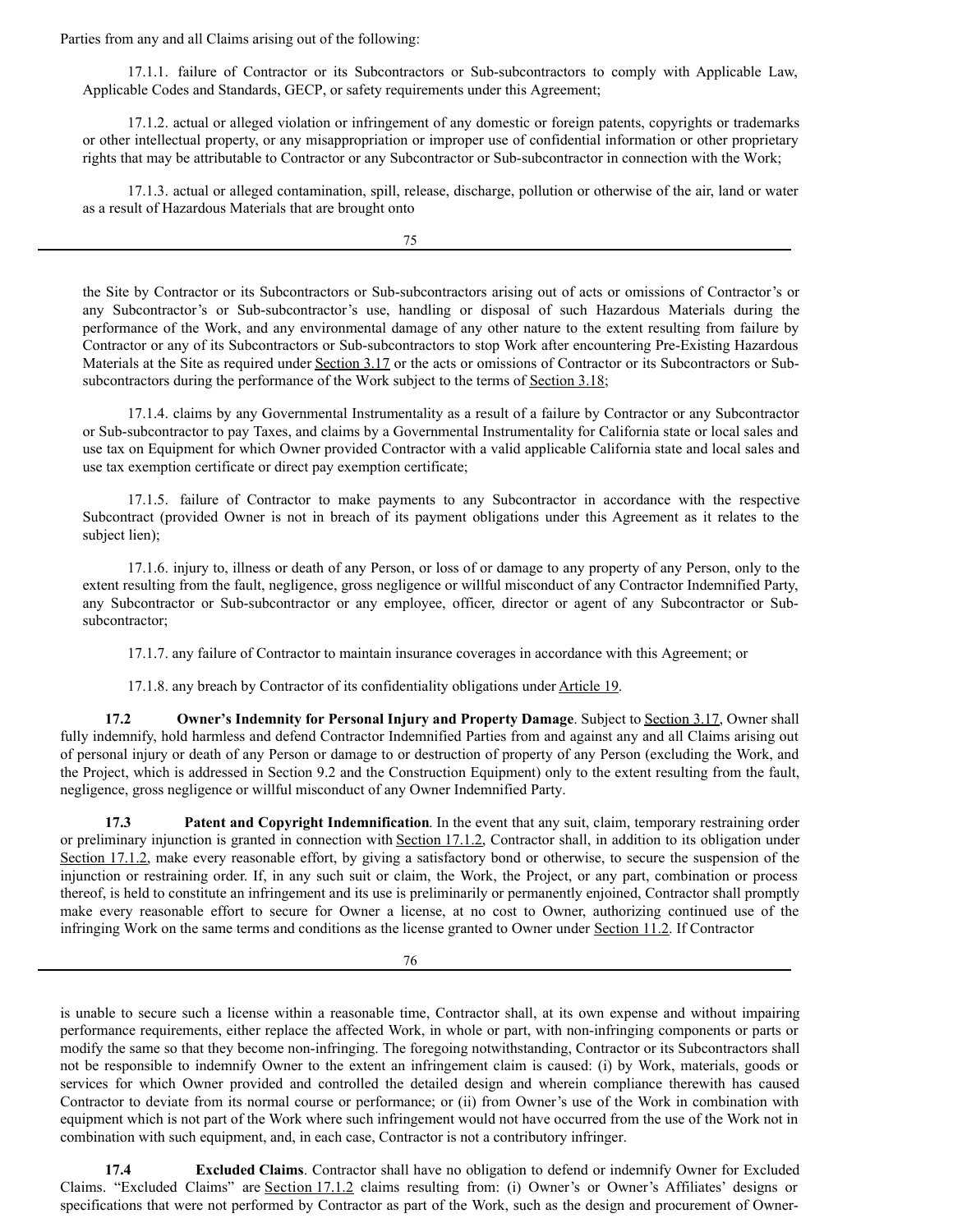Parties from any and all Claims arising out of the following:

17.1.1. failure of Contractor or its Subcontractors or Sub-subcontractors to comply with Applicable Law, Applicable Codes and Standards, GECP, or safety requirements under this Agreement;

17.1.2. actual or alleged violation or infringement of any domestic or foreign patents, copyrights or trademarks or other intellectual property, or any misappropriation or improper use of confidential information or other proprietary rights that may be attributable to Contractor or any Subcontractor or Sub-subcontractor in connection with the Work;

17.1.3. actual or alleged contamination, spill, release, discharge, pollution or otherwise of the air, land or water as a result of Hazardous Materials that are brought onto the Site by Contractor or its Subcontractors or Sub-subcontractors arising out of acts or omissions of Contractor's or any Subcontractor's or Sub-subcontractor's use, handling or disposal of such Hazardous Materials during the performance of the Work, and any environmental damage of any other nature to the extent resulting from failure by Contractor or any of its Subcontractors or Sub-subcontractors to stop Work after encountering Pre-Existing Hazardous Materials at the Site as required under Section 3.17 or the acts or omissions of Contractor or its Subcontractors or Sub-subcontractors during the performance of the Work subject to the terms of Section 3.18;

17.1.4. claims by any Governmental Instrumentality as a result of a failure by Contractor or any Subcontractor or Sub-subcontractor to pay Taxes, and claims by a Governmental Instrumentality for California state or local sales and use tax on Equipment for which Owner provided Contractor with a valid applicable California state and local sales and use tax exemption certificate or direct pay exemption certificate;

17.1.5. failure of Contractor to make payments to any Subcontractor in accordance with the respective Subcontract (provided Owner is not in breach of its payment obligations under this Agreement as it relates to the subject lien);

17.1.6. injury to, illness or death of any Person, or loss of or damage to any property of any Person, only to the extent resulting from the fault, negligence, gross negligence or willful misconduct of any Contractor Indemnified Party, any Subcontractor or Sub-subcontractor or any employee, officer, director or agent of any Subcontractor or Sub-subcontractor;

17.1.7. any failure of Contractor to maintain insurance coverages in accordance with this Agreement; or

17.1.8. any breach by Contractor of its confidentiality obligations under Article 19.

**17.2 Owner's Indemnity for Personal Injury and Property Damage**. Subject to Section 3.17, Owner shall fully indemnify, hold harmless and defend Contractor Indemnified Parties from and against any and all Claims arising out of personal injury or death of any Person or damage to or destruction of property of any Person (excluding the Work, and the Project, which is addressed in Section 9.2 and the Construction Equipment) only to the extent resulting from the fault, negligence, gross negligence or willful misconduct of any Owner Indemnified Party.

**17.3 Patent and Copyright Indemnification**. In the event that any suit, claim, temporary restraining order or preliminary injunction is granted in connection with Section 17.1.2, Contractor shall, in addition to its obligation under Section 17.1.2, make every reasonable effort, by giving a satisfactory bond or otherwise, to secure the suspension of the injunction or restraining order. If, in any such suit or claim, the Work, the Project, or any part, combination or process thereof, is held to constitute an infringement and its use is preliminarily or permanently enjoined, Contractor shall promptly make every reasonable effort to secure for Owner a license, at no cost to Owner, authorizing continued use of the infringing Work on the same terms and conditions as the license granted to Owner under Section 11.2. If Contractor is unable to secure such a license within a reasonable time, Contractor shall, at its own expense and without impairing performance requirements, either replace the affected Work, in whole or part, with non-infringing components or parts or modify the same so that they become non-infringing. The foregoing notwithstanding, Contractor or its Subcontractors shall not be responsible to indemnify Owner to the extent an infringement claim is caused: (i) by Work, materials, goods or services for which Owner provided and controlled the detailed design and wherein compliance therewith has caused Contractor to deviate from its normal course or performance; or (ii) from Owner's use of the Work in combination with equipment which is not part of the Work where such infringement would not have occurred from the use of the Work not in combination with such equipment, and, in each case, Contractor is not a contributory infringer.

**17.4 Excluded Claims**. Contractor shall have no obligation to defend or indemnify Owner for Excluded Claims. "Excluded Claims" are Section 17.1.2 claims resulting from: (i) Owner's or Owner's Affiliates' designs or specifications that were not performed by Contractor as part of the Work, such as the design and procurement of Owner-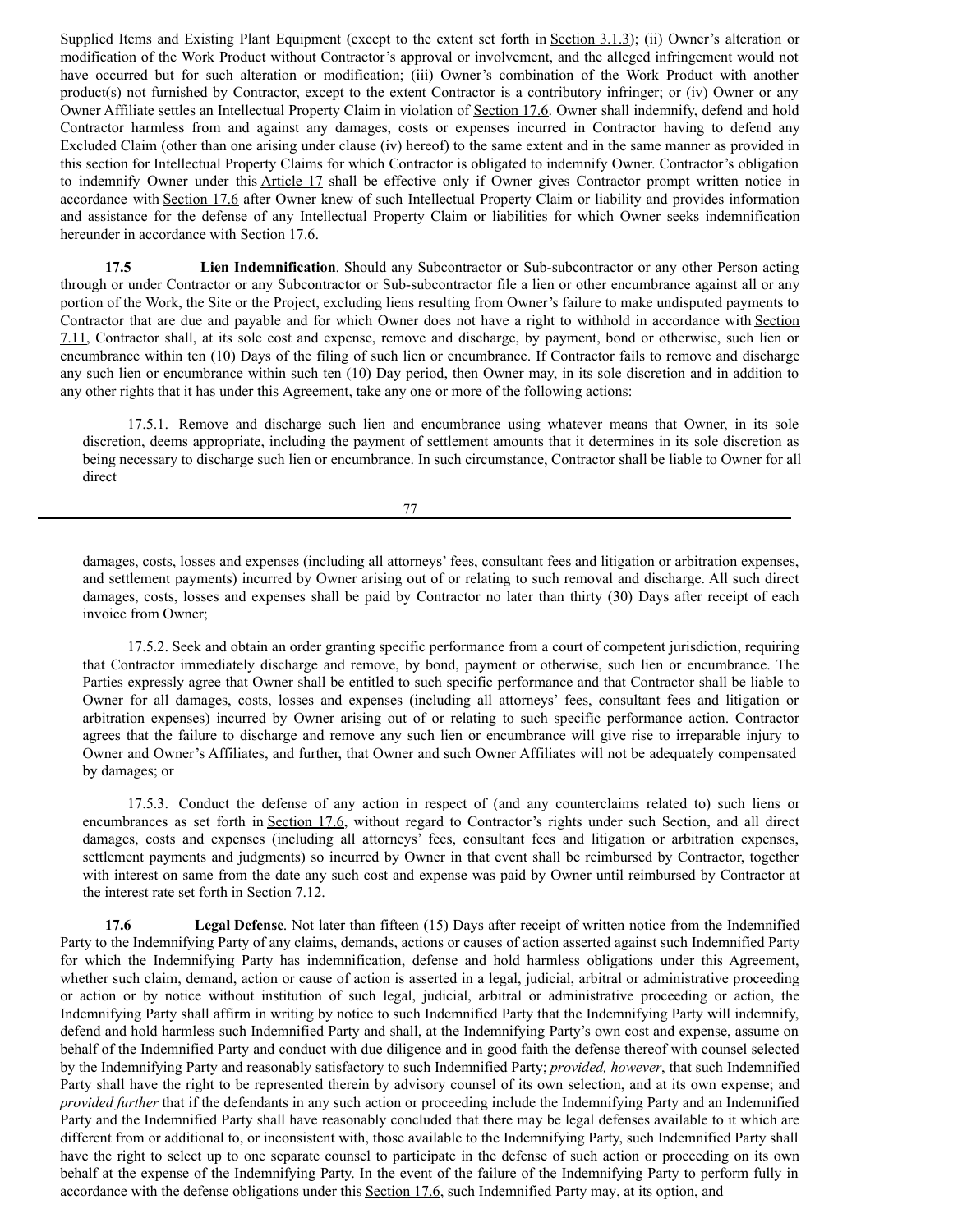Supplied Items and Existing Plant Equipment (except to the extent set forth in Section 3.1.3); (ii) Owner's alteration or modification of the Work Product without Contractor's approval or involvement, and the alleged infringement would not have occurred but for such alteration or modification; (iii) Owner's combination of the Work Product with another product(s) not furnished by Contractor, except to the extent Contractor is a contributory infringer; or (iv) Owner or any Owner Affiliate settles an Intellectual Property Claim in violation of Section 17.6. Owner shall indemnify, defend and hold Contractor harmless from and against any damages, costs or expenses incurred in Contractor having to defend any Excluded Claim (other than one arising under clause (iv) hereof) to the same extent and in the same manner as provided in this section for Intellectual Property Claims for which Contractor is obligated to indemnify Owner. Contractor's obligation to indemnify Owner under this Article 17 shall be effective only if Owner gives Contractor prompt written notice in accordance with Section 17.6 after Owner knew of such Intellectual Property Claim or liability and provides information and assistance for the defense of any Intellectual Property Claim or liabilities for which Owner seeks indemnification hereunder in accordance with Section 17.6.

**17.5 Lien Indemnification**. Should any Subcontractor or Sub-subcontractor or any other Person acting through or under Contractor or any Subcontractor or Sub-subcontractor file a lien or other encumbrance against all or any portion of the Work, the Site or the Project, excluding liens resulting from Owner's failure to make undisputed payments to Contractor that are due and payable and for which Owner does not have a right to withhold in accordance with Section 7.11, Contractor shall, at its sole cost and expense, remove and discharge, by payment, bond or otherwise, such lien or encumbrance within ten (10) Days of the filing of such lien or encumbrance. If Contractor fails to remove and discharge any such lien or encumbrance within such ten (10) Day period, then Owner may, in its sole discretion and in addition to any other rights that it has under this Agreement, take any one or more of the following actions:

17.5.1. Remove and discharge such lien and encumbrance using whatever means that Owner, in its sole discretion, deems appropriate, including the payment of settlement amounts that it determines in its sole discretion as being necessary to discharge such lien or encumbrance. In such circumstance, Contractor shall be liable to Owner for all direct damages, costs, losses and expenses (including all attorneys' fees, consultant fees and litigation or arbitration expenses, and settlement payments) incurred by Owner arising out of or relating to such removal and discharge. All such direct damages, costs, losses and expenses shall be paid by Contractor no later than thirty (30) Days after receipt of each invoice from Owner;

17.5.2. Seek and obtain an order granting specific performance from a court of competent jurisdiction, requiring that Contractor immediately discharge and remove, by bond, payment or otherwise, such lien or encumbrance. The Parties expressly agree that Owner shall be entitled to such specific performance and that Contractor shall be liable to Owner for all damages, costs, losses and expenses (including all attorneys' fees, consultant fees and litigation or arbitration expenses) incurred by Owner arising out of or relating to such specific performance action. Contractor agrees that the failure to discharge and remove any such lien or encumbrance will give rise to irreparable injury to Owner and Owner's Affiliates, and further, that Owner and such Owner Affiliates will not be adequately compensated by damages; or

17.5.3. Conduct the defense of any action in respect of (and any counterclaims related to) such liens or encumbrances as set forth in Section 17.6, without regard to Contractor's rights under such Section, and all direct damages, costs and expenses (including all attorneys' fees, consultant fees and litigation or arbitration expenses, settlement payments and judgments) so incurred by Owner in that event shall be reimbursed by Contractor, together with interest on same from the date any such cost and expense was paid by Owner until reimbursed by Contractor at the interest rate set forth in Section 7.12.

**17.6 Legal Defense**. Not later than fifteen (15) Days after receipt of written notice from the Indemnified Party to the Indemnifying Party of any claims, demands, actions or causes of action asserted against such Indemnified Party for which the Indemnifying Party has indemnification, defense and hold harmless obligations under this Agreement, whether such claim, demand, action or cause of action is asserted in a legal, judicial, arbitral or administrative proceeding or action or by notice without institution of such legal, judicial, arbitral or administrative proceeding or action, the Indemnifying Party shall affirm in writing by notice to such Indemnified Party that the Indemnifying Party will indemnify, defend and hold harmless such Indemnified Party and shall, at the Indemnifying Party's own cost and expense, assume on behalf of the Indemnified Party and conduct with due diligence and in good faith the defense thereof with counsel selected by the Indemnifying Party and reasonably satisfactory to such Indemnified Party; *provided, however*, that such Indemnified Party shall have the right to be represented therein by advisory counsel of its own selection, and at its own expense; and *provided further* that if the defendants in any such action or proceeding include the Indemnifying Party and an Indemnified Party and the Indemnified Party shall have reasonably concluded that there may be legal defenses available to it which are different from or additional to, or inconsistent with, those available to the Indemnifying Party, such Indemnified Party shall have the right to select up to one separate counsel to participate in the defense of such action or proceeding on its own behalf at the expense of the Indemnifying Party. In the event of the failure of the Indemnifying Party to perform fully in accordance with the defense obligations under this Section 17.6, such Indemnified Party may, at its option, and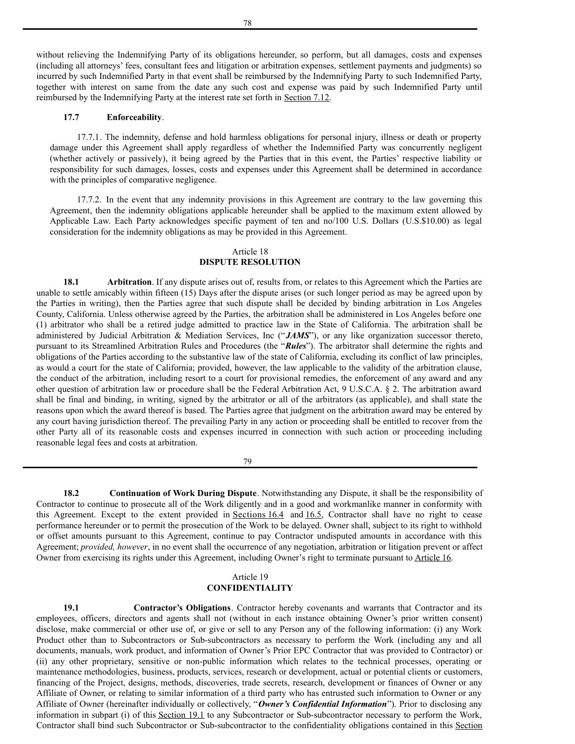without relieving the Indemnifying Party of its obligations hereunder, so perform, but all damages, costs and expenses (including all attorneys' fees, consultant fees and litigation or arbitration expenses, settlement payments and judgments) so incurred by such Indemnified Party in that event shall be reimbursed by the Indemnifying Party to such Indemnified Party, together with interest on same from the date any such cost and expense was paid by such Indemnified Party until reimbursed by the Indemnifying Party at the interest rate set forth in Section 7.12.

**17.7 Enforceability**.

17.7.1. The indemnity, defense and hold harmless obligations for personal injury, illness or death or property damage under this Agreement shall apply regardless of whether the Indemnified Party was concurrently negligent (whether actively or passively), it being agreed by the Parties that in this event, the Parties' respective liability or responsibility for such damages, losses, costs and expenses under this Agreement shall be determined in accordance with the principles of comparative negligence.

17.7.2. In the event that any indemnity provisions in this Agreement are contrary to the law governing this Agreement, then the indemnity obligations applicable hereunder shall be applied to the maximum extent allowed by Applicable Law. Each Party acknowledges specific payment of ten and no/100 U.S. Dollars (U.S.$10.00) as legal consideration for the indemnity obligations as may be provided in this Agreement.

## Article 18
## DISPUTE RESOLUTION

**18.1 Arbitration**. If any dispute arises out of, results from, or relates to this Agreement which the Parties are unable to settle amicably within fifteen (15) Days after the dispute arises (or such longer period as may be agreed upon by the Parties in writing), then the Parties agree that such dispute shall be decided by binding arbitration in Los Angeles County, California. Unless otherwise agreed by the Parties, the arbitration shall be administered in Los Angeles before one (1) arbitrator who shall be a retired judge admitted to practice law in the State of California. The arbitration shall be administered by Judicial Arbitration & Mediation Services, Inc ("***JAMS***"), or any like organization successor thereto, pursuant to its Streamlined Arbitration Rules and Procedures (the "***Rules***"). The arbitrator shall determine the rights and obligations of the Parties according to the substantive law of the state of California, excluding its conflict of law principles, as would a court for the state of California; provided, however, the law applicable to the validity of the arbitration clause, the conduct of the arbitration, including resort to a court for provisional remedies, the enforcement of any award and any other question of arbitration law or procedure shall be the Federal Arbitration Act, 9 U.S.C.A. § 2. The arbitration award shall be final and binding, in writing, signed by the arbitrator or all of the arbitrators (as applicable), and shall state the reasons upon which the award thereof is based. The Parties agree that judgment on the arbitration award may be entered by any court having jurisdiction thereof. The prevailing Party in any action or proceeding shall be entitled to recover from the other Party all of its reasonable costs and expenses incurred in connection with such action or proceeding including reasonable legal fees and costs at arbitration.

**18.2 Continuation of Work During Dispute**. Notwithstanding any Dispute, it shall be the responsibility of Contractor to continue to prosecute all of the Work diligently and in a good and workmanlike manner in conformity with this Agreement. Except to the extent provided in Sections 16.4 and 16.5, Contractor shall have no right to cease performance hereunder or to permit the prosecution of the Work to be delayed. Owner shall, subject to its right to withhold or offset amounts pursuant to this Agreement, continue to pay Contractor undisputed amounts in accordance with this Agreement; *provided, however*, in no event shall the occurrence of any negotiation, arbitration or litigation prevent or affect Owner from exercising its rights under this Agreement, including Owner's right to terminate pursuant to Article 16.

## Article 19
## CONFIDENTIALITY

**19.1 Contractor's Obligations**. Contractor hereby covenants and warrants that Contractor and its employees, officers, directors and agents shall not (without in each instance obtaining Owner's prior written consent) disclose, make commercial or other use of, or give or sell to any Person any of the following information: (i) any Work Product other than to Subcontractors or Sub-subcontractors as necessary to perform the Work (including any and all documents, manuals, work product, and information of Owner's Prior EPC Contractor that was provided to Contractor) or (ii) any other proprietary, sensitive or non-public information which relates to the technical processes, operating or maintenance methodologies, business, products, services, research or development, actual or potential clients or customers, financing of the Project, designs, methods, discoveries, trade secrets, research, development or finances of Owner or any Affiliate of Owner, or relating to similar information of a third party who has entrusted such information to Owner or any Affiliate of Owner (hereinafter individually or collectively, "***Owner's Confidential Information***"). Prior to disclosing any information in subpart (i) of this Section 19.1 to any Subcontractor or Sub-subcontractor necessary to perform the Work, Contractor shall bind such Subcontractor or Sub-subcontractor to the confidentiality obligations contained in this Section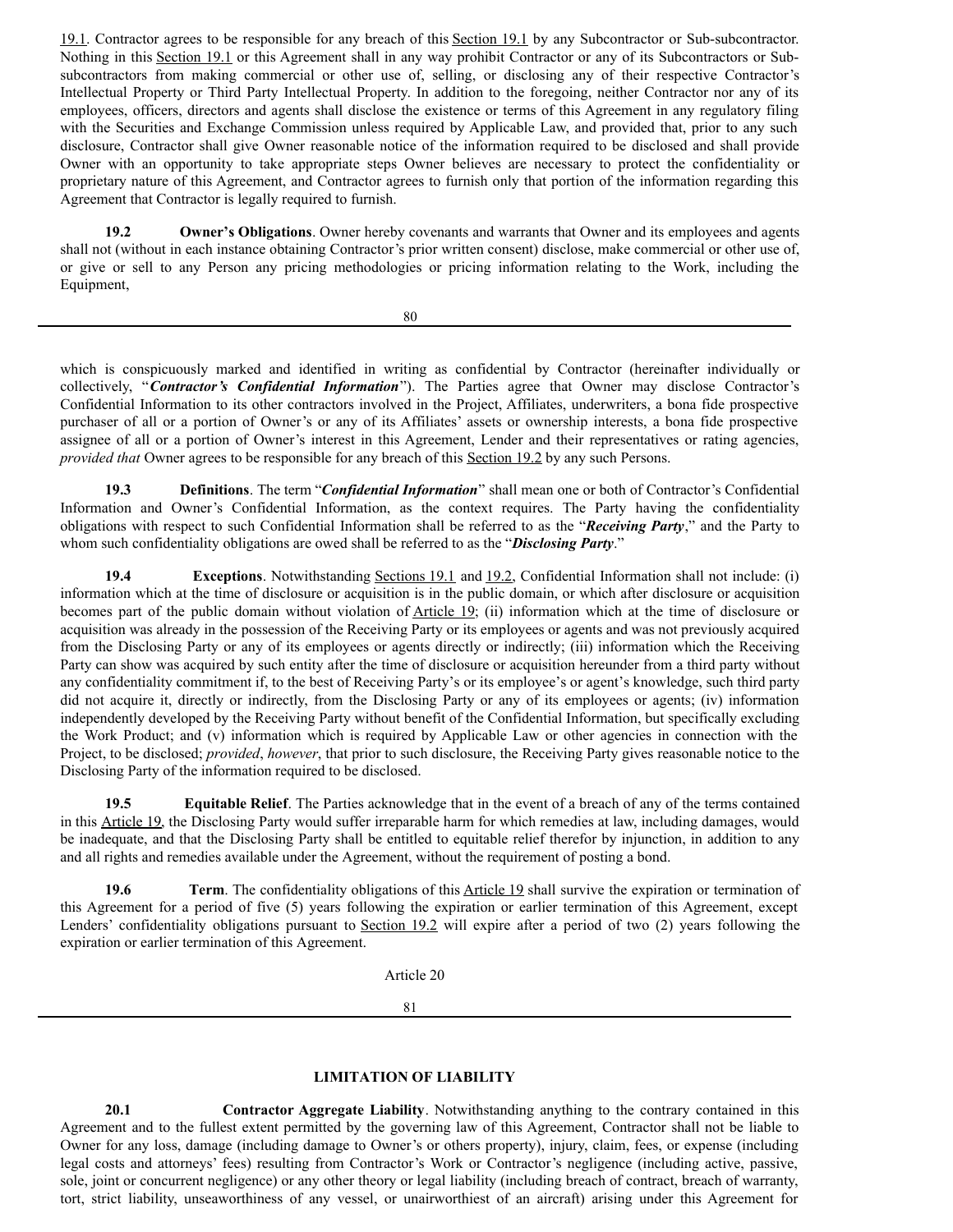19.1. Contractor agrees to be responsible for any breach of this Section 19.1 by any Subcontractor or Sub-subcontractor. Nothing in this Section 19.1 or this Agreement shall in any way prohibit Contractor or any of its Subcontractors or Sub-subcontractors from making commercial or other use of, selling, or disclosing any of their respective Contractor's Intellectual Property or Third Party Intellectual Property. In addition to the foregoing, neither Contractor nor any of its employees, officers, directors and agents shall disclose the existence or terms of this Agreement in any regulatory filing with the Securities and Exchange Commission unless required by Applicable Law, and provided that, prior to any such disclosure, Contractor shall give Owner reasonable notice of the information required to be disclosed and shall provide Owner with an opportunity to take appropriate steps Owner believes are necessary to protect the confidentiality or proprietary nature of this Agreement, and Contractor agrees to furnish only that portion of the information regarding this Agreement that Contractor is legally required to furnish.

**19.2 Owner's Obligations**. Owner hereby covenants and warrants that Owner and its employees and agents shall not (without in each instance obtaining Contractor's prior written consent) disclose, make commercial or other use of, or give or sell to any Person any pricing methodologies or pricing information relating to the Work, including the Equipment, which is conspicuously marked and identified in writing as confidential by Contractor (hereinafter individually or collectively, "***Contractor's Confidential Information***"). The Parties agree that Owner may disclose Contractor's Confidential Information to its other contractors involved in the Project, Affiliates, underwriters, a bona fide prospective purchaser of all or a portion of Owner's or any of its Affiliates' assets or ownership interests, a bona fide prospective assignee of all or a portion of Owner's interest in this Agreement, Lender and their representatives or rating agencies, *provided that* Owner agrees to be responsible for any breach of this Section 19.2 by any such Persons.

**19.3 Definitions**. The term "***Confidential Information***" shall mean one or both of Contractor's Confidential Information and Owner's Confidential Information, as the context requires. The Party having the confidentiality obligations with respect to such Confidential Information shall be referred to as the "***Receiving Party***," and the Party to whom such confidentiality obligations are owed shall be referred to as the "***Disclosing Party***."

**19.4 Exceptions**. Notwithstanding Sections 19.1 and 19.2, Confidential Information shall not include: (i) information which at the time of disclosure or acquisition is in the public domain, or which after disclosure or acquisition becomes part of the public domain without violation of Article 19; (ii) information which at the time of disclosure or acquisition was already in the possession of the Receiving Party or its employees or agents and was not previously acquired from the Disclosing Party or any of its employees or agents directly or indirectly; (iii) information which the Receiving Party can show was acquired by such entity after the time of disclosure or acquisition hereunder from a third party without any confidentiality commitment if, to the best of Receiving Party's or its employee's or agent's knowledge, such third party did not acquire it, directly or indirectly, from the Disclosing Party or any of its employees or agents; (iv) information independently developed by the Receiving Party without benefit of the Confidential Information, but specifically excluding the Work Product; and (v) information which is required by Applicable Law or other agencies in connection with the Project, to be disclosed; *provided*, *however*, that prior to such disclosure, the Receiving Party gives reasonable notice to the Disclosing Party of the information required to be disclosed.

**19.5 Equitable Relief**. The Parties acknowledge that in the event of a breach of any of the terms contained in this Article 19, the Disclosing Party would suffer irreparable harm for which remedies at law, including damages, would be inadequate, and that the Disclosing Party shall be entitled to equitable relief therefor by injunction, in addition to any and all rights and remedies available under the Agreement, without the requirement of posting a bond.

**19.6 Term**. The confidentiality obligations of this Article 19 shall survive the expiration or termination of this Agreement for a period of five (5) years following the expiration or earlier termination of this Agreement, except Lenders' confidentiality obligations pursuant to Section 19.2 will expire after a period of two (2) years following the expiration or earlier termination of this Agreement.

## Article 20

## LIMITATION OF LIABILITY

**20.1 Contractor Aggregate Liability**. Notwithstanding anything to the contrary contained in this Agreement and to the fullest extent permitted by the governing law of this Agreement, Contractor shall not be liable to Owner for any loss, damage (including damage to Owner's or others property), injury, claim, fees, or expense (including legal costs and attorneys' fees) resulting from Contractor's Work or Contractor's negligence (including active, passive, sole, joint or concurrent negligence) or any other theory or legal liability (including breach of contract, breach of warranty, tort, strict liability, unseaworthiness of any vessel, or unairworthiest of an aircraft) arising under this Agreement for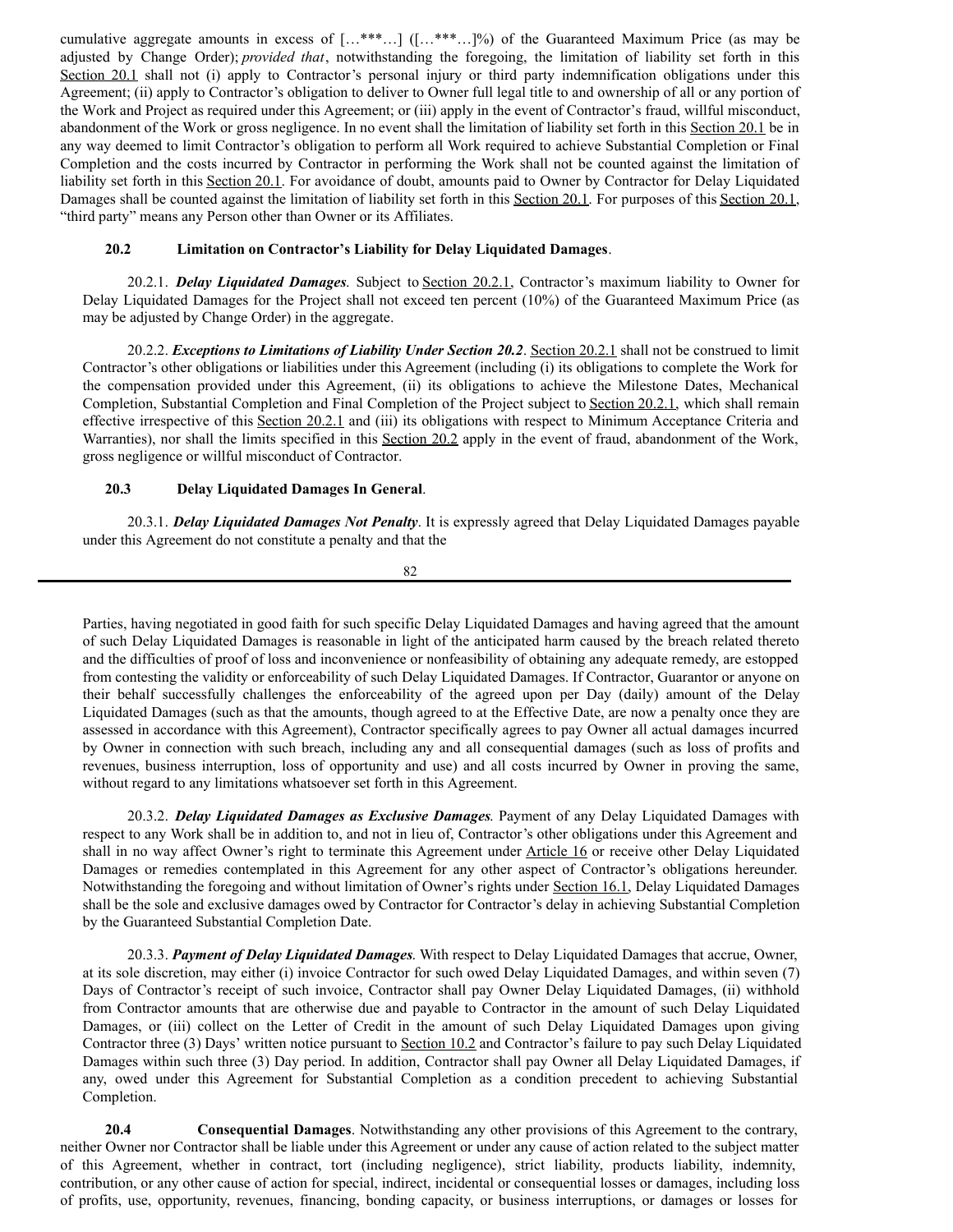cumulative aggregate amounts in excess of […***…] ([…***…]%) of the Guaranteed Maximum Price (as may be adjusted by Change Order); *provided that*, notwithstanding the foregoing, the limitation of liability set forth in this Section 20.1 shall not (i) apply to Contractor's personal injury or third party indemnification obligations under this Agreement; (ii) apply to Contractor's obligation to deliver to Owner full legal title to and ownership of all or any portion of the Work and Project as required under this Agreement; or (iii) apply in the event of Contractor's fraud, willful misconduct, abandonment of the Work or gross negligence. In no event shall the limitation of liability set forth in this Section 20.1 be in any way deemed to limit Contractor's obligation to perform all Work required to achieve Substantial Completion or Final Completion and the costs incurred by Contractor in performing the Work shall not be counted against the limitation of liability set forth in this Section 20.1. For avoidance of doubt, amounts paid to Owner by Contractor for Delay Liquidated Damages shall be counted against the limitation of liability set forth in this Section 20.1. For purposes of this Section 20.1, "third party" means any Person other than Owner or its Affiliates.

**20.2 Limitation on Contractor's Liability for Delay Liquidated Damages**.

20.2.1. ***Delay Liquidated Damages.*** Subject to Section 20.2.1, Contractor's maximum liability to Owner for Delay Liquidated Damages for the Project shall not exceed ten percent (10%) of the Guaranteed Maximum Price (as may be adjusted by Change Order) in the aggregate.

20.2.2. ***Exceptions to Limitations of Liability Under Section 20.2***. Section 20.2.1 shall not be construed to limit Contractor's other obligations or liabilities under this Agreement (including (i) its obligations to complete the Work for the compensation provided under this Agreement, (ii) its obligations to achieve the Milestone Dates, Mechanical Completion, Substantial Completion and Final Completion of the Project subject to Section 20.2.1, which shall remain effective irrespective of this Section 20.2.1 and (iii) its obligations with respect to Minimum Acceptance Criteria and Warranties), nor shall the limits specified in this Section 20.2 apply in the event of fraud, abandonment of the Work, gross negligence or willful misconduct of Contractor.

**20.3 Delay Liquidated Damages In General**.

20.3.1. ***Delay Liquidated Damages Not Penalty***. It is expressly agreed that Delay Liquidated Damages payable under this Agreement do not constitute a penalty and that the Parties, having negotiated in good faith for such specific Delay Liquidated Damages and having agreed that the amount of such Delay Liquidated Damages is reasonable in light of the anticipated harm caused by the breach related thereto and the difficulties of proof of loss and inconvenience or nonfeasibility of obtaining any adequate remedy, are estopped from contesting the validity or enforceability of such Delay Liquidated Damages. If Contractor, Guarantor or anyone on their behalf successfully challenges the enforceability of the agreed upon per Day (daily) amount of the Delay Liquidated Damages (such as that the amounts, though agreed to at the Effective Date, are now a penalty once they are assessed in accordance with this Agreement), Contractor specifically agrees to pay Owner all actual damages incurred by Owner in connection with such breach, including any and all consequential damages (such as loss of profits and revenues, business interruption, loss of opportunity and use) and all costs incurred by Owner in proving the same, without regard to any limitations whatsoever set forth in this Agreement.

20.3.2. ***Delay Liquidated Damages as Exclusive Damages.*** Payment of any Delay Liquidated Damages with respect to any Work shall be in addition to, and not in lieu of, Contractor's other obligations under this Agreement and shall in no way affect Owner's right to terminate this Agreement under Article 16 or receive other Delay Liquidated Damages or remedies contemplated in this Agreement for any other aspect of Contractor's obligations hereunder. Notwithstanding the foregoing and without limitation of Owner's rights under Section 16.1, Delay Liquidated Damages shall be the sole and exclusive damages owed by Contractor for Contractor's delay in achieving Substantial Completion by the Guaranteed Substantial Completion Date.

20.3.3. ***Payment of Delay Liquidated Damages.*** With respect to Delay Liquidated Damages that accrue, Owner, at its sole discretion, may either (i) invoice Contractor for such owed Delay Liquidated Damages, and within seven (7) Days of Contractor's receipt of such invoice, Contractor shall pay Owner Delay Liquidated Damages, (ii) withhold from Contractor amounts that are otherwise due and payable to Contractor in the amount of such Delay Liquidated Damages, or (iii) collect on the Letter of Credit in the amount of such Delay Liquidated Damages upon giving Contractor three (3) Days' written notice pursuant to Section 10.2 and Contractor's failure to pay such Delay Liquidated Damages within such three (3) Day period. In addition, Contractor shall pay Owner all Delay Liquidated Damages, if any, owed under this Agreement for Substantial Completion as a condition precedent to achieving Substantial Completion.

**20.4 Consequential Damages**. Notwithstanding any other provisions of this Agreement to the contrary, neither Owner nor Contractor shall be liable under this Agreement or under any cause of action related to the subject matter of this Agreement, whether in contract, tort (including negligence), strict liability, products liability, indemnity, contribution, or any other cause of action for special, indirect, incidental or consequential losses or damages, including loss of profits, use, opportunity, revenues, financing, bonding capacity, or business interruptions, or damages or losses for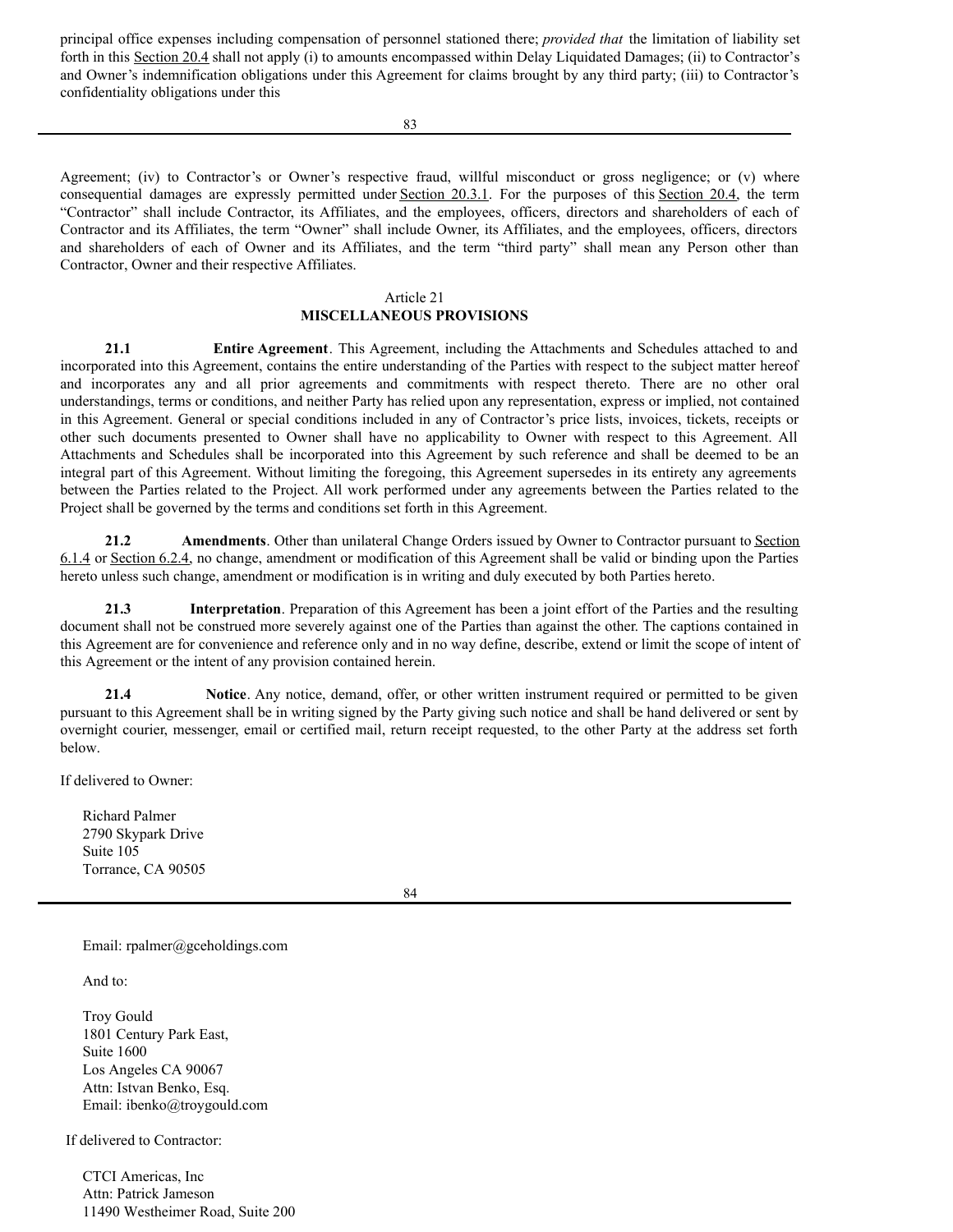principal office expenses including compensation of personnel stationed there; *provided that* the limitation of liability set forth in this Section 20.4 shall not apply (i) to amounts encompassed within Delay Liquidated Damages; (ii) to Contractor's and Owner's indemnification obligations under this Agreement for claims brought by any third party; (iii) to Contractor's confidentiality obligations under this Agreement; (iv) to Contractor's or Owner's respective fraud, willful misconduct or gross negligence; or (v) where consequential damages are expressly permitted under Section 20.3.1. For the purposes of this Section 20.4, the term "Contractor" shall include Contractor, its Affiliates, and the employees, officers, directors and shareholders of each of Contractor and its Affiliates, the term "Owner" shall include Owner, its Affiliates, and the employees, officers, directors and shareholders of each of Owner and its Affiliates, and the term "third party" shall mean any Person other than Contractor, Owner and their respective Affiliates.

## Article 21
## MISCELLANEOUS PROVISIONS

**21.1 Entire Agreement**. This Agreement, including the Attachments and Schedules attached to and incorporated into this Agreement, contains the entire understanding of the Parties with respect to the subject matter hereof and incorporates any and all prior agreements and commitments with respect thereto. There are no other oral understandings, terms or conditions, and neither Party has relied upon any representation, express or implied, not contained in this Agreement. General or special conditions included in any of Contractor's price lists, invoices, tickets, receipts or other such documents presented to Owner shall have no applicability to Owner with respect to this Agreement. All Attachments and Schedules shall be incorporated into this Agreement by such reference and shall be deemed to be an integral part of this Agreement. Without limiting the foregoing, this Agreement supersedes in its entirety any agreements between the Parties related to the Project. All work performed under any agreements between the Parties related to the Project shall be governed by the terms and conditions set forth in this Agreement.

**21.2 Amendments**. Other than unilateral Change Orders issued by Owner to Contractor pursuant to Section 6.1.4 or Section 6.2.4, no change, amendment or modification of this Agreement shall be valid or binding upon the Parties hereto unless such change, amendment or modification is in writing and duly executed by both Parties hereto.

**21.3 Interpretation**. Preparation of this Agreement has been a joint effort of the Parties and the resulting document shall not be construed more severely against one of the Parties than against the other. The captions contained in this Agreement are for convenience and reference only and in no way define, describe, extend or limit the scope of intent of this Agreement or the intent of any provision contained herein.

**21.4 Notice**. Any notice, demand, offer, or other written instrument required or permitted to be given pursuant to this Agreement shall be in writing signed by the Party giving such notice and shall be hand delivered or sent by overnight courier, messenger, email or certified mail, return receipt requested, to the other Party at the address set forth below.

If delivered to Owner:

Richard Palmer
2790 Skypark Drive
Suite 105
Torrance, CA 90505
Email: rpalmer@gceholdings.com

And to:

Troy Gould
1801 Century Park East,
Suite 1600
Los Angeles CA 90067
Attn: Istvan Benko, Esq.
Email: ibenko@troygould.com

If delivered to Contractor:

CTCI Americas, Inc
Attn: Patrick Jameson
11490 Westheimer Road, Suite 200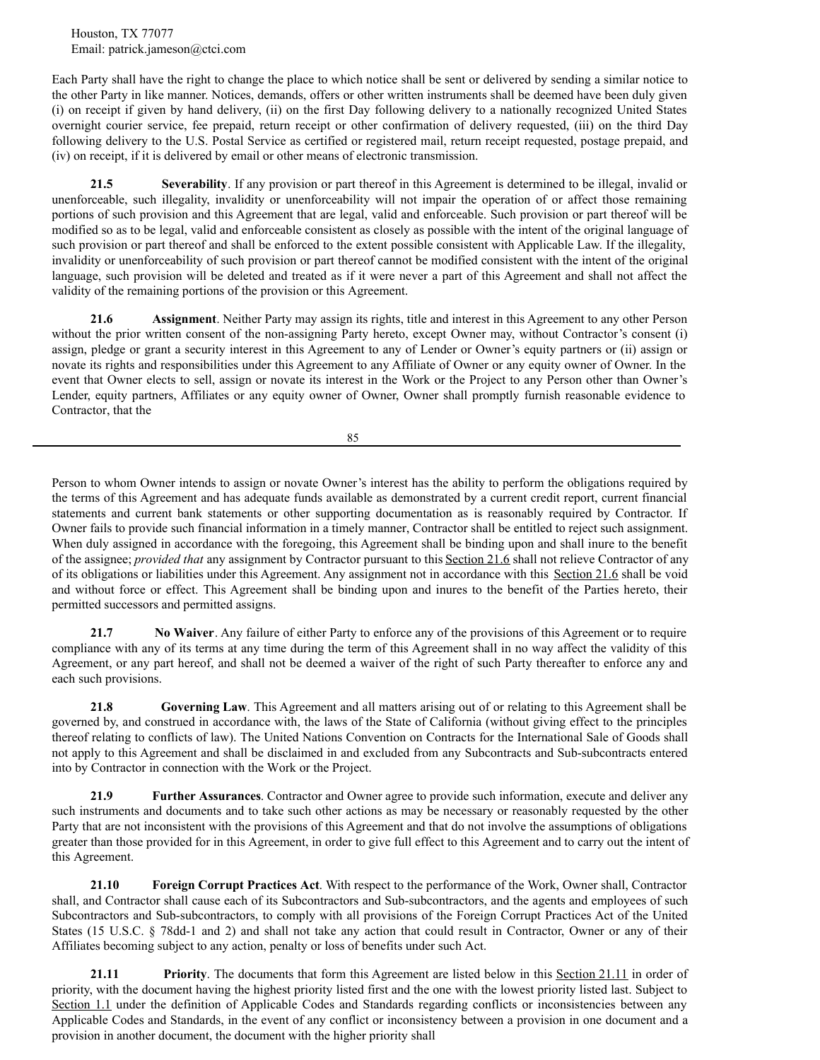Houston, TX 77077
Email: patrick.jameson@ctci.com

Each Party shall have the right to change the place to which notice shall be sent or delivered by sending a similar notice to the other Party in like manner. Notices, demands, offers or other written instruments shall be deemed have been duly given (i) on receipt if given by hand delivery, (ii) on the first Day following delivery to a nationally recognized United States overnight courier service, fee prepaid, return receipt or other confirmation of delivery requested, (iii) on the third Day following delivery to the U.S. Postal Service as certified or registered mail, return receipt requested, postage prepaid, and (iv) on receipt, if it is delivered by email or other means of electronic transmission.

**21.5 Severability**. If any provision or part thereof in this Agreement is determined to be illegal, invalid or unenforceable, such illegality, invalidity or unenforceability will not impair the operation of or affect those remaining portions of such provision and this Agreement that are legal, valid and enforceable. Such provision or part thereof will be modified so as to be legal, valid and enforceable consistent as closely as possible with the intent of the original language of such provision or part thereof and shall be enforced to the extent possible consistent with Applicable Law. If the illegality, invalidity or unenforceability of such provision or part thereof cannot be modified consistent with the intent of the original language, such provision will be deleted and treated as if it were never a part of this Agreement and shall not affect the validity of the remaining portions of the provision or this Agreement.

**21.6 Assignment**. Neither Party may assign its rights, title and interest in this Agreement to any other Person without the prior written consent of the non-assigning Party hereto, except Owner may, without Contractor's consent (i) assign, pledge or grant a security interest in this Agreement to any of Lender or Owner's equity partners or (ii) assign or novate its rights and responsibilities under this Agreement to any Affiliate of Owner or any equity owner of Owner. In the event that Owner elects to sell, assign or novate its interest in the Work or the Project to any Person other than Owner's Lender, equity partners, Affiliates or any equity owner of Owner, Owner shall promptly furnish reasonable evidence to Contractor, that the Person to whom Owner intends to assign or novate Owner's interest has the ability to perform the obligations required by the terms of this Agreement and has adequate funds available as demonstrated by a current credit report, current financial statements and current bank statements or other supporting documentation as is reasonably required by Contractor. If Owner fails to provide such financial information in a timely manner, Contractor shall be entitled to reject such assignment. When duly assigned in accordance with the foregoing, this Agreement shall be binding upon and shall inure to the benefit of the assignee; *provided that* any assignment by Contractor pursuant to this Section 21.6 shall not relieve Contractor of any of its obligations or liabilities under this Agreement. Any assignment not in accordance with this Section 21.6 shall be void and without force or effect. This Agreement shall be binding upon and inures to the benefit of the Parties hereto, their permitted successors and permitted assigns.

**21.7 No Waiver**. Any failure of either Party to enforce any of the provisions of this Agreement or to require compliance with any of its terms at any time during the term of this Agreement shall in no way affect the validity of this Agreement, or any part hereof, and shall not be deemed a waiver of the right of such Party thereafter to enforce any and each such provisions.

**21.8 Governing Law**. This Agreement and all matters arising out of or relating to this Agreement shall be governed by, and construed in accordance with, the laws of the State of California (without giving effect to the principles thereof relating to conflicts of law). The United Nations Convention on Contracts for the International Sale of Goods shall not apply to this Agreement and shall be disclaimed in and excluded from any Subcontracts and Sub-subcontracts entered into by Contractor in connection with the Work or the Project.

**21.9 Further Assurances**. Contractor and Owner agree to provide such information, execute and deliver any such instruments and documents and to take such other actions as may be necessary or reasonably requested by the other Party that are not inconsistent with the provisions of this Agreement and that do not involve the assumptions of obligations greater than those provided for in this Agreement, in order to give full effect to this Agreement and to carry out the intent of this Agreement.

**21.10 Foreign Corrupt Practices Act**. With respect to the performance of the Work, Owner shall, Contractor shall, and Contractor shall cause each of its Subcontractors and Sub-subcontractors, and the agents and employees of such Subcontractors and Sub-subcontractors, to comply with all provisions of the Foreign Corrupt Practices Act of the United States (15 U.S.C. § 78dd-1 and 2) and shall not take any action that could result in Contractor, Owner or any of their Affiliates becoming subject to any action, penalty or loss of benefits under such Act.

**21.11 Priority**. The documents that form this Agreement are listed below in this Section 21.11 in order of priority, with the document having the highest priority listed first and the one with the lowest priority listed last. Subject to Section 1.1 under the definition of Applicable Codes and Standards regarding conflicts or inconsistencies between any Applicable Codes and Standards, in the event of any conflict or inconsistency between a provision in one document and a provision in another document, the document with the higher priority shall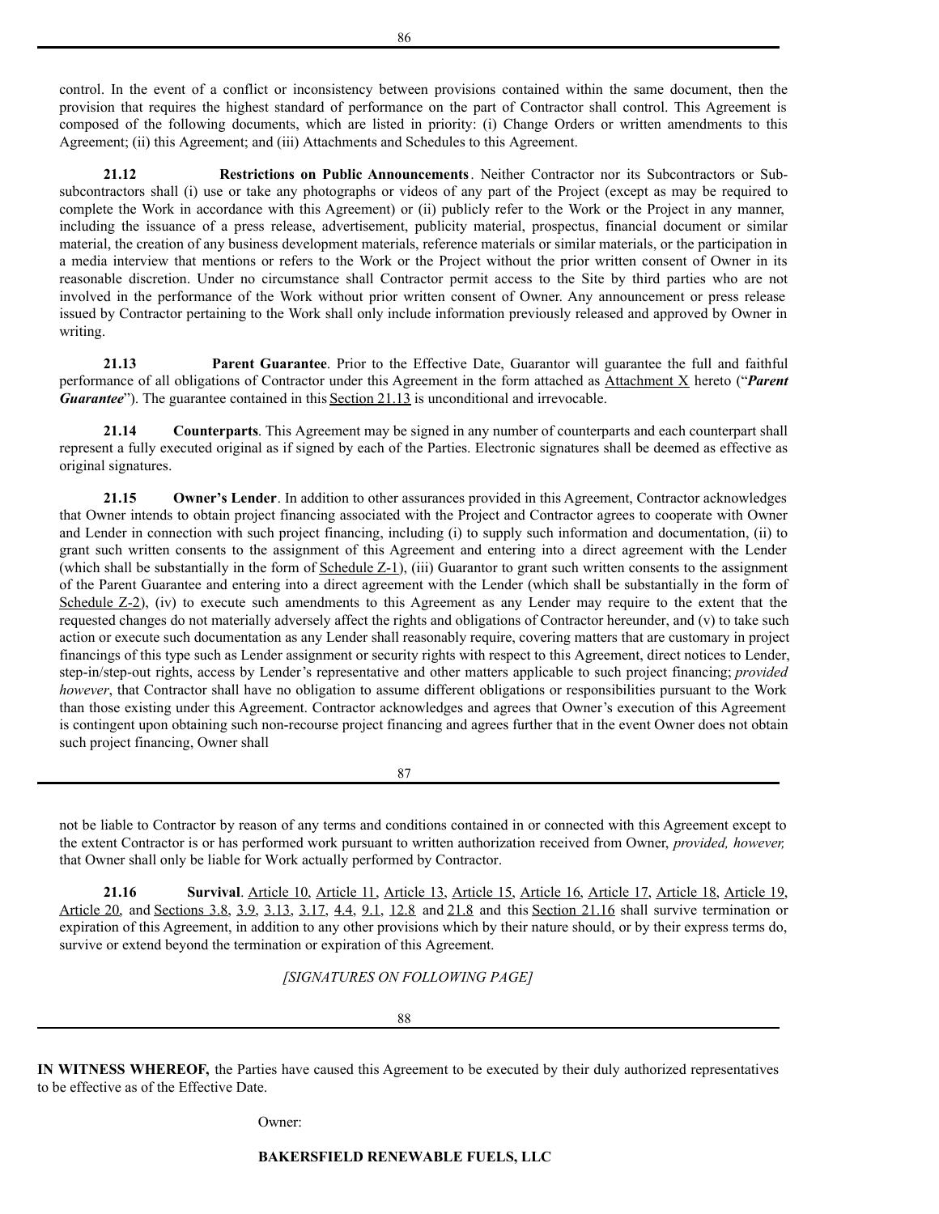control. In the event of a conflict or inconsistency between provisions contained within the same document, then the provision that requires the highest standard of performance on the part of Contractor shall control. This Agreement is composed of the following documents, which are listed in priority: (i) Change Orders or written amendments to this Agreement; (ii) this Agreement; and (iii) Attachments and Schedules to this Agreement.

**21.12 Restrictions on Public Announcements**. Neither Contractor nor its Subcontractors or Sub-subcontractors shall (i) use or take any photographs or videos of any part of the Project (except as may be required to complete the Work in accordance with this Agreement) or (ii) publicly refer to the Work or the Project in any manner, including the issuance of a press release, advertisement, publicity material, prospectus, financial document or similar material, the creation of any business development materials, reference materials or similar materials, or the participation in a media interview that mentions or refers to the Work or the Project without the prior written consent of Owner in its reasonable discretion. Under no circumstance shall Contractor permit access to the Site by third parties who are not involved in the performance of the Work without prior written consent of Owner. Any announcement or press release issued by Contractor pertaining to the Work shall only include information previously released and approved by Owner in writing.

**21.13 Parent Guarantee**. Prior to the Effective Date, Guarantor will guarantee the full and faithful performance of all obligations of Contractor under this Agreement in the form attached as Attachment X hereto ("***Parent Guarantee***"). The guarantee contained in this Section 21.13 is unconditional and irrevocable.

**21.14 Counterparts**. This Agreement may be signed in any number of counterparts and each counterpart shall represent a fully executed original as if signed by each of the Parties. Electronic signatures shall be deemed as effective as original signatures.

**21.15 Owner's Lender**. In addition to other assurances provided in this Agreement, Contractor acknowledges that Owner intends to obtain project financing associated with the Project and Contractor agrees to cooperate with Owner and Lender in connection with such project financing, including (i) to supply such information and documentation, (ii) to grant such written consents to the assignment of this Agreement and entering into a direct agreement with the Lender (which shall be substantially in the form of Schedule Z-1), (iii) Guarantor to grant such written consents to the assignment of the Parent Guarantee and entering into a direct agreement with the Lender (which shall be substantially in the form of Schedule Z-2), (iv) to execute such amendments to this Agreement as any Lender may require to the extent that the requested changes do not materially adversely affect the rights and obligations of Contractor hereunder, and (v) to take such action or execute such documentation as any Lender shall reasonably require, covering matters that are customary in project financings of this type such as Lender assignment or security rights with respect to this Agreement, direct notices to Lender, step-in/step-out rights, access by Lender's representative and other matters applicable to such project financing; *provided however*, that Contractor shall have no obligation to assume different obligations or responsibilities pursuant to the Work than those existing under this Agreement. Contractor acknowledges and agrees that Owner's execution of this Agreement is contingent upon obtaining such non-recourse project financing and agrees further that in the event Owner does not obtain such project financing, Owner shall not be liable to Contractor by reason of any terms and conditions contained in or connected with this Agreement except to the extent Contractor is or has performed work pursuant to written authorization received from Owner, *provided, however,* that Owner shall only be liable for Work actually performed by Contractor.

**21.16 Survival**. Article 10, Article 11, Article 13, Article 15, Article 16, Article 17, Article 18, Article 19, Article 20, and Sections 3.8, 3.9, 3.13, 3.17, 4.4, 9.1, 12.8 and 21.8 and this Section 21.16 shall survive termination or expiration of this Agreement, in addition to any other provisions which by their nature should, or by their express terms do, survive or extend beyond the termination or expiration of this Agreement.

*[SIGNATURES ON FOLLOWING PAGE]*

**IN WITNESS WHEREOF,** the Parties have caused this Agreement to be executed by their duly authorized representatives to be effective as of the Effective Date.

Owner:

**BAKERSFIELD RENEWABLE FUELS, LLC**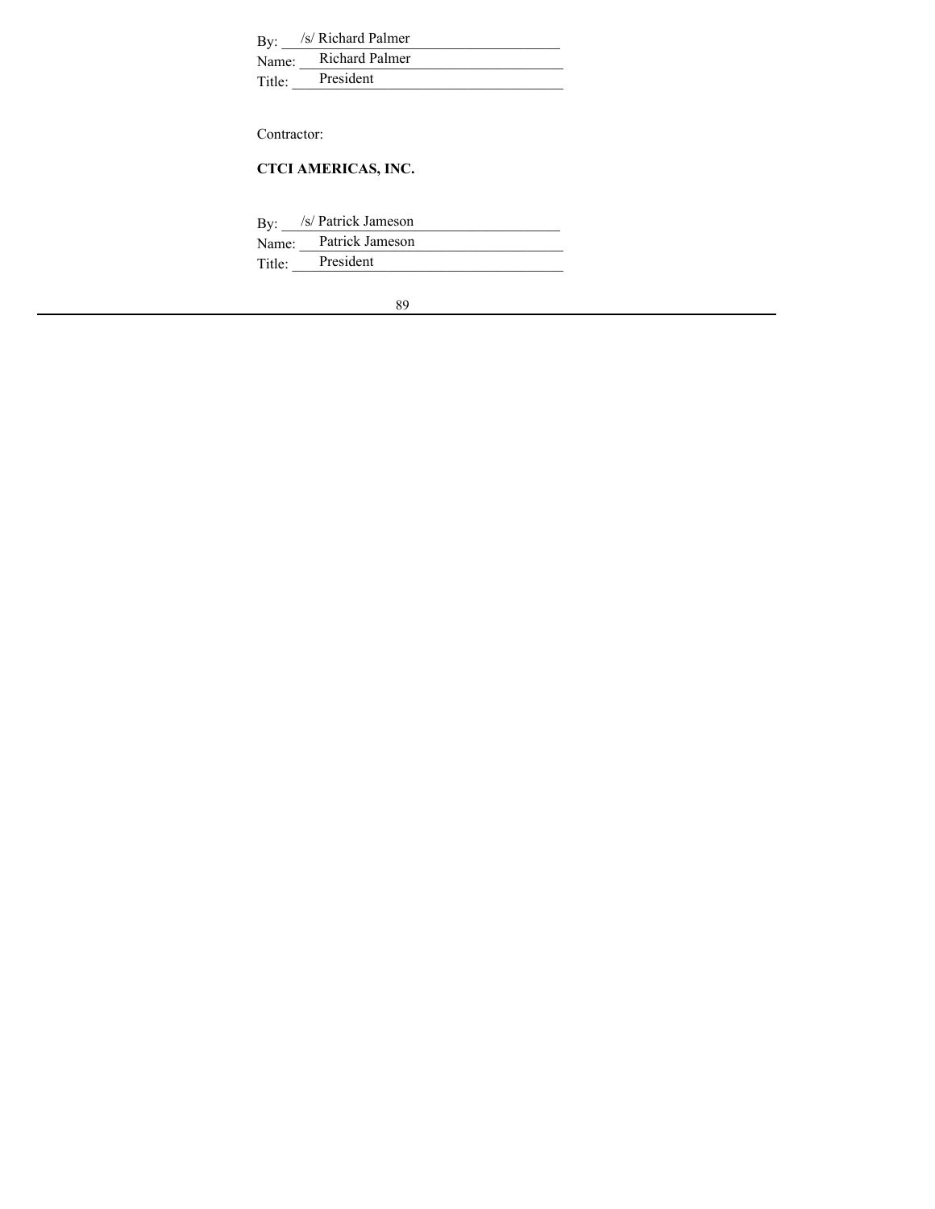By: /s/ Richard Palmer
Name: Richard Palmer
Title: President

Contractor:

**CTCI AMERICAS, INC.**

By: /s/ Patrick Jameson
Name: Patrick Jameson
Title: President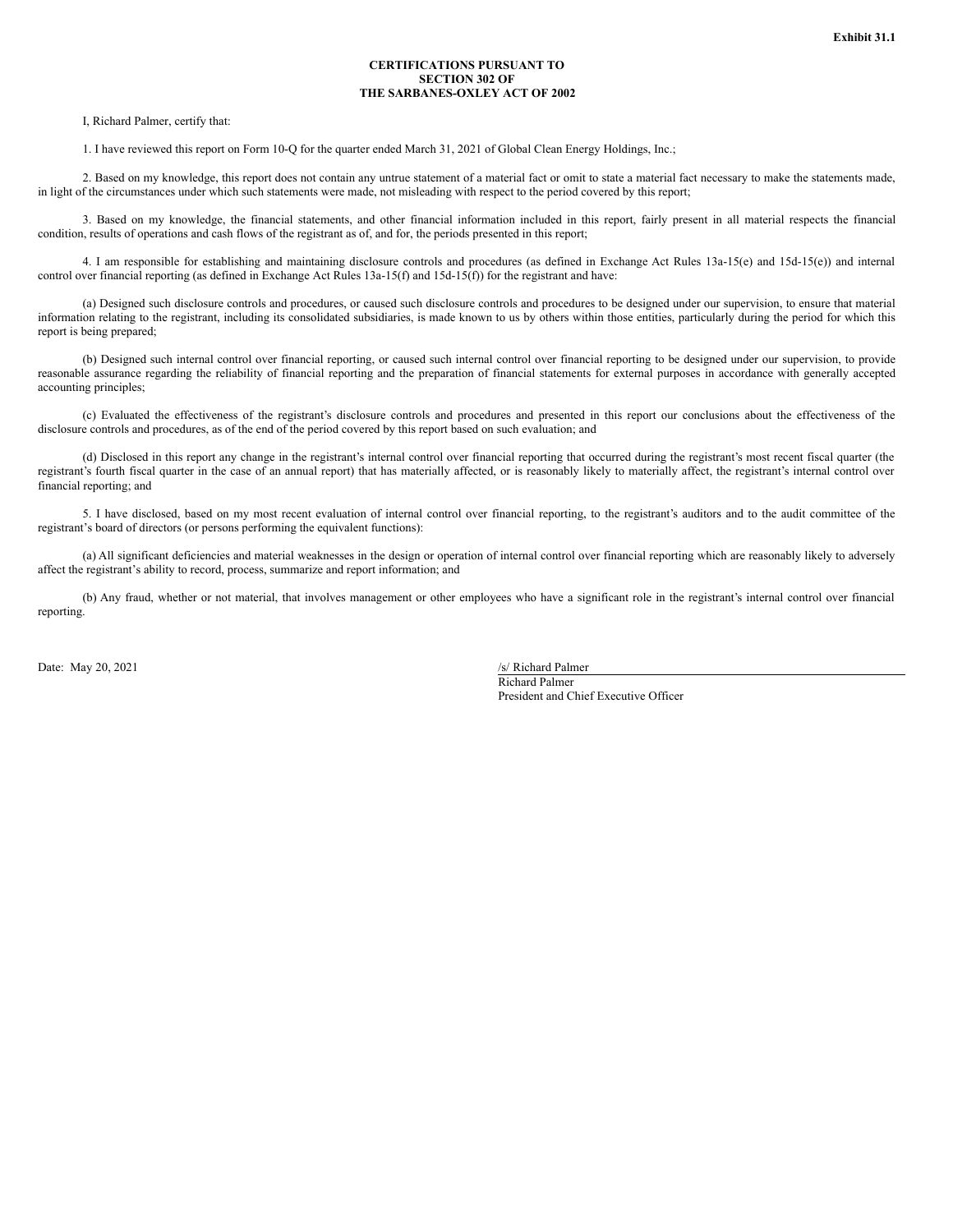**Exhibit 31.1**

**CERTIFICATIONS PURSUANT TO SECTION 302 OF THE SARBANES-OXLEY ACT OF 2002**

I, Richard Palmer, certify that:

1. I have reviewed this report on Form 10-Q for the quarter ended March 31, 2021 of Global Clean Energy Holdings, Inc.;

2. Based on my knowledge, this report does not contain any untrue statement of a material fact or omit to state a material fact necessary to make the statements made, in light of the circumstances under which such statements were made, not misleading with respect to the period covered by this report;

3. Based on my knowledge, the financial statements, and other financial information included in this report, fairly present in all material respects the financial condition, results of operations and cash flows of the registrant as of, and for, the periods presented in this report;

4. I am responsible for establishing and maintaining disclosure controls and procedures (as defined in Exchange Act Rules 13a-15(e) and 15d-15(e)) and internal control over financial reporting (as defined in Exchange Act Rules 13a-15(f) and 15d-15(f)) for the registrant and have:

(a) Designed such disclosure controls and procedures, or caused such disclosure controls and procedures to be designed under our supervision, to ensure that material information relating to the registrant, including its consolidated subsidiaries, is made known to us by others within those entities, particularly during the period for which this report is being prepared;

(b) Designed such internal control over financial reporting, or caused such internal control over financial reporting to be designed under our supervision, to provide reasonable assurance regarding the reliability of financial reporting and the preparation of financial statements for external purposes in accordance with generally accepted accounting principles;

(c) Evaluated the effectiveness of the registrant's disclosure controls and procedures and presented in this report our conclusions about the effectiveness of the disclosure controls and procedures, as of the end of the period covered by this report based on such evaluation; and

(d) Disclosed in this report any change in the registrant's internal control over financial reporting that occurred during the registrant's most recent fiscal quarter (the registrant's fourth fiscal quarter in the case of an annual report) that has materially affected, or is reasonably likely to materially affect, the registrant's internal control over financial reporting; and

5. I have disclosed, based on my most recent evaluation of internal control over financial reporting, to the registrant's auditors and to the audit committee of the registrant's board of directors (or persons performing the equivalent functions):

(a) All significant deficiencies and material weaknesses in the design or operation of internal control over financial reporting which are reasonably likely to adversely affect the registrant's ability to record, process, summarize and report information; and

(b) Any fraud, whether or not material, that involves management or other employees who have a significant role in the registrant's internal control over financial reporting.

Date: May 20, 2021

/s/ Richard Palmer
Richard Palmer
President and Chief Executive Officer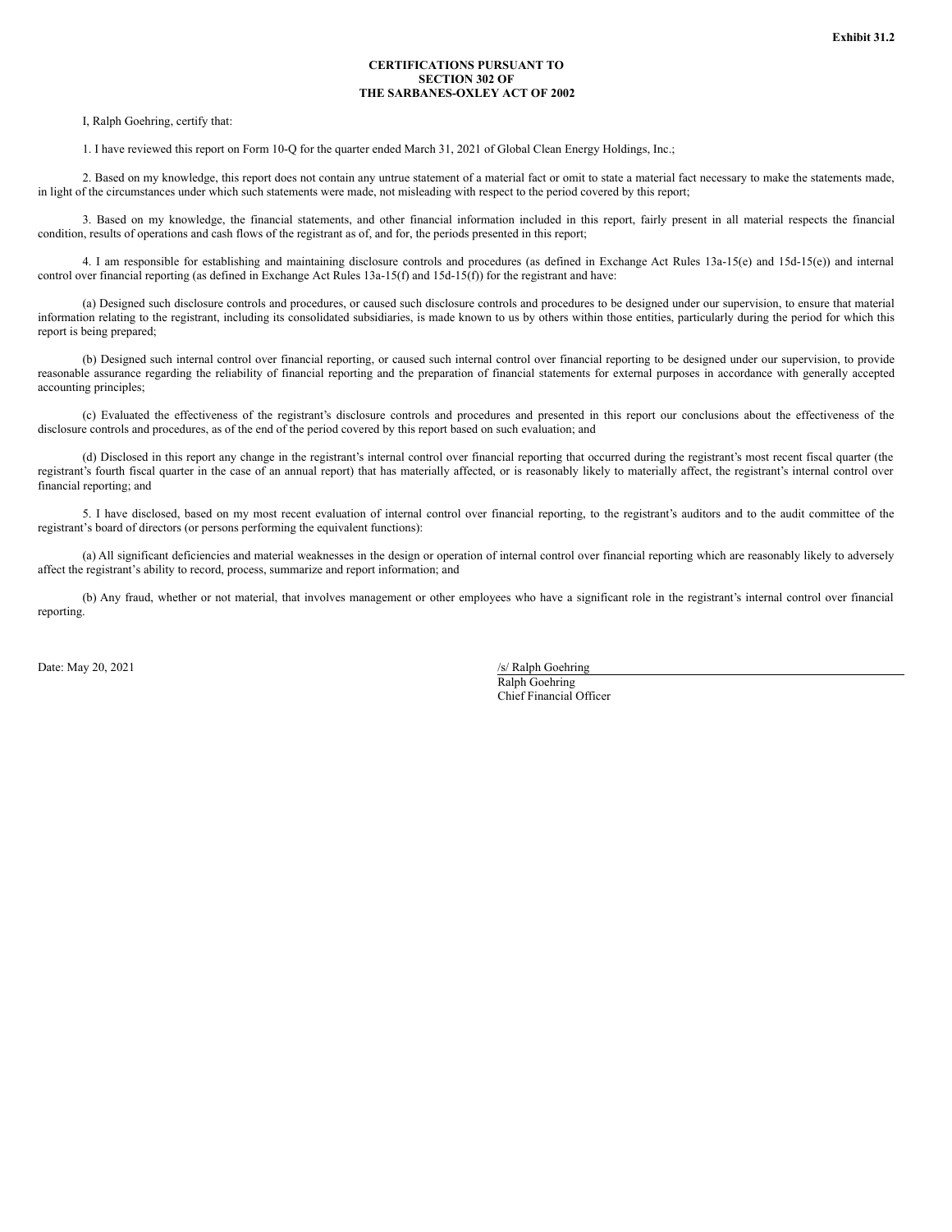**Exhibit 31.2**

**CERTIFICATIONS PURSUANT TO SECTION 302 OF THE SARBANES-OXLEY ACT OF 2002**

I, Ralph Goehring, certify that:

1. I have reviewed this report on Form 10-Q for the quarter ended March 31, 2021 of Global Clean Energy Holdings, Inc.;

2. Based on my knowledge, this report does not contain any untrue statement of a material fact or omit to state a material fact necessary to make the statements made, in light of the circumstances under which such statements were made, not misleading with respect to the period covered by this report;

3. Based on my knowledge, the financial statements, and other financial information included in this report, fairly present in all material respects the financial condition, results of operations and cash flows of the registrant as of, and for, the periods presented in this report;

4. I am responsible for establishing and maintaining disclosure controls and procedures (as defined in Exchange Act Rules 13a-15(e) and 15d-15(e)) and internal control over financial reporting (as defined in Exchange Act Rules 13a-15(f) and 15d-15(f)) for the registrant and have:

(a) Designed such disclosure controls and procedures, or caused such disclosure controls and procedures to be designed under our supervision, to ensure that material information relating to the registrant, including its consolidated subsidiaries, is made known to us by others within those entities, particularly during the period for which this report is being prepared;

(b) Designed such internal control over financial reporting, or caused such internal control over financial reporting to be designed under our supervision, to provide reasonable assurance regarding the reliability of financial reporting and the preparation of financial statements for external purposes in accordance with generally accepted accounting principles;

(c) Evaluated the effectiveness of the registrant's disclosure controls and procedures and presented in this report our conclusions about the effectiveness of the disclosure controls and procedures, as of the end of the period covered by this report based on such evaluation; and

(d) Disclosed in this report any change in the registrant's internal control over financial reporting that occurred during the registrant's most recent fiscal quarter (the registrant's fourth fiscal quarter in the case of an annual report) that has materially affected, or is reasonably likely to materially affect, the registrant's internal control over financial reporting; and

5. I have disclosed, based on my most recent evaluation of internal control over financial reporting, to the registrant's auditors and to the audit committee of the registrant's board of directors (or persons performing the equivalent functions):

(a) All significant deficiencies and material weaknesses in the design or operation of internal control over financial reporting which are reasonably likely to adversely affect the registrant's ability to record, process, summarize and report information; and

(b) Any fraud, whether or not material, that involves management or other employees who have a significant role in the registrant's internal control over financial reporting.

Date: May 20, 2021

/s/ Ralph Goehring
Ralph Goehring
Chief Financial Officer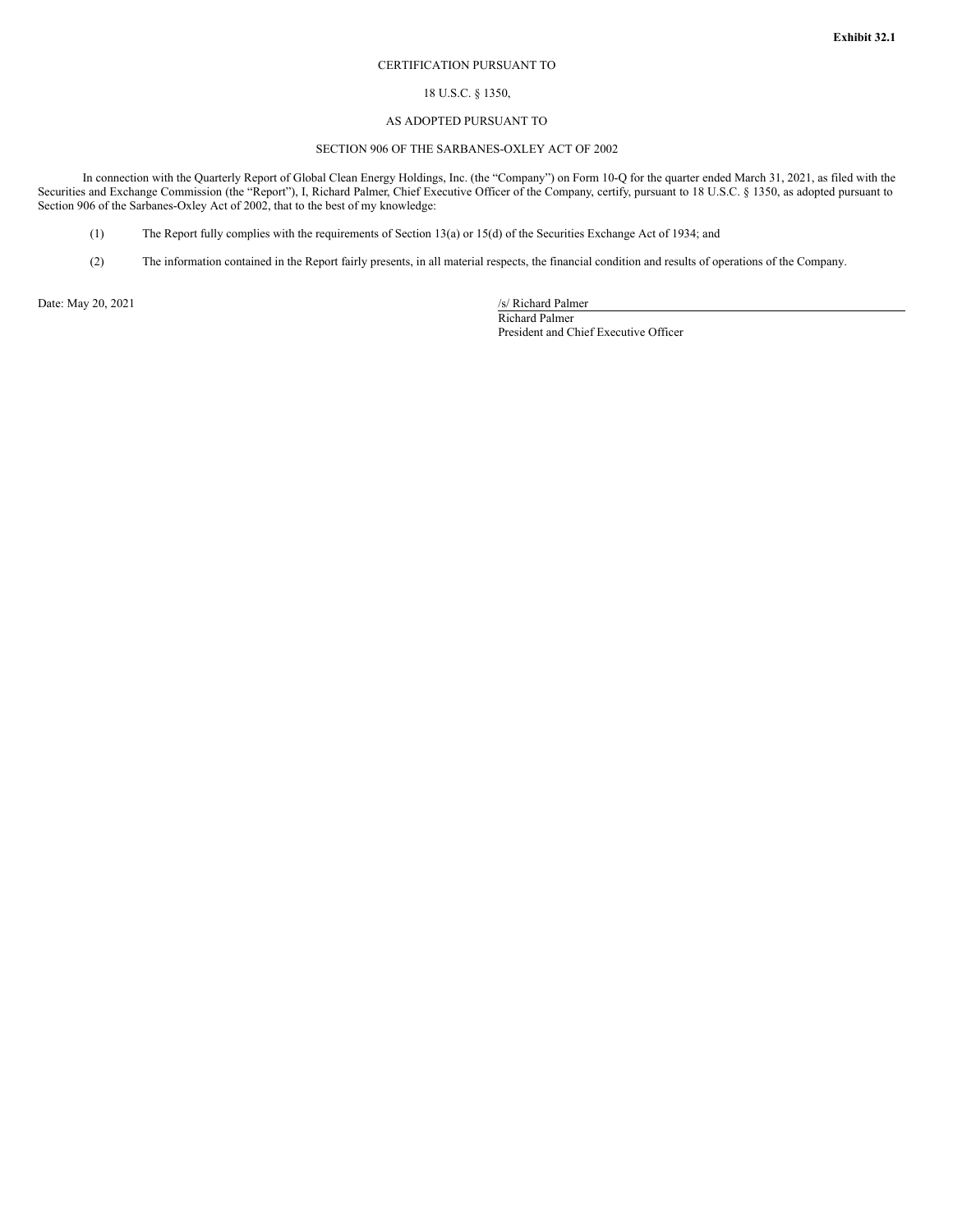**Exhibit 32.1**

CERTIFICATION PURSUANT TO

18 U.S.C. § 1350,

AS ADOPTED PURSUANT TO

SECTION 906 OF THE SARBANES-OXLEY ACT OF 2002

In connection with the Quarterly Report of Global Clean Energy Holdings, Inc. (the "Company") on Form 10-Q for the quarter ended March 31, 2021, as filed with the Securities and Exchange Commission (the "Report"), I, Richard Palmer, Chief Executive Officer of the Company, certify, pursuant to 18 U.S.C. § 1350, as adopted pursuant to Section 906 of the Sarbanes-Oxley Act of 2002, that to the best of my knowledge:

(1) The Report fully complies with the requirements of Section 13(a) or 15(d) of the Securities Exchange Act of 1934; and

(2) The information contained in the Report fairly presents, in all material respects, the financial condition and results of operations of the Company.

Date: May 20, 2021

/s/ Richard Palmer
Richard Palmer
President and Chief Executive Officer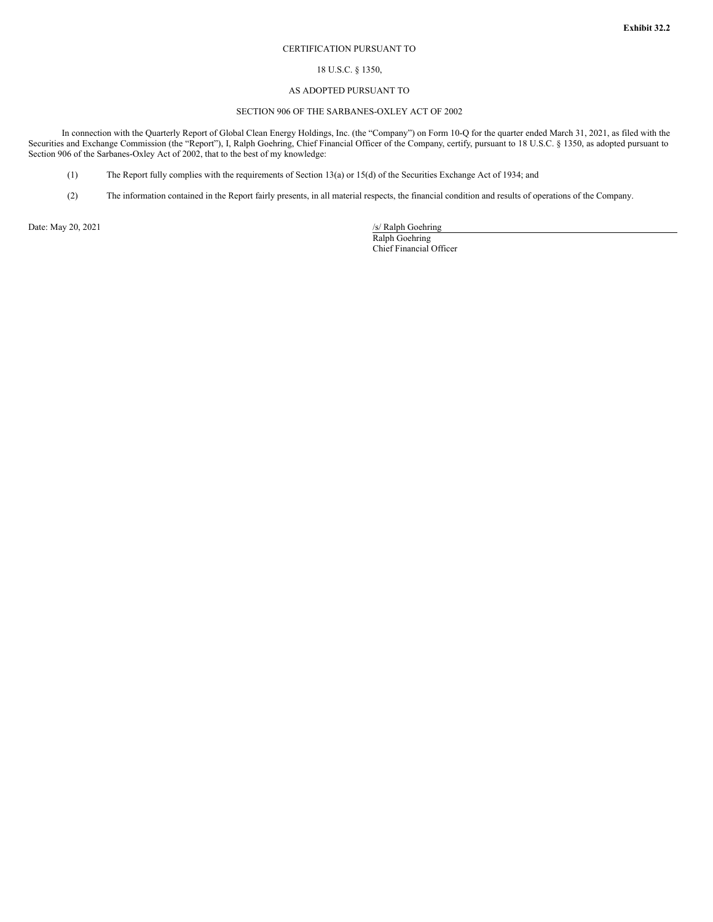**Exhibit 32.2**

CERTIFICATION PURSUANT TO

18 U.S.C. § 1350,

AS ADOPTED PURSUANT TO

SECTION 906 OF THE SARBANES-OXLEY ACT OF 2002

In connection with the Quarterly Report of Global Clean Energy Holdings, Inc. (the "Company") on Form 10-Q for the quarter ended March 31, 2021, as filed with the Securities and Exchange Commission (the "Report"), I, Ralph Goehring, Chief Financial Officer of the Company, certify, pursuant to 18 U.S.C. § 1350, as adopted pursuant to Section 906 of the Sarbanes-Oxley Act of 2002, that to the best of my knowledge:

(1) The Report fully complies with the requirements of Section 13(a) or 15(d) of the Securities Exchange Act of 1934; and

(2) The information contained in the Report fairly presents, in all material respects, the financial condition and results of operations of the Company.

Date: May 20, 2021

/s/ Ralph Goehring
Ralph Goehring
Chief Financial Officer